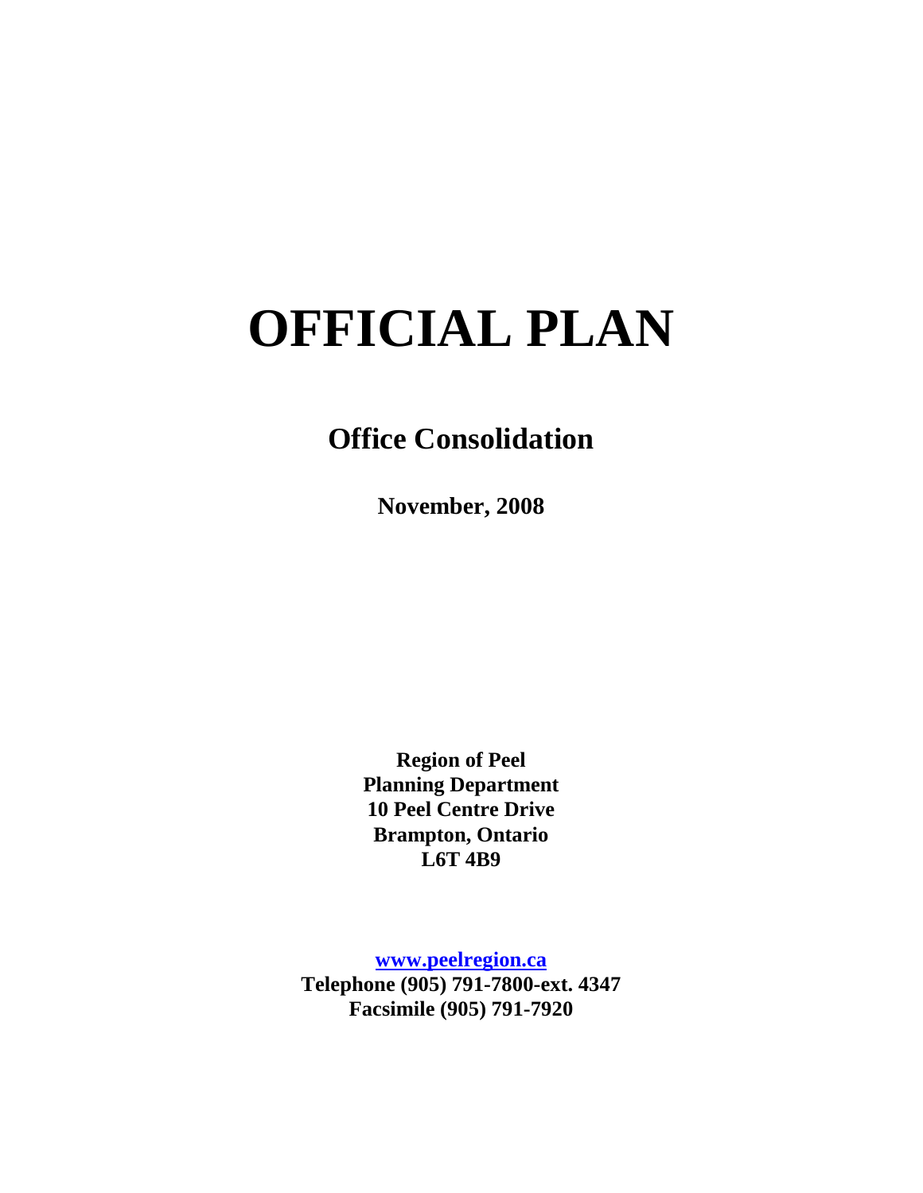# OFFICIAL PLAN

## Office Consolidation

**November, 2008**

**Region of Peel**
**Planning Department**
**10 Peel Centre Drive**
**Brampton, Ontario**
**L6T 4B9**

**[www.peelregion.ca](http://www.peelregion.ca)**
**Telephone (905) 791-7800-ext. 4347**
**Facsimile (905) 791-7920**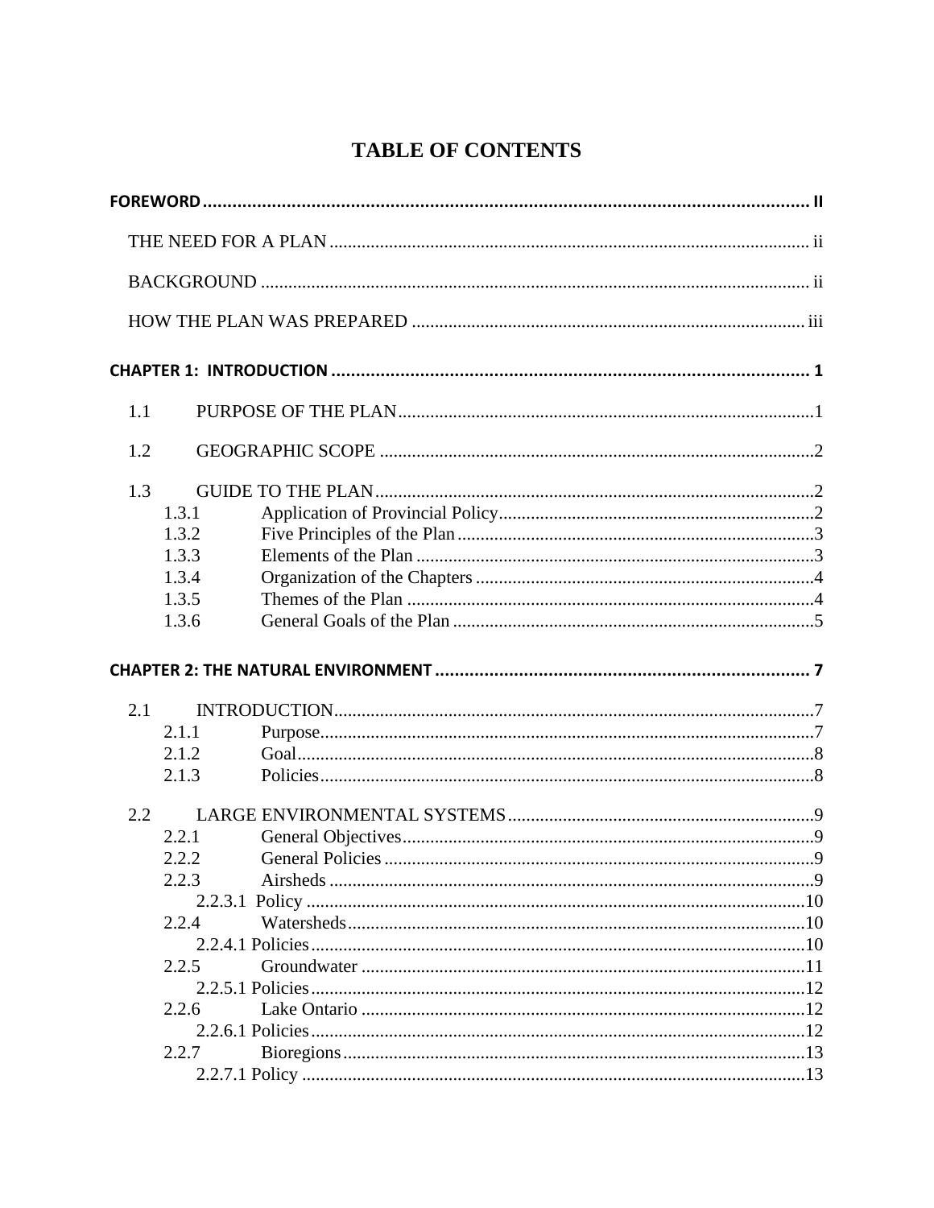# TABLE OF CONTENTS

**FOREWORD ........ II**

THE NEED FOR A PLAN ........ ii

BACKGROUND ........ ii

HOW THE PLAN WAS PREPARED ........ iii

**CHAPTER 1: INTRODUCTION ........ 1**

1.1 PURPOSE OF THE PLAN ........ 1

1.2 GEOGRAPHIC SCOPE ........ 2

1.3 GUIDE TO THE PLAN ........ 2

- 1.3.1 Application of Provincial Policy ........ 2
- 1.3.2 Five Principles of the Plan ........ 3
- 1.3.3 Elements of the Plan ........ 3
- 1.3.4 Organization of the Chapters ........ 4
- 1.3.5 Themes of the Plan ........ 4
- 1.3.6 General Goals of the Plan ........ 5

**CHAPTER 2: THE NATURAL ENVIRONMENT ........ 7**

2.1 INTRODUCTION ........ 7

- 2.1.1 Purpose ........ 7
- 2.1.2 Goal ........ 8
- 2.1.3 Policies ........ 8

2.2 LARGE ENVIRONMENTAL SYSTEMS ........ 9

- 2.2.1 General Objectives ........ 9
- 2.2.2 General Policies ........ 9
- 2.2.3 Airsheds ........ 9
  - 2.2.3.1 Policy ........ 10
- 2.2.4 Watersheds ........ 10
  - 2.2.4.1 Policies ........ 10
- 2.2.5 Groundwater ........ 11
  - 2.2.5.1 Policies ........ 12
- 2.2.6 Lake Ontario ........ 12
  - 2.2.6.1 Policies ........ 12
- 2.2.7 Bioregions ........ 13
  - 2.2.7.1 Policy ........ 13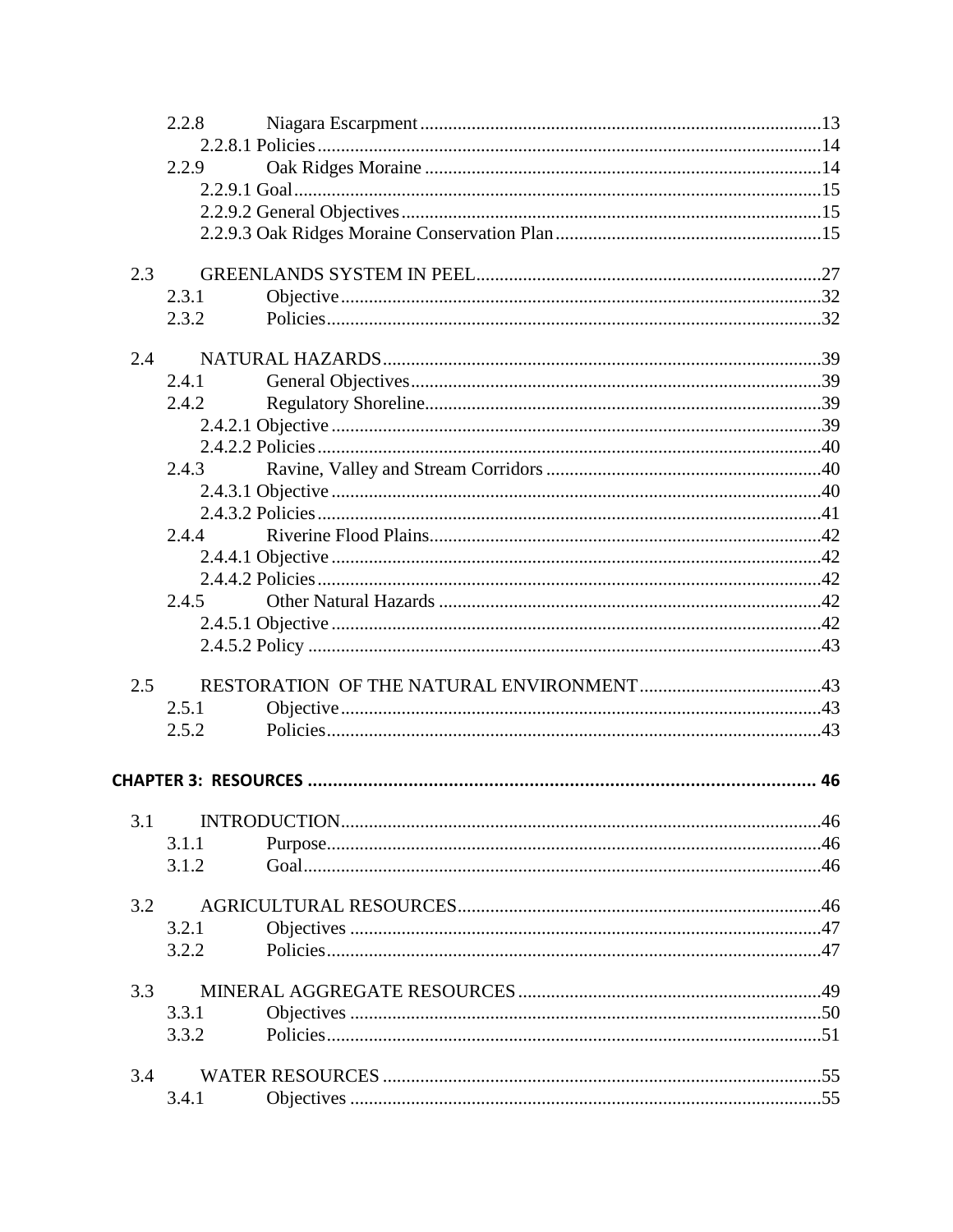2.2.8 Niagara Escarpment .....13
2.2.8.1 Policies .....14
2.2.9 Oak Ridges Moraine .....14
2.2.9.1 Goal .....15
2.2.9.2 General Objectives .....15
2.2.9.3 Oak Ridges Moraine Conservation Plan .....15

2.3 GREENLANDS SYSTEM IN PEEL .....27
2.3.1 Objective .....32
2.3.2 Policies .....32

2.4 NATURAL HAZARDS .....39
2.4.1 General Objectives .....39
2.4.2 Regulatory Shoreline .....39
2.4.2.1 Objective .....39
2.4.2.2 Policies .....40
2.4.3 Ravine, Valley and Stream Corridors .....40
2.4.3.1 Objective .....40
2.4.3.2 Policies .....41
2.4.4 Riverine Flood Plains .....42
2.4.4.1 Objective .....42
2.4.4.2 Policies .....42
2.4.5 Other Natural Hazards .....42
2.4.5.1 Objective .....42
2.4.5.2 Policy .....43

2.5 RESTORATION OF THE NATURAL ENVIRONMENT .....43
2.5.1 Objective .....43
2.5.2 Policies .....43

**CHAPTER 3: RESOURCES ..... 46**

3.1 INTRODUCTION .....46
3.1.1 Purpose .....46
3.1.2 Goal .....46

3.2 AGRICULTURAL RESOURCES .....46
3.2.1 Objectives .....47
3.2.2 Policies .....47

3.3 MINERAL AGGREGATE RESOURCES .....49
3.3.1 Objectives .....50
3.3.2 Policies .....51

3.4 WATER RESOURCES .....55
3.4.1 Objectives .....55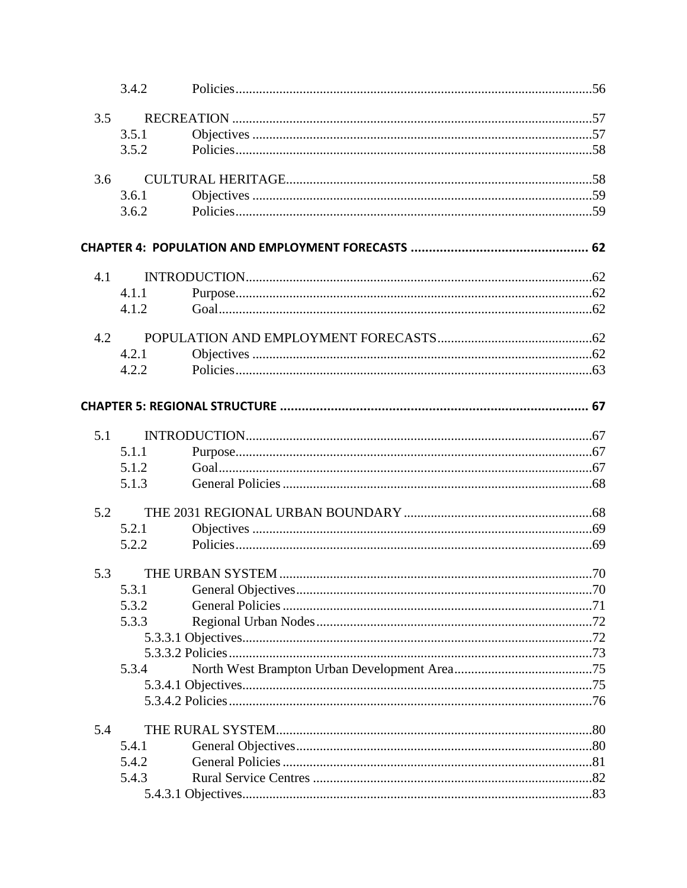3.4.2 Policies ........................................................................................................ 56

3.5 RECREATION ........................................................................................................ 57

3.5.1 Objectives ........................................................................................................ 57

3.5.2 Policies ........................................................................................................ 58

3.6 CULTURAL HERITAGE........................................................................................................ 58

3.6.1 Objectives ........................................................................................................ 59

3.6.2 Policies ........................................................................................................ 59

**CHAPTER 4: POPULATION AND EMPLOYMENT FORECASTS ................................................ 62**

4.1 INTRODUCTION........................................................................................................ 62

4.1.1 Purpose........................................................................................................ 62

4.1.2 Goal........................................................................................................ 62

4.2 POPULATION AND EMPLOYMENT FORECASTS........................................................................................................ 62

4.2.1 Objectives ........................................................................................................ 62

4.2.2 Policies ........................................................................................................ 63

**CHAPTER 5: REGIONAL STRUCTURE ........................................................................................ 67**

5.1 INTRODUCTION........................................................................................................ 67

5.1.1 Purpose........................................................................................................ 67

5.1.2 Goal........................................................................................................ 67

5.1.3 General Policies ........................................................................................................ 68

5.2 THE 2031 REGIONAL URBAN BOUNDARY ........................................................................................................ 68

5.2.1 Objectives ........................................................................................................ 69

5.2.2 Policies ........................................................................................................ 69

5.3 THE URBAN SYSTEM ........................................................................................................ 70

5.3.1 General Objectives........................................................................................................ 70

5.3.2 General Policies ........................................................................................................ 71

5.3.3 Regional Urban Nodes ........................................................................................................ 72

5.3.3.1 Objectives........................................................................................................ 72

5.3.3.2 Policies ........................................................................................................ 73

5.3.4 North West Brampton Urban Development Area........................................................................................................ 75

5.3.4.1 Objectives........................................................................................................ 75

5.3.4.2 Policies ........................................................................................................ 76

5.4 THE RURAL SYSTEM........................................................................................................ 80

5.4.1 General Objectives........................................................................................................ 80

5.4.2 General Policies ........................................................................................................ 81

5.4.3 Rural Service Centres ........................................................................................................ 82

5.4.3.1 Objectives........................................................................................................ 83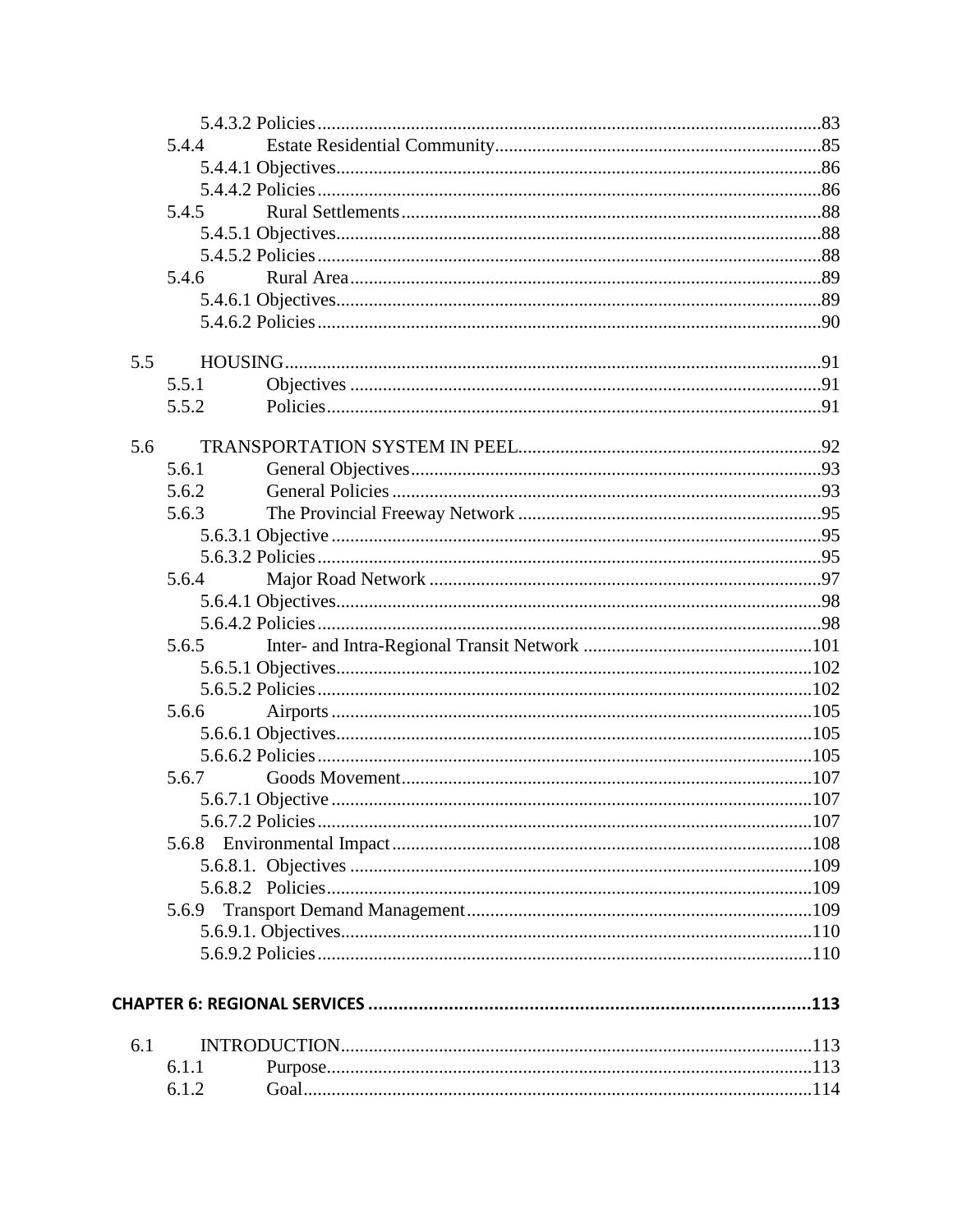5.4.3.2 Policies ........................................................................................................ 83

5.4.4 Estate Residential Community ..................................................................... 85

5.4.4.1 Objectives ...................................................................................................... 86

5.4.4.2 Policies ........................................................................................................ 86

5.4.5 Rural Settlements ......................................................................................... 88

5.4.5.1 Objectives ...................................................................................................... 88

5.4.5.2 Policies ........................................................................................................ 88

5.4.6 Rural Area .................................................................................................... 89

5.4.6.1 Objectives ...................................................................................................... 89

5.4.6.2 Policies ........................................................................................................ 90

5.5 HOUSING ................................................................................................................. 91

5.5.1 Objectives .................................................................................................... 91

5.5.2 Policies ......................................................................................................... 91

5.6 TRANSPORTATION SYSTEM IN PEEL ................................................................ 92

5.6.1 General Objectives ....................................................................................... 93

5.6.2 General Policies ........................................................................................... 93

5.6.3 The Provincial Freeway Network ................................................................ 95

5.6.3.1 Objective ....................................................................................................... 95

5.6.3.2 Policies ........................................................................................................ 95

5.6.4 Major Road Network ................................................................................... 97

5.6.4.1 Objectives ...................................................................................................... 98

5.6.4.2 Policies ........................................................................................................ 98

5.6.5 Inter- and Intra-Regional Transit Network ................................................ 101

5.6.5.1 Objectives .................................................................................................... 102

5.6.5.2 Policies ....................................................................................................... 102

5.6.6 Airports ..................................................................................................... 105

5.6.6.1 Objectives .................................................................................................... 105

5.6.6.2 Policies ....................................................................................................... 105

5.6.7 Goods Movement ........................................................................................ 107

5.6.7.1 Objective ..................................................................................................... 107

5.6.7.2 Policies ....................................................................................................... 107

5.6.8 Environmental Impact ................................................................................ 108

5.6.8.1. Objectives ................................................................................................. 109

5.6.8.2 Policies ....................................................................................................... 109

5.6.9 Transport Demand Management ................................................................ 109

5.6.9.1. Objectives ................................................................................................. 110

5.6.9.2 Policies ....................................................................................................... 110

**CHAPTER 6: REGIONAL SERVICES ........................................................................ 113**

6.1 INTRODUCTION ................................................................................................... 113

6.1.1 Purpose ...................................................................................................... 113

6.1.2 Goal ........................................................................................................... 114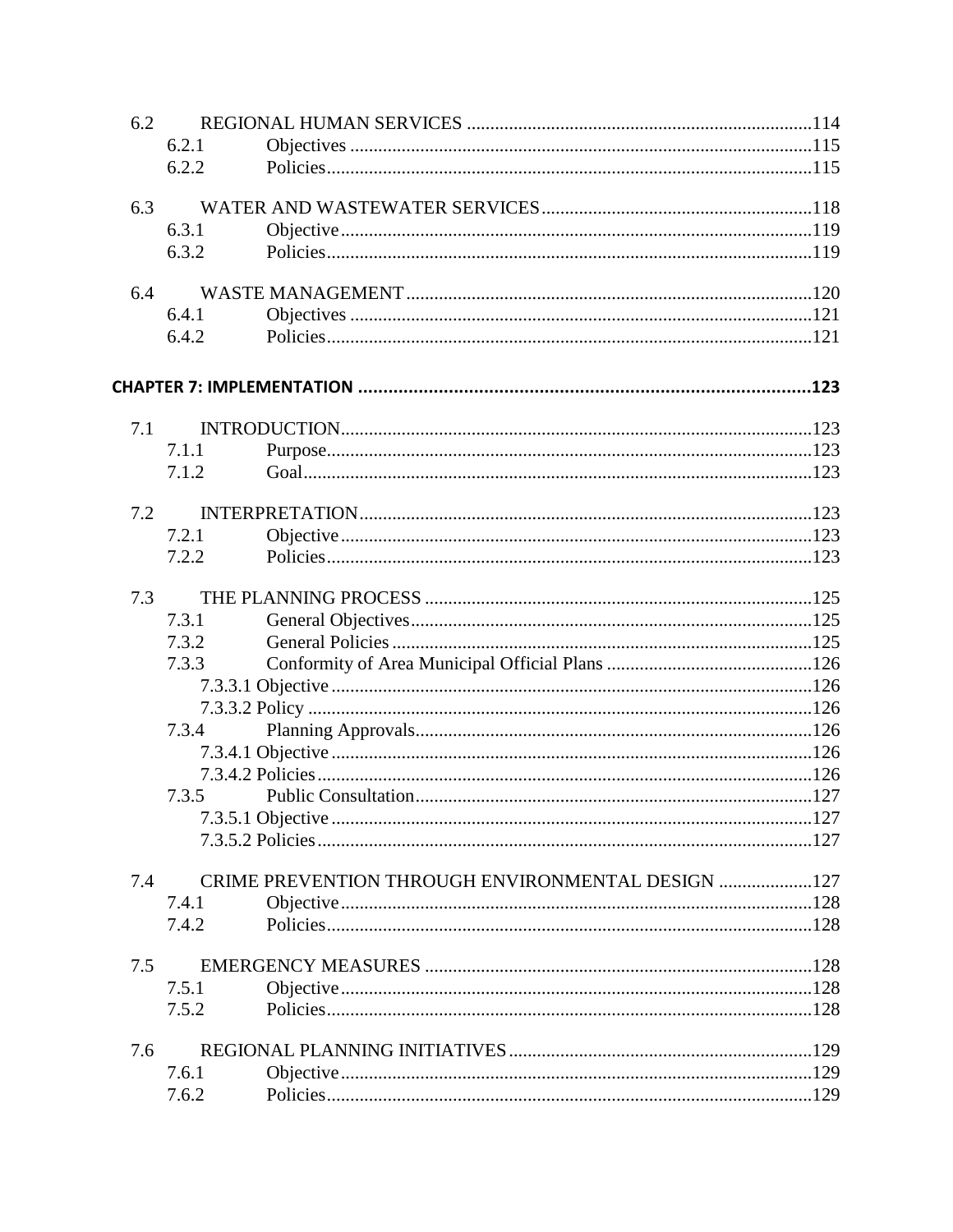6.2 REGIONAL HUMAN SERVICES ....................................................................114
- 6.2.1 Objectives ....................................................................115
- 6.2.2 Policies ....................................................................115

6.3 WATER AND WASTEWATER SERVICES ....................................................................118
- 6.3.1 Objective ....................................................................119
- 6.3.2 Policies ....................................................................119

6.4 WASTE MANAGEMENT ....................................................................120
- 6.4.1 Objectives ....................................................................121
- 6.4.2 Policies ....................................................................121

**CHAPTER 7: IMPLEMENTATION ....................................................................123**

7.1 INTRODUCTION ....................................................................123
- 7.1.1 Purpose ....................................................................123
- 7.1.2 Goal ....................................................................123

7.2 INTERPRETATION ....................................................................123
- 7.2.1 Objective ....................................................................123
- 7.2.2 Policies ....................................................................123

7.3 THE PLANNING PROCESS ....................................................................125
- 7.3.1 General Objectives ....................................................................125
- 7.3.2 General Policies ....................................................................125
- 7.3.3 Conformity of Area Municipal Official Plans ....................................................................126
  - 7.3.3.1 Objective ....................................................................126
  - 7.3.3.2 Policy ....................................................................126
- 7.3.4 Planning Approvals ....................................................................126
  - 7.3.4.1 Objective ....................................................................126
  - 7.3.4.2 Policies ....................................................................126
- 7.3.5 Public Consultation ....................................................................127
  - 7.3.5.1 Objective ....................................................................127
  - 7.3.5.2 Policies ....................................................................127

7.4 CRIME PREVENTION THROUGH ENVIRONMENTAL DESIGN ....................................................................127
- 7.4.1 Objective ....................................................................128
- 7.4.2 Policies ....................................................................128

7.5 EMERGENCY MEASURES ....................................................................128
- 7.5.1 Objective ....................................................................128
- 7.5.2 Policies ....................................................................128

7.6 REGIONAL PLANNING INITIATIVES ....................................................................129
- 7.6.1 Objective ....................................................................129
- 7.6.2 Policies ....................................................................129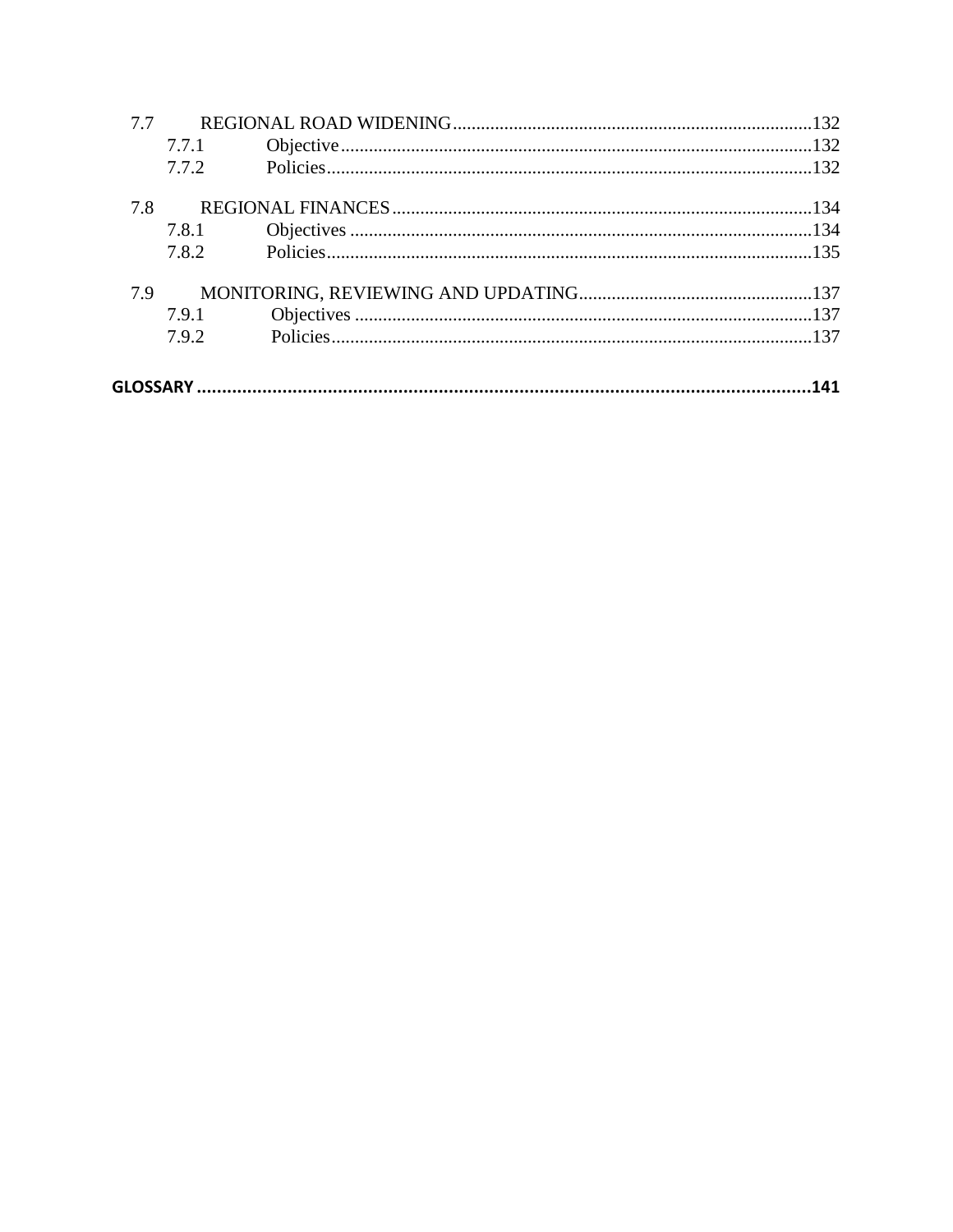7.7 REGIONAL ROAD WIDENING....................................................................132
- 7.7.1 Objective....................................................................................132
- 7.7.2 Policies......................................................................................132

7.8 REGIONAL FINANCES........................................................................134
- 7.8.1 Objectives..................................................................................134
- 7.8.2 Policies......................................................................................135

7.9 MONITORING, REVIEWING AND UPDATING..........................................137
- 7.9.1 Objectives..................................................................................137
- 7.9.2 Policies......................................................................................137

**GLOSSARY.............................................................................................................141**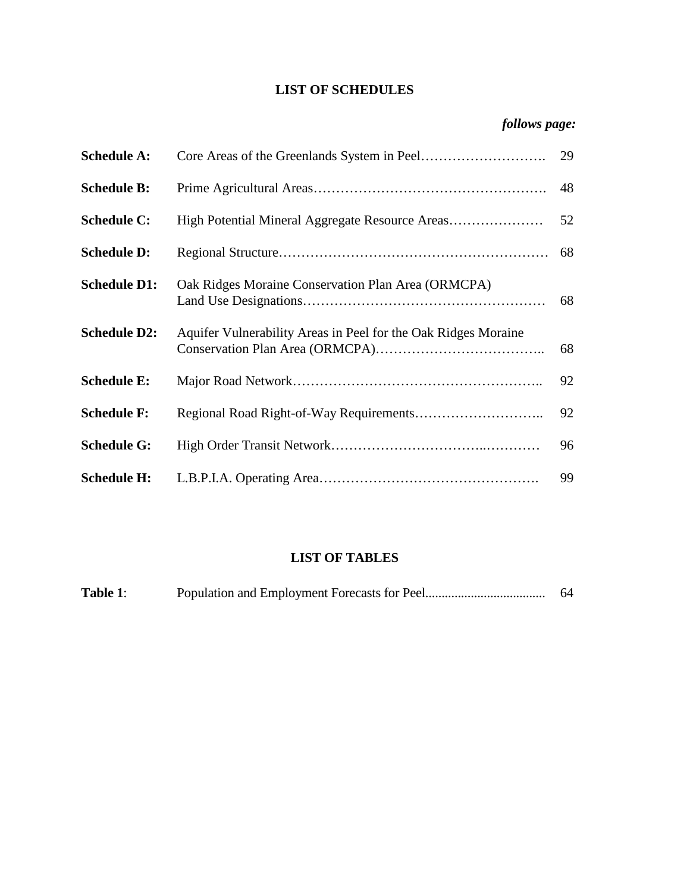## LIST OF SCHEDULES

| | | *follows page:* |
|---|---|---|
| **Schedule A:** | Core Areas of the Greenlands System in Peel | 29 |
| **Schedule B:** | Prime Agricultural Areas | 48 |
| **Schedule C:** | High Potential Mineral Aggregate Resource Areas | 52 |
| **Schedule D:** | Regional Structure | 68 |
| **Schedule D1:** | Oak Ridges Moraine Conservation Plan Area (ORMCPA) Land Use Designations | 68 |
| **Schedule D2:** | Aquifer Vulnerability Areas in Peel for the Oak Ridges Moraine Conservation Plan Area (ORMCPA) | 68 |
| **Schedule E:** | Major Road Network | 92 |
| **Schedule F:** | Regional Road Right-of-Way Requirements | 92 |
| **Schedule G:** | High Order Transit Network | 96 |
| **Schedule H:** | L.B.P.I.A. Operating Area | 99 |

## LIST OF TABLES

| | | |
|---|---|---|
| **Table 1**: | Population and Employment Forecasts for Peel | 64 |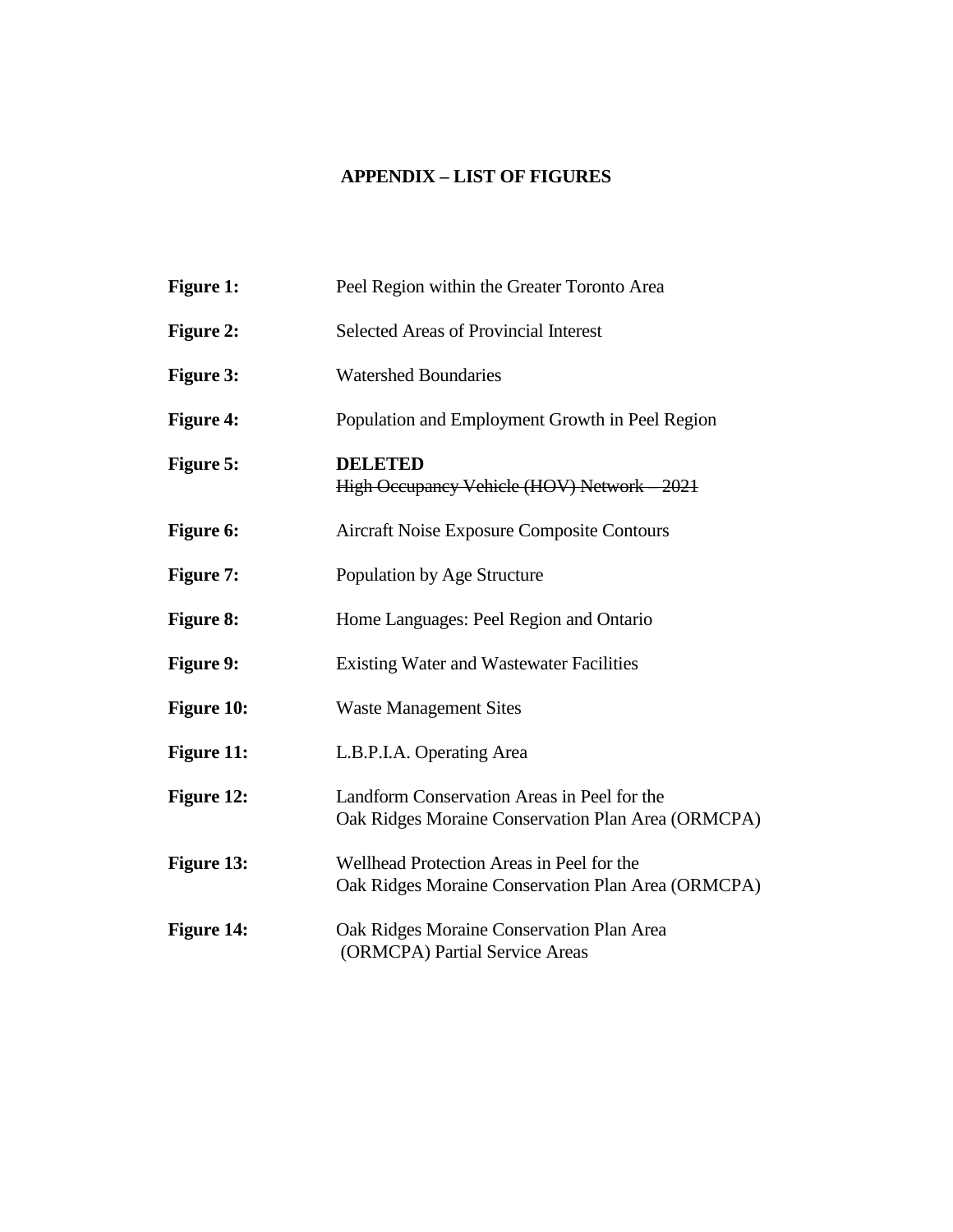## APPENDIX – LIST OF FIGURES

| | |
|---|---|
| **Figure 1:** | Peel Region within the Greater Toronto Area |
| **Figure 2:** | Selected Areas of Provincial Interest |
| **Figure 3:** | Watershed Boundaries |
| **Figure 4:** | Population and Employment Growth in Peel Region |
| **Figure 5:** | **DELETED** ~~High Occupancy Vehicle (HOV) Network – 2021~~ |
| **Figure 6:** | Aircraft Noise Exposure Composite Contours |
| **Figure 7:** | Population by Age Structure |
| **Figure 8:** | Home Languages: Peel Region and Ontario |
| **Figure 9:** | Existing Water and Wastewater Facilities |
| **Figure 10:** | Waste Management Sites |
| **Figure 11:** | L.B.P.I.A. Operating Area |
| **Figure 12:** | Landform Conservation Areas in Peel for the Oak Ridges Moraine Conservation Plan Area (ORMCPA) |
| **Figure 13:** | Wellhead Protection Areas in Peel for the Oak Ridges Moraine Conservation Plan Area (ORMCPA) |
| **Figure 14:** | Oak Ridges Moraine Conservation Plan Area (ORMCPA) Partial Service Areas |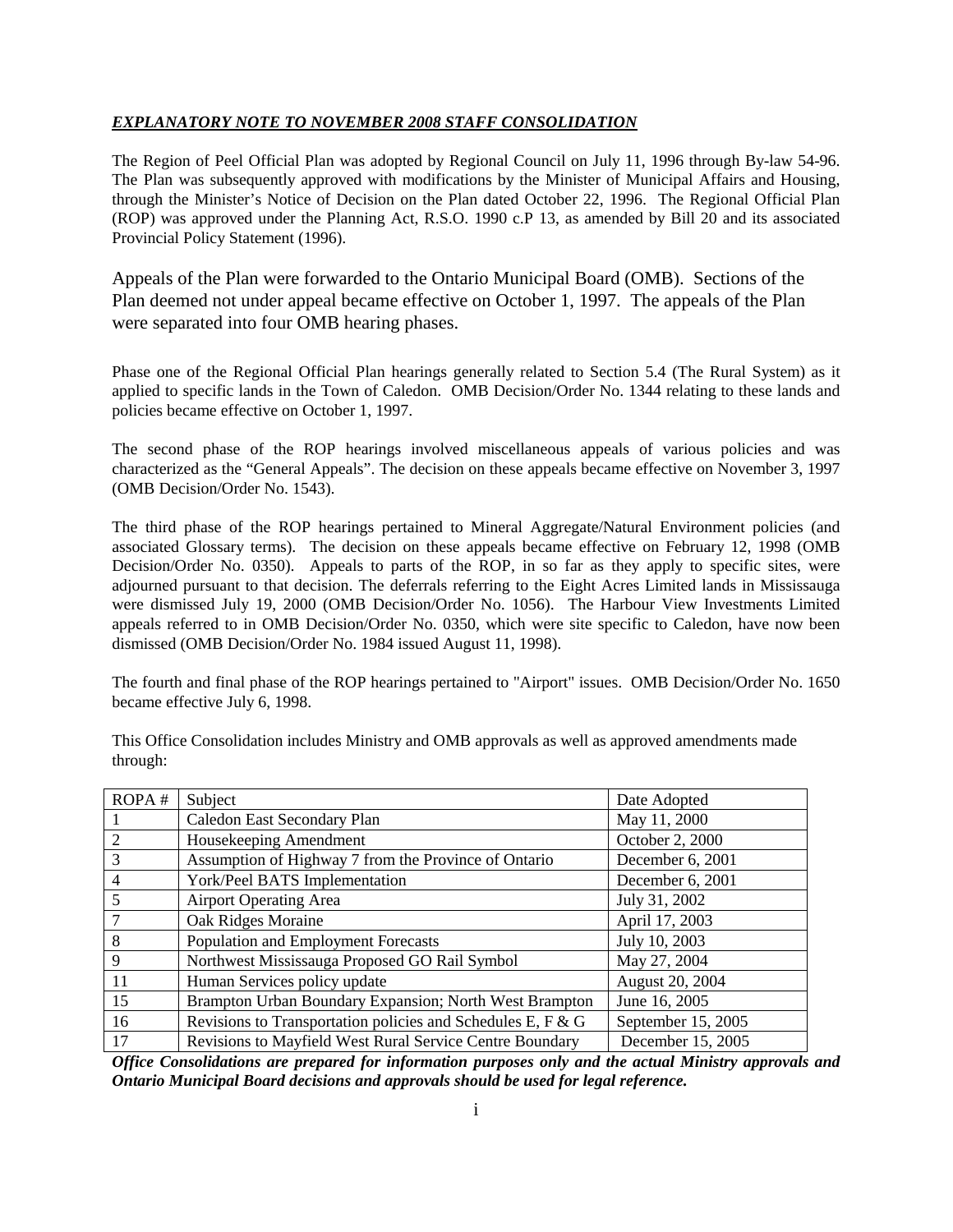***EXPLANATORY NOTE TO NOVEMBER 2008 STAFF CONSOLIDATION***

The Region of Peel Official Plan was adopted by Regional Council on July 11, 1996 through By-law 54-96. The Plan was subsequently approved with modifications by the Minister of Municipal Affairs and Housing, through the Minister's Notice of Decision on the Plan dated October 22, 1996. The Regional Official Plan (ROP) was approved under the Planning Act, R.S.O. 1990 c.P 13, as amended by Bill 20 and its associated Provincial Policy Statement (1996).

Appeals of the Plan were forwarded to the Ontario Municipal Board (OMB). Sections of the Plan deemed not under appeal became effective on October 1, 1997. The appeals of the Plan were separated into four OMB hearing phases.

Phase one of the Regional Official Plan hearings generally related to Section 5.4 (The Rural System) as it applied to specific lands in the Town of Caledon. OMB Decision/Order No. 1344 relating to these lands and policies became effective on October 1, 1997.

The second phase of the ROP hearings involved miscellaneous appeals of various policies and was characterized as the "General Appeals". The decision on these appeals became effective on November 3, 1997 (OMB Decision/Order No. 1543).

The third phase of the ROP hearings pertained to Mineral Aggregate/Natural Environment policies (and associated Glossary terms). The decision on these appeals became effective on February 12, 1998 (OMB Decision/Order No. 0350). Appeals to parts of the ROP, in so far as they apply to specific sites, were adjourned pursuant to that decision. The deferrals referring to the Eight Acres Limited lands in Mississauga were dismissed July 19, 2000 (OMB Decision/Order No. 1056). The Harbour View Investments Limited appeals referred to in OMB Decision/Order No. 0350, which were site specific to Caledon, have now been dismissed (OMB Decision/Order No. 1984 issued August 11, 1998).

The fourth and final phase of the ROP hearings pertained to "Airport" issues. OMB Decision/Order No. 1650 became effective July 6, 1998.

This Office Consolidation includes Ministry and OMB approvals as well as approved amendments made through:

| ROPA # | Subject | Date Adopted |
|---|---|---|
| 1 | Caledon East Secondary Plan | May 11, 2000 |
| 2 | Housekeeping Amendment | October 2, 2000 |
| 3 | Assumption of Highway 7 from the Province of Ontario | December 6, 2001 |
| 4 | York/Peel BATS Implementation | December 6, 2001 |
| 5 | Airport Operating Area | July 31, 2002 |
| 7 | Oak Ridges Moraine | April 17, 2003 |
| 8 | Population and Employment Forecasts | July 10, 2003 |
| 9 | Northwest Mississauga Proposed GO Rail Symbol | May 27, 2004 |
| 11 | Human Services policy update | August 20, 2004 |
| 15 | Brampton Urban Boundary Expansion; North West Brampton | June 16, 2005 |
| 16 | Revisions to Transportation policies and Schedules E, F & G | September 15, 2005 |
| 17 | Revisions to Mayfield West Rural Service Centre Boundary | December 15, 2005 |

***Office Consolidations are prepared for information purposes only and the actual Ministry approvals and Ontario Municipal Board decisions and approvals should be used for legal reference.***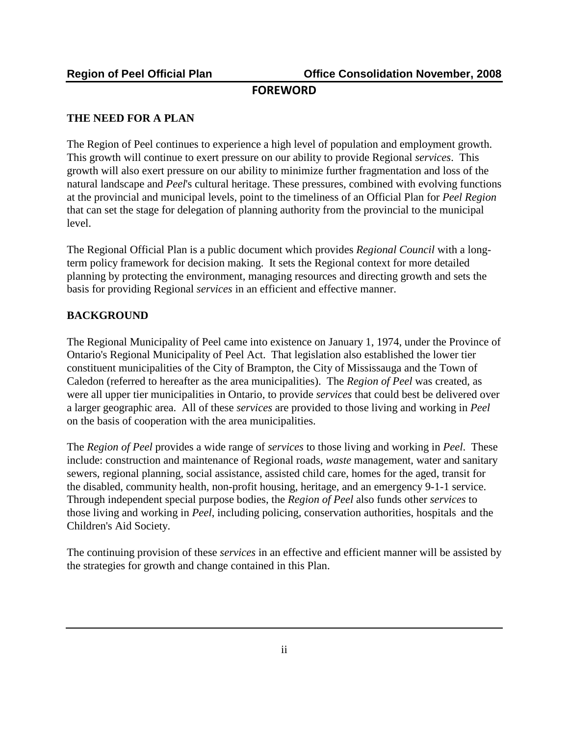# FOREWORD

## THE NEED FOR A PLAN

The Region of Peel continues to experience a high level of population and employment growth. This growth will continue to exert pressure on our ability to provide Regional *services*. This growth will also exert pressure on our ability to minimize further fragmentation and loss of the natural landscape and *Peel*'s cultural heritage. These pressures, combined with evolving functions at the provincial and municipal levels, point to the timeliness of an Official Plan for *Peel Region* that can set the stage for delegation of planning authority from the provincial to the municipal level.

The Regional Official Plan is a public document which provides *Regional Council* with a long-term policy framework for decision making. It sets the Regional context for more detailed planning by protecting the environment, managing resources and directing growth and sets the basis for providing Regional *services* in an efficient and effective manner.

## BACKGROUND

The Regional Municipality of Peel came into existence on January 1, 1974, under the Province of Ontario's Regional Municipality of Peel Act. That legislation also established the lower tier constituent municipalities of the City of Brampton, the City of Mississauga and the Town of Caledon (referred to hereafter as the area municipalities). The *Region of Peel* was created, as were all upper tier municipalities in Ontario, to provide *services* that could best be delivered over a larger geographic area. All of these *services* are provided to those living and working in *Peel* on the basis of cooperation with the area municipalities.

The *Region of Peel* provides a wide range of *services* to those living and working in *Peel*. These include: construction and maintenance of Regional roads, *waste* management, water and sanitary sewers, regional planning, social assistance, assisted child care, homes for the aged, transit for the disabled, community health, non-profit housing, heritage, and an emergency 9-1-1 service. Through independent special purpose bodies, the *Region of Peel* also funds other *services* to those living and working in *Peel*, including policing, conservation authorities, hospitals and the Children's Aid Society.

The continuing provision of these *services* in an effective and efficient manner will be assisted by the strategies for growth and change contained in this Plan.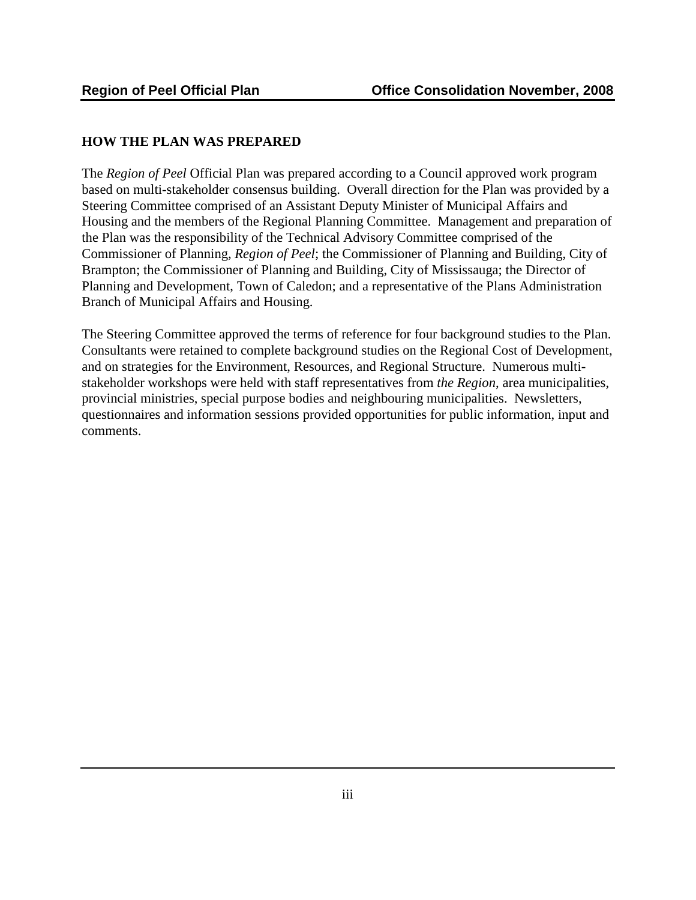## HOW THE PLAN WAS PREPARED

The *Region of Peel* Official Plan was prepared according to a Council approved work program based on multi-stakeholder consensus building. Overall direction for the Plan was provided by a Steering Committee comprised of an Assistant Deputy Minister of Municipal Affairs and Housing and the members of the Regional Planning Committee. Management and preparation of the Plan was the responsibility of the Technical Advisory Committee comprised of the Commissioner of Planning, *Region of Peel*; the Commissioner of Planning and Building, City of Brampton; the Commissioner of Planning and Building, City of Mississauga; the Director of Planning and Development, Town of Caledon; and a representative of the Plans Administration Branch of Municipal Affairs and Housing.

The Steering Committee approved the terms of reference for four background studies to the Plan. Consultants were retained to complete background studies on the Regional Cost of Development, and on strategies for the Environment, Resources, and Regional Structure. Numerous multi-stakeholder workshops were held with staff representatives from *the Region*, area municipalities, provincial ministries, special purpose bodies and neighbouring municipalities. Newsletters, questionnaires and information sessions provided opportunities for public information, input and comments.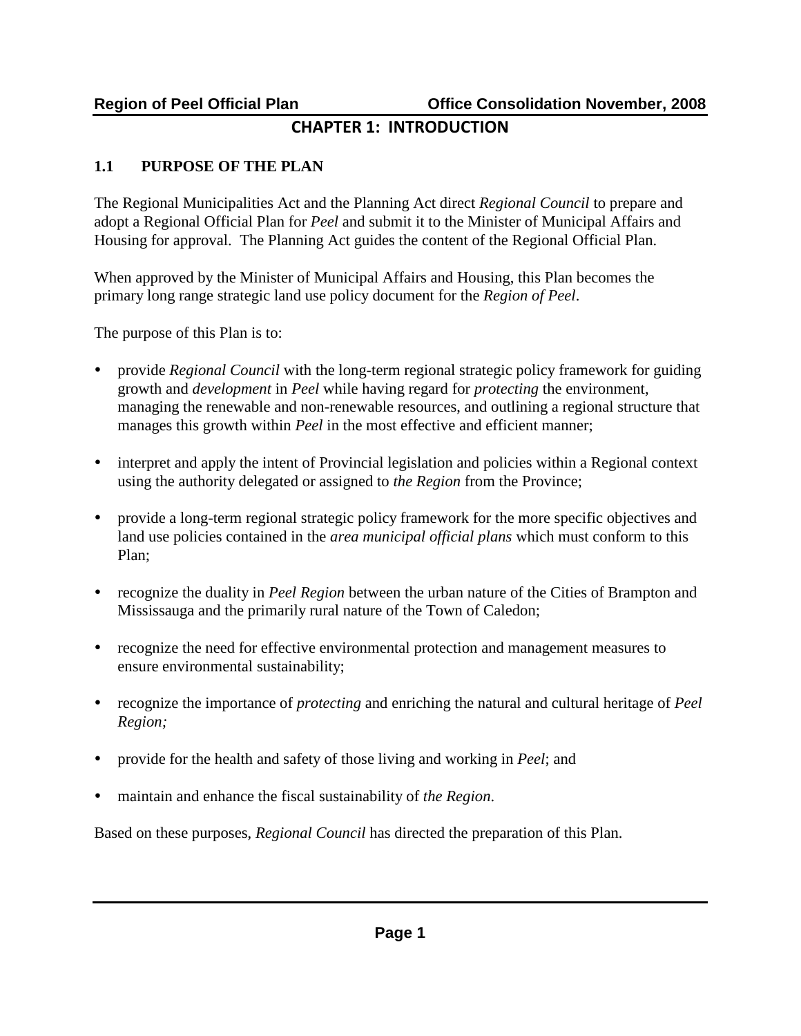# CHAPTER 1: INTRODUCTION

## 1.1 PURPOSE OF THE PLAN

The Regional Municipalities Act and the Planning Act direct *Regional Council* to prepare and adopt a Regional Official Plan for *Peel* and submit it to the Minister of Municipal Affairs and Housing for approval. The Planning Act guides the content of the Regional Official Plan.

When approved by the Minister of Municipal Affairs and Housing, this Plan becomes the primary long range strategic land use policy document for the *Region of Peel*.

The purpose of this Plan is to:

- provide *Regional Council* with the long-term regional strategic policy framework for guiding growth and *development* in *Peel* while having regard for *protecting* the environment, managing the renewable and non-renewable resources, and outlining a regional structure that manages this growth within *Peel* in the most effective and efficient manner;
- interpret and apply the intent of Provincial legislation and policies within a Regional context using the authority delegated or assigned to *the Region* from the Province;
- provide a long-term regional strategic policy framework for the more specific objectives and land use policies contained in the *area municipal official plans* which must conform to this Plan;
- recognize the duality in *Peel Region* between the urban nature of the Cities of Brampton and Mississauga and the primarily rural nature of the Town of Caledon;
- recognize the need for effective environmental protection and management measures to ensure environmental sustainability;
- recognize the importance of *protecting* and enriching the natural and cultural heritage of *Peel Region;*
- provide for the health and safety of those living and working in *Peel*; and
- maintain and enhance the fiscal sustainability of *the Region*.

Based on these purposes, *Regional Council* has directed the preparation of this Plan.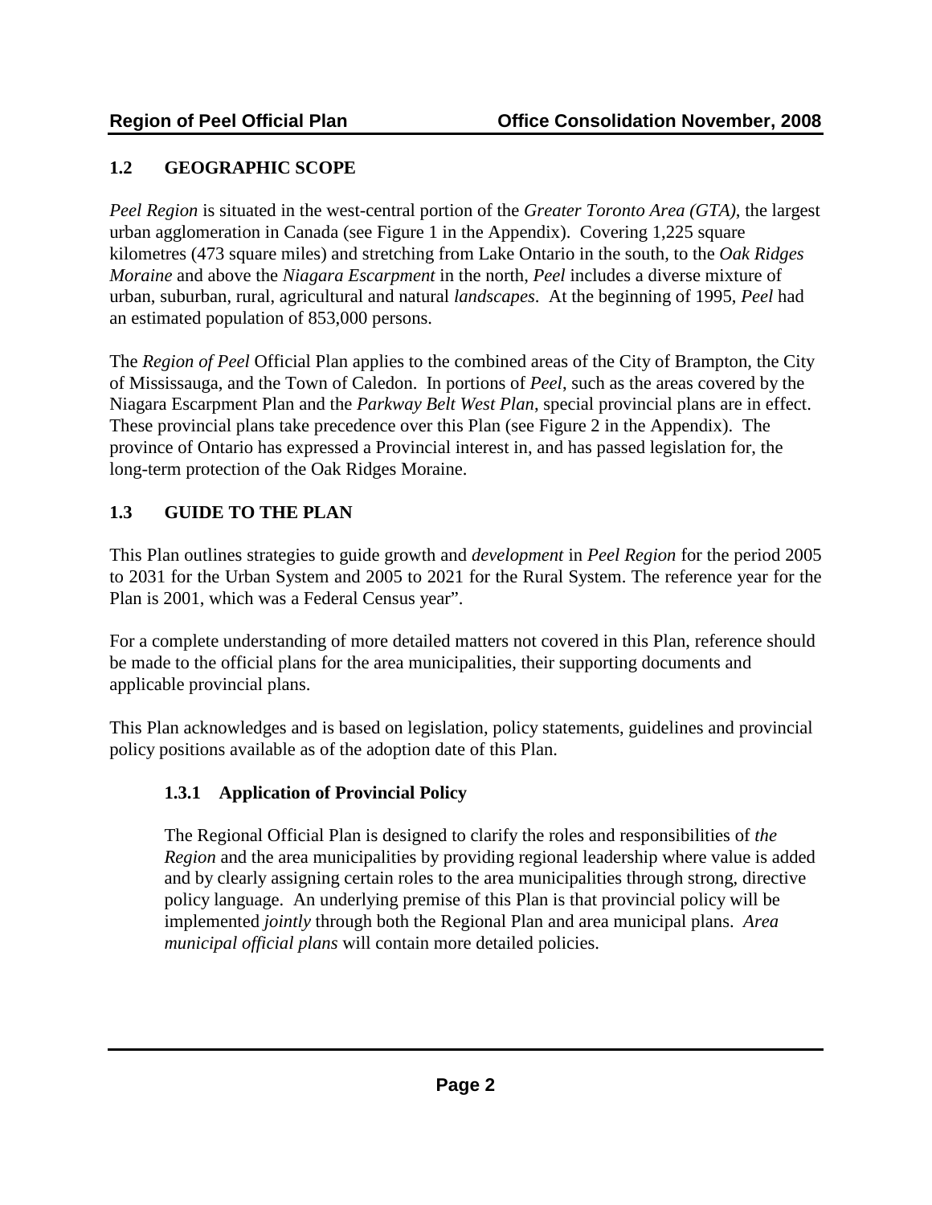## 1.2 GEOGRAPHIC SCOPE

*Peel Region* is situated in the west-central portion of the *Greater Toronto Area (GTA)*, the largest urban agglomeration in Canada (see Figure 1 in the Appendix). Covering 1,225 square kilometres (473 square miles) and stretching from Lake Ontario in the south, to the *Oak Ridges Moraine* and above the *Niagara Escarpment* in the north, *Peel* includes a diverse mixture of urban, suburban, rural, agricultural and natural *landscapes*. At the beginning of 1995, *Peel* had an estimated population of 853,000 persons.

The *Region of Peel* Official Plan applies to the combined areas of the City of Brampton, the City of Mississauga, and the Town of Caledon. In portions of *Peel*, such as the areas covered by the Niagara Escarpment Plan and the *Parkway Belt West Plan*, special provincial plans are in effect. These provincial plans take precedence over this Plan (see Figure 2 in the Appendix). The province of Ontario has expressed a Provincial interest in, and has passed legislation for, the long-term protection of the Oak Ridges Moraine.

## 1.3 GUIDE TO THE PLAN

This Plan outlines strategies to guide growth and *development* in *Peel Region* for the period 2005 to 2031 for the Urban System and 2005 to 2021 for the Rural System. The reference year for the Plan is 2001, which was a Federal Census year".

For a complete understanding of more detailed matters not covered in this Plan, reference should be made to the official plans for the area municipalities, their supporting documents and applicable provincial plans.

This Plan acknowledges and is based on legislation, policy statements, guidelines and provincial policy positions available as of the adoption date of this Plan.

### 1.3.1 Application of Provincial Policy

The Regional Official Plan is designed to clarify the roles and responsibilities of *the Region* and the area municipalities by providing regional leadership where value is added and by clearly assigning certain roles to the area municipalities through strong, directive policy language. An underlying premise of this Plan is that provincial policy will be implemented *jointly* through both the Regional Plan and area municipal plans. *Area municipal official plans* will contain more detailed policies.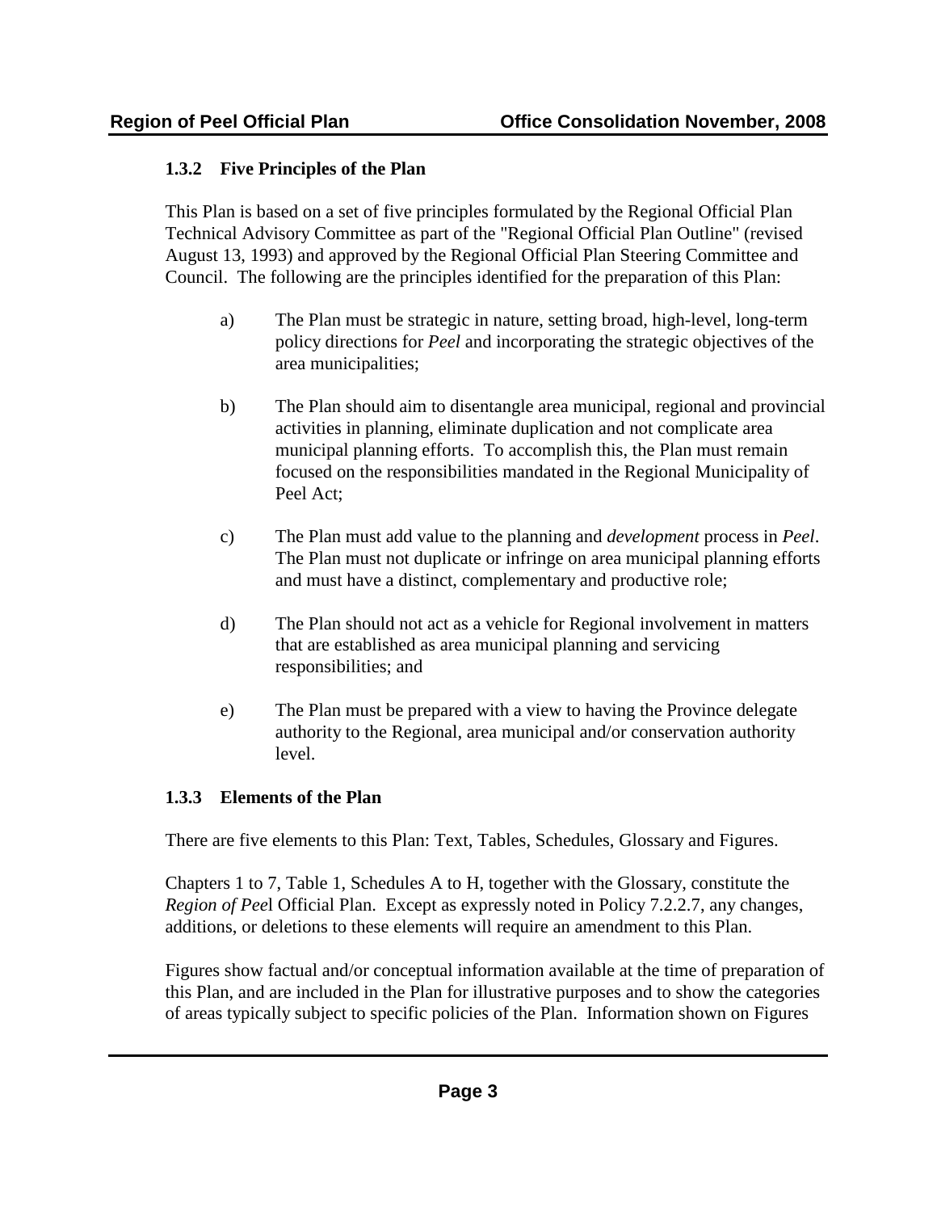### 1.3.2 Five Principles of the Plan

This Plan is based on a set of five principles formulated by the Regional Official Plan Technical Advisory Committee as part of the "Regional Official Plan Outline" (revised August 13, 1993) and approved by the Regional Official Plan Steering Committee and Council. The following are the principles identified for the preparation of this Plan:

a) The Plan must be strategic in nature, setting broad, high-level, long-term policy directions for *Peel* and incorporating the strategic objectives of the area municipalities;

b) The Plan should aim to disentangle area municipal, regional and provincial activities in planning, eliminate duplication and not complicate area municipal planning efforts. To accomplish this, the Plan must remain focused on the responsibilities mandated in the Regional Municipality of Peel Act;

c) The Plan must add value to the planning and *development* process in *Peel*. The Plan must not duplicate or infringe on area municipal planning efforts and must have a distinct, complementary and productive role;

d) The Plan should not act as a vehicle for Regional involvement in matters that are established as area municipal planning and servicing responsibilities; and

e) The Plan must be prepared with a view to having the Province delegate authority to the Regional, area municipal and/or conservation authority level.

### 1.3.3 Elements of the Plan

There are five elements to this Plan: Text, Tables, Schedules, Glossary and Figures.

Chapters 1 to 7, Table 1, Schedules A to H, together with the Glossary, constitute the *Region of Pee*l Official Plan. Except as expressly noted in Policy 7.2.2.7, any changes, additions, or deletions to these elements will require an amendment to this Plan.

Figures show factual and/or conceptual information available at the time of preparation of this Plan, and are included in the Plan for illustrative purposes and to show the categories of areas typically subject to specific policies of the Plan. Information shown on Figures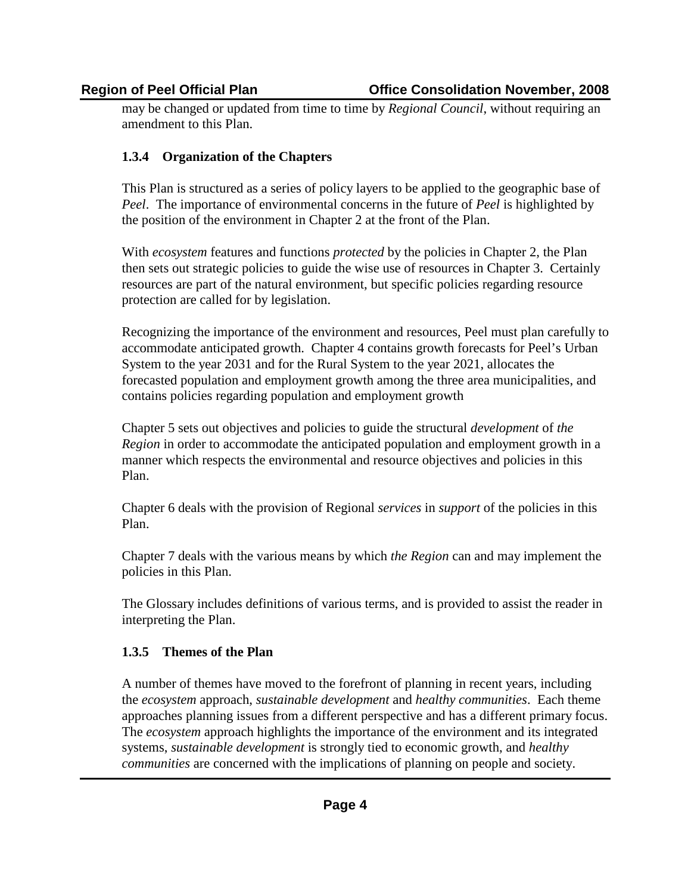may be changed or updated from time to time by *Regional Council*, without requiring an amendment to this Plan.

### 1.3.4 Organization of the Chapters

This Plan is structured as a series of policy layers to be applied to the geographic base of *Peel*. The importance of environmental concerns in the future of *Peel* is highlighted by the position of the environment in Chapter 2 at the front of the Plan.

With *ecosystem* features and functions *protected* by the policies in Chapter 2, the Plan then sets out strategic policies to guide the wise use of resources in Chapter 3. Certainly resources are part of the natural environment, but specific policies regarding resource protection are called for by legislation.

Recognizing the importance of the environment and resources, Peel must plan carefully to accommodate anticipated growth. Chapter 4 contains growth forecasts for Peel's Urban System to the year 2031 and for the Rural System to the year 2021, allocates the forecasted population and employment growth among the three area municipalities, and contains policies regarding population and employment growth

Chapter 5 sets out objectives and policies to guide the structural *development* of *the Region* in order to accommodate the anticipated population and employment growth in a manner which respects the environmental and resource objectives and policies in this Plan.

Chapter 6 deals with the provision of Regional *services* in *support* of the policies in this Plan.

Chapter 7 deals with the various means by which *the Region* can and may implement the policies in this Plan.

The Glossary includes definitions of various terms, and is provided to assist the reader in interpreting the Plan.

### 1.3.5 Themes of the Plan

A number of themes have moved to the forefront of planning in recent years, including the *ecosystem* approach, *sustainable development* and *healthy communities*. Each theme approaches planning issues from a different perspective and has a different primary focus. The *ecosystem* approach highlights the importance of the environment and its integrated systems, *sustainable development* is strongly tied to economic growth, and *healthy communities* are concerned with the implications of planning on people and society.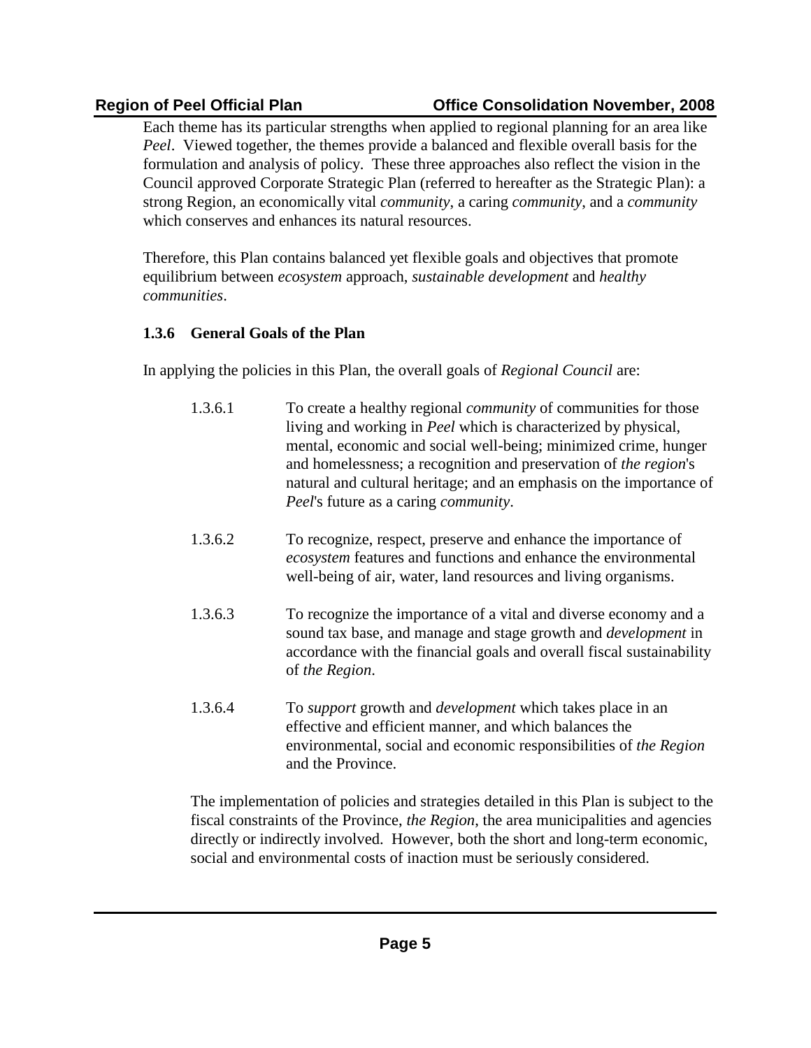Each theme has its particular strengths when applied to regional planning for an area like *Peel*. Viewed together, the themes provide a balanced and flexible overall basis for the formulation and analysis of policy. These three approaches also reflect the vision in the Council approved Corporate Strategic Plan (referred to hereafter as the Strategic Plan): a strong Region, an economically vital *community*, a caring *community*, and a *community* which conserves and enhances its natural resources.

Therefore, this Plan contains balanced yet flexible goals and objectives that promote equilibrium between *ecosystem* approach, *sustainable development* and *healthy communities*.

### 1.3.6 General Goals of the Plan

In applying the policies in this Plan, the overall goals of *Regional Council* are:

1.3.6.1 To create a healthy regional *community* of communities for those living and working in *Peel* which is characterized by physical, mental, economic and social well-being; minimized crime, hunger and homelessness; a recognition and preservation of *the region*'s natural and cultural heritage; and an emphasis on the importance of *Peel*'s future as a caring *community*.

1.3.6.2 To recognize, respect, preserve and enhance the importance of *ecosystem* features and functions and enhance the environmental well-being of air, water, land resources and living organisms.

1.3.6.3 To recognize the importance of a vital and diverse economy and a sound tax base, and manage and stage growth and *development* in accordance with the financial goals and overall fiscal sustainability of *the Region*.

1.3.6.4 To *support* growth and *development* which takes place in an effective and efficient manner, and which balances the environmental, social and economic responsibilities of *the Region* and the Province.

The implementation of policies and strategies detailed in this Plan is subject to the fiscal constraints of the Province, *the Region*, the area municipalities and agencies directly or indirectly involved. However, both the short and long-term economic, social and environmental costs of inaction must be seriously considered.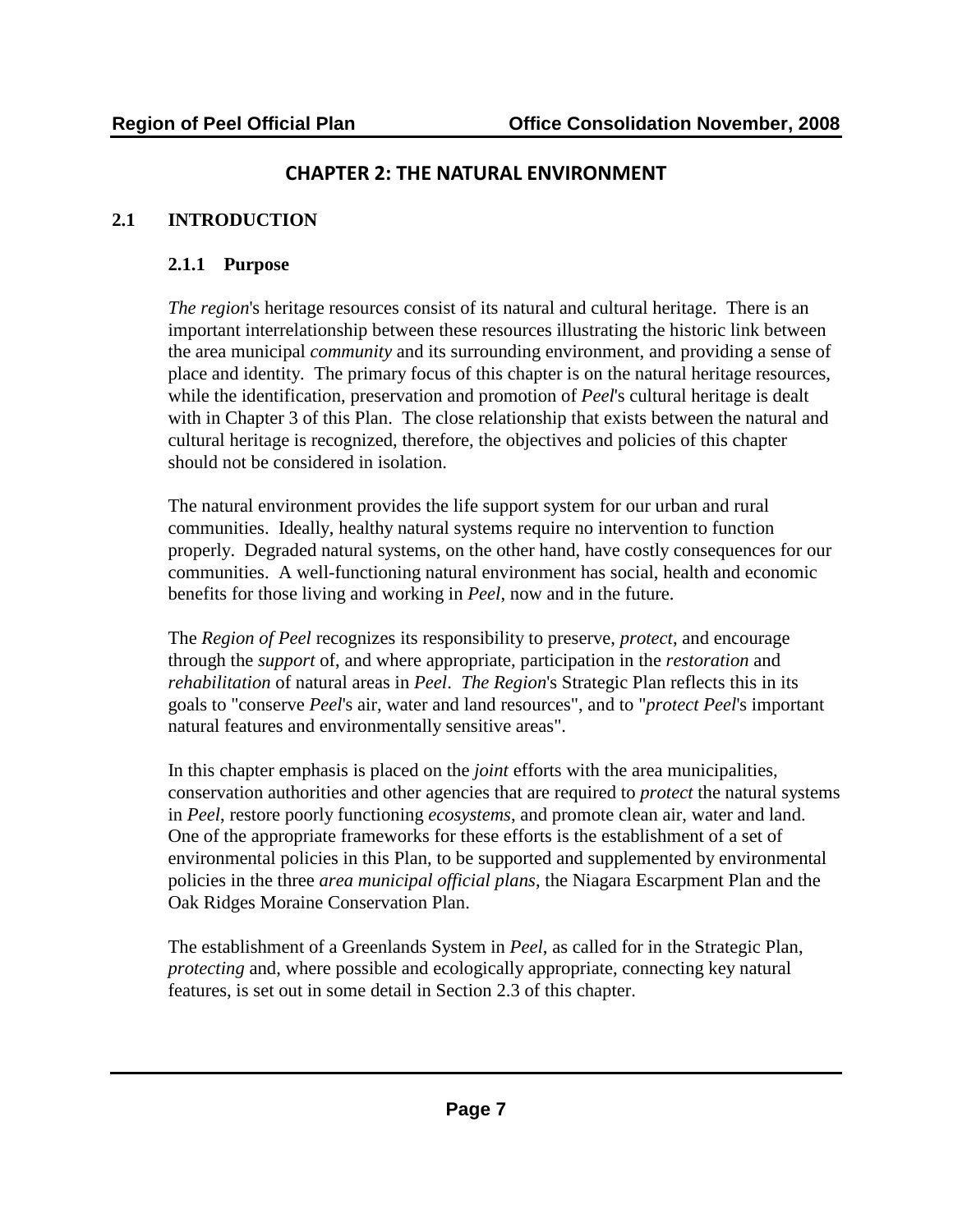# CHAPTER 2: THE NATURAL ENVIRONMENT

## 2.1 INTRODUCTION

### 2.1.1 Purpose

*The region*'s heritage resources consist of its natural and cultural heritage. There is an important interrelationship between these resources illustrating the historic link between the area municipal *community* and its surrounding environment, and providing a sense of place and identity. The primary focus of this chapter is on the natural heritage resources, while the identification, preservation and promotion of *Peel*'s cultural heritage is dealt with in Chapter 3 of this Plan. The close relationship that exists between the natural and cultural heritage is recognized, therefore, the objectives and policies of this chapter should not be considered in isolation.

The natural environment provides the life support system for our urban and rural communities. Ideally, healthy natural systems require no intervention to function properly. Degraded natural systems, on the other hand, have costly consequences for our communities. A well-functioning natural environment has social, health and economic benefits for those living and working in *Peel*, now and in the future.

The *Region of Peel* recognizes its responsibility to preserve, *protect,* and encourage through the *support* of, and where appropriate, participation in the *restoration* and *rehabilitation* of natural areas in *Peel*. *The Region*'s Strategic Plan reflects this in its goals to "conserve *Peel*'s air, water and land resources", and to "*protect Peel*'s important natural features and environmentally sensitive areas".

In this chapter emphasis is placed on the *joint* efforts with the area municipalities, conservation authorities and other agencies that are required to *protect* the natural systems in *Peel*, restore poorly functioning *ecosystems*, and promote clean air, water and land. One of the appropriate frameworks for these efforts is the establishment of a set of environmental policies in this Plan, to be supported and supplemented by environmental policies in the three *area municipal official plans*, the Niagara Escarpment Plan and the Oak Ridges Moraine Conservation Plan.

The establishment of a Greenlands System in *Peel*, as called for in the Strategic Plan, *protecting* and, where possible and ecologically appropriate, connecting key natural features, is set out in some detail in Section 2.3 of this chapter.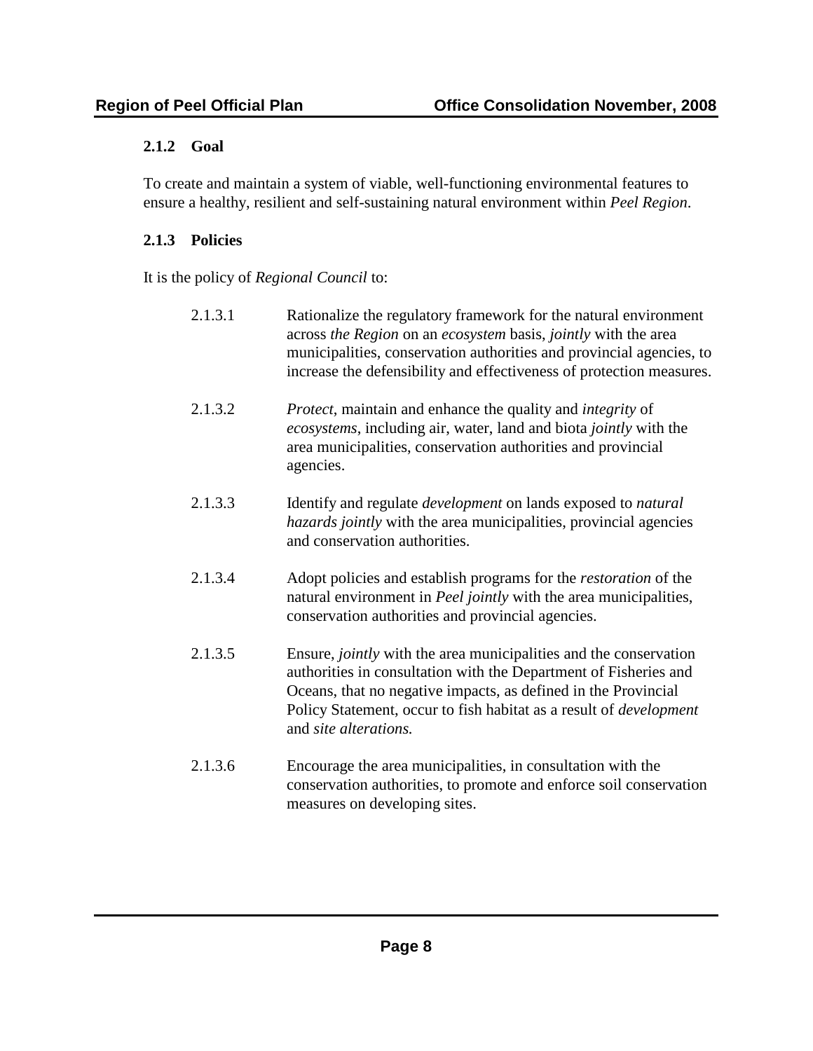### 2.1.2 Goal

To create and maintain a system of viable, well-functioning environmental features to ensure a healthy, resilient and self-sustaining natural environment within *Peel Region*.

### 2.1.3 Policies

It is the policy of *Regional Council* to:

2.1.3.1 Rationalize the regulatory framework for the natural environment across *the Region* on an *ecosystem* basis, *jointly* with the area municipalities, conservation authorities and provincial agencies, to increase the defensibility and effectiveness of protection measures.

2.1.3.2 *Protect*, maintain and enhance the quality and *integrity* of *ecosystems*, including air, water, land and biota *jointly* with the area municipalities, conservation authorities and provincial agencies.

2.1.3.3 Identify and regulate *development* on lands exposed to *natural hazards jointly* with the area municipalities, provincial agencies and conservation authorities.

2.1.3.4 Adopt policies and establish programs for the *restoration* of the natural environment in *Peel jointly* with the area municipalities, conservation authorities and provincial agencies.

2.1.3.5 Ensure, *jointly* with the area municipalities and the conservation authorities in consultation with the Department of Fisheries and Oceans, that no negative impacts, as defined in the Provincial Policy Statement, occur to fish habitat as a result of *development* and *site alterations.*

2.1.3.6 Encourage the area municipalities, in consultation with the conservation authorities, to promote and enforce soil conservation measures on developing sites.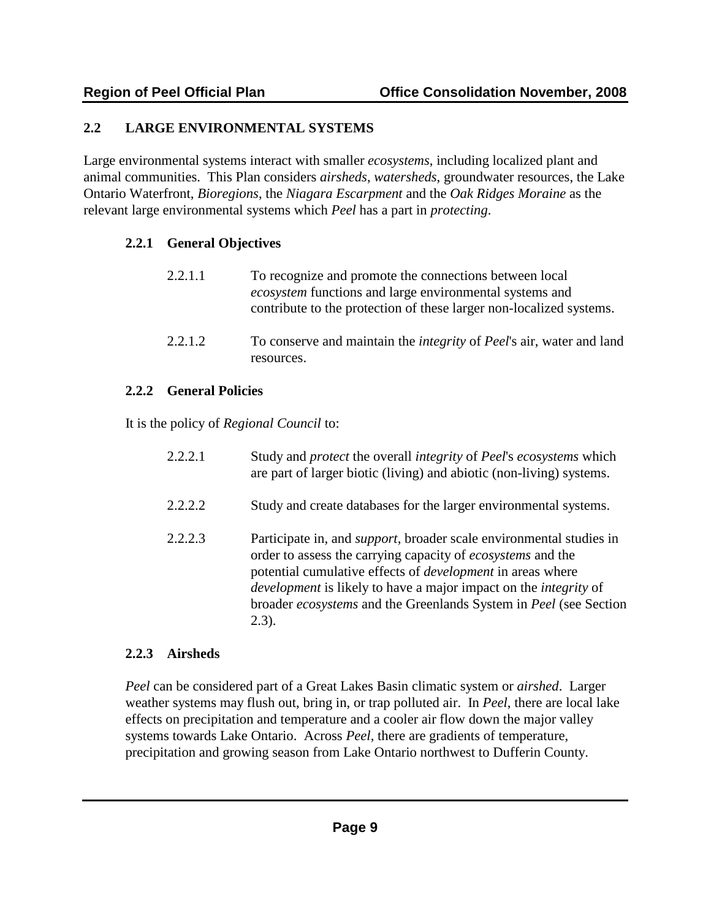## 2.2 LARGE ENVIRONMENTAL SYSTEMS

Large environmental systems interact with smaller *ecosystems*, including localized plant and animal communities. This Plan considers *airsheds*, *watersheds*, groundwater resources, the Lake Ontario Waterfront, *Bioregions*, the *Niagara Escarpment* and the *Oak Ridges Moraine* as the relevant large environmental systems which *Peel* has a part in *protecting*.

### 2.2.1 General Objectives

2.2.1.1 To recognize and promote the connections between local *ecosystem* functions and large environmental systems and contribute to the protection of these larger non-localized systems.

2.2.1.2 To conserve and maintain the *integrity* of *Peel*'s air, water and land resources.

### 2.2.2 General Policies

It is the policy of *Regional Council* to:

2.2.2.1 Study and *protect* the overall *integrity* of *Peel*'s *ecosystems* which are part of larger biotic (living) and abiotic (non-living) systems.

2.2.2.2 Study and create databases for the larger environmental systems.

2.2.2.3 Participate in, and *support*, broader scale environmental studies in order to assess the carrying capacity of *ecosystems* and the potential cumulative effects of *development* in areas where *development* is likely to have a major impact on the *integrity* of broader *ecosystems* and the Greenlands System in *Peel* (see Section 2.3).

### 2.2.3 Airsheds

*Peel* can be considered part of a Great Lakes Basin climatic system or *airshed*. Larger weather systems may flush out, bring in, or trap polluted air. In *Peel*, there are local lake effects on precipitation and temperature and a cooler air flow down the major valley systems towards Lake Ontario. Across *Peel*, there are gradients of temperature, precipitation and growing season from Lake Ontario northwest to Dufferin County.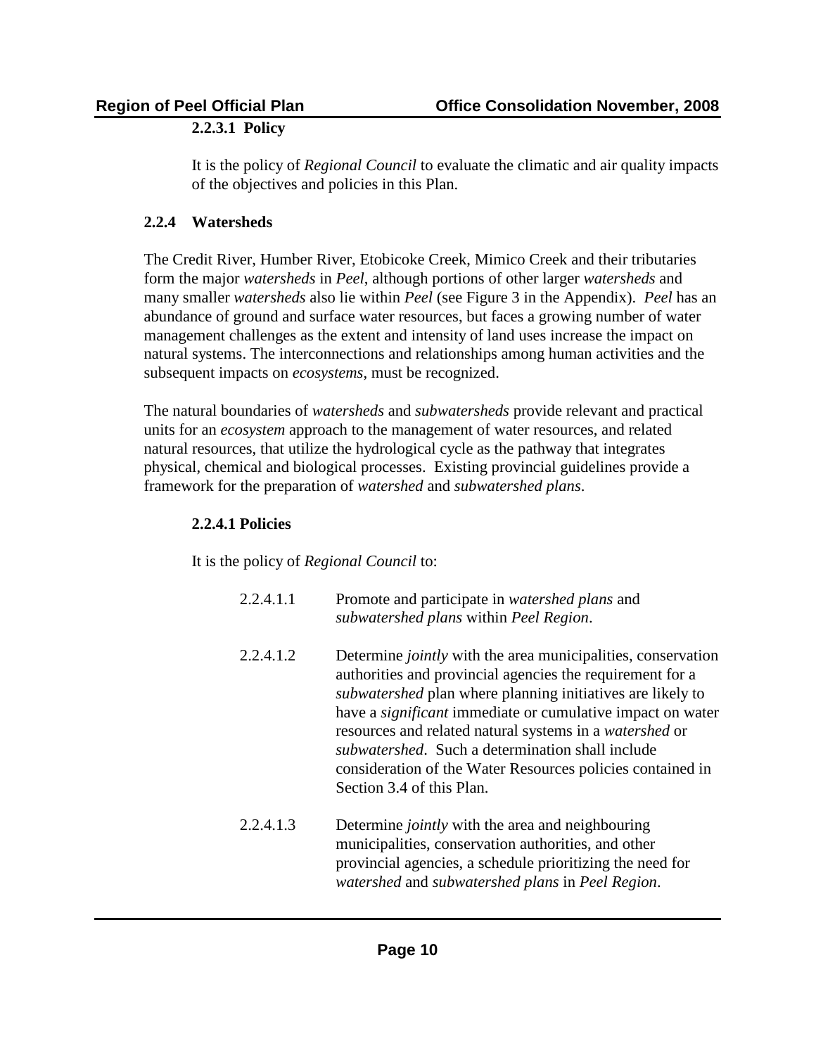#### 2.2.3.1 Policy

It is the policy of *Regional Council* to evaluate the climatic and air quality impacts of the objectives and policies in this Plan.

### 2.2.4 Watersheds

The Credit River, Humber River, Etobicoke Creek, Mimico Creek and their tributaries form the major *watersheds* in *Peel*, although portions of other larger *watersheds* and many smaller *watersheds* also lie within *Peel* (see Figure 3 in the Appendix). *Peel* has an abundance of ground and surface water resources, but faces a growing number of water management challenges as the extent and intensity of land uses increase the impact on natural systems. The interconnections and relationships among human activities and the subsequent impacts on *ecosystems*, must be recognized.

The natural boundaries of *watersheds* and *subwatersheds* provide relevant and practical units for an *ecosystem* approach to the management of water resources, and related natural resources, that utilize the hydrological cycle as the pathway that integrates physical, chemical and biological processes. Existing provincial guidelines provide a framework for the preparation of *watershed* and *subwatershed plans*.

#### 2.2.4.1 Policies

It is the policy of *Regional Council* to:

2.2.4.1.1 Promote and participate in *watershed plans* and *subwatershed plans* within *Peel Region*.

2.2.4.1.2 Determine *jointly* with the area municipalities, conservation authorities and provincial agencies the requirement for a *subwatershed* plan where planning initiatives are likely to have a *significant* immediate or cumulative impact on water resources and related natural systems in a *watershed* or *subwatershed*. Such a determination shall include consideration of the Water Resources policies contained in Section 3.4 of this Plan.

2.2.4.1.3 Determine *jointly* with the area and neighbouring municipalities, conservation authorities, and other provincial agencies, a schedule prioritizing the need for *watershed* and *subwatershed plans* in *Peel Region*.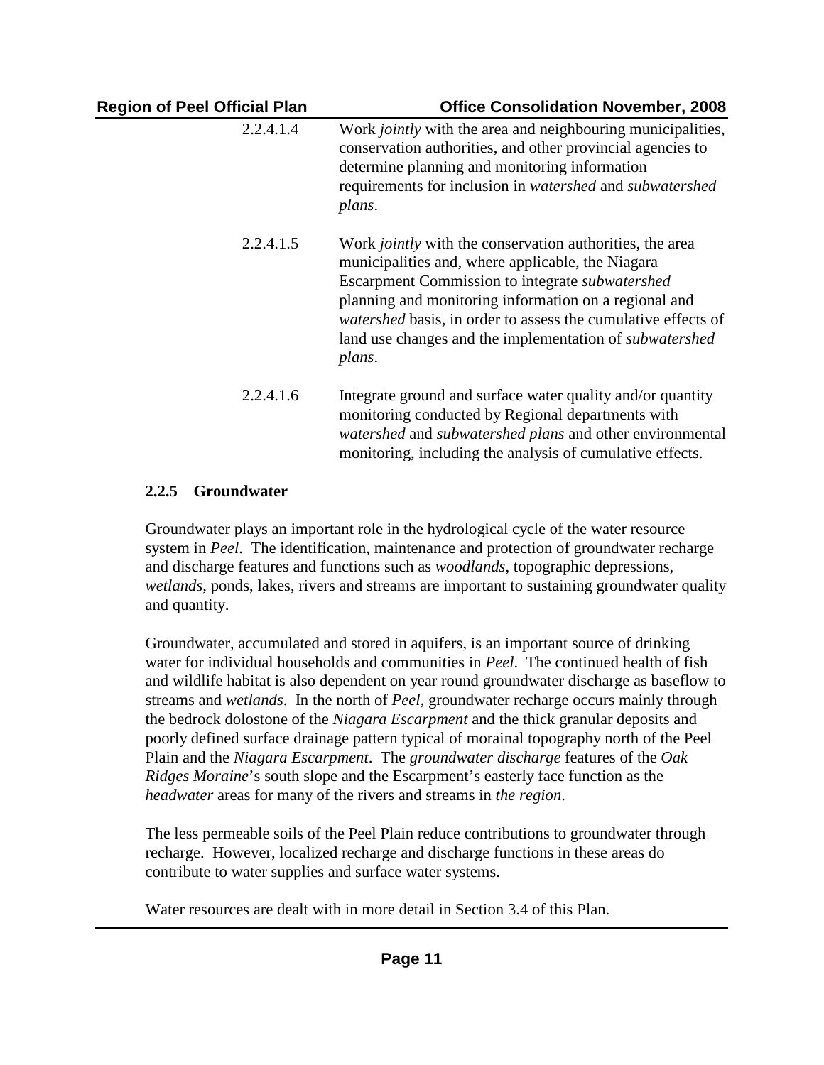2.2.4.1.4 Work *jointly* with the area and neighbouring municipalities, conservation authorities, and other provincial agencies to determine planning and monitoring information requirements for inclusion in *watershed* and *subwatershed plans*.

2.2.4.1.5 Work *jointly* with the conservation authorities, the area municipalities and, where applicable, the Niagara Escarpment Commission to integrate *subwatershed* planning and monitoring information on a regional and *watershed* basis, in order to assess the cumulative effects of land use changes and the implementation of *subwatershed plans*.

2.2.4.1.6 Integrate ground and surface water quality and/or quantity monitoring conducted by Regional departments with *watershed* and *subwatershed plans* and other environmental monitoring, including the analysis of cumulative effects.

### 2.2.5 Groundwater

Groundwater plays an important role in the hydrological cycle of the water resource system in *Peel*. The identification, maintenance and protection of groundwater recharge and discharge features and functions such as *woodlands*, topographic depressions, *wetlands*, ponds, lakes, rivers and streams are important to sustaining groundwater quality and quantity.

Groundwater, accumulated and stored in aquifers, is an important source of drinking water for individual households and communities in *Peel*. The continued health of fish and wildlife habitat is also dependent on year round groundwater discharge as baseflow to streams and *wetlands*. In the north of *Peel*, groundwater recharge occurs mainly through the bedrock dolostone of the *Niagara Escarpment* and the thick granular deposits and poorly defined surface drainage pattern typical of morainal topography north of the Peel Plain and the *Niagara Escarpment*. The *groundwater discharge* features of the *Oak Ridges Moraine*'s south slope and the Escarpment's easterly face function as the *headwater* areas for many of the rivers and streams in *the region*.

The less permeable soils of the Peel Plain reduce contributions to groundwater through recharge. However, localized recharge and discharge functions in these areas do contribute to water supplies and surface water systems.

Water resources are dealt with in more detail in Section 3.4 of this Plan.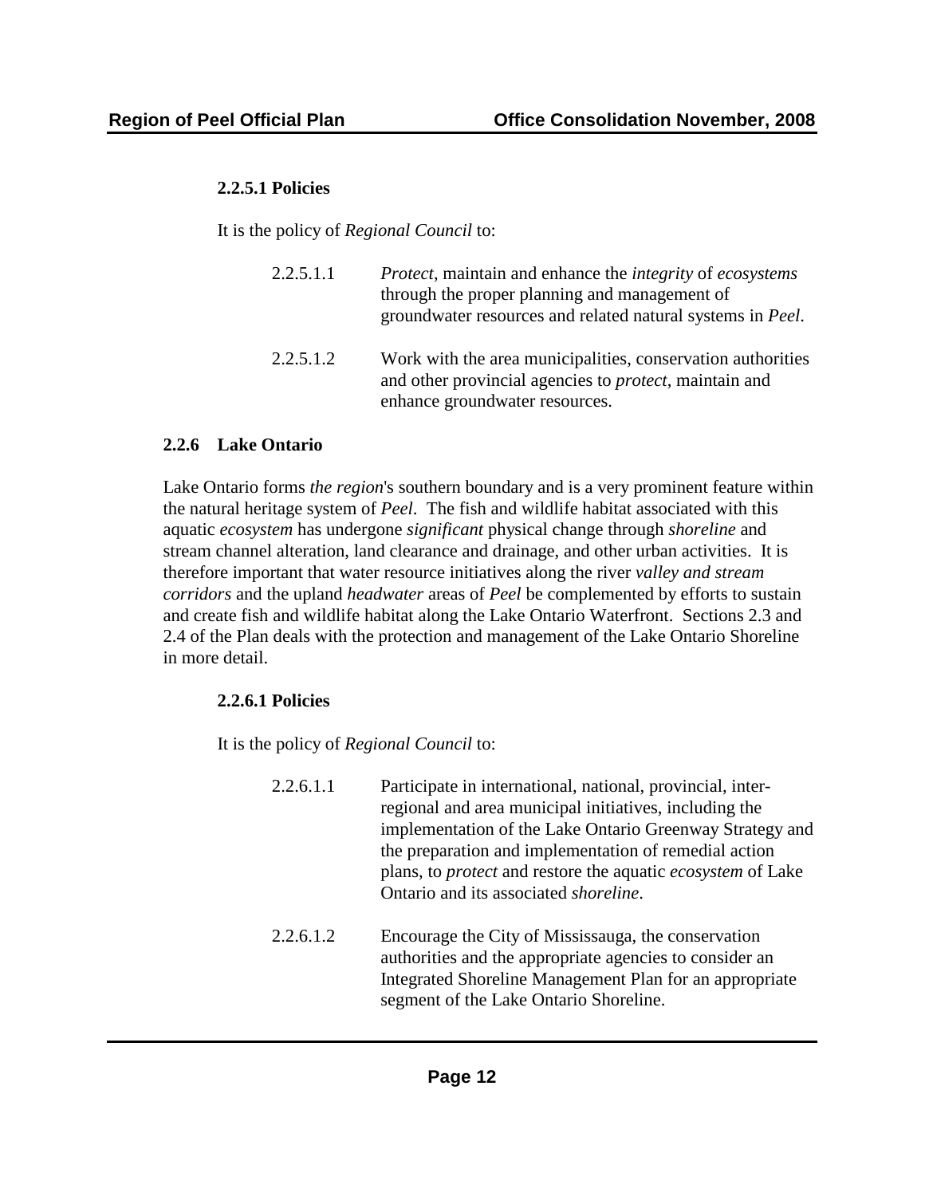#### 2.2.5.1 Policies

It is the policy of *Regional Council* to:

2.2.5.1.1 *Protect*, maintain and enhance the *integrity* of *ecosystems* through the proper planning and management of groundwater resources and related natural systems in *Peel*.

2.2.5.1.2 Work with the area municipalities, conservation authorities and other provincial agencies to *protect*, maintain and enhance groundwater resources.

### 2.2.6 Lake Ontario

Lake Ontario forms *the region*'s southern boundary and is a very prominent feature within the natural heritage system of *Peel*. The fish and wildlife habitat associated with this aquatic *ecosystem* has undergone *significant* physical change through *shoreline* and stream channel alteration, land clearance and drainage, and other urban activities. It is therefore important that water resource initiatives along the river *valley and stream corridors* and the upland *headwater* areas of *Peel* be complemented by efforts to sustain and create fish and wildlife habitat along the Lake Ontario Waterfront. Sections 2.3 and 2.4 of the Plan deals with the protection and management of the Lake Ontario Shoreline in more detail.

#### 2.2.6.1 Policies

It is the policy of *Regional Council* to:

2.2.6.1.1 Participate in international, national, provincial, inter-regional and area municipal initiatives, including the implementation of the Lake Ontario Greenway Strategy and the preparation and implementation of remedial action plans, to *protect* and restore the aquatic *ecosystem* of Lake Ontario and its associated *shoreline*.

2.2.6.1.2 Encourage the City of Mississauga, the conservation authorities and the appropriate agencies to consider an Integrated Shoreline Management Plan for an appropriate segment of the Lake Ontario Shoreline.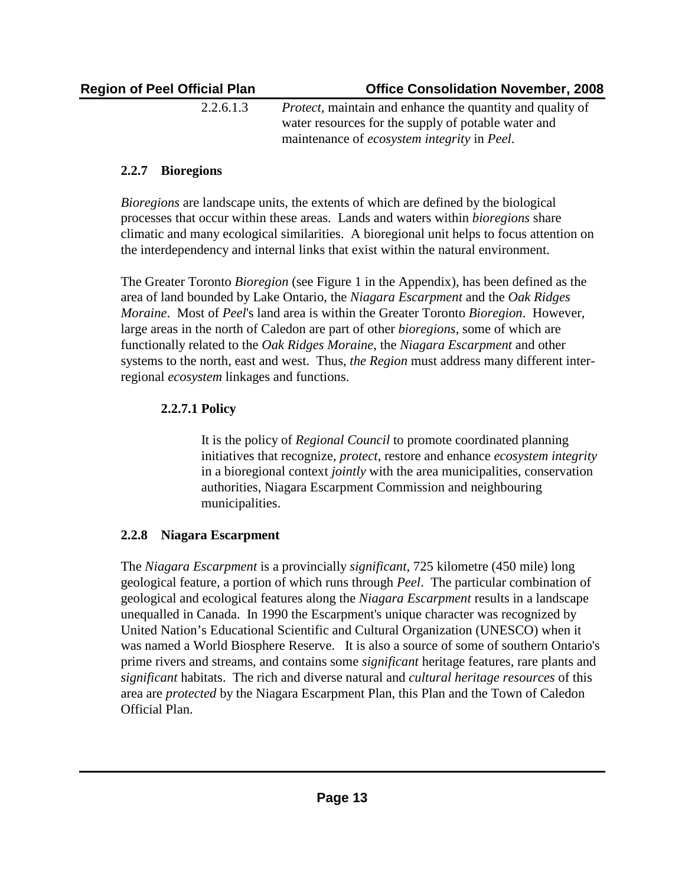2.2.6.1.3 *Protect*, maintain and enhance the quantity and quality of water resources for the supply of potable water and maintenance of *ecosystem integrity* in *Peel*.

### 2.2.7 Bioregions

*Bioregions* are landscape units, the extents of which are defined by the biological processes that occur within these areas. Lands and waters within *bioregions* share climatic and many ecological similarities. A bioregional unit helps to focus attention on the interdependency and internal links that exist within the natural environment.

The Greater Toronto *Bioregion* (see Figure 1 in the Appendix), has been defined as the area of land bounded by Lake Ontario, the *Niagara Escarpment* and the *Oak Ridges Moraine*. Most of *Peel*'s land area is within the Greater Toronto *Bioregion*. However, large areas in the north of Caledon are part of other *bioregions*, some of which are functionally related to the *Oak Ridges Moraine*, the *Niagara Escarpment* and other systems to the north, east and west. Thus, *the Region* must address many different inter-regional *ecosystem* linkages and functions.

#### 2.2.7.1 Policy

It is the policy of *Regional Council* to promote coordinated planning initiatives that recognize, *protect*, restore and enhance *ecosystem integrity* in a bioregional context *jointly* with the area municipalities, conservation authorities, Niagara Escarpment Commission and neighbouring municipalities.

### 2.2.8 Niagara Escarpment

The *Niagara Escarpment* is a provincially *significant*, 725 kilometre (450 mile) long geological feature, a portion of which runs through *Peel*. The particular combination of geological and ecological features along the *Niagara Escarpment* results in a landscape unequalled in Canada. In 1990 the Escarpment's unique character was recognized by United Nation's Educational Scientific and Cultural Organization (UNESCO) when it was named a World Biosphere Reserve. It is also a source of some of southern Ontario's prime rivers and streams, and contains some *significant* heritage features, rare plants and *significant* habitats. The rich and diverse natural and *cultural heritage resources* of this area are *protected* by the Niagara Escarpment Plan, this Plan and the Town of Caledon Official Plan.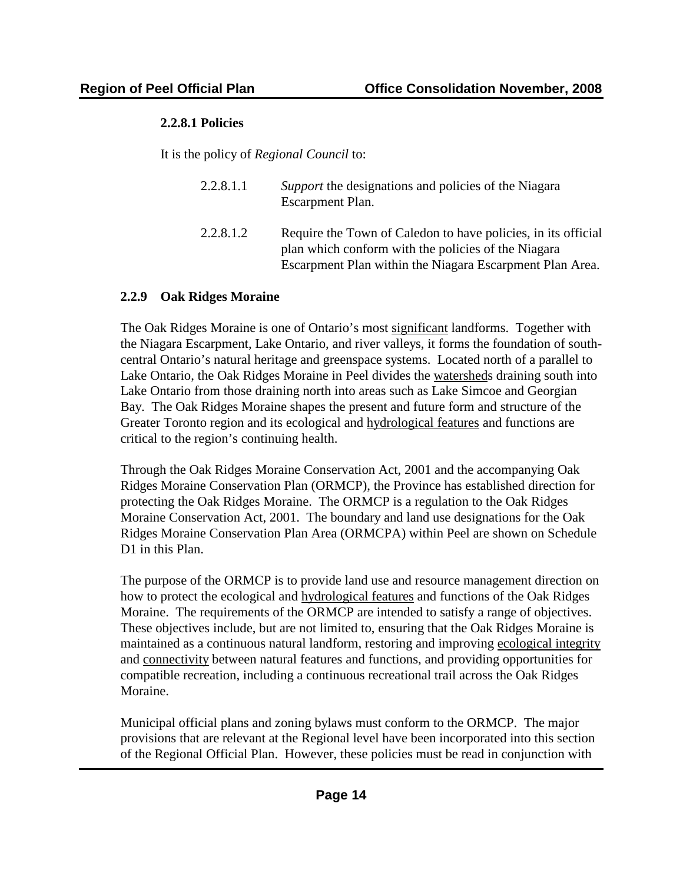#### 2.2.8.1 Policies

It is the policy of *Regional Council* to:

2.2.8.1.1 *Support* the designations and policies of the Niagara Escarpment Plan.

2.2.8.1.2 Require the Town of Caledon to have policies, in its official plan which conform with the policies of the Niagara Escarpment Plan within the Niagara Escarpment Plan Area.

### 2.2.9 Oak Ridges Moraine

The Oak Ridges Moraine is one of Ontario's most significant landforms. Together with the Niagara Escarpment, Lake Ontario, and river valleys, it forms the foundation of south-central Ontario's natural heritage and greenspace systems. Located north of a parallel to Lake Ontario, the Oak Ridges Moraine in Peel divides the watersheds draining south into Lake Ontario from those draining north into areas such as Lake Simcoe and Georgian Bay. The Oak Ridges Moraine shapes the present and future form and structure of the Greater Toronto region and its ecological and hydrological features and functions are critical to the region's continuing health.

Through the Oak Ridges Moraine Conservation Act, 2001 and the accompanying Oak Ridges Moraine Conservation Plan (ORMCP), the Province has established direction for protecting the Oak Ridges Moraine. The ORMCP is a regulation to the Oak Ridges Moraine Conservation Act, 2001. The boundary and land use designations for the Oak Ridges Moraine Conservation Plan Area (ORMCPA) within Peel are shown on Schedule D1 in this Plan.

The purpose of the ORMCP is to provide land use and resource management direction on how to protect the ecological and hydrological features and functions of the Oak Ridges Moraine. The requirements of the ORMCP are intended to satisfy a range of objectives. These objectives include, but are not limited to, ensuring that the Oak Ridges Moraine is maintained as a continuous natural landform, restoring and improving ecological integrity and connectivity between natural features and functions, and providing opportunities for compatible recreation, including a continuous recreational trail across the Oak Ridges Moraine.

Municipal official plans and zoning bylaws must conform to the ORMCP. The major provisions that are relevant at the Regional level have been incorporated into this section of the Regional Official Plan. However, these policies must be read in conjunction with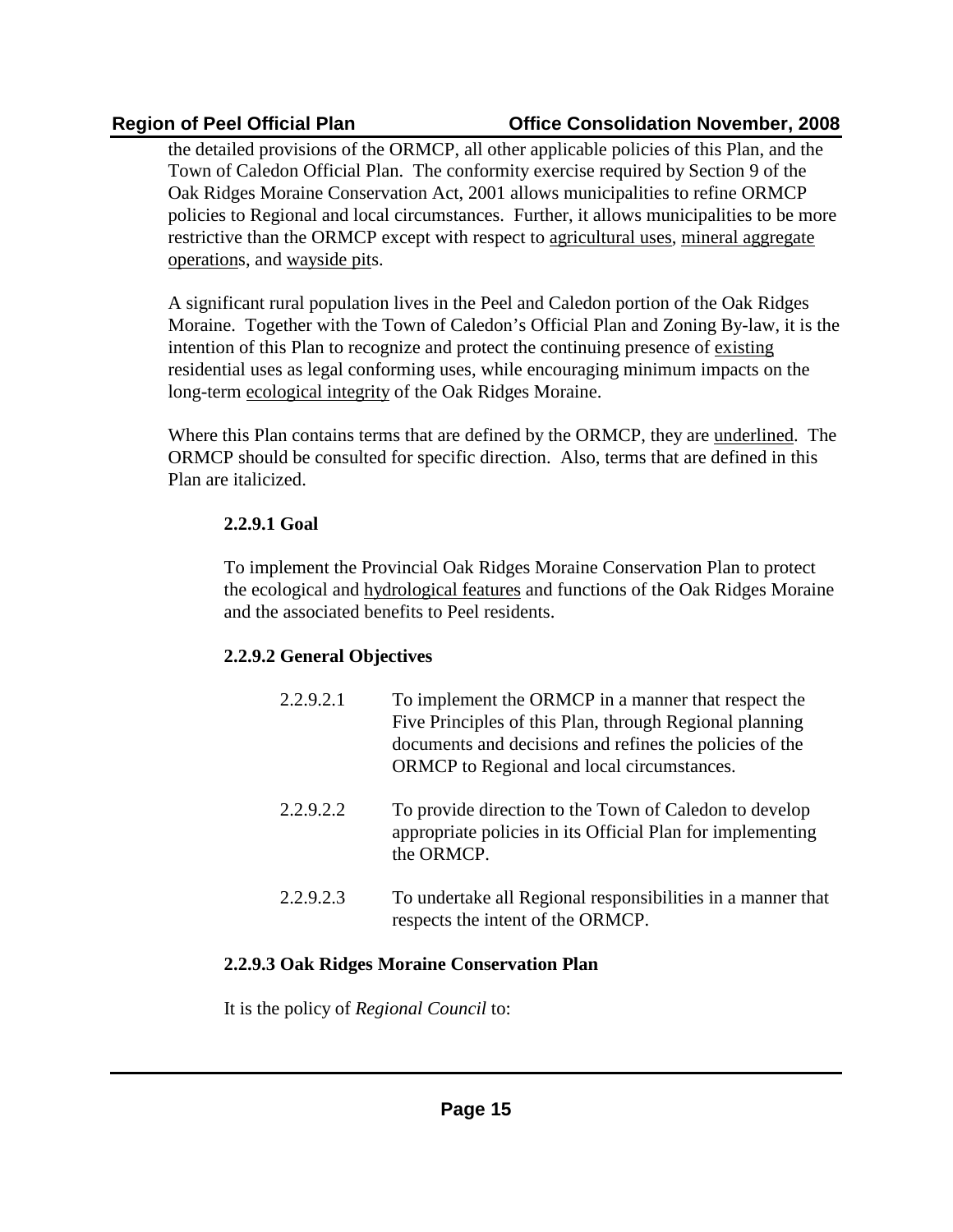the detailed provisions of the ORMCP, all other applicable policies of this Plan, and the Town of Caledon Official Plan. The conformity exercise required by Section 9 of the Oak Ridges Moraine Conservation Act, 2001 allows municipalities to refine ORMCP policies to Regional and local circumstances. Further, it allows municipalities to be more restrictive than the ORMCP except with respect to <u>agricultural uses</u>, <u>mineral aggregate operation</u>s, and <u>wayside pit</u>s.

A significant rural population lives in the Peel and Caledon portion of the Oak Ridges Moraine. Together with the Town of Caledon's Official Plan and Zoning By-law, it is the intention of this Plan to recognize and protect the continuing presence of <u>existing</u> residential uses as legal conforming uses, while encouraging minimum impacts on the long-term <u>ecological integrity</u> of the Oak Ridges Moraine.

Where this Plan contains terms that are defined by the ORMCP, they are <u>underlined</u>. The ORMCP should be consulted for specific direction. Also, terms that are defined in this Plan are italicized.

#### 2.2.9.1 Goal

To implement the Provincial Oak Ridges Moraine Conservation Plan to protect the ecological and <u>hydrological features</u> and functions of the Oak Ridges Moraine and the associated benefits to Peel residents.

#### 2.2.9.2 General Objectives

2.2.9.2.1 To implement the ORMCP in a manner that respect the Five Principles of this Plan, through Regional planning documents and decisions and refines the policies of the ORMCP to Regional and local circumstances.

2.2.9.2.2 To provide direction to the Town of Caledon to develop appropriate policies in its Official Plan for implementing the ORMCP.

2.2.9.2.3 To undertake all Regional responsibilities in a manner that respects the intent of the ORMCP.

#### 2.2.9.3 Oak Ridges Moraine Conservation Plan

It is the policy of *Regional Council* to: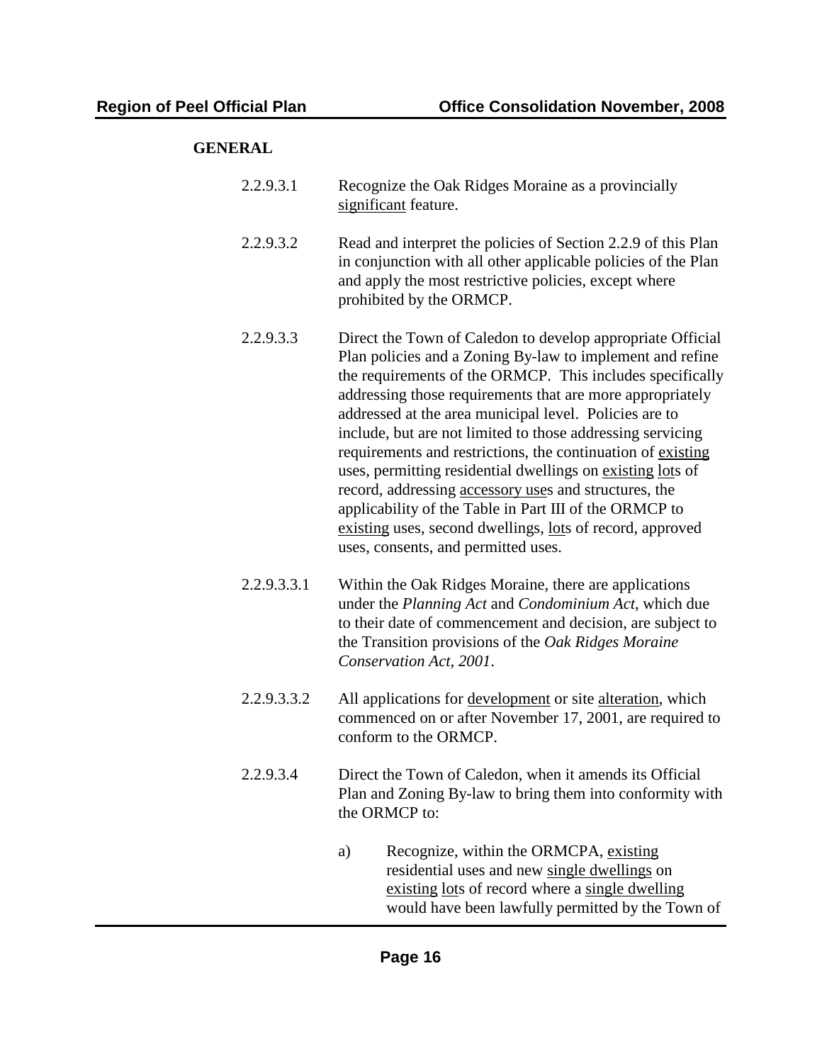**GENERAL**

2.2.9.3.1 Recognize the Oak Ridges Moraine as a provincially significant feature.

2.2.9.3.2 Read and interpret the policies of Section 2.2.9 of this Plan in conjunction with all other applicable policies of the Plan and apply the most restrictive policies, except where prohibited by the ORMCP.

2.2.9.3.3 Direct the Town of Caledon to develop appropriate Official Plan policies and a Zoning By-law to implement and refine the requirements of the ORMCP. This includes specifically addressing those requirements that are more appropriately addressed at the area municipal level. Policies are to include, but are not limited to those addressing servicing requirements and restrictions, the continuation of existing uses, permitting residential dwellings on existing lots of record, addressing accessory uses and structures, the applicability of the Table in Part III of the ORMCP to existing uses, second dwellings, lots of record, approved uses, consents, and permitted uses.

2.2.9.3.3.1 Within the Oak Ridges Moraine, there are applications under the *Planning Act* and *Condominium Act*, which due to their date of commencement and decision, are subject to the Transition provisions of the *Oak Ridges Moraine Conservation Act, 2001*.

2.2.9.3.3.2 All applications for development or site alteration, which commenced on or after November 17, 2001, are required to conform to the ORMCP.

2.2.9.3.4 Direct the Town of Caledon, when it amends its Official Plan and Zoning By-law to bring them into conformity with the ORMCP to:

a) Recognize, within the ORMCPA, existing residential uses and new single dwellings on existing lots of record where a single dwelling would have been lawfully permitted by the Town of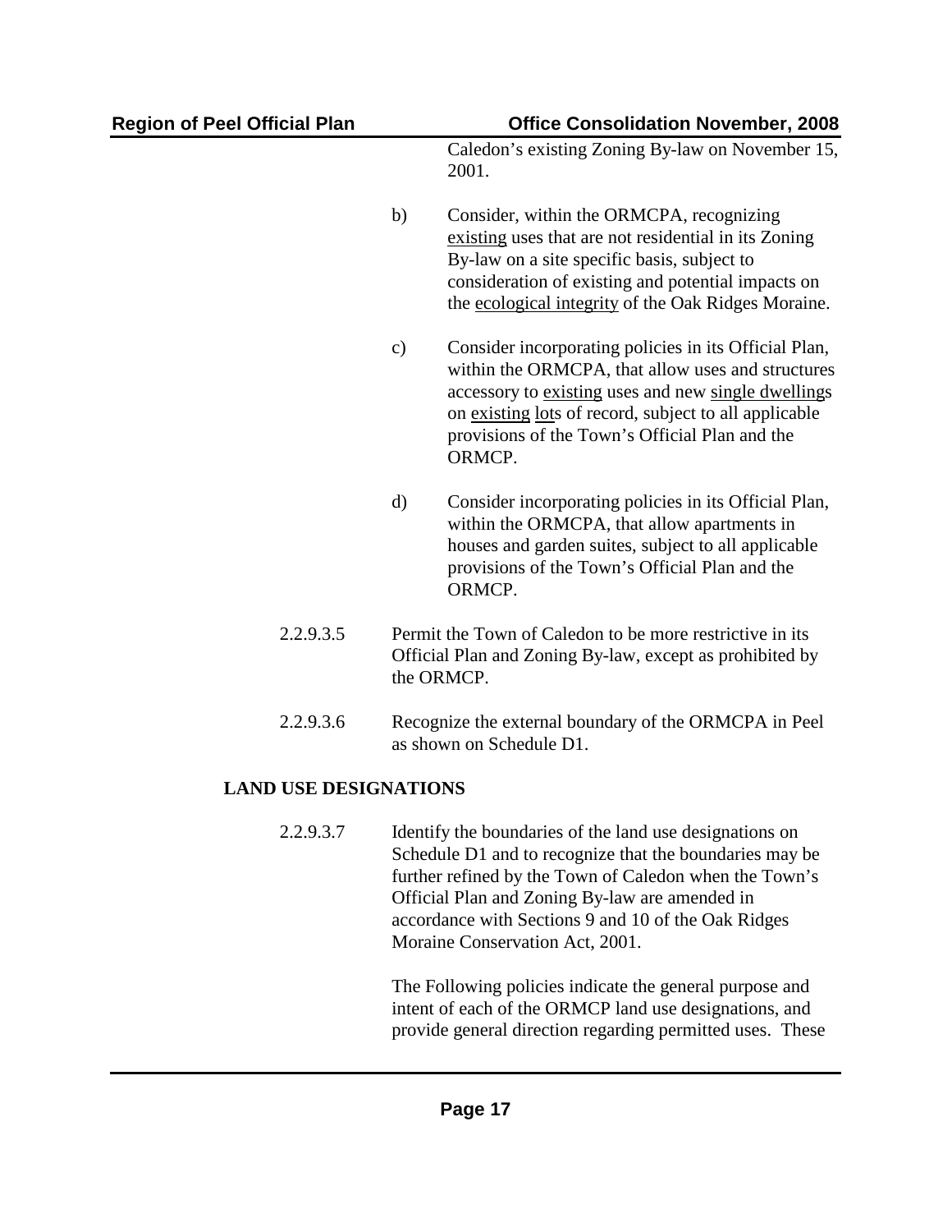Caledon's existing Zoning By-law on November 15, 2001.

b) Consider, within the ORMCPA, recognizing existing uses that are not residential in its Zoning By-law on a site specific basis, subject to consideration of existing and potential impacts on the ecological integrity of the Oak Ridges Moraine.

c) Consider incorporating policies in its Official Plan, within the ORMCPA, that allow uses and structures accessory to existing uses and new single dwellings on existing lots of record, subject to all applicable provisions of the Town's Official Plan and the ORMCP.

d) Consider incorporating policies in its Official Plan, within the ORMCPA, that allow apartments in houses and garden suites, subject to all applicable provisions of the Town's Official Plan and the ORMCP.

2.2.9.3.5 Permit the Town of Caledon to be more restrictive in its Official Plan and Zoning By-law, except as prohibited by the ORMCP.

2.2.9.3.6 Recognize the external boundary of the ORMCPA in Peel as shown on Schedule D1.

**LAND USE DESIGNATIONS**

2.2.9.3.7 Identify the boundaries of the land use designations on Schedule D1 and to recognize that the boundaries may be further refined by the Town of Caledon when the Town's Official Plan and Zoning By-law are amended in accordance with Sections 9 and 10 of the Oak Ridges Moraine Conservation Act, 2001.

The Following policies indicate the general purpose and intent of each of the ORMCP land use designations, and provide general direction regarding permitted uses. These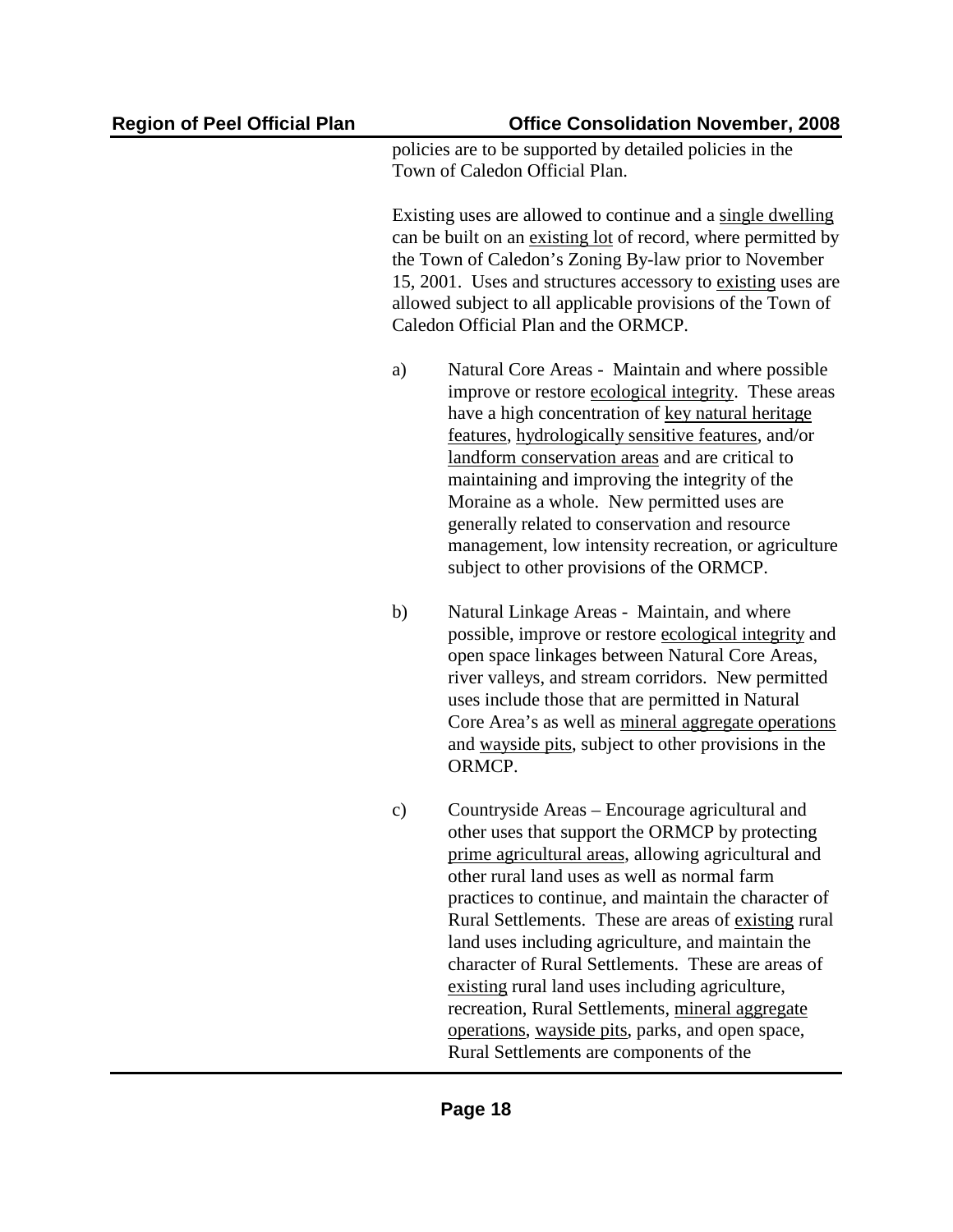policies are to be supported by detailed policies in the Town of Caledon Official Plan.

Existing uses are allowed to continue and a single dwelling can be built on an existing lot of record, where permitted by the Town of Caledon's Zoning By-law prior to November 15, 2001. Uses and structures accessory to existing uses are allowed subject to all applicable provisions of the Town of Caledon Official Plan and the ORMCP.

a) Natural Core Areas - Maintain and where possible improve or restore ecological integrity. These areas have a high concentration of key natural heritage features, hydrologically sensitive features, and/or landform conservation areas and are critical to maintaining and improving the integrity of the Moraine as a whole. New permitted uses are generally related to conservation and resource management, low intensity recreation, or agriculture subject to other provisions of the ORMCP.

b) Natural Linkage Areas - Maintain, and where possible, improve or restore ecological integrity and open space linkages between Natural Core Areas, river valleys, and stream corridors. New permitted uses include those that are permitted in Natural Core Area's as well as mineral aggregate operations and wayside pits, subject to other provisions in the ORMCP.

c) Countryside Areas – Encourage agricultural and other uses that support the ORMCP by protecting prime agricultural areas, allowing agricultural and other rural land uses as well as normal farm practices to continue, and maintain the character of Rural Settlements. These are areas of existing rural land uses including agriculture, and maintain the character of Rural Settlements. These are areas of existing rural land uses including agriculture, recreation, Rural Settlements, mineral aggregate operations, wayside pits, parks, and open space, Rural Settlements are components of the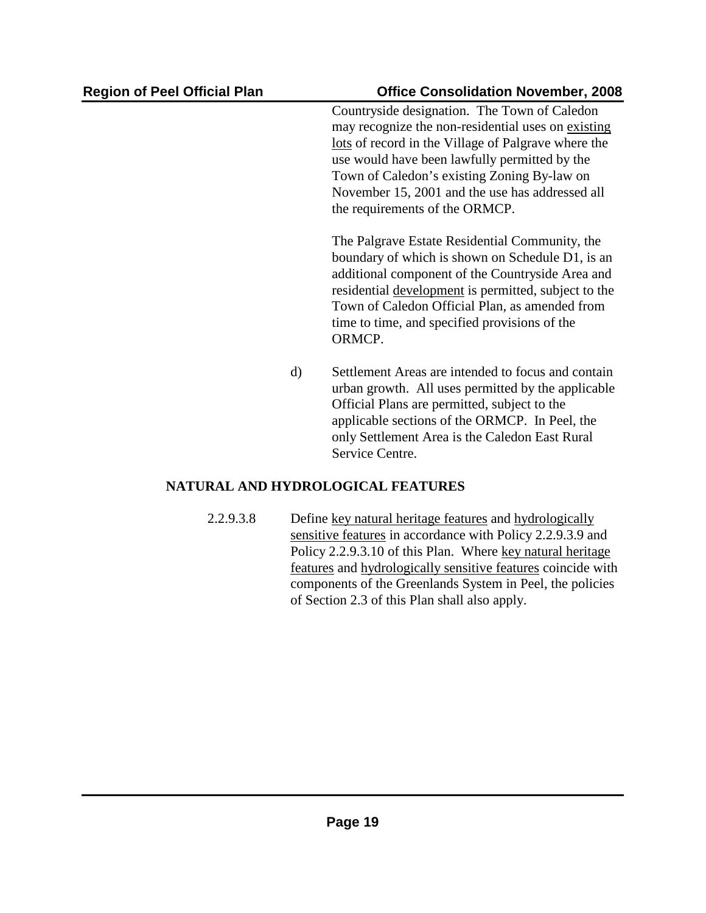Countryside designation. The Town of Caledon may recognize the non-residential uses on existing lots of record in the Village of Palgrave where the use would have been lawfully permitted by the Town of Caledon's existing Zoning By-law on November 15, 2001 and the use has addressed all the requirements of the ORMCP.

The Palgrave Estate Residential Community, the boundary of which is shown on Schedule D1, is an additional component of the Countryside Area and residential development is permitted, subject to the Town of Caledon Official Plan, as amended from time to time, and specified provisions of the ORMCP.

d) Settlement Areas are intended to focus and contain urban growth. All uses permitted by the applicable Official Plans are permitted, subject to the applicable sections of the ORMCP. In Peel, the only Settlement Area is the Caledon East Rural Service Centre.

**NATURAL AND HYDROLOGICAL FEATURES**

2.2.9.3.8 Define key natural heritage features and hydrologically sensitive features in accordance with Policy 2.2.9.3.9 and Policy 2.2.9.3.10 of this Plan. Where key natural heritage features and hydrologically sensitive features coincide with components of the Greenlands System in Peel, the policies of Section 2.3 of this Plan shall also apply.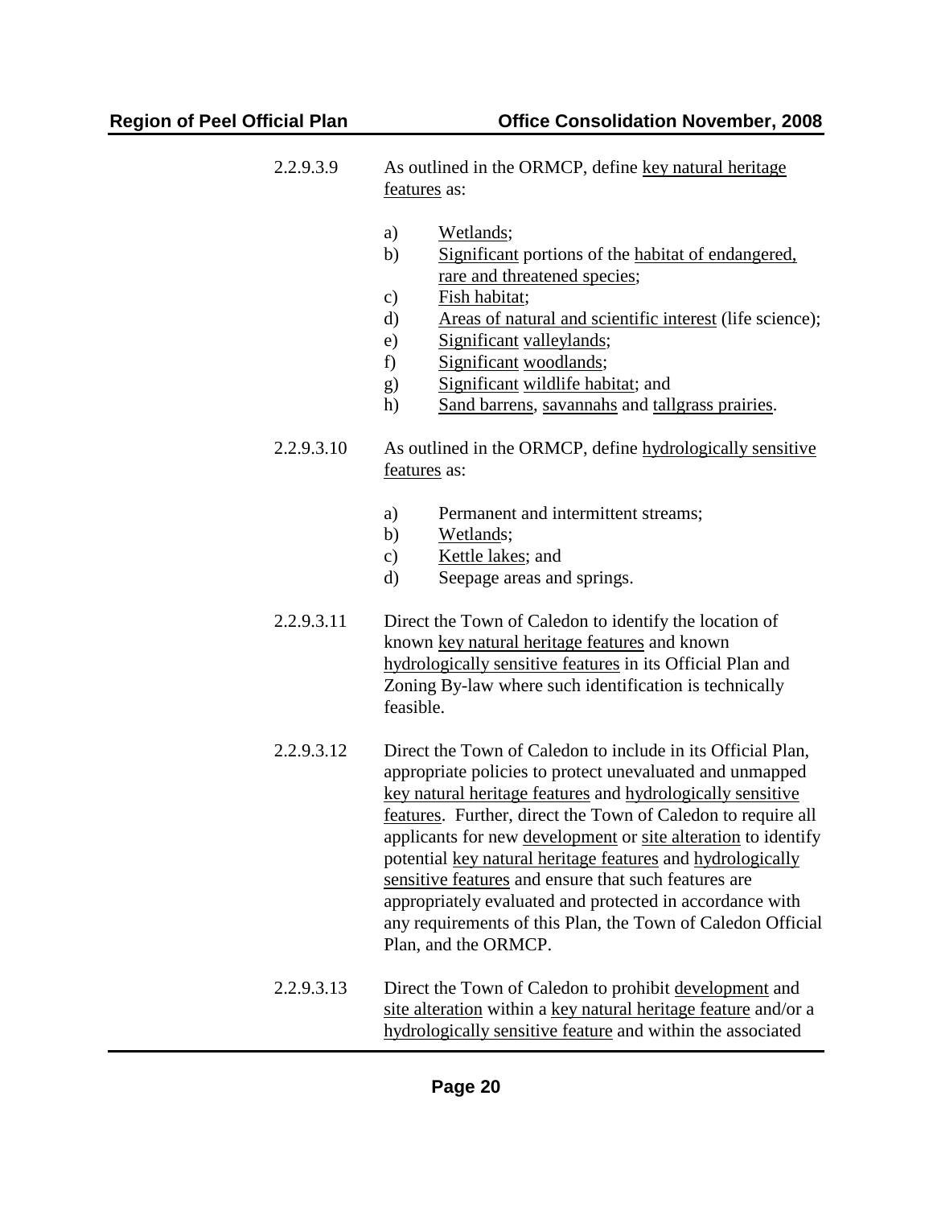2.2.9.3.9 As outlined in the ORMCP, define key natural heritage features as:

a) Wetlands;
b) Significant portions of the habitat of endangered, rare and threatened species;
c) Fish habitat;
d) Areas of natural and scientific interest (life science);
e) Significant valleylands;
f) Significant woodlands;
g) Significant wildlife habitat; and
h) Sand barrens, savannahs and tallgrass prairies.

2.2.9.3.10 As outlined in the ORMCP, define hydrologically sensitive features as:

a) Permanent and intermittent streams;
b) Wetlands;
c) Kettle lakes; and
d) Seepage areas and springs.

2.2.9.3.11 Direct the Town of Caledon to identify the location of known key natural heritage features and known hydrologically sensitive features in its Official Plan and Zoning By-law where such identification is technically feasible.

2.2.9.3.12 Direct the Town of Caledon to include in its Official Plan, appropriate policies to protect unevaluated and unmapped key natural heritage features and hydrologically sensitive features. Further, direct the Town of Caledon to require all applicants for new development or site alteration to identify potential key natural heritage features and hydrologically sensitive features and ensure that such features are appropriately evaluated and protected in accordance with any requirements of this Plan, the Town of Caledon Official Plan, and the ORMCP.

2.2.9.3.13 Direct the Town of Caledon to prohibit development and site alteration within a key natural heritage feature and/or a hydrologically sensitive feature and within the associated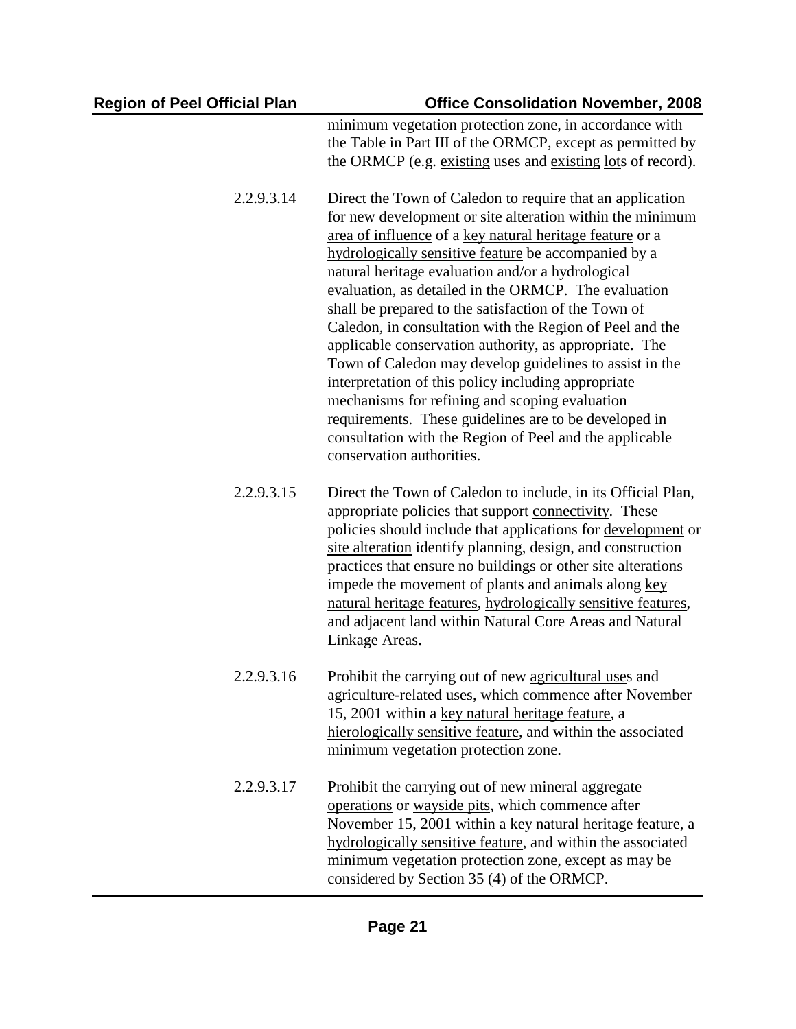minimum vegetation protection zone, in accordance with the Table in Part III of the ORMCP, except as permitted by the ORMCP (e.g. existing uses and existing lots of record).

2.2.9.3.14 Direct the Town of Caledon to require that an application for new development or site alteration within the minimum area of influence of a key natural heritage feature or a hydrologically sensitive feature be accompanied by a natural heritage evaluation and/or a hydrological evaluation, as detailed in the ORMCP. The evaluation shall be prepared to the satisfaction of the Town of Caledon, in consultation with the Region of Peel and the applicable conservation authority, as appropriate. The Town of Caledon may develop guidelines to assist in the interpretation of this policy including appropriate mechanisms for refining and scoping evaluation requirements. These guidelines are to be developed in consultation with the Region of Peel and the applicable conservation authorities.

2.2.9.3.15 Direct the Town of Caledon to include, in its Official Plan, appropriate policies that support connectivity. These policies should include that applications for development or site alteration identify planning, design, and construction practices that ensure no buildings or other site alterations impede the movement of plants and animals along key natural heritage features, hydrologically sensitive features, and adjacent land within Natural Core Areas and Natural Linkage Areas.

2.2.9.3.16 Prohibit the carrying out of new agricultural uses and agriculture-related uses, which commence after November 15, 2001 within a key natural heritage feature, a hierologically sensitive feature, and within the associated minimum vegetation protection zone.

2.2.9.3.17 Prohibit the carrying out of new mineral aggregate operations or wayside pits, which commence after November 15, 2001 within a key natural heritage feature, a hydrologically sensitive feature, and within the associated minimum vegetation protection zone, except as may be considered by Section 35 (4) of the ORMCP.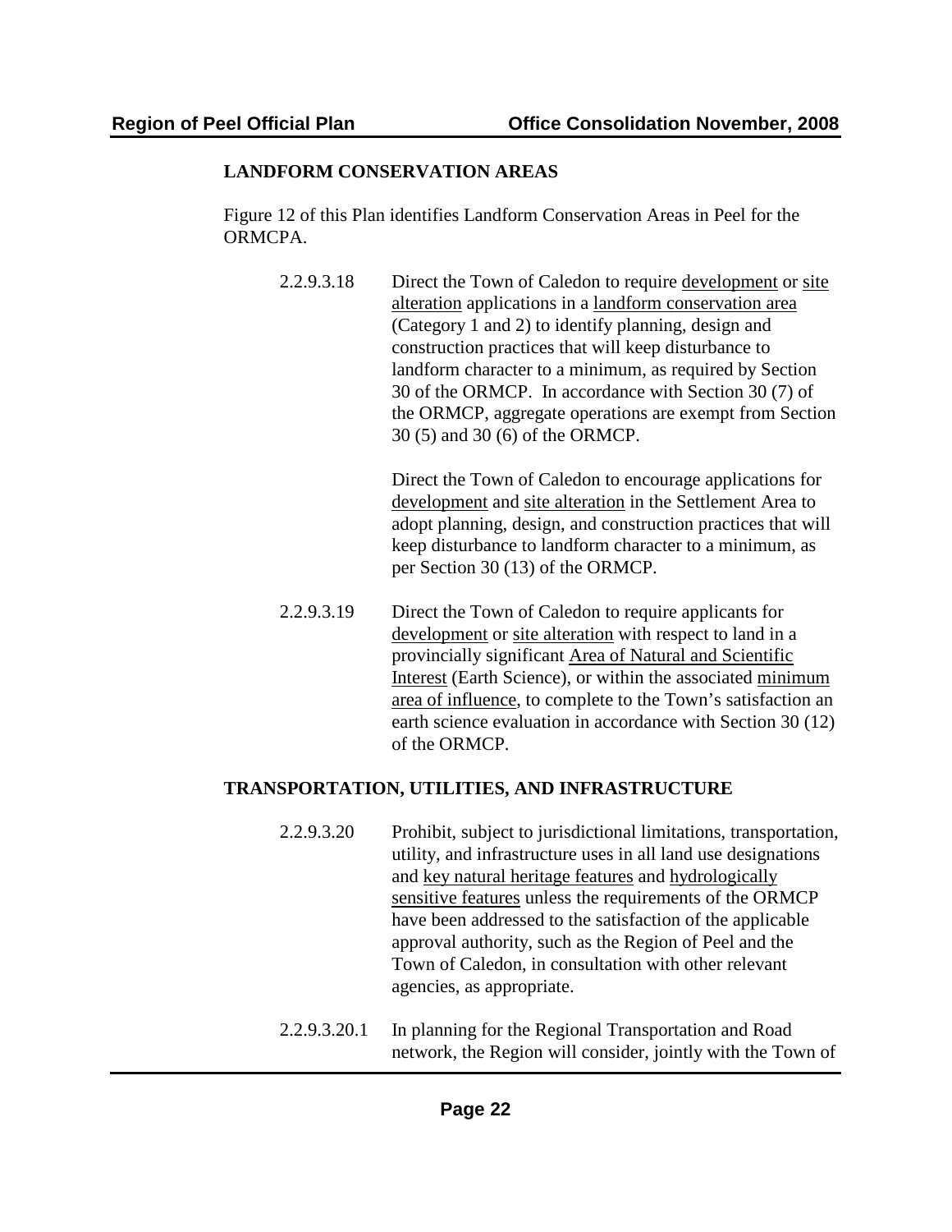## LANDFORM CONSERVATION AREAS

Figure 12 of this Plan identifies Landform Conservation Areas in Peel for the ORMCPA.

2.2.9.3.18 Direct the Town of Caledon to require development or site alteration applications in a landform conservation area (Category 1 and 2) to identify planning, design and construction practices that will keep disturbance to landform character to a minimum, as required by Section 30 of the ORMCP. In accordance with Section 30 (7) of the ORMCP, aggregate operations are exempt from Section 30 (5) and 30 (6) of the ORMCP.

Direct the Town of Caledon to encourage applications for development and site alteration in the Settlement Area to adopt planning, design, and construction practices that will keep disturbance to landform character to a minimum, as per Section 30 (13) of the ORMCP.

2.2.9.3.19 Direct the Town of Caledon to require applicants for development or site alteration with respect to land in a provincially significant Area of Natural and Scientific Interest (Earth Science), or within the associated minimum area of influence, to complete to the Town's satisfaction an earth science evaluation in accordance with Section 30 (12) of the ORMCP.

## TRANSPORTATION, UTILITIES, AND INFRASTRUCTURE

2.2.9.3.20 Prohibit, subject to jurisdictional limitations, transportation, utility, and infrastructure uses in all land use designations and key natural heritage features and hydrologically sensitive features unless the requirements of the ORMCP have been addressed to the satisfaction of the applicable approval authority, such as the Region of Peel and the Town of Caledon, in consultation with other relevant agencies, as appropriate.

2.2.9.3.20.1 In planning for the Regional Transportation and Road network, the Region will consider, jointly with the Town of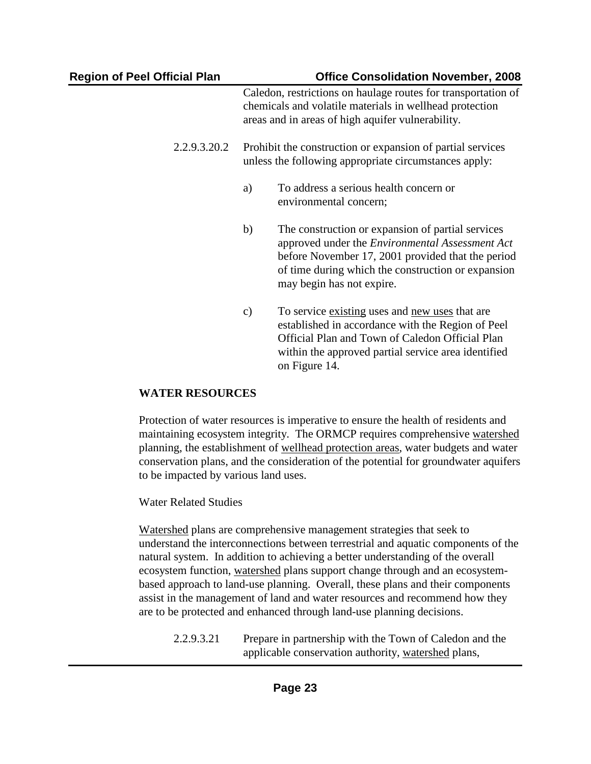Caledon, restrictions on haulage routes for transportation of chemicals and volatile materials in wellhead protection areas and in areas of high aquifer vulnerability.

2.2.9.3.20.2 Prohibit the construction or expansion of partial services unless the following appropriate circumstances apply:

a) To address a serious health concern or environmental concern;

b) The construction or expansion of partial services approved under the *Environmental Assessment Act* before November 17, 2001 provided that the period of time during which the construction or expansion may begin has not expire.

c) To service existing uses and new uses that are established in accordance with the Region of Peel Official Plan and Town of Caledon Official Plan within the approved partial service area identified on Figure 14.

**WATER RESOURCES**

Protection of water resources is imperative to ensure the health of residents and maintaining ecosystem integrity. The ORMCP requires comprehensive watershed planning, the establishment of wellhead protection areas, water budgets and water conservation plans, and the consideration of the potential for groundwater aquifers to be impacted by various land uses.

Water Related Studies

Watershed plans are comprehensive management strategies that seek to understand the interconnections between terrestrial and aquatic components of the natural system. In addition to achieving a better understanding of the overall ecosystem function, watershed plans support change through and an ecosystem-based approach to land-use planning. Overall, these plans and their components assist in the management of land and water resources and recommend how they are to be protected and enhanced through land-use planning decisions.

2.2.9.3.21 Prepare in partnership with the Town of Caledon and the applicable conservation authority, watershed plans,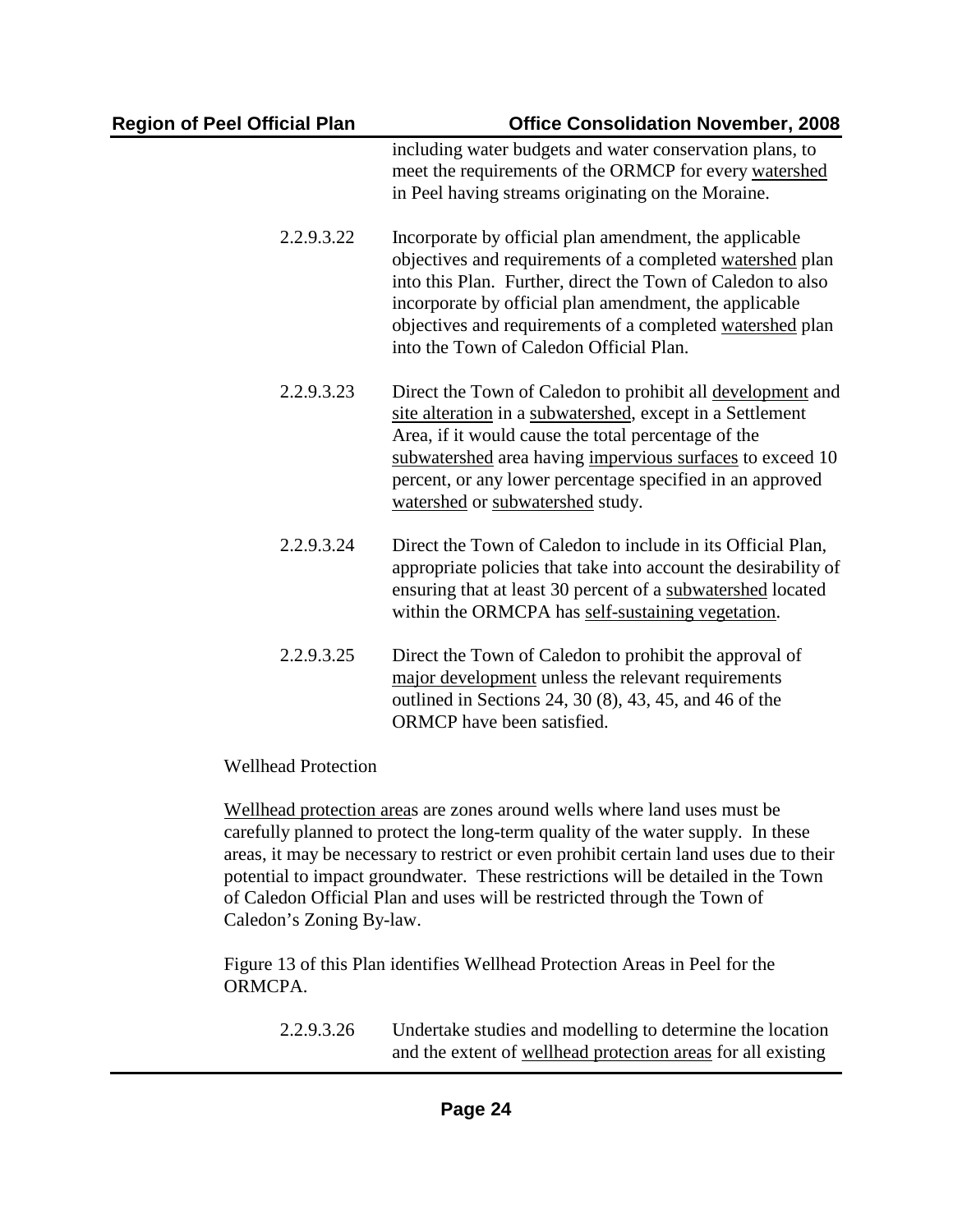including water budgets and water conservation plans, to meet the requirements of the ORMCP for every watershed in Peel having streams originating on the Moraine.

2.2.9.3.22 Incorporate by official plan amendment, the applicable objectives and requirements of a completed watershed plan into this Plan. Further, direct the Town of Caledon to also incorporate by official plan amendment, the applicable objectives and requirements of a completed watershed plan into the Town of Caledon Official Plan.

2.2.9.3.23 Direct the Town of Caledon to prohibit all development and site alteration in a subwatershed, except in a Settlement Area, if it would cause the total percentage of the subwatershed area having impervious surfaces to exceed 10 percent, or any lower percentage specified in an approved watershed or subwatershed study.

2.2.9.3.24 Direct the Town of Caledon to include in its Official Plan, appropriate policies that take into account the desirability of ensuring that at least 30 percent of a subwatershed located within the ORMCPA has self-sustaining vegetation.

2.2.9.3.25 Direct the Town of Caledon to prohibit the approval of major development unless the relevant requirements outlined in Sections 24, 30 (8), 43, 45, and 46 of the ORMCP have been satisfied.

Wellhead Protection

Wellhead protection areas are zones around wells where land uses must be carefully planned to protect the long-term quality of the water supply. In these areas, it may be necessary to restrict or even prohibit certain land uses due to their potential to impact groundwater. These restrictions will be detailed in the Town of Caledon Official Plan and uses will be restricted through the Town of Caledon's Zoning By-law.

Figure 13 of this Plan identifies Wellhead Protection Areas in Peel for the ORMCPA.

2.2.9.3.26 Undertake studies and modelling to determine the location and the extent of wellhead protection areas for all existing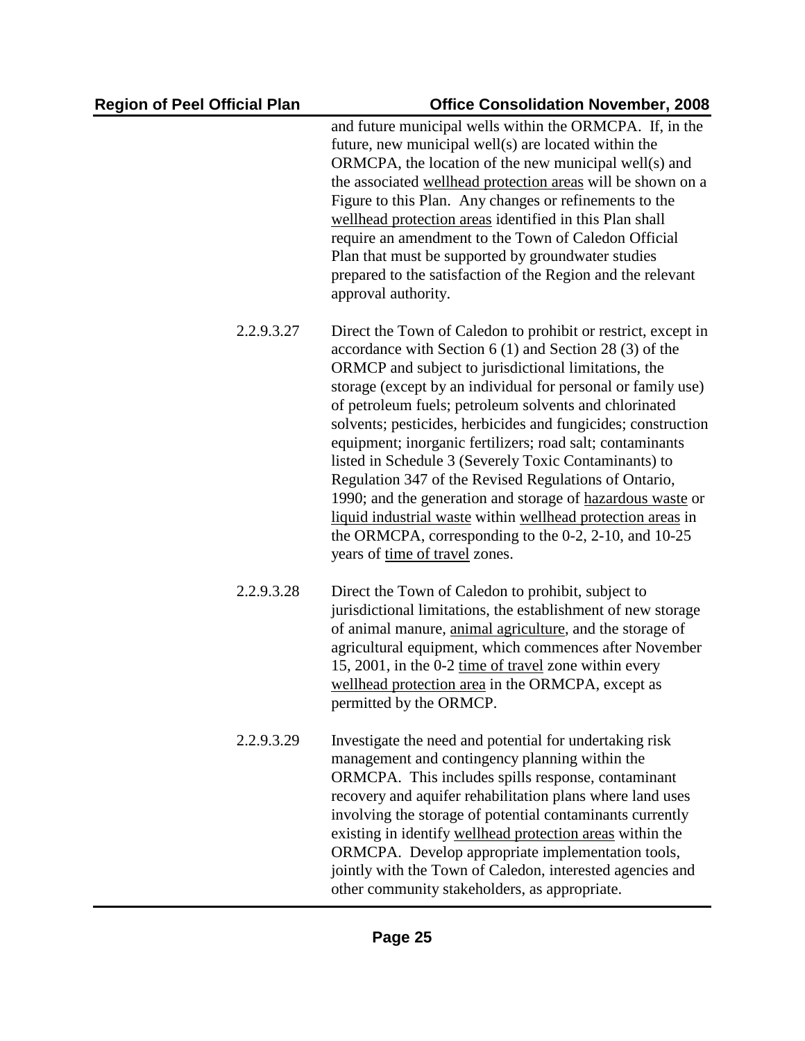and future municipal wells within the ORMCPA. If, in the future, new municipal well(s) are located within the ORMCPA, the location of the new municipal well(s) and the associated wellhead protection areas will be shown on a Figure to this Plan. Any changes or refinements to the wellhead protection areas identified in this Plan shall require an amendment to the Town of Caledon Official Plan that must be supported by groundwater studies prepared to the satisfaction of the Region and the relevant approval authority.

2.2.9.3.27 Direct the Town of Caledon to prohibit or restrict, except in accordance with Section 6 (1) and Section 28 (3) of the ORMCP and subject to jurisdictional limitations, the storage (except by an individual for personal or family use) of petroleum fuels; petroleum solvents and chlorinated solvents; pesticides, herbicides and fungicides; construction equipment; inorganic fertilizers; road salt; contaminants listed in Schedule 3 (Severely Toxic Contaminants) to Regulation 347 of the Revised Regulations of Ontario, 1990; and the generation and storage of hazardous waste or liquid industrial waste within wellhead protection areas in the ORMCPA, corresponding to the 0-2, 2-10, and 10-25 years of time of travel zones.

2.2.9.3.28 Direct the Town of Caledon to prohibit, subject to jurisdictional limitations, the establishment of new storage of animal manure, animal agriculture, and the storage of agricultural equipment, which commences after November 15, 2001, in the 0-2 time of travel zone within every wellhead protection area in the ORMCPA, except as permitted by the ORMCP.

2.2.9.3.29 Investigate the need and potential for undertaking risk management and contingency planning within the ORMCPA. This includes spills response, contaminant recovery and aquifer rehabilitation plans where land uses involving the storage of potential contaminants currently existing in identify wellhead protection areas within the ORMCPA. Develop appropriate implementation tools, jointly with the Town of Caledon, interested agencies and other community stakeholders, as appropriate.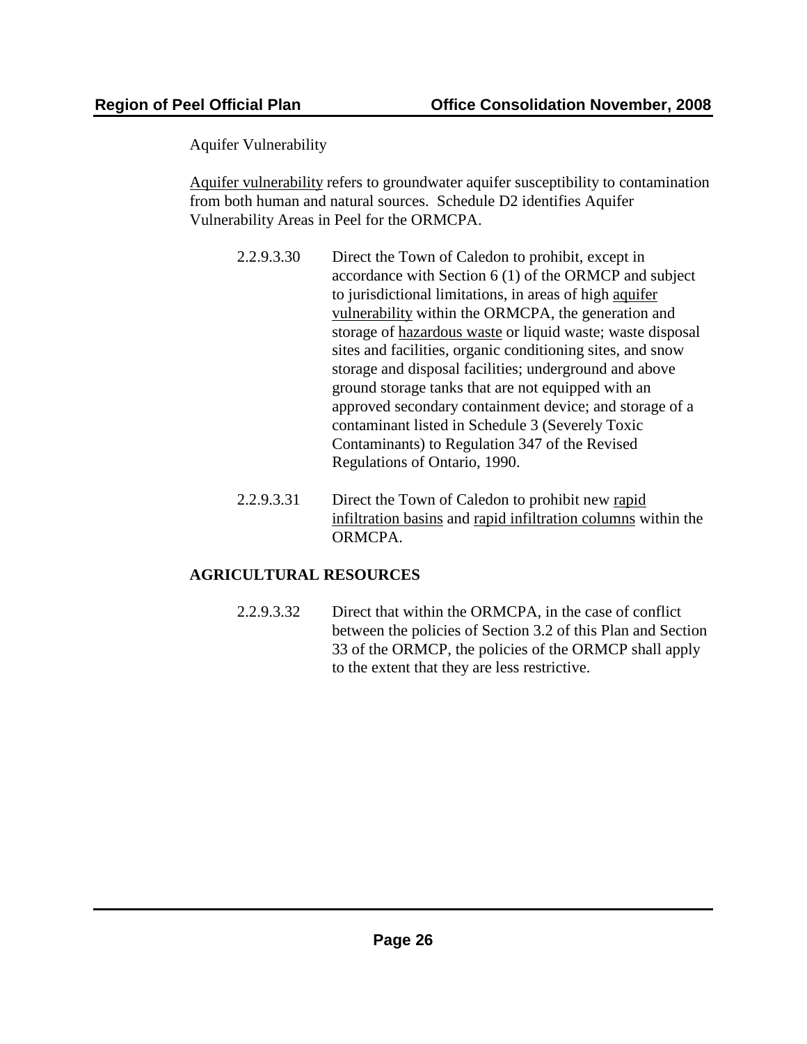Aquifer Vulnerability

Aquifer vulnerability refers to groundwater aquifer susceptibility to contamination from both human and natural sources. Schedule D2 identifies Aquifer Vulnerability Areas in Peel for the ORMCPA.

2.2.9.3.30 Direct the Town of Caledon to prohibit, except in accordance with Section 6 (1) of the ORMCP and subject to jurisdictional limitations, in areas of high aquifer vulnerability within the ORMCPA, the generation and storage of hazardous waste or liquid waste; waste disposal sites and facilities, organic conditioning sites, and snow storage and disposal facilities; underground and above ground storage tanks that are not equipped with an approved secondary containment device; and storage of a contaminant listed in Schedule 3 (Severely Toxic Contaminants) to Regulation 347 of the Revised Regulations of Ontario, 1990.

2.2.9.3.31 Direct the Town of Caledon to prohibit new rapid infiltration basins and rapid infiltration columns within the ORMCPA.

**AGRICULTURAL RESOURCES**

2.2.9.3.32 Direct that within the ORMCPA, in the case of conflict between the policies of Section 3.2 of this Plan and Section 33 of the ORMCP, the policies of the ORMCP shall apply to the extent that they are less restrictive.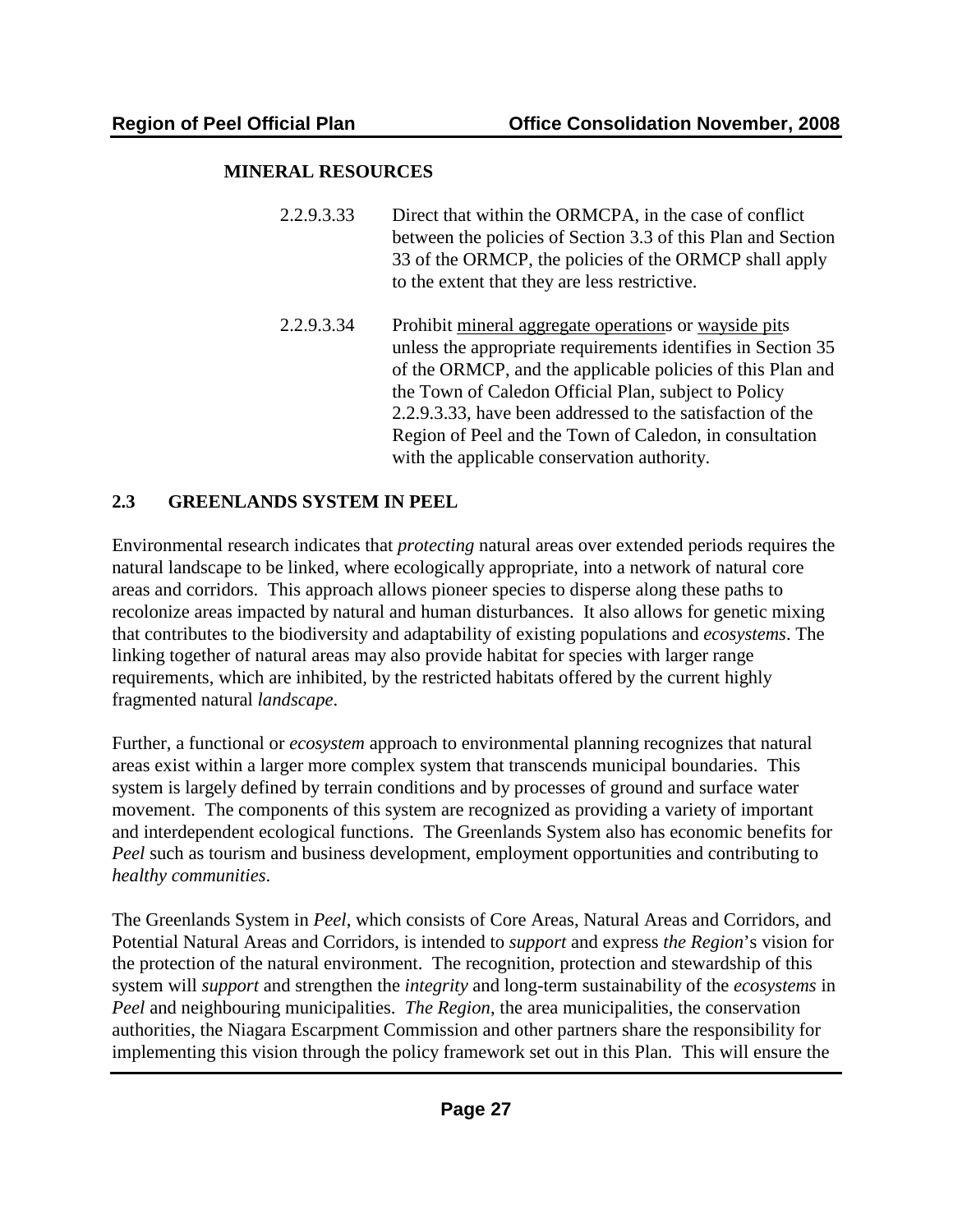**MINERAL RESOURCES**

2.2.9.3.33 Direct that within the ORMCPA, in the case of conflict between the policies of Section 3.3 of this Plan and Section 33 of the ORMCP, the policies of the ORMCP shall apply to the extent that they are less restrictive.

2.2.9.3.34 Prohibit mineral aggregate operations or wayside pits unless the appropriate requirements identifies in Section 35 of the ORMCP, and the applicable policies of this Plan and the Town of Caledon Official Plan, subject to Policy 2.2.9.3.33, have been addressed to the satisfaction of the Region of Peel and the Town of Caledon, in consultation with the applicable conservation authority.

## 2.3 GREENLANDS SYSTEM IN PEEL

Environmental research indicates that *protecting* natural areas over extended periods requires the natural landscape to be linked, where ecologically appropriate, into a network of natural core areas and corridors. This approach allows pioneer species to disperse along these paths to recolonize areas impacted by natural and human disturbances. It also allows for genetic mixing that contributes to the biodiversity and adaptability of existing populations and *ecosystems*. The linking together of natural areas may also provide habitat for species with larger range requirements, which are inhibited, by the restricted habitats offered by the current highly fragmented natural *landscape*.

Further, a functional or *ecosystem* approach to environmental planning recognizes that natural areas exist within a larger more complex system that transcends municipal boundaries. This system is largely defined by terrain conditions and by processes of ground and surface water movement. The components of this system are recognized as providing a variety of important and interdependent ecological functions. The Greenlands System also has economic benefits for *Peel* such as tourism and business development, employment opportunities and contributing to *healthy communities*.

The Greenlands System in *Peel*, which consists of Core Areas, Natural Areas and Corridors, and Potential Natural Areas and Corridors, is intended to *support* and express *the Region*'s vision for the protection of the natural environment. The recognition, protection and stewardship of this system will *support* and strengthen the *integrity* and long-term sustainability of the *ecosystems* in *Peel* and neighbouring municipalities. *The Region*, the area municipalities, the conservation authorities, the Niagara Escarpment Commission and other partners share the responsibility for implementing this vision through the policy framework set out in this Plan. This will ensure the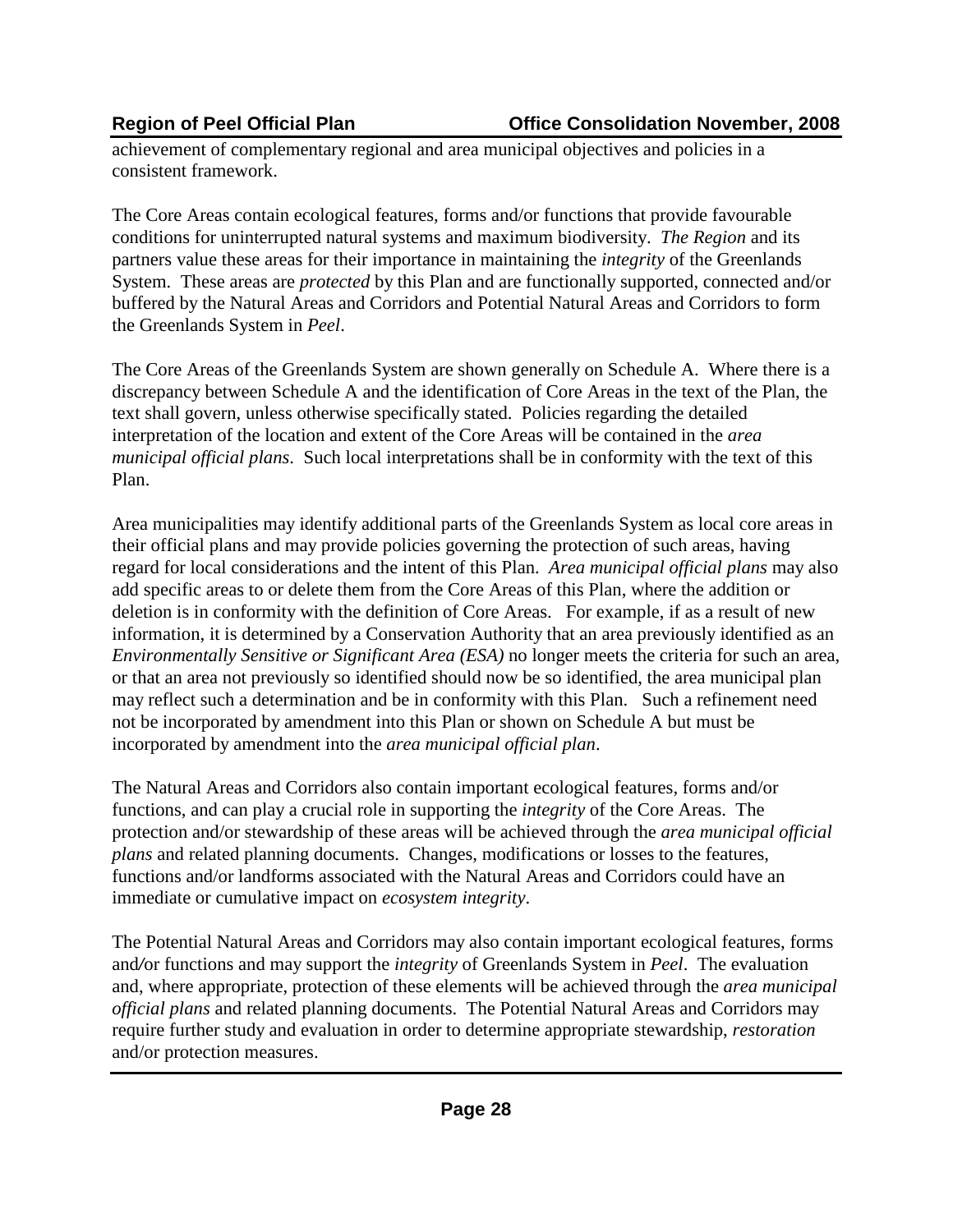achievement of complementary regional and area municipal objectives and policies in a consistent framework.

The Core Areas contain ecological features, forms and/or functions that provide favourable conditions for uninterrupted natural systems and maximum biodiversity. *The Region* and its partners value these areas for their importance in maintaining the *integrity* of the Greenlands System. These areas are *protected* by this Plan and are functionally supported, connected and/or buffered by the Natural Areas and Corridors and Potential Natural Areas and Corridors to form the Greenlands System in *Peel*.

The Core Areas of the Greenlands System are shown generally on Schedule A. Where there is a discrepancy between Schedule A and the identification of Core Areas in the text of the Plan, the text shall govern, unless otherwise specifically stated. Policies regarding the detailed interpretation of the location and extent of the Core Areas will be contained in the *area municipal official plans*. Such local interpretations shall be in conformity with the text of this Plan.

Area municipalities may identify additional parts of the Greenlands System as local core areas in their official plans and may provide policies governing the protection of such areas, having regard for local considerations and the intent of this Plan. *Area municipal official plans* may also add specific areas to or delete them from the Core Areas of this Plan, where the addition or deletion is in conformity with the definition of Core Areas. For example, if as a result of new information, it is determined by a Conservation Authority that an area previously identified as an *Environmentally Sensitive or Significant Area (ESA)* no longer meets the criteria for such an area, or that an area not previously so identified should now be so identified, the area municipal plan may reflect such a determination and be in conformity with this Plan. Such a refinement need not be incorporated by amendment into this Plan or shown on Schedule A but must be incorporated by amendment into the *area municipal official plan*.

The Natural Areas and Corridors also contain important ecological features, forms and/or functions, and can play a crucial role in supporting the *integrity* of the Core Areas. The protection and/or stewardship of these areas will be achieved through the *area municipal official plans* and related planning documents. Changes, modifications or losses to the features, functions and/or landforms associated with the Natural Areas and Corridors could have an immediate or cumulative impact on *ecosystem integrity*.

The Potential Natural Areas and Corridors may also contain important ecological features, forms and/or functions and may support the *integrity* of Greenlands System in *Peel*. The evaluation and, where appropriate, protection of these elements will be achieved through the *area municipal official plans* and related planning documents. The Potential Natural Areas and Corridors may require further study and evaluation in order to determine appropriate stewardship, *restoration* and/or protection measures.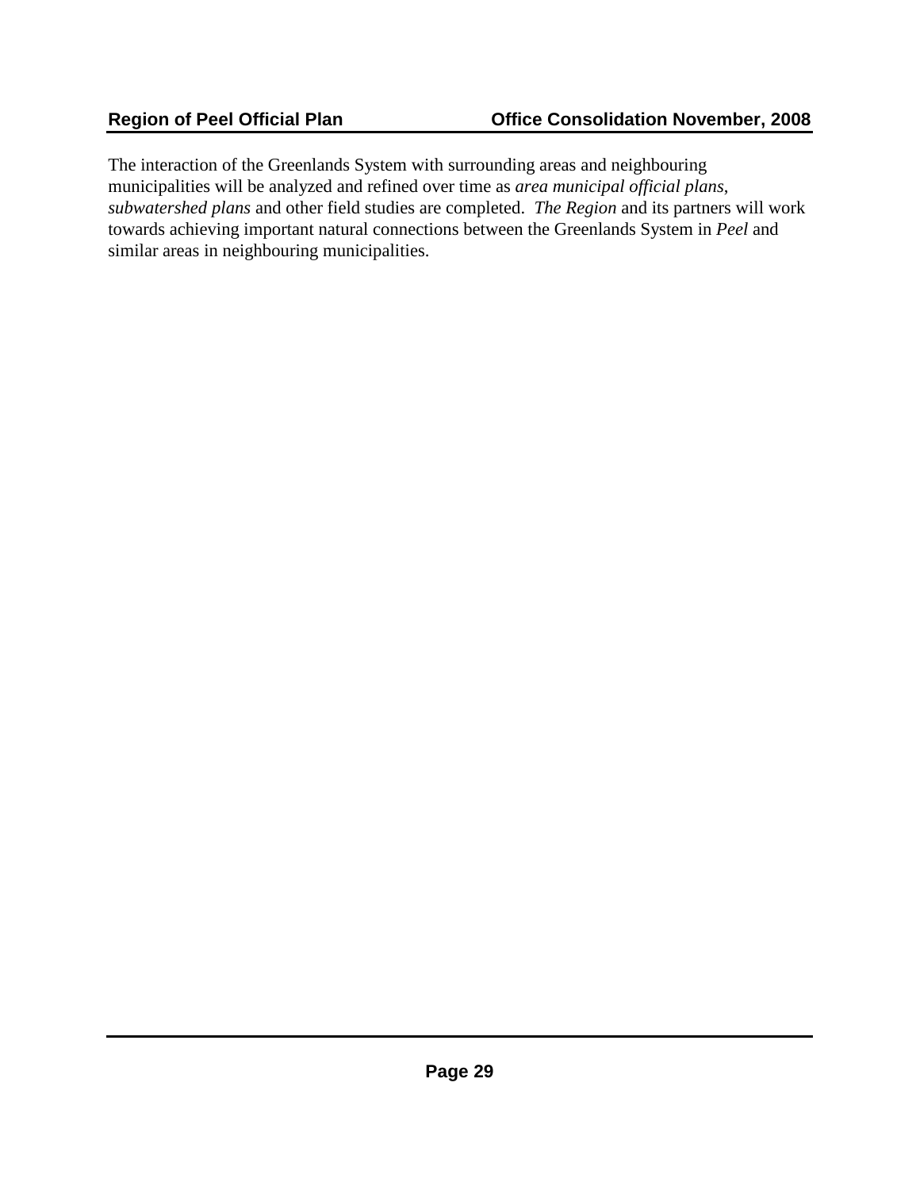The interaction of the Greenlands System with surrounding areas and neighbouring municipalities will be analyzed and refined over time as *area municipal official plans*, *subwatershed plans* and other field studies are completed. *The Region* and its partners will work towards achieving important natural connections between the Greenlands System in *Peel* and similar areas in neighbouring municipalities.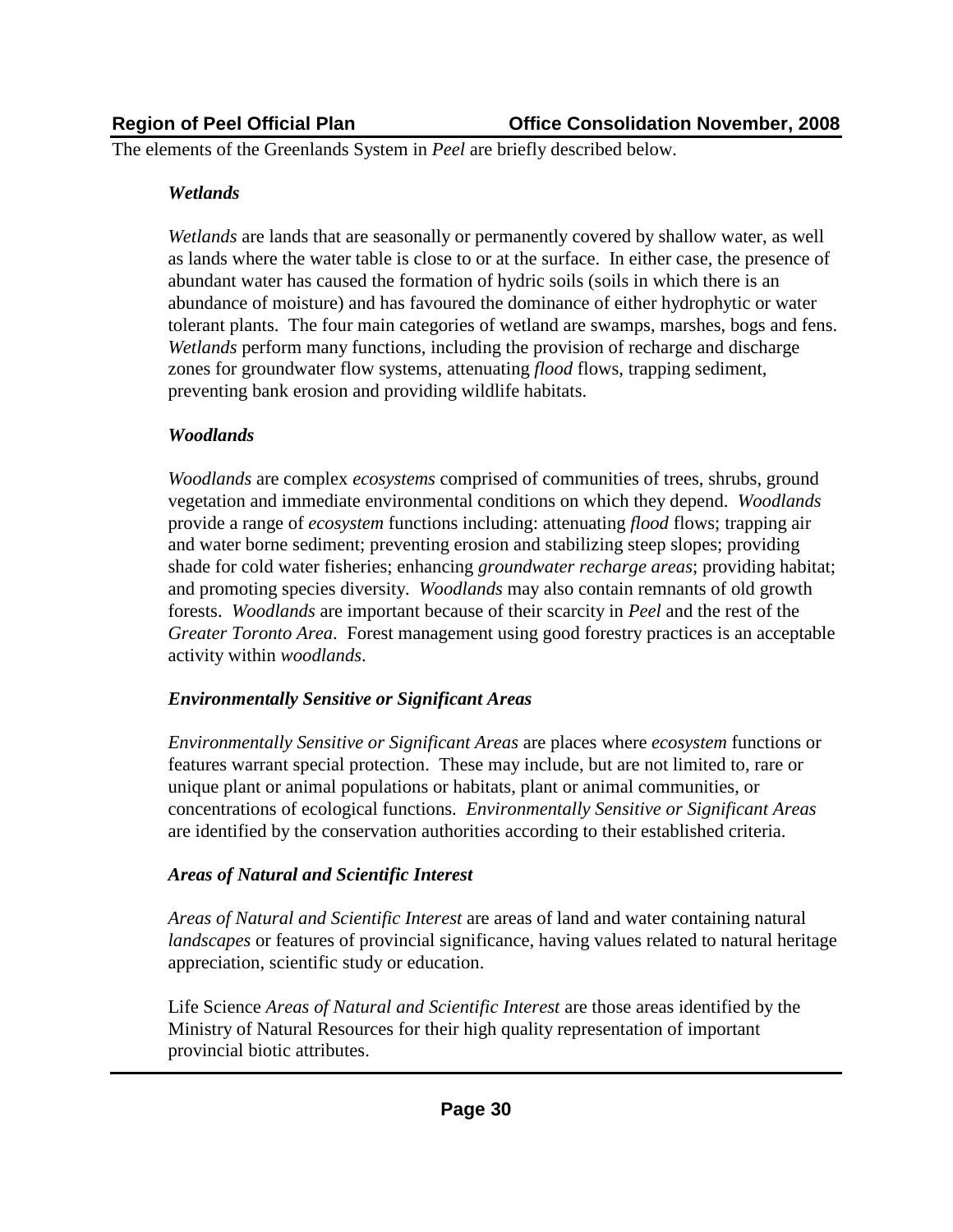The elements of the Greenlands System in *Peel* are briefly described below.

***Wetlands***

*Wetlands* are lands that are seasonally or permanently covered by shallow water, as well as lands where the water table is close to or at the surface. In either case, the presence of abundant water has caused the formation of hydric soils (soils in which there is an abundance of moisture) and has favoured the dominance of either hydrophytic or water tolerant plants. The four main categories of wetland are swamps, marshes, bogs and fens. *Wetlands* perform many functions, including the provision of recharge and discharge zones for groundwater flow systems, attenuating *flood* flows, trapping sediment, preventing bank erosion and providing wildlife habitats.

***Woodlands***

*Woodlands* are complex *ecosystems* comprised of communities of trees, shrubs, ground vegetation and immediate environmental conditions on which they depend. *Woodlands* provide a range of *ecosystem* functions including: attenuating *flood* flows; trapping air and water borne sediment; preventing erosion and stabilizing steep slopes; providing shade for cold water fisheries; enhancing *groundwater recharge areas*; providing habitat; and promoting species diversity. *Woodlands* may also contain remnants of old growth forests. *Woodlands* are important because of their scarcity in *Peel* and the rest of the *Greater Toronto Area*. Forest management using good forestry practices is an acceptable activity within *woodlands*.

***Environmentally Sensitive or Significant Areas***

*Environmentally Sensitive or Significant Areas* are places where *ecosystem* functions or features warrant special protection. These may include, but are not limited to, rare or unique plant or animal populations or habitats, plant or animal communities, or concentrations of ecological functions. *Environmentally Sensitive or Significant Areas* are identified by the conservation authorities according to their established criteria.

***Areas of Natural and Scientific Interest***

*Areas of Natural and Scientific Interest* are areas of land and water containing natural *landscapes* or features of provincial significance, having values related to natural heritage appreciation, scientific study or education.

Life Science *Areas of Natural and Scientific Interest* are those areas identified by the Ministry of Natural Resources for their high quality representation of important provincial biotic attributes.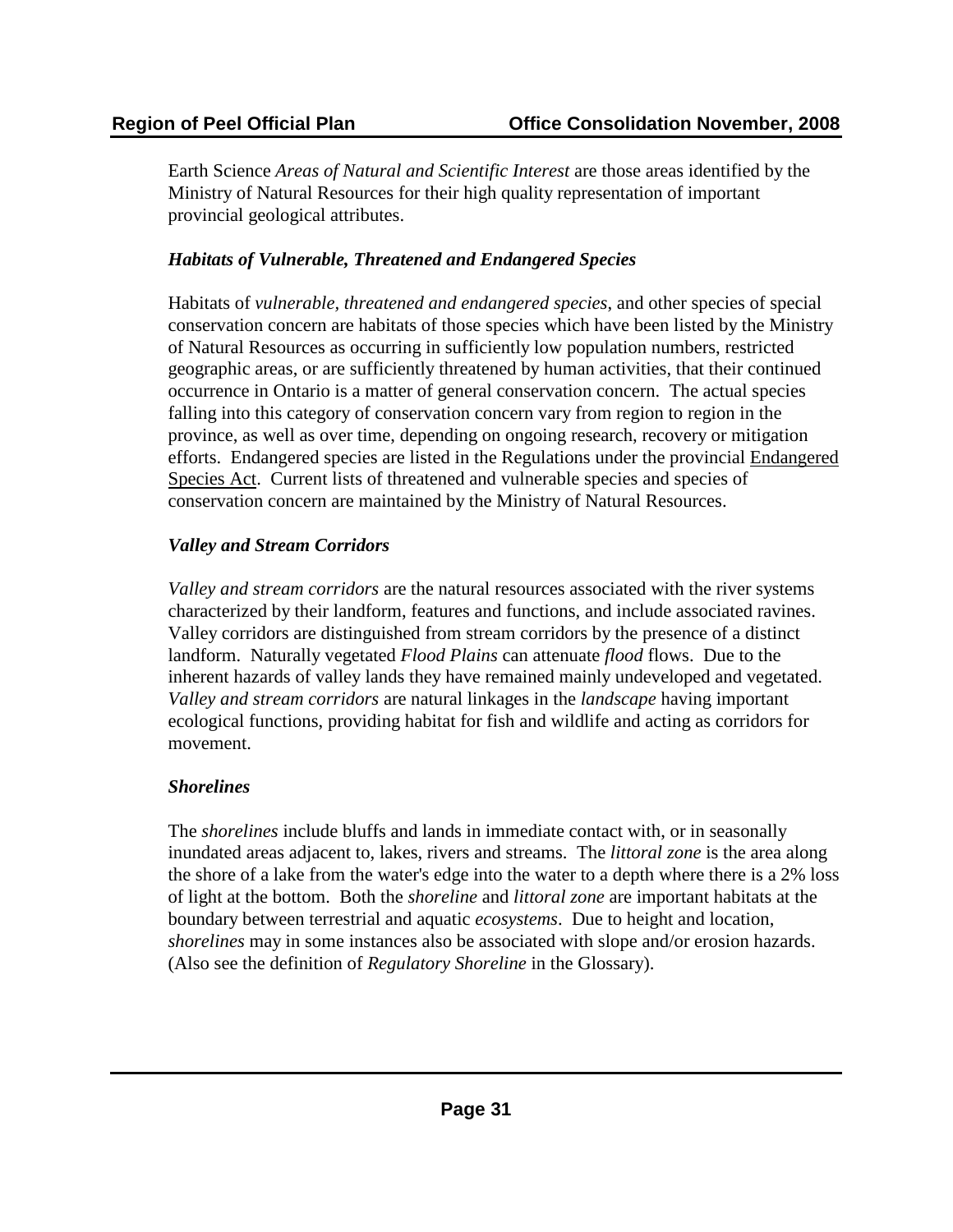Earth Science *Areas of Natural and Scientific Interest* are those areas identified by the Ministry of Natural Resources for their high quality representation of important provincial geological attributes.

***Habitats of Vulnerable, Threatened and Endangered Species***

Habitats of *vulnerable, threatened and endangered species*, and other species of special conservation concern are habitats of those species which have been listed by the Ministry of Natural Resources as occurring in sufficiently low population numbers, restricted geographic areas, or are sufficiently threatened by human activities, that their continued occurrence in Ontario is a matter of general conservation concern. The actual species falling into this category of conservation concern vary from region to region in the province, as well as over time, depending on ongoing research, recovery or mitigation efforts. Endangered species are listed in the Regulations under the provincial Endangered Species Act. Current lists of threatened and vulnerable species and species of conservation concern are maintained by the Ministry of Natural Resources.

***Valley and Stream Corridors***

*Valley and stream corridors* are the natural resources associated with the river systems characterized by their landform, features and functions, and include associated ravines. Valley corridors are distinguished from stream corridors by the presence of a distinct landform. Naturally vegetated *Flood Plains* can attenuate *flood* flows. Due to the inherent hazards of valley lands they have remained mainly undeveloped and vegetated. *Valley and stream corridors* are natural linkages in the *landscape* having important ecological functions, providing habitat for fish and wildlife and acting as corridors for movement.

***Shorelines***

The *shorelines* include bluffs and lands in immediate contact with, or in seasonally inundated areas adjacent to, lakes, rivers and streams. The *littoral zone* is the area along the shore of a lake from the water's edge into the water to a depth where there is a 2% loss of light at the bottom. Both the *shoreline* and *littoral zone* are important habitats at the boundary between terrestrial and aquatic *ecosystems*. Due to height and location, *shorelines* may in some instances also be associated with slope and/or erosion hazards. (Also see the definition of *Regulatory Shoreline* in the Glossary).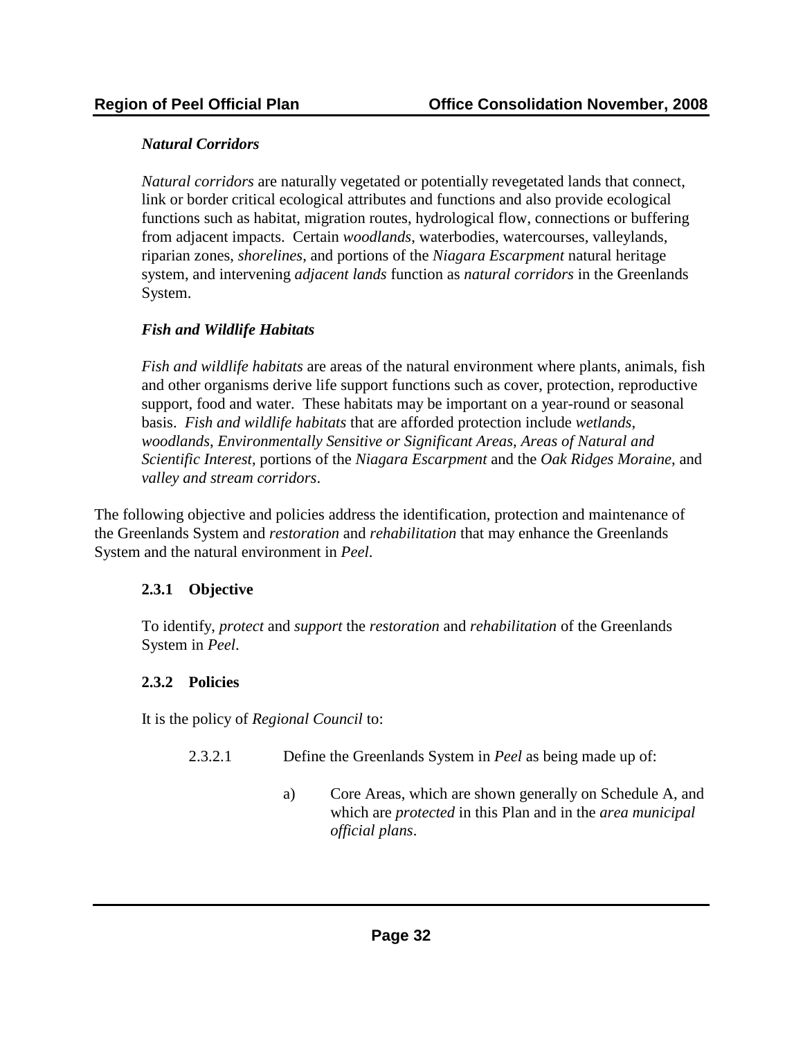*Natural Corridors*

*Natural corridors* are naturally vegetated or potentially revegetated lands that connect, link or border critical ecological attributes and functions and also provide ecological functions such as habitat, migration routes, hydrological flow, connections or buffering from adjacent impacts. Certain *woodlands*, waterbodies, watercourses, valleylands, riparian zones, *shorelines*, and portions of the *Niagara Escarpment* natural heritage system, and intervening *adjacent lands* function as *natural corridors* in the Greenlands System.

***Fish and Wildlife Habitats***

*Fish and wildlife habitats* are areas of the natural environment where plants, animals, fish and other organisms derive life support functions such as cover, protection, reproductive support, food and water. These habitats may be important on a year-round or seasonal basis. *Fish and wildlife habitats* that are afforded protection include *wetlands*, *woodlands*, *Environmentally Sensitive or Significant Areas*, *Areas of Natural and Scientific Interest*, portions of the *Niagara Escarpment* and the *Oak Ridges Moraine*, and *valley and stream corridors*.

The following objective and policies address the identification, protection and maintenance of the Greenlands System and *restoration* and *rehabilitation* that may enhance the Greenlands System and the natural environment in *Peel*.

### 2.3.1 Objective

To identify, *protect* and *support* the *restoration* and *rehabilitation* of the Greenlands System in *Peel*.

### 2.3.2 Policies

It is the policy of *Regional Council* to:

2.3.2.1 Define the Greenlands System in *Peel* as being made up of:

a) Core Areas, which are shown generally on Schedule A, and which are *protected* in this Plan and in the *area municipal official plans*.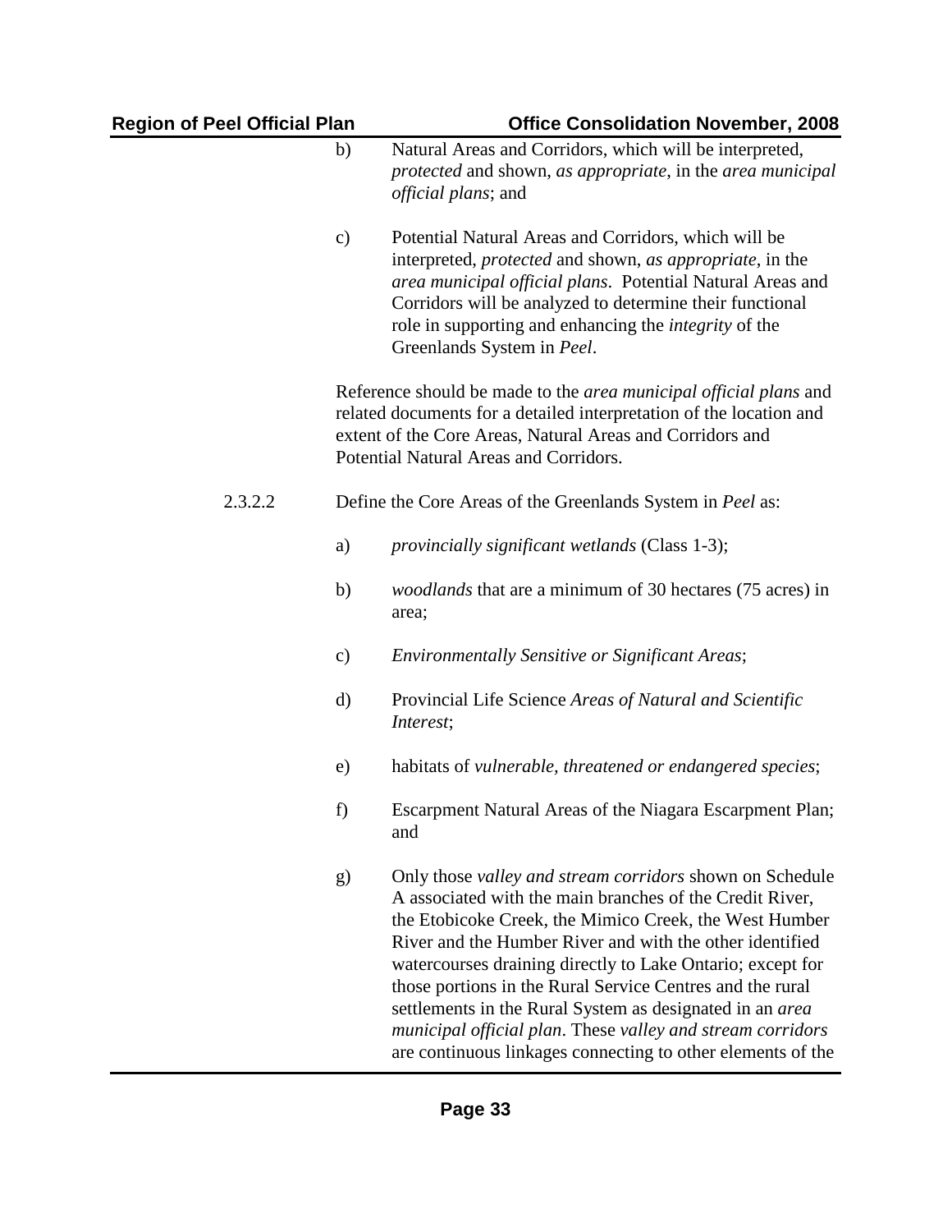b) Natural Areas and Corridors, which will be interpreted, *protected* and shown, *as appropriate*, in the *area municipal official plans*; and

c) Potential Natural Areas and Corridors, which will be interpreted, *protected* and shown, *as appropriate*, in the *area municipal official plans*. Potential Natural Areas and Corridors will be analyzed to determine their functional role in supporting and enhancing the *integrity* of the Greenlands System in *Peel*.

Reference should be made to the *area municipal official plans* and related documents for a detailed interpretation of the location and extent of the Core Areas, Natural Areas and Corridors and Potential Natural Areas and Corridors.

2.3.2.2 Define the Core Areas of the Greenlands System in *Peel* as:

a) *provincially significant wetlands* (Class 1-3);

b) *woodlands* that are a minimum of 30 hectares (75 acres) in area;

c) *Environmentally Sensitive or Significant Areas*;

d) Provincial Life Science *Areas of Natural and Scientific Interest*;

e) habitats of *vulnerable, threatened or endangered species*;

f) Escarpment Natural Areas of the Niagara Escarpment Plan; and

g) Only those *valley and stream corridors* shown on Schedule A associated with the main branches of the Credit River, the Etobicoke Creek, the Mimico Creek, the West Humber River and the Humber River and with the other identified watercourses draining directly to Lake Ontario; except for those portions in the Rural Service Centres and the rural settlements in the Rural System as designated in an *area municipal official plan*. These *valley and stream corridors* are continuous linkages connecting to other elements of the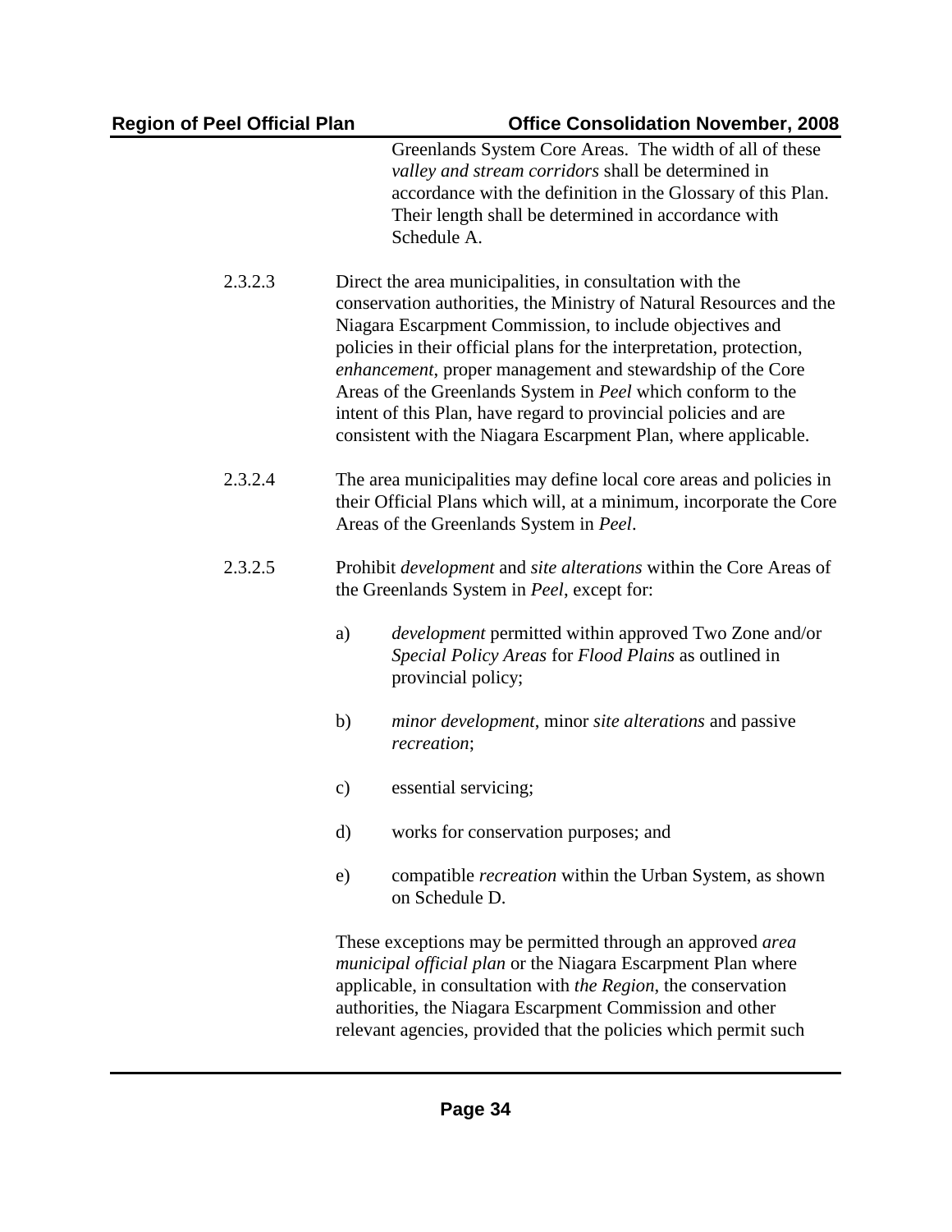Greenlands System Core Areas. The width of all of these *valley and stream corridors* shall be determined in accordance with the definition in the Glossary of this Plan. Their length shall be determined in accordance with Schedule A.

2.3.2.3 Direct the area municipalities, in consultation with the conservation authorities, the Ministry of Natural Resources and the Niagara Escarpment Commission, to include objectives and policies in their official plans for the interpretation, protection, *enhancement*, proper management and stewardship of the Core Areas of the Greenlands System in *Peel* which conform to the intent of this Plan, have regard to provincial policies and are consistent with the Niagara Escarpment Plan, where applicable.

2.3.2.4 The area municipalities may define local core areas and policies in their Official Plans which will, at a minimum, incorporate the Core Areas of the Greenlands System in *Peel*.

2.3.2.5 Prohibit *development* and *site alterations* within the Core Areas of the Greenlands System in *Peel*, except for:

a) *development* permitted within approved Two Zone and/or *Special Policy Areas* for *Flood Plains* as outlined in provincial policy;

b) *minor development*, minor *site alterations* and passive *recreation*;

c) essential servicing;

d) works for conservation purposes; and

e) compatible *recreation* within the Urban System, as shown on Schedule D.

These exceptions may be permitted through an approved *area municipal official plan* or the Niagara Escarpment Plan where applicable, in consultation with *the Region*, the conservation authorities, the Niagara Escarpment Commission and other relevant agencies, provided that the policies which permit such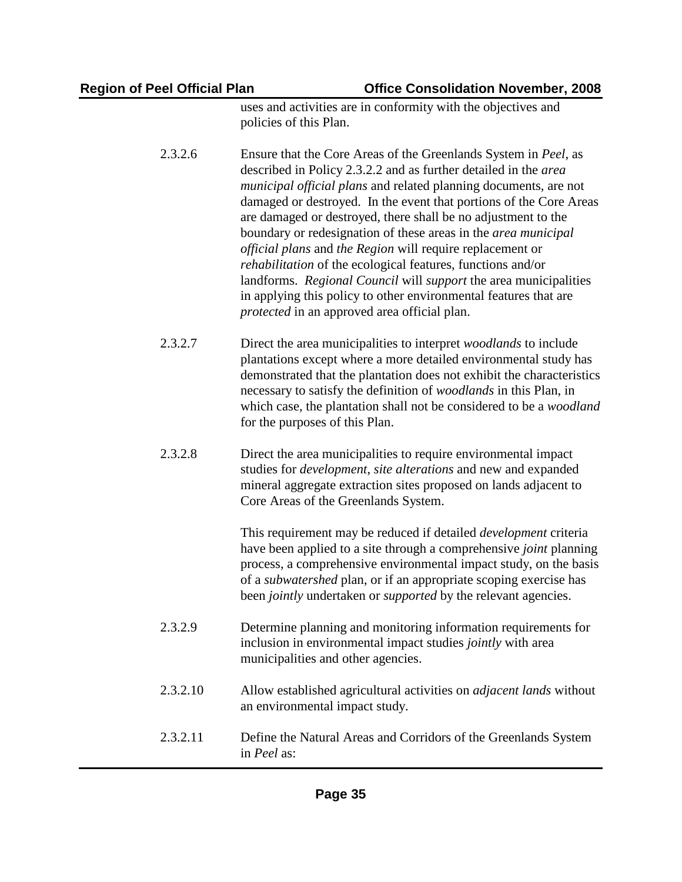uses and activities are in conformity with the objectives and policies of this Plan.

2.3.2.6 Ensure that the Core Areas of the Greenlands System in *Peel*, as described in Policy 2.3.2.2 and as further detailed in the *area municipal official plans* and related planning documents, are not damaged or destroyed. In the event that portions of the Core Areas are damaged or destroyed, there shall be no adjustment to the boundary or redesignation of these areas in the *area municipal official plans* and *the Region* will require replacement or *rehabilitation* of the ecological features, functions and/or landforms. *Regional Council* will *support* the area municipalities in applying this policy to other environmental features that are *protected* in an approved area official plan.

2.3.2.7 Direct the area municipalities to interpret *woodlands* to include plantations except where a more detailed environmental study has demonstrated that the plantation does not exhibit the characteristics necessary to satisfy the definition of *woodlands* in this Plan, in which case, the plantation shall not be considered to be a *woodland* for the purposes of this Plan.

2.3.2.8 Direct the area municipalities to require environmental impact studies for *development*, *site alterations* and new and expanded mineral aggregate extraction sites proposed on lands adjacent to Core Areas of the Greenlands System.

This requirement may be reduced if detailed *development* criteria have been applied to a site through a comprehensive *joint* planning process, a comprehensive environmental impact study, on the basis of a *subwatershed* plan, or if an appropriate scoping exercise has been *jointly* undertaken or *supported* by the relevant agencies.

2.3.2.9 Determine planning and monitoring information requirements for inclusion in environmental impact studies *jointly* with area municipalities and other agencies.

2.3.2.10 Allow established agricultural activities on *adjacent lands* without an environmental impact study.

2.3.2.11 Define the Natural Areas and Corridors of the Greenlands System in *Peel* as: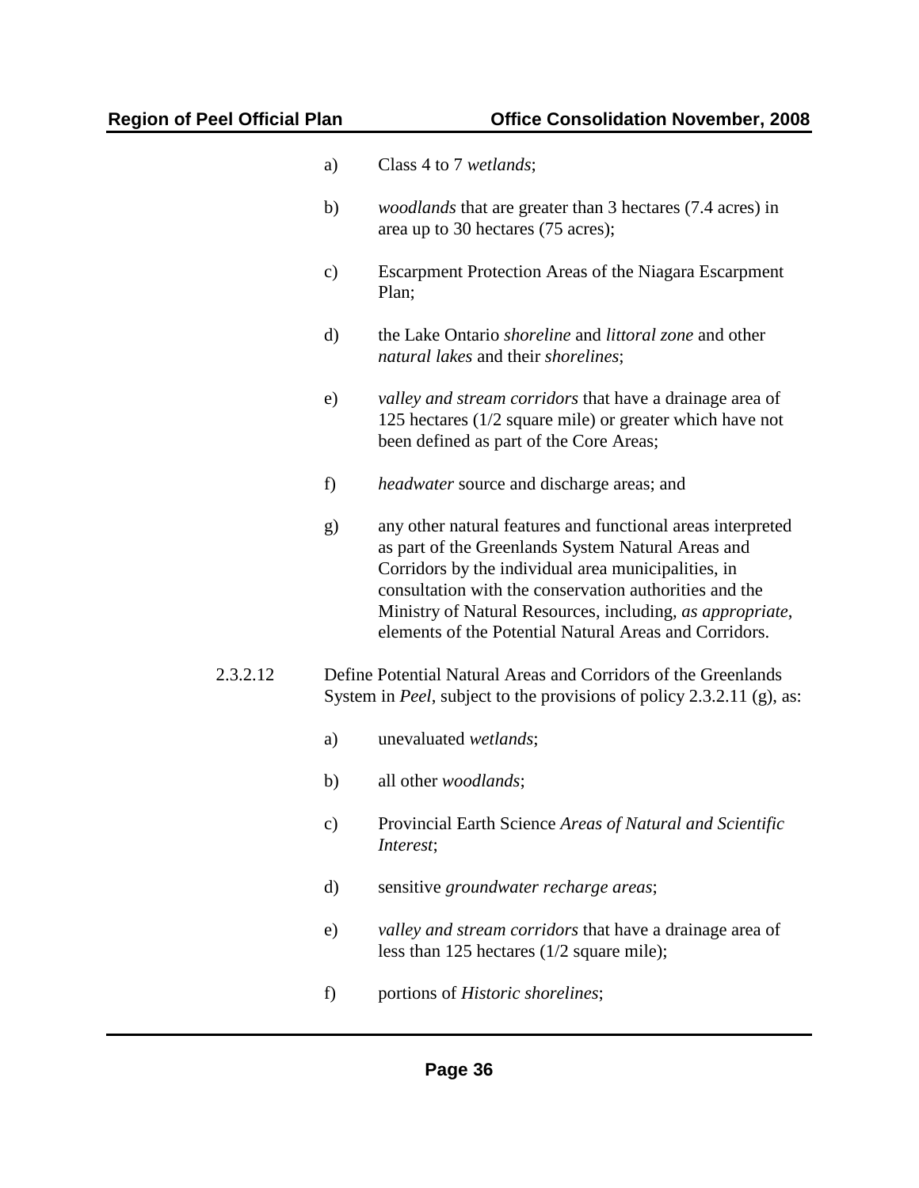a) Class 4 to 7 *wetlands*;

b) *woodlands* that are greater than 3 hectares (7.4 acres) in area up to 30 hectares (75 acres);

c) Escarpment Protection Areas of the Niagara Escarpment Plan;

d) the Lake Ontario *shoreline* and *littoral zone* and other *natural lakes* and their *shorelines*;

e) *valley and stream corridors* that have a drainage area of 125 hectares (1/2 square mile) or greater which have not been defined as part of the Core Areas;

f) *headwater* source and discharge areas; and

g) any other natural features and functional areas interpreted as part of the Greenlands System Natural Areas and Corridors by the individual area municipalities, in consultation with the conservation authorities and the Ministry of Natural Resources, including, *as appropriate*, elements of the Potential Natural Areas and Corridors.

2.3.2.12 Define Potential Natural Areas and Corridors of the Greenlands System in *Peel*, subject to the provisions of policy 2.3.2.11 (g), as:

a) unevaluated *wetlands*;

b) all other *woodlands*;

c) Provincial Earth Science *Areas of Natural and Scientific Interest*;

d) sensitive *groundwater recharge areas*;

e) *valley and stream corridors* that have a drainage area of less than 125 hectares (1/2 square mile);

f) portions of *Historic shorelines*;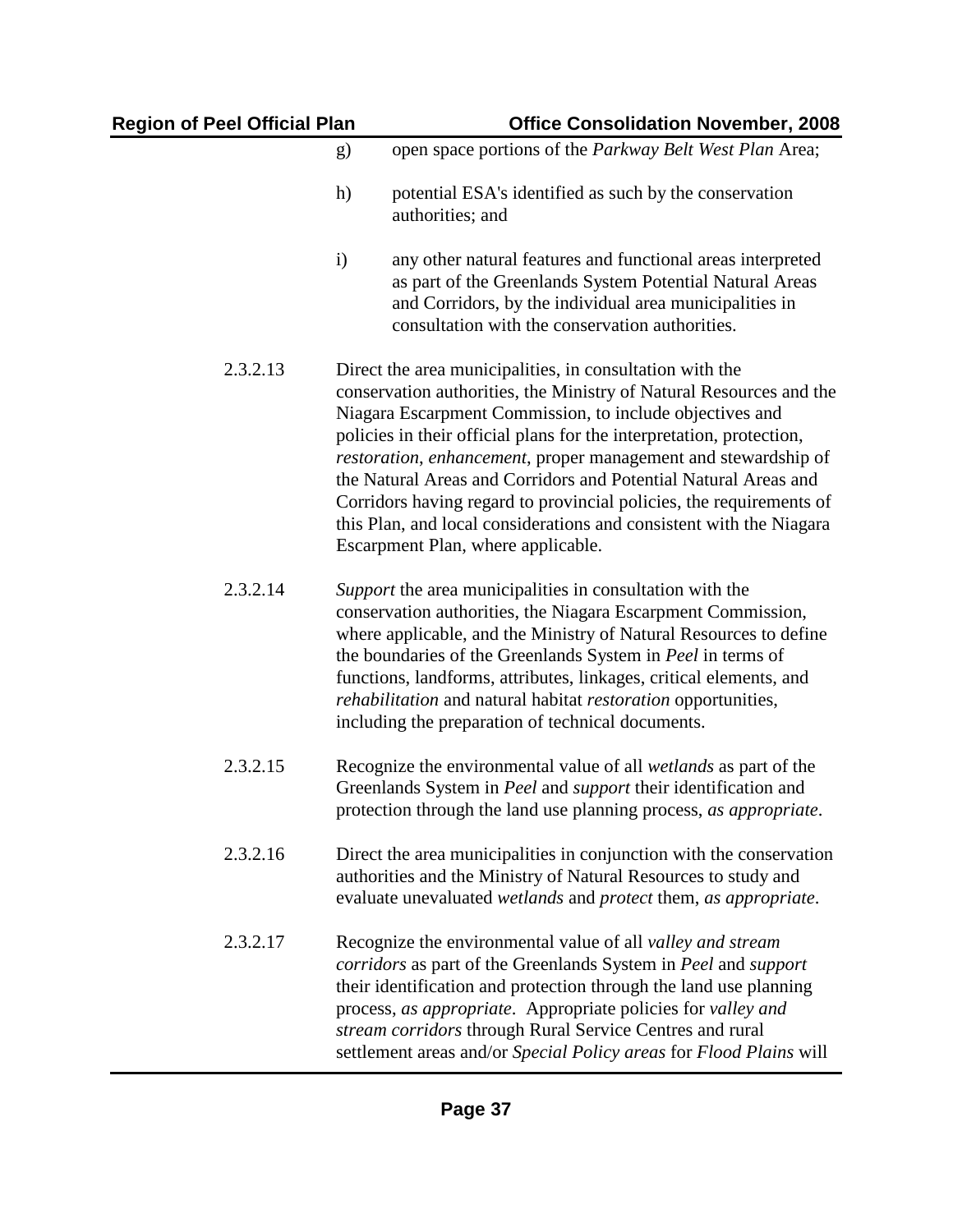g) open space portions of the *Parkway Belt West Plan* Area;

h) potential ESA's identified as such by the conservation authorities; and

i) any other natural features and functional areas interpreted as part of the Greenlands System Potential Natural Areas and Corridors, by the individual area municipalities in consultation with the conservation authorities.

2.3.2.13 Direct the area municipalities, in consultation with the conservation authorities, the Ministry of Natural Resources and the Niagara Escarpment Commission, to include objectives and policies in their official plans for the interpretation, protection, *restoration*, *enhancement*, proper management and stewardship of the Natural Areas and Corridors and Potential Natural Areas and Corridors having regard to provincial policies, the requirements of this Plan, and local considerations and consistent with the Niagara Escarpment Plan, where applicable.

2.3.2.14 *Support* the area municipalities in consultation with the conservation authorities, the Niagara Escarpment Commission, where applicable, and the Ministry of Natural Resources to define the boundaries of the Greenlands System in *Peel* in terms of functions, landforms, attributes, linkages, critical elements, and *rehabilitation* and natural habitat *restoration* opportunities, including the preparation of technical documents.

2.3.2.15 Recognize the environmental value of all *wetlands* as part of the Greenlands System in *Peel* and *support* their identification and protection through the land use planning process, *as appropriate*.

2.3.2.16 Direct the area municipalities in conjunction with the conservation authorities and the Ministry of Natural Resources to study and evaluate unevaluated *wetlands* and *protect* them, *as appropriate*.

2.3.2.17 Recognize the environmental value of all *valley and stream corridors* as part of the Greenlands System in *Peel* and *support* their identification and protection through the land use planning process, *as appropriate*. Appropriate policies for *valley and stream corridors* through Rural Service Centres and rural settlement areas and/or *Special Policy areas* for *Flood Plains* will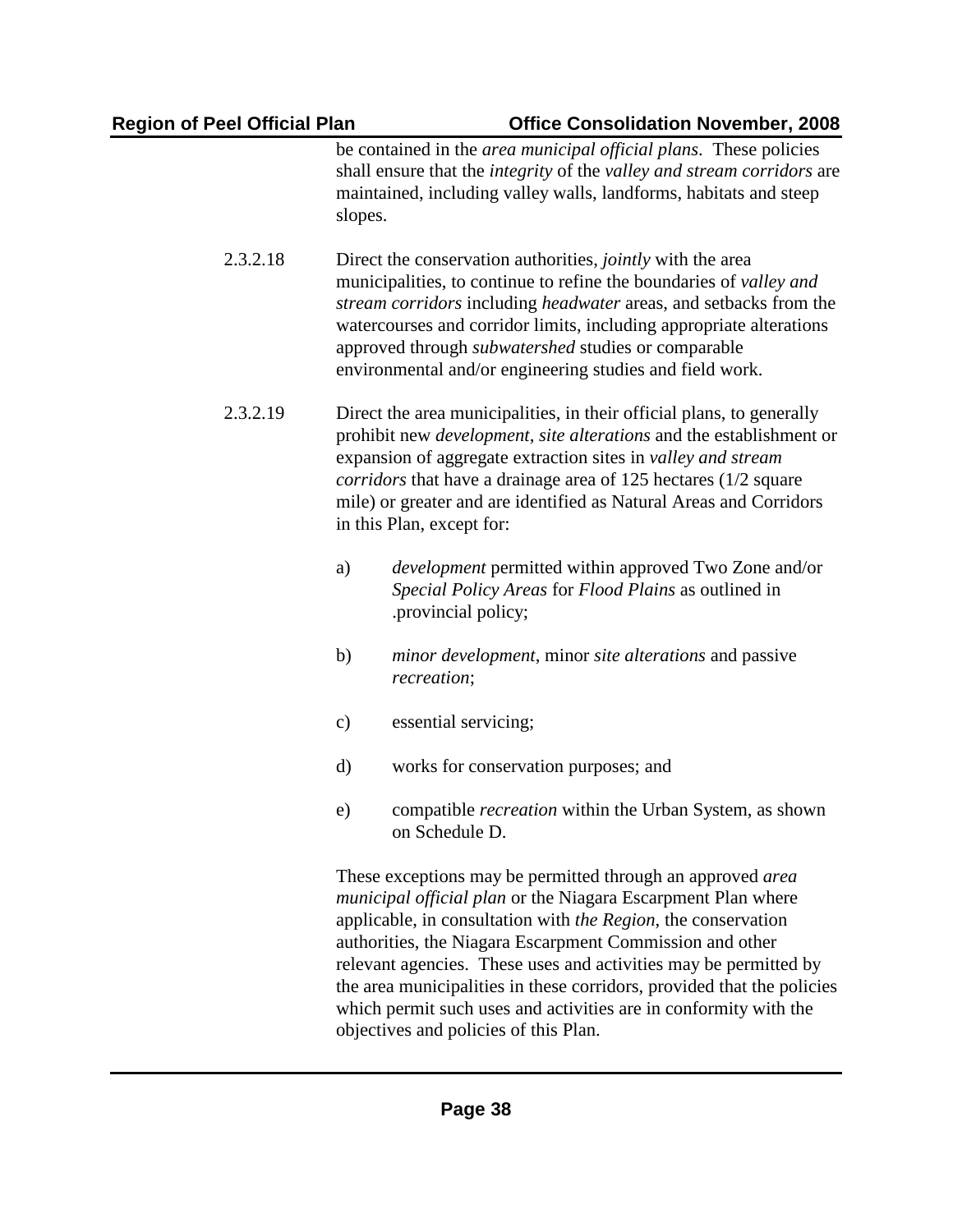be contained in the *area municipal official plans*. These policies shall ensure that the *integrity* of the *valley and stream corridors* are maintained, including valley walls, landforms, habitats and steep slopes.

2.3.2.18 Direct the conservation authorities, *jointly* with the area municipalities, to continue to refine the boundaries of *valley and stream corridors* including *headwater* areas, and setbacks from the watercourses and corridor limits, including appropriate alterations approved through *subwatershed* studies or comparable environmental and/or engineering studies and field work.

2.3.2.19 Direct the area municipalities, in their official plans, to generally prohibit new *development*, *site alterations* and the establishment or expansion of aggregate extraction sites in *valley and stream corridors* that have a drainage area of 125 hectares (1/2 square mile) or greater and are identified as Natural Areas and Corridors in this Plan, except for:

a) *development* permitted within approved Two Zone and/or *Special Policy Areas* for *Flood Plains* as outlined in .provincial policy;

b) *minor development*, minor *site alterations* and passive *recreation*;

c) essential servicing;

d) works for conservation purposes; and

e) compatible *recreation* within the Urban System, as shown on Schedule D.

These exceptions may be permitted through an approved *area municipal official plan* or the Niagara Escarpment Plan where applicable, in consultation with *the Region*, the conservation authorities, the Niagara Escarpment Commission and other relevant agencies. These uses and activities may be permitted by the area municipalities in these corridors, provided that the policies which permit such uses and activities are in conformity with the objectives and policies of this Plan.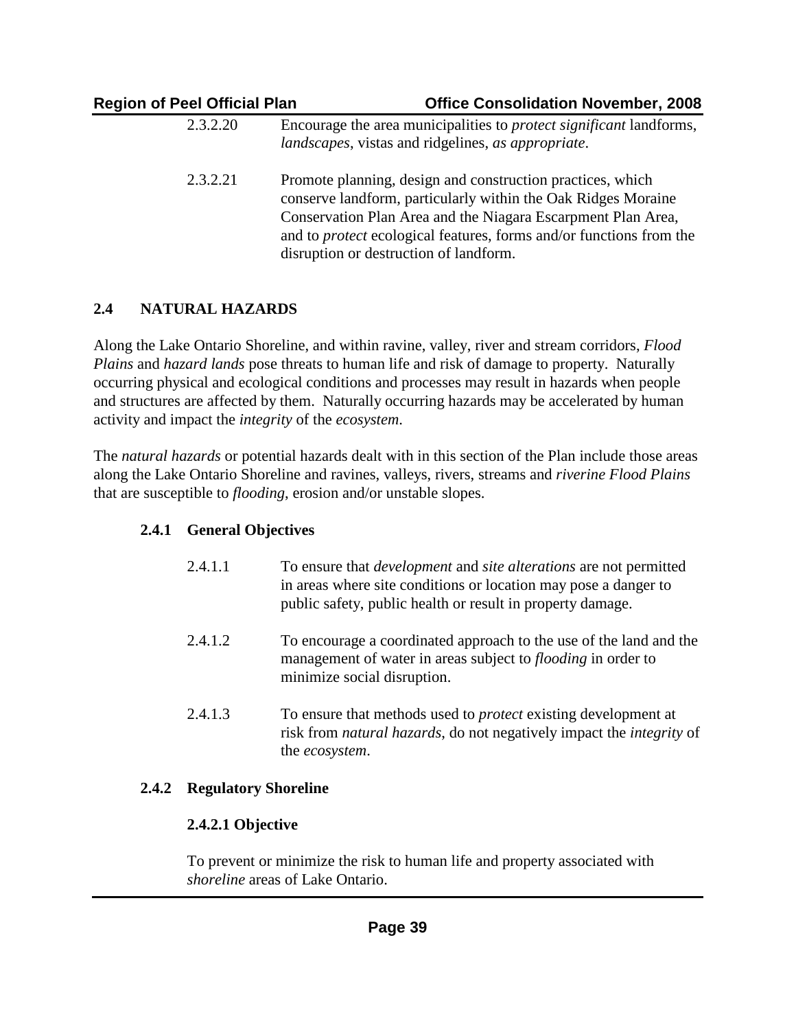2.3.2.20 Encourage the area municipalities to *protect significant* landforms, *landscapes*, vistas and ridgelines, *as appropriate*.

2.3.2.21 Promote planning, design and construction practices, which conserve landform, particularly within the Oak Ridges Moraine Conservation Plan Area and the Niagara Escarpment Plan Area, and to *protect* ecological features, forms and/or functions from the disruption or destruction of landform.

## 2.4 NATURAL HAZARDS

Along the Lake Ontario Shoreline, and within ravine, valley, river and stream corridors, *Flood Plains* and *hazard lands* pose threats to human life and risk of damage to property. Naturally occurring physical and ecological conditions and processes may result in hazards when people and structures are affected by them. Naturally occurring hazards may be accelerated by human activity and impact the *integrity* of the *ecosystem*.

The *natural hazards* or potential hazards dealt with in this section of the Plan include those areas along the Lake Ontario Shoreline and ravines, valleys, rivers, streams and *riverine Flood Plains* that are susceptible to *flooding*, erosion and/or unstable slopes.

### 2.4.1 General Objectives

2.4.1.1 To ensure that *development* and *site alterations* are not permitted in areas where site conditions or location may pose a danger to public safety, public health or result in property damage.

2.4.1.2 To encourage a coordinated approach to the use of the land and the management of water in areas subject to *flooding* in order to minimize social disruption.

2.4.1.3 To ensure that methods used to *protect* existing development at risk from *natural hazards*, do not negatively impact the *integrity* of the *ecosystem*.

### 2.4.2 Regulatory Shoreline

#### 2.4.2.1 Objective

To prevent or minimize the risk to human life and property associated with *shoreline* areas of Lake Ontario.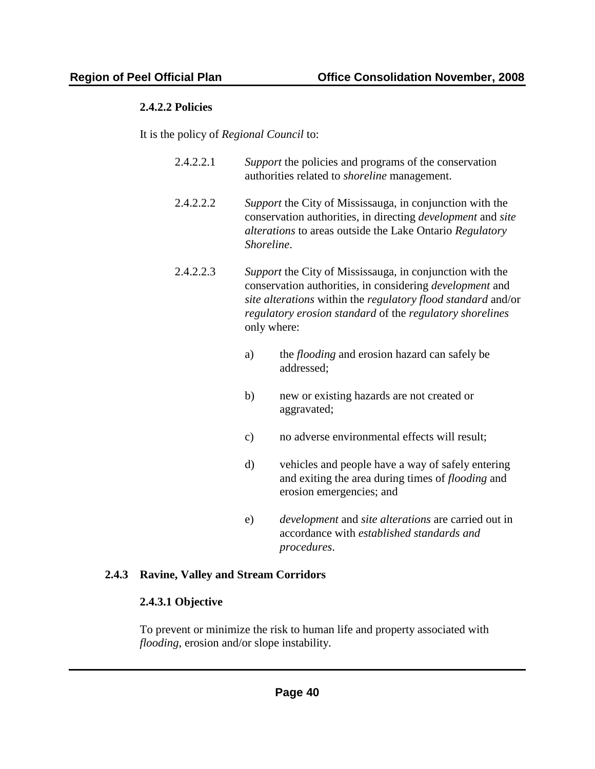#### 2.4.2.2 Policies

It is the policy of *Regional Council* to:

2.4.2.2.1 *Support* the policies and programs of the conservation authorities related to *shoreline* management.

2.4.2.2.2 *Support* the City of Mississauga, in conjunction with the conservation authorities, in directing *development* and *site alterations* to areas outside the Lake Ontario *Regulatory Shoreline*.

2.4.2.2.3 *Support* the City of Mississauga, in conjunction with the conservation authorities, in considering *development* and *site alterations* within the *regulatory flood standard* and/or *regulatory erosion standard* of the *regulatory shorelines* only where:

a) the *flooding* and erosion hazard can safely be addressed;

b) new or existing hazards are not created or aggravated;

c) no adverse environmental effects will result;

d) vehicles and people have a way of safely entering and exiting the area during times of *flooding* and erosion emergencies; and

e) *development* and *site alterations* are carried out in accordance with *established standards and procedures*.

### 2.4.3 Ravine, Valley and Stream Corridors

#### 2.4.3.1 Objective

To prevent or minimize the risk to human life and property associated with *flooding*, erosion and/or slope instability.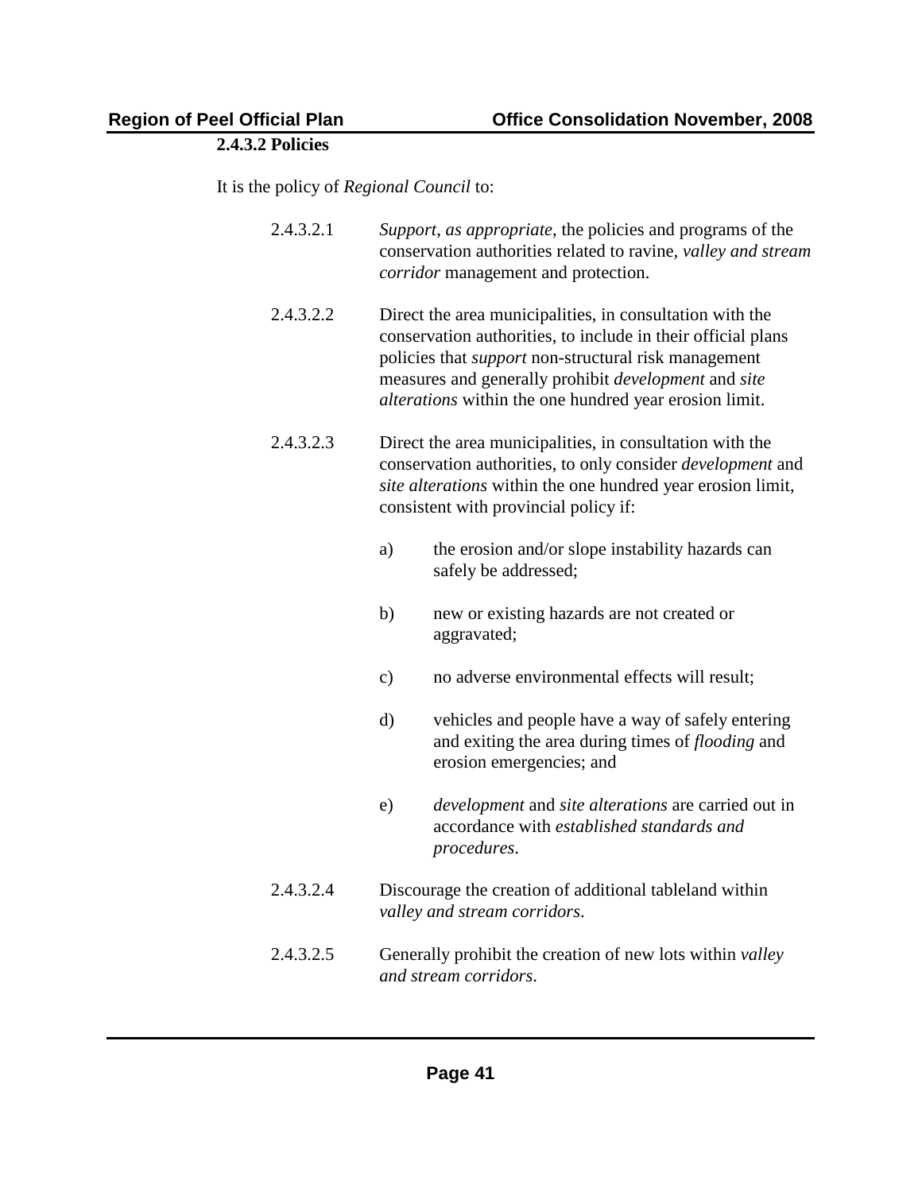#### 2.4.3.2 Policies

It is the policy of *Regional Council* to:

2.4.3.2.1 *Support*, *as appropriate*, the policies and programs of the conservation authorities related to ravine, *valley and stream corridor* management and protection.

2.4.3.2.2 Direct the area municipalities, in consultation with the conservation authorities, to include in their official plans policies that *support* non-structural risk management measures and generally prohibit *development* and *site alterations* within the one hundred year erosion limit.

2.4.3.2.3 Direct the area municipalities, in consultation with the conservation authorities, to only consider *development* and *site alterations* within the one hundred year erosion limit, consistent with provincial policy if:

- a) the erosion and/or slope instability hazards can safely be addressed;
- b) new or existing hazards are not created or aggravated;
- c) no adverse environmental effects will result;
- d) vehicles and people have a way of safely entering and exiting the area during times of *flooding* and erosion emergencies; and
- e) *development* and *site alterations* are carried out in accordance with *established standards and procedures*.

2.4.3.2.4 Discourage the creation of additional tableland within *valley and stream corridors*.

2.4.3.2.5 Generally prohibit the creation of new lots within *valley and stream corridors*.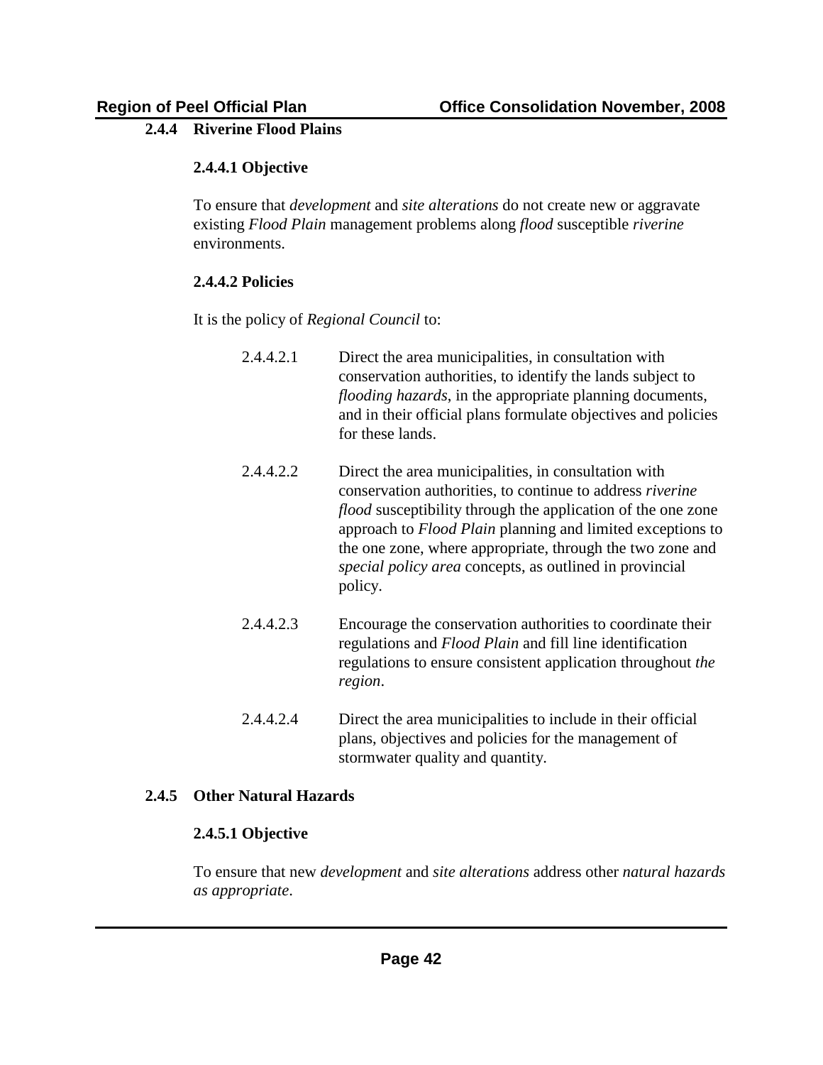### 2.4.4 Riverine Flood Plains

#### 2.4.4.1 Objective

To ensure that *development* and *site alterations* do not create new or aggravate existing *Flood Plain* management problems along *flood* susceptible *riverine* environments.

#### 2.4.4.2 Policies

It is the policy of *Regional Council* to:

2.4.4.2.1 Direct the area municipalities, in consultation with conservation authorities, to identify the lands subject to *flooding hazards*, in the appropriate planning documents, and in their official plans formulate objectives and policies for these lands.

2.4.4.2.2 Direct the area municipalities, in consultation with conservation authorities, to continue to address *riverine flood* susceptibility through the application of the one zone approach to *Flood Plain* planning and limited exceptions to the one zone, where appropriate, through the two zone and *special policy area* concepts, as outlined in provincial policy.

2.4.4.2.3 Encourage the conservation authorities to coordinate their regulations and *Flood Plain* and fill line identification regulations to ensure consistent application throughout *the region*.

2.4.4.2.4 Direct the area municipalities to include in their official plans, objectives and policies for the management of stormwater quality and quantity.

### 2.4.5 Other Natural Hazards

#### 2.4.5.1 Objective

To ensure that new *development* and *site alterations* address other *natural hazards as appropriate*.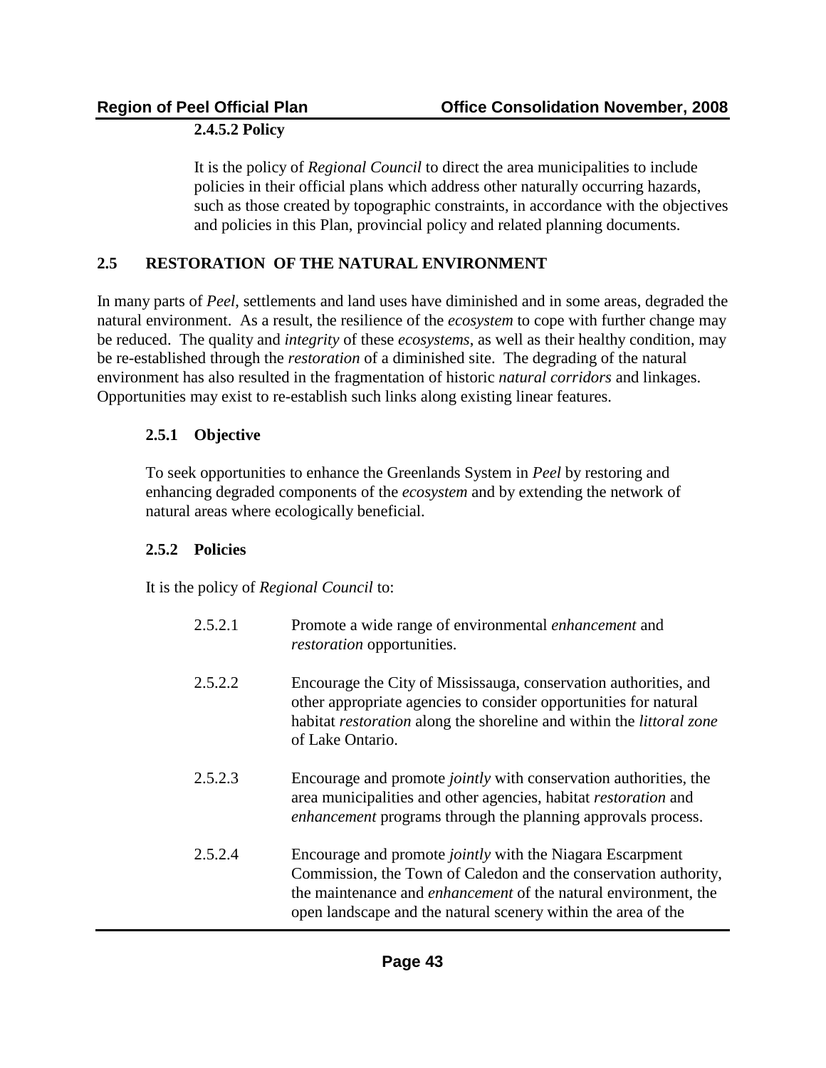#### 2.4.5.2 Policy

It is the policy of *Regional Council* to direct the area municipalities to include policies in their official plans which address other naturally occurring hazards, such as those created by topographic constraints, in accordance with the objectives and policies in this Plan, provincial policy and related planning documents.

## 2.5 RESTORATION OF THE NATURAL ENVIRONMENT

In many parts of *Peel*, settlements and land uses have diminished and in some areas, degraded the natural environment. As a result, the resilience of the *ecosystem* to cope with further change may be reduced. The quality and *integrity* of these *ecosystems*, as well as their healthy condition, may be re-established through the *restoration* of a diminished site. The degrading of the natural environment has also resulted in the fragmentation of historic *natural corridors* and linkages. Opportunities may exist to re-establish such links along existing linear features.

### 2.5.1 Objective

To seek opportunities to enhance the Greenlands System in *Peel* by restoring and enhancing degraded components of the *ecosystem* and by extending the network of natural areas where ecologically beneficial.

### 2.5.2 Policies

It is the policy of *Regional Council* to:

2.5.2.1 Promote a wide range of environmental *enhancement* and *restoration* opportunities.

2.5.2.2 Encourage the City of Mississauga, conservation authorities, and other appropriate agencies to consider opportunities for natural habitat *restoration* along the shoreline and within the *littoral zone* of Lake Ontario.

2.5.2.3 Encourage and promote *jointly* with conservation authorities, the area municipalities and other agencies, habitat *restoration* and *enhancement* programs through the planning approvals process.

2.5.2.4 Encourage and promote *jointly* with the Niagara Escarpment Commission, the Town of Caledon and the conservation authority, the maintenance and *enhancement* of the natural environment, the open landscape and the natural scenery within the area of the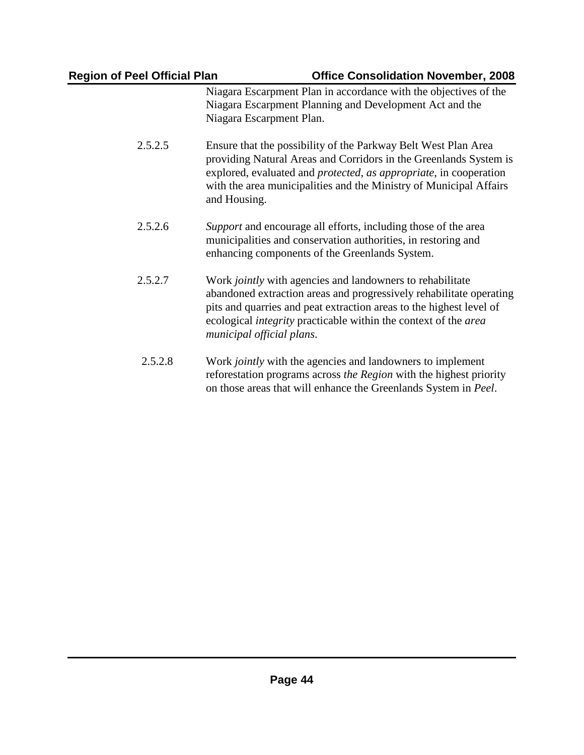Niagara Escarpment Plan in accordance with the objectives of the Niagara Escarpment Planning and Development Act and the Niagara Escarpment Plan.

2.5.2.5 Ensure that the possibility of the Parkway Belt West Plan Area providing Natural Areas and Corridors in the Greenlands System is explored, evaluated and *protected*, *as appropriate*, in cooperation with the area municipalities and the Ministry of Municipal Affairs and Housing.

2.5.2.6 *Support* and encourage all efforts, including those of the area municipalities and conservation authorities, in restoring and enhancing components of the Greenlands System.

2.5.2.7 Work *jointly* with agencies and landowners to rehabilitate abandoned extraction areas and progressively rehabilitate operating pits and quarries and peat extraction areas to the highest level of ecological *integrity* practicable within the context of the *area municipal official plans*.

2.5.2.8 Work *jointly* with the agencies and landowners to implement reforestation programs across *the Region* with the highest priority on those areas that will enhance the Greenlands System in *Peel*.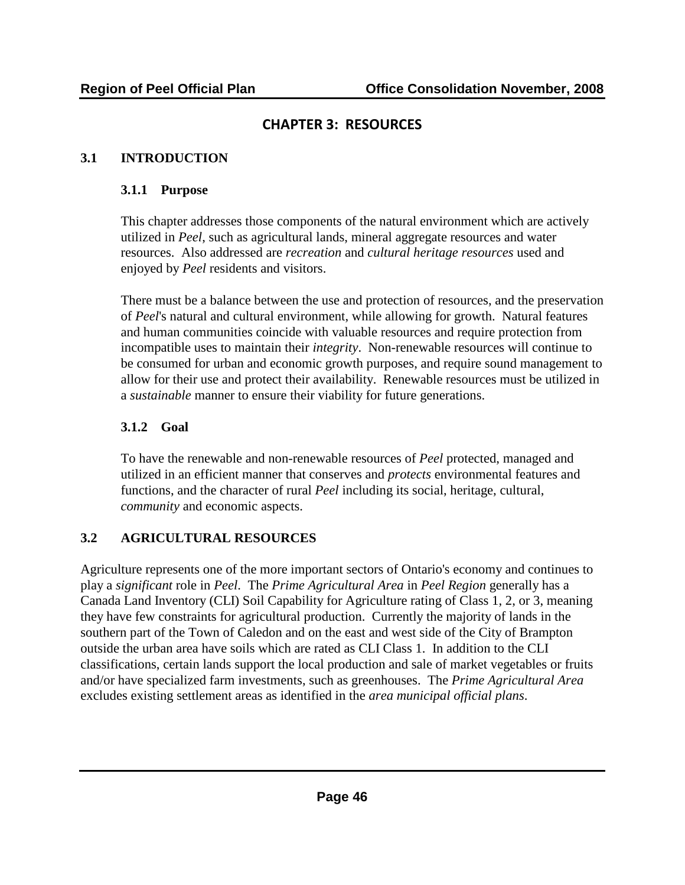# CHAPTER 3: RESOURCES

## 3.1 INTRODUCTION

### 3.1.1 Purpose

This chapter addresses those components of the natural environment which are actively utilized in *Peel*, such as agricultural lands, mineral aggregate resources and water resources. Also addressed are *recreation* and *cultural heritage resources* used and enjoyed by *Peel* residents and visitors.

There must be a balance between the use and protection of resources, and the preservation of *Peel*'s natural and cultural environment, while allowing for growth. Natural features and human communities coincide with valuable resources and require protection from incompatible uses to maintain their *integrity*. Non-renewable resources will continue to be consumed for urban and economic growth purposes, and require sound management to allow for their use and protect their availability. Renewable resources must be utilized in a *sustainable* manner to ensure their viability for future generations.

### 3.1.2 Goal

To have the renewable and non-renewable resources of *Peel* protected, managed and utilized in an efficient manner that conserves and *protects* environmental features and functions, and the character of rural *Peel* including its social, heritage, cultural, *community* and economic aspects.

## 3.2 AGRICULTURAL RESOURCES

Agriculture represents one of the more important sectors of Ontario's economy and continues to play a *significant* role in *Peel*. The *Prime Agricultural Area* in *Peel Region* generally has a Canada Land Inventory (CLI) Soil Capability for Agriculture rating of Class 1, 2, or 3, meaning they have few constraints for agricultural production. Currently the majority of lands in the southern part of the Town of Caledon and on the east and west side of the City of Brampton outside the urban area have soils which are rated as CLI Class 1. In addition to the CLI classifications, certain lands support the local production and sale of market vegetables or fruits and/or have specialized farm investments, such as greenhouses. The *Prime Agricultural Area* excludes existing settlement areas as identified in the *area municipal official plans*.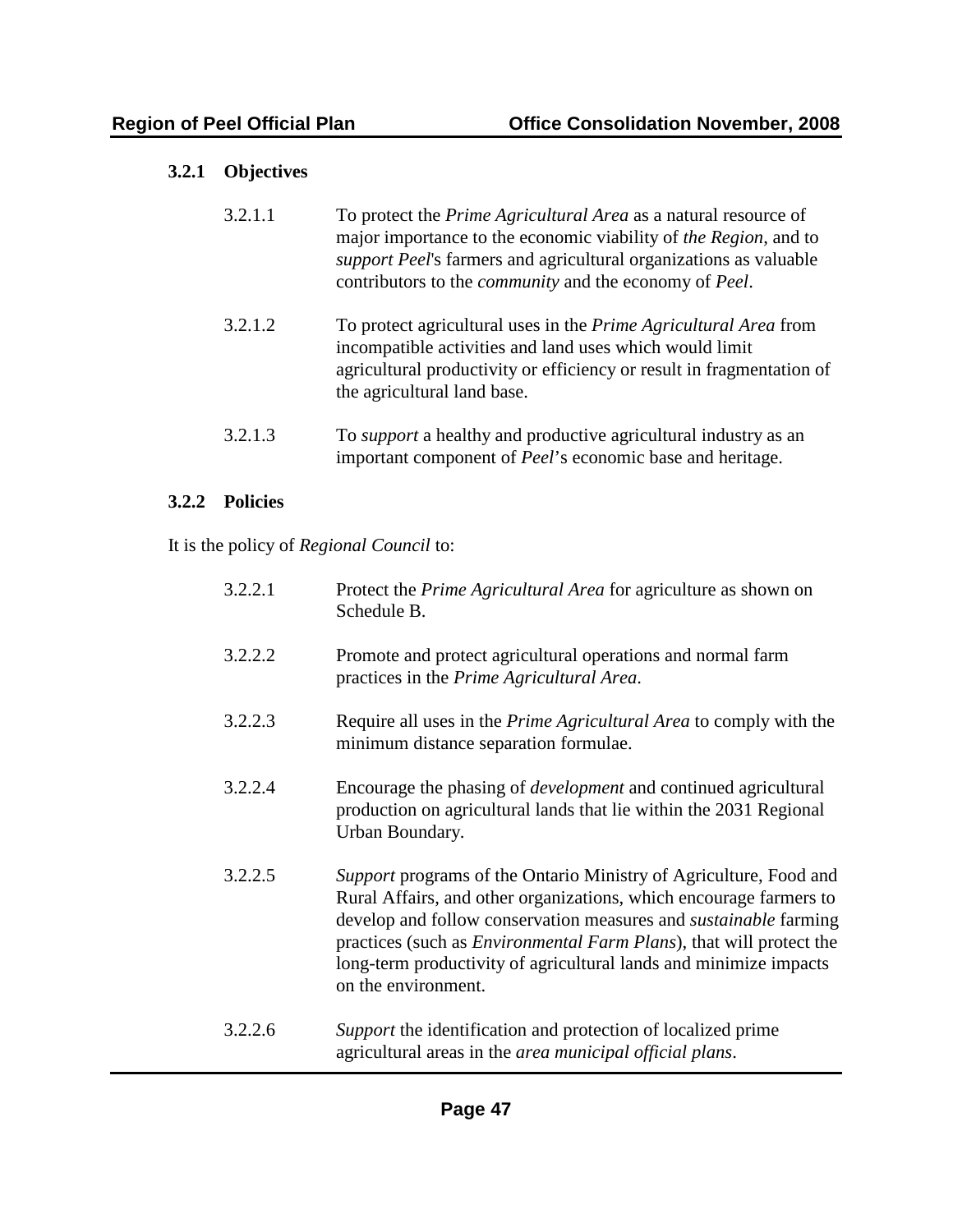### 3.2.1 Objectives

3.2.1.1 To protect the *Prime Agricultural Area* as a natural resource of major importance to the economic viability of *the Region*, and to *support Peel*'s farmers and agricultural organizations as valuable contributors to the *community* and the economy of *Peel*.

3.2.1.2 To protect agricultural uses in the *Prime Agricultural Area* from incompatible activities and land uses which would limit agricultural productivity or efficiency or result in fragmentation of the agricultural land base.

3.2.1.3 To *support* a healthy and productive agricultural industry as an important component of *Peel*'s economic base and heritage.

### 3.2.2 Policies

It is the policy of *Regional Council* to:

3.2.2.1 Protect the *Prime Agricultural Area* for agriculture as shown on Schedule B.

3.2.2.2 Promote and protect agricultural operations and normal farm practices in the *Prime Agricultural Area*.

3.2.2.3 Require all uses in the *Prime Agricultural Area* to comply with the minimum distance separation formulae.

3.2.2.4 Encourage the phasing of *development* and continued agricultural production on agricultural lands that lie within the 2031 Regional Urban Boundary.

3.2.2.5 *Support* programs of the Ontario Ministry of Agriculture, Food and Rural Affairs, and other organizations, which encourage farmers to develop and follow conservation measures and *sustainable* farming practices (such as *Environmental Farm Plans*), that will protect the long-term productivity of agricultural lands and minimize impacts on the environment.

3.2.2.6 *Support* the identification and protection of localized prime agricultural areas in the *area municipal official plans*.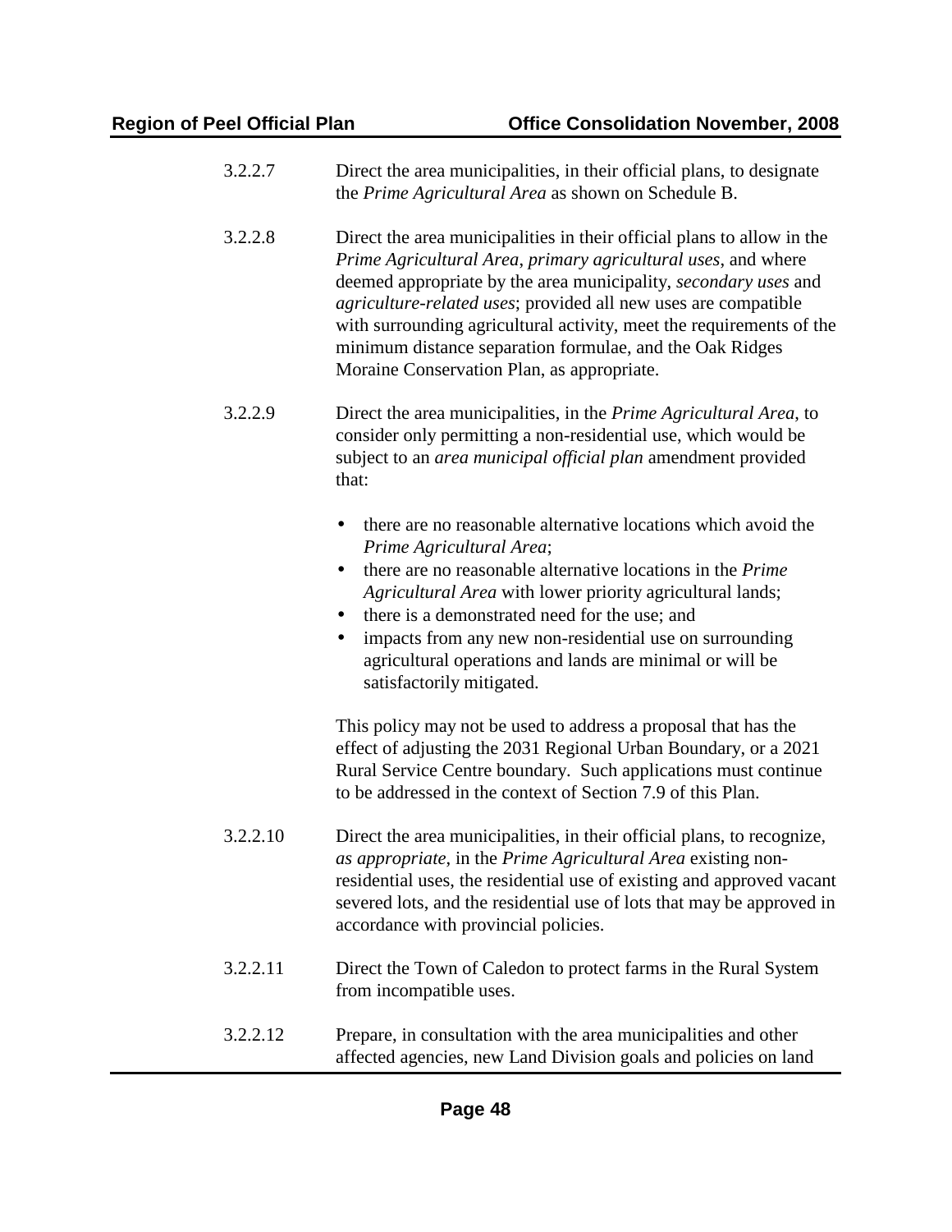3.2.2.7 Direct the area municipalities, in their official plans, to designate the *Prime Agricultural Area* as shown on Schedule B.

3.2.2.8 Direct the area municipalities in their official plans to allow in the *Prime Agricultural Area*, *primary agricultural uses*, and where deemed appropriate by the area municipality, *secondary uses* and *agriculture-related uses*; provided all new uses are compatible with surrounding agricultural activity, meet the requirements of the minimum distance separation formulae, and the Oak Ridges Moraine Conservation Plan, as appropriate.

3.2.2.9 Direct the area municipalities, in the *Prime Agricultural Area*, to consider only permitting a non-residential use, which would be subject to an *area municipal official plan* amendment provided that:

- there are no reasonable alternative locations which avoid the *Prime Agricultural Area*;
- there are no reasonable alternative locations in the *Prime Agricultural Area* with lower priority agricultural lands;
- there is a demonstrated need for the use; and
- impacts from any new non-residential use on surrounding agricultural operations and lands are minimal or will be satisfactorily mitigated.

This policy may not be used to address a proposal that has the effect of adjusting the 2031 Regional Urban Boundary, or a 2021 Rural Service Centre boundary. Such applications must continue to be addressed in the context of Section 7.9 of this Plan.

3.2.2.10 Direct the area municipalities, in their official plans, to recognize, *as appropriate*, in the *Prime Agricultural Area* existing non-residential uses, the residential use of existing and approved vacant severed lots, and the residential use of lots that may be approved in accordance with provincial policies.

3.2.2.11 Direct the Town of Caledon to protect farms in the Rural System from incompatible uses.

3.2.2.12 Prepare, in consultation with the area municipalities and other affected agencies, new Land Division goals and policies on land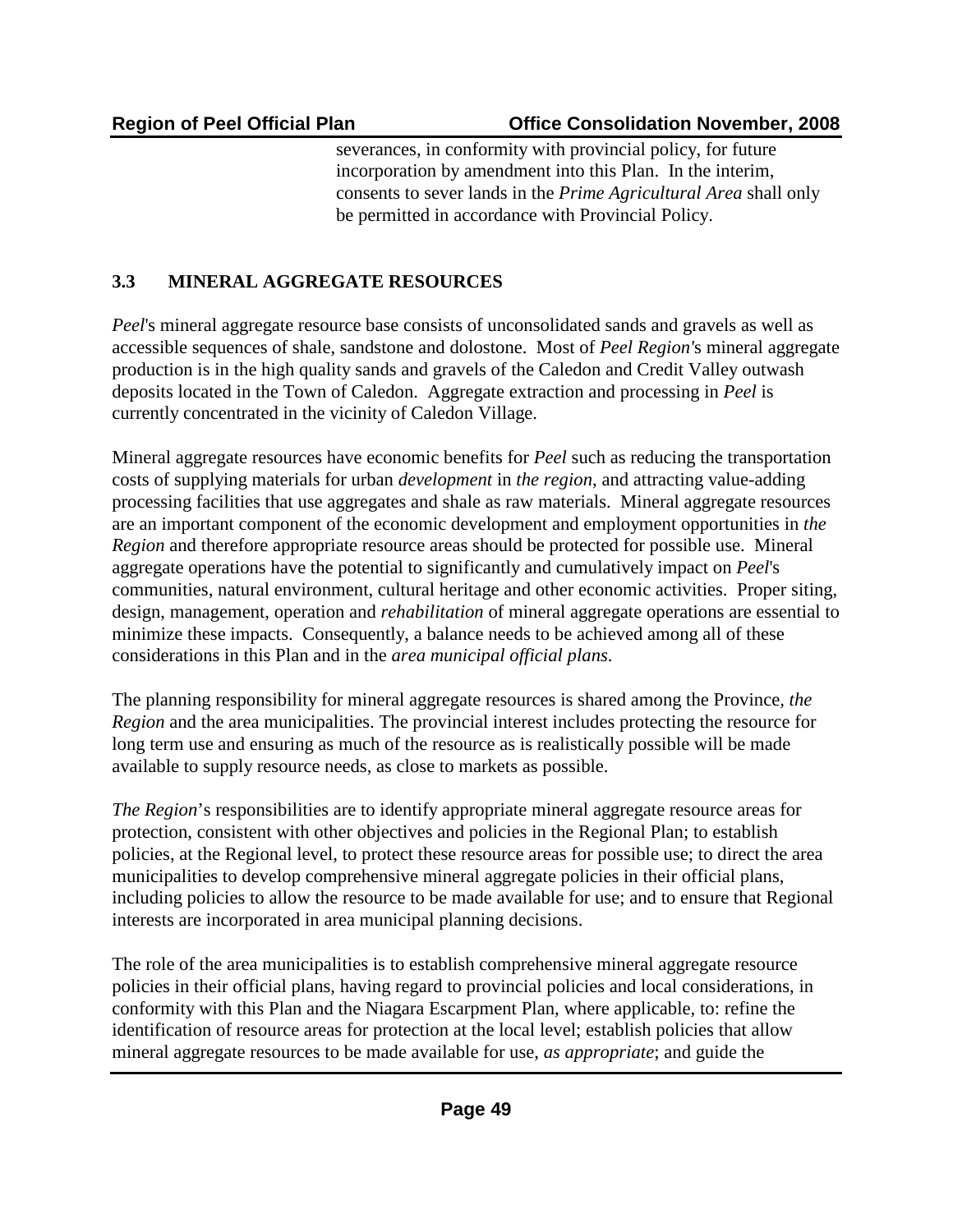severances, in conformity with provincial policy, for future incorporation by amendment into this Plan. In the interim, consents to sever lands in the *Prime Agricultural Area* shall only be permitted in accordance with Provincial Policy.

## 3.3 MINERAL AGGREGATE RESOURCES

*Peel*'s mineral aggregate resource base consists of unconsolidated sands and gravels as well as accessible sequences of shale, sandstone and dolostone. Most of *Peel Region*'s mineral aggregate production is in the high quality sands and gravels of the Caledon and Credit Valley outwash deposits located in the Town of Caledon. Aggregate extraction and processing in *Peel* is currently concentrated in the vicinity of Caledon Village.

Mineral aggregate resources have economic benefits for *Peel* such as reducing the transportation costs of supplying materials for urban *development* in *the region*, and attracting value-adding processing facilities that use aggregates and shale as raw materials. Mineral aggregate resources are an important component of the economic development and employment opportunities in *the Region* and therefore appropriate resource areas should be protected for possible use. Mineral aggregate operations have the potential to significantly and cumulatively impact on *Peel*'s communities, natural environment, cultural heritage and other economic activities. Proper siting, design, management, operation and *rehabilitation* of mineral aggregate operations are essential to minimize these impacts. Consequently, a balance needs to be achieved among all of these considerations in this Plan and in the *area municipal official plans*.

The planning responsibility for mineral aggregate resources is shared among the Province, *the Region* and the area municipalities. The provincial interest includes protecting the resource for long term use and ensuring as much of the resource as is realistically possible will be made available to supply resource needs, as close to markets as possible.

*The Region*'s responsibilities are to identify appropriate mineral aggregate resource areas for protection, consistent with other objectives and policies in the Regional Plan; to establish policies, at the Regional level, to protect these resource areas for possible use; to direct the area municipalities to develop comprehensive mineral aggregate policies in their official plans, including policies to allow the resource to be made available for use; and to ensure that Regional interests are incorporated in area municipal planning decisions.

The role of the area municipalities is to establish comprehensive mineral aggregate resource policies in their official plans, having regard to provincial policies and local considerations, in conformity with this Plan and the Niagara Escarpment Plan, where applicable, to: refine the identification of resource areas for protection at the local level; establish policies that allow mineral aggregate resources to be made available for use, *as appropriate*; and guide the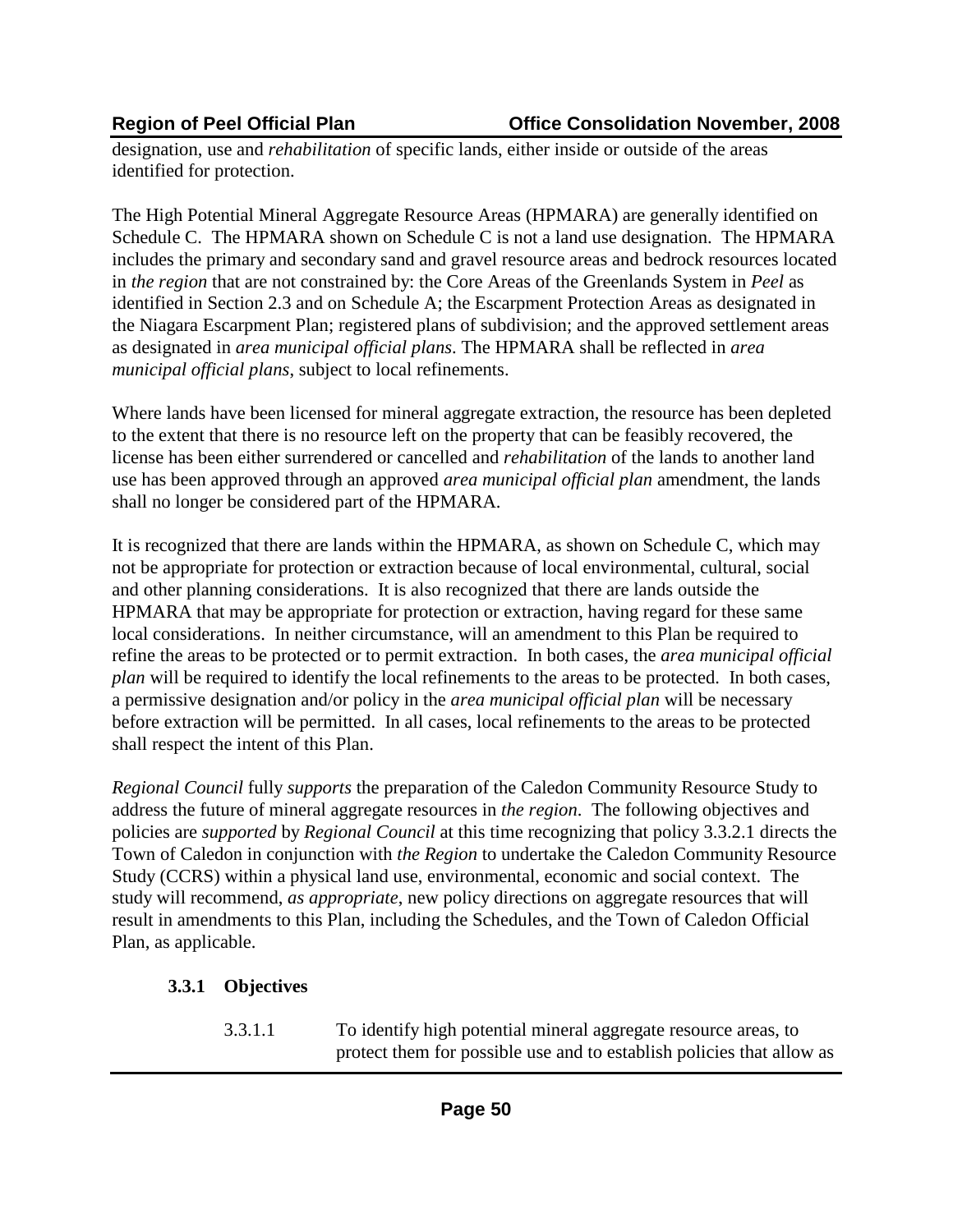designation, use and *rehabilitation* of specific lands, either inside or outside of the areas identified for protection.

The High Potential Mineral Aggregate Resource Areas (HPMARA) are generally identified on Schedule C. The HPMARA shown on Schedule C is not a land use designation. The HPMARA includes the primary and secondary sand and gravel resource areas and bedrock resources located in *the region* that are not constrained by: the Core Areas of the Greenlands System in *Peel* as identified in Section 2.3 and on Schedule A; the Escarpment Protection Areas as designated in the Niagara Escarpment Plan; registered plans of subdivision; and the approved settlement areas as designated in *area municipal official plans*. The HPMARA shall be reflected in *area municipal official plans*, subject to local refinements.

Where lands have been licensed for mineral aggregate extraction, the resource has been depleted to the extent that there is no resource left on the property that can be feasibly recovered, the license has been either surrendered or cancelled and *rehabilitation* of the lands to another land use has been approved through an approved *area municipal official plan* amendment, the lands shall no longer be considered part of the HPMARA.

It is recognized that there are lands within the HPMARA, as shown on Schedule C, which may not be appropriate for protection or extraction because of local environmental, cultural, social and other planning considerations. It is also recognized that there are lands outside the HPMARA that may be appropriate for protection or extraction, having regard for these same local considerations. In neither circumstance, will an amendment to this Plan be required to refine the areas to be protected or to permit extraction. In both cases, the *area municipal official plan* will be required to identify the local refinements to the areas to be protected. In both cases, a permissive designation and/or policy in the *area municipal official plan* will be necessary before extraction will be permitted. In all cases, local refinements to the areas to be protected shall respect the intent of this Plan.

*Regional Council* fully *supports* the preparation of the Caledon Community Resource Study to address the future of mineral aggregate resources in *the region*. The following objectives and policies are *supported* by *Regional Council* at this time recognizing that policy 3.3.2.1 directs the Town of Caledon in conjunction with *the Region* to undertake the Caledon Community Resource Study (CCRS) within a physical land use, environmental, economic and social context. The study will recommend, *as appropriate*, new policy directions on aggregate resources that will result in amendments to this Plan, including the Schedules, and the Town of Caledon Official Plan, as applicable.

### 3.3.1 Objectives

3.3.1.1 To identify high potential mineral aggregate resource areas, to protect them for possible use and to establish policies that allow as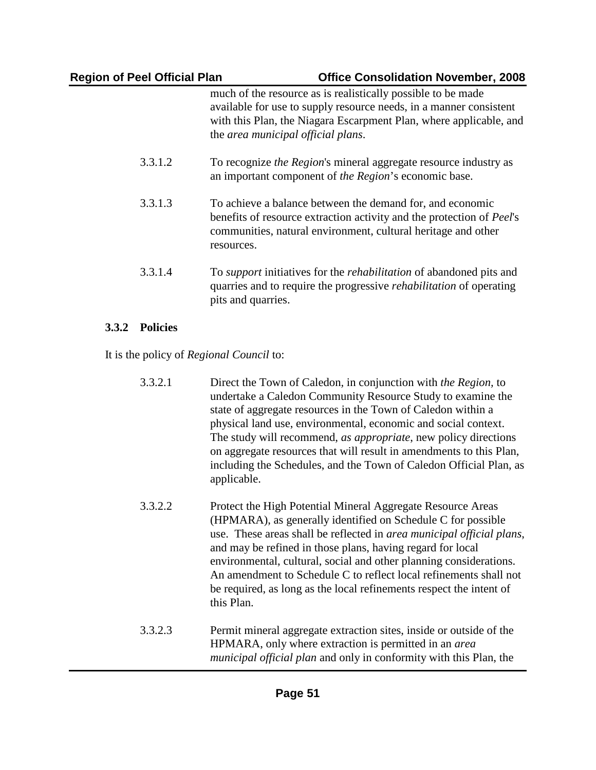much of the resource as is realistically possible to be made available for use to supply resource needs, in a manner consistent with this Plan, the Niagara Escarpment Plan, where applicable, and the *area municipal official plans*.

3.3.1.2 To recognize *the Region*'s mineral aggregate resource industry as an important component of *the Region*'s economic base.

3.3.1.3 To achieve a balance between the demand for, and economic benefits of resource extraction activity and the protection of *Peel*'s communities, natural environment, cultural heritage and other resources.

3.3.1.4 To *support* initiatives for the *rehabilitation* of abandoned pits and quarries and to require the progressive *rehabilitation* of operating pits and quarries.

### 3.3.2 Policies

It is the policy of *Regional Council* to:

3.3.2.1 Direct the Town of Caledon, in conjunction with *the Region,* to undertake a Caledon Community Resource Study to examine the state of aggregate resources in the Town of Caledon within a physical land use, environmental, economic and social context. The study will recommend, *as appropriate*, new policy directions on aggregate resources that will result in amendments to this Plan, including the Schedules, and the Town of Caledon Official Plan, as applicable.

3.3.2.2 Protect the High Potential Mineral Aggregate Resource Areas (HPMARA), as generally identified on Schedule C for possible use. These areas shall be reflected in *area municipal official plans*, and may be refined in those plans, having regard for local environmental, cultural, social and other planning considerations. An amendment to Schedule C to reflect local refinements shall not be required, as long as the local refinements respect the intent of this Plan.

3.3.2.3 Permit mineral aggregate extraction sites, inside or outside of the HPMARA, only where extraction is permitted in an *area municipal official plan* and only in conformity with this Plan, the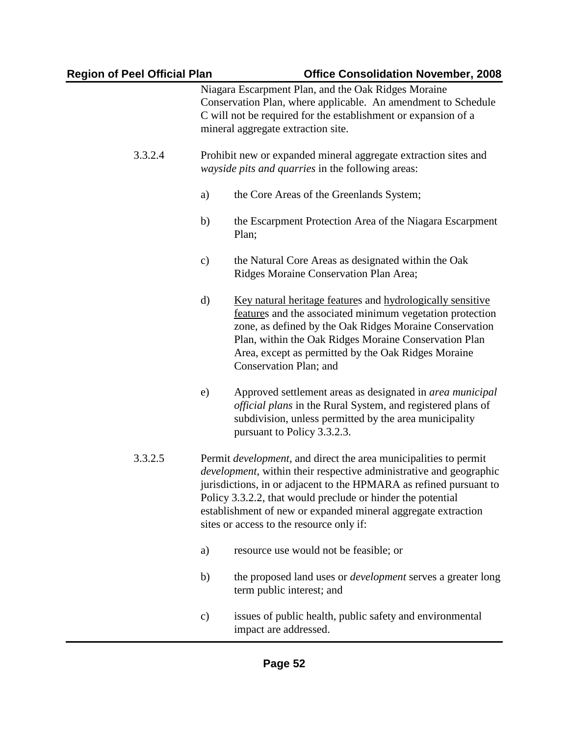Niagara Escarpment Plan, and the Oak Ridges Moraine Conservation Plan, where applicable. An amendment to Schedule C will not be required for the establishment or expansion of a mineral aggregate extraction site.

3.3.2.4 Prohibit new or expanded mineral aggregate extraction sites and *wayside pits and quarries* in the following areas:

a) the Core Areas of the Greenlands System;

b) the Escarpment Protection Area of the Niagara Escarpment Plan;

c) the Natural Core Areas as designated within the Oak Ridges Moraine Conservation Plan Area;

d) Key natural heritage features and hydrologically sensitive features and the associated minimum vegetation protection zone, as defined by the Oak Ridges Moraine Conservation Plan, within the Oak Ridges Moraine Conservation Plan Area, except as permitted by the Oak Ridges Moraine Conservation Plan; and

e) Approved settlement areas as designated in *area municipal official plans* in the Rural System, and registered plans of subdivision, unless permitted by the area municipality pursuant to Policy 3.3.2.3.

3.3.2.5 Permit *development*, and direct the area municipalities to permit *development*, within their respective administrative and geographic jurisdictions, in or adjacent to the HPMARA as refined pursuant to Policy 3.3.2.2, that would preclude or hinder the potential establishment of new or expanded mineral aggregate extraction sites or access to the resource only if:

a) resource use would not be feasible; or

b) the proposed land uses or *development* serves a greater long term public interest; and

c) issues of public health, public safety and environmental impact are addressed.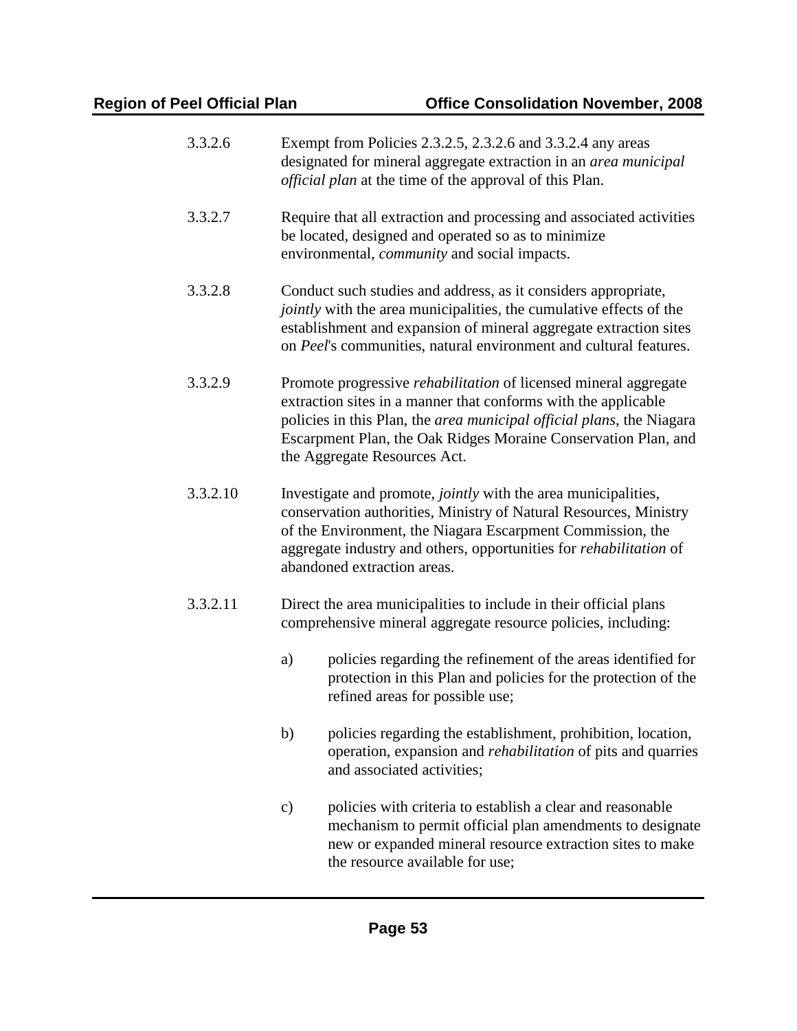3.3.2.6 Exempt from Policies 2.3.2.5, 2.3.2.6 and 3.3.2.4 any areas designated for mineral aggregate extraction in an *area municipal official plan* at the time of the approval of this Plan.

3.3.2.7 Require that all extraction and processing and associated activities be located, designed and operated so as to minimize environmental, *community* and social impacts.

3.3.2.8 Conduct such studies and address, as it considers appropriate, *jointly* with the area municipalities, the cumulative effects of the establishment and expansion of mineral aggregate extraction sites on *Peel*'s communities, natural environment and cultural features.

3.3.2.9 Promote progressive *rehabilitation* of licensed mineral aggregate extraction sites in a manner that conforms with the applicable policies in this Plan, the *area municipal official plans*, the Niagara Escarpment Plan, the Oak Ridges Moraine Conservation Plan, and the Aggregate Resources Act.

3.3.2.10 Investigate and promote, *jointly* with the area municipalities, conservation authorities, Ministry of Natural Resources, Ministry of the Environment, the Niagara Escarpment Commission, the aggregate industry and others, opportunities for *rehabilitation* of abandoned extraction areas.

3.3.2.11 Direct the area municipalities to include in their official plans comprehensive mineral aggregate resource policies, including:

a) policies regarding the refinement of the areas identified for protection in this Plan and policies for the protection of the refined areas for possible use;

b) policies regarding the establishment, prohibition, location, operation, expansion and *rehabilitation* of pits and quarries and associated activities;

c) policies with criteria to establish a clear and reasonable mechanism to permit official plan amendments to designate new or expanded mineral resource extraction sites to make the resource available for use;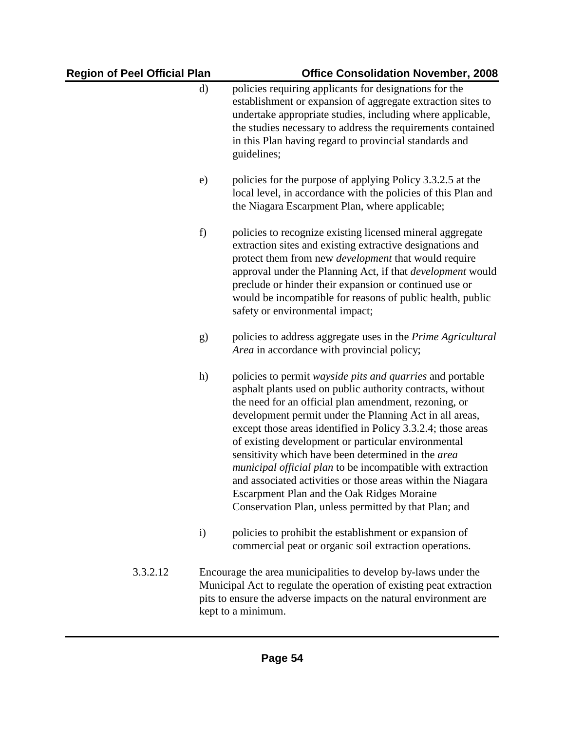d) policies requiring applicants for designations for the establishment or expansion of aggregate extraction sites to undertake appropriate studies, including where applicable, the studies necessary to address the requirements contained in this Plan having regard to provincial standards and guidelines;

e) policies for the purpose of applying Policy 3.3.2.5 at the local level, in accordance with the policies of this Plan and the Niagara Escarpment Plan, where applicable;

f) policies to recognize existing licensed mineral aggregate extraction sites and existing extractive designations and protect them from new *development* that would require approval under the Planning Act, if that *development* would preclude or hinder their expansion or continued use or would be incompatible for reasons of public health, public safety or environmental impact;

g) policies to address aggregate uses in the *Prime Agricultural Area* in accordance with provincial policy;

h) policies to permit *wayside pits and quarries* and portable asphalt plants used on public authority contracts, without the need for an official plan amendment, rezoning, or development permit under the Planning Act in all areas, except those areas identified in Policy 3.3.2.4; those areas of existing development or particular environmental sensitivity which have been determined in the *area municipal official plan* to be incompatible with extraction and associated activities or those areas within the Niagara Escarpment Plan and the Oak Ridges Moraine Conservation Plan, unless permitted by that Plan; and

i) policies to prohibit the establishment or expansion of commercial peat or organic soil extraction operations.

3.3.2.12 Encourage the area municipalities to develop by-laws under the Municipal Act to regulate the operation of existing peat extraction pits to ensure the adverse impacts on the natural environment are kept to a minimum.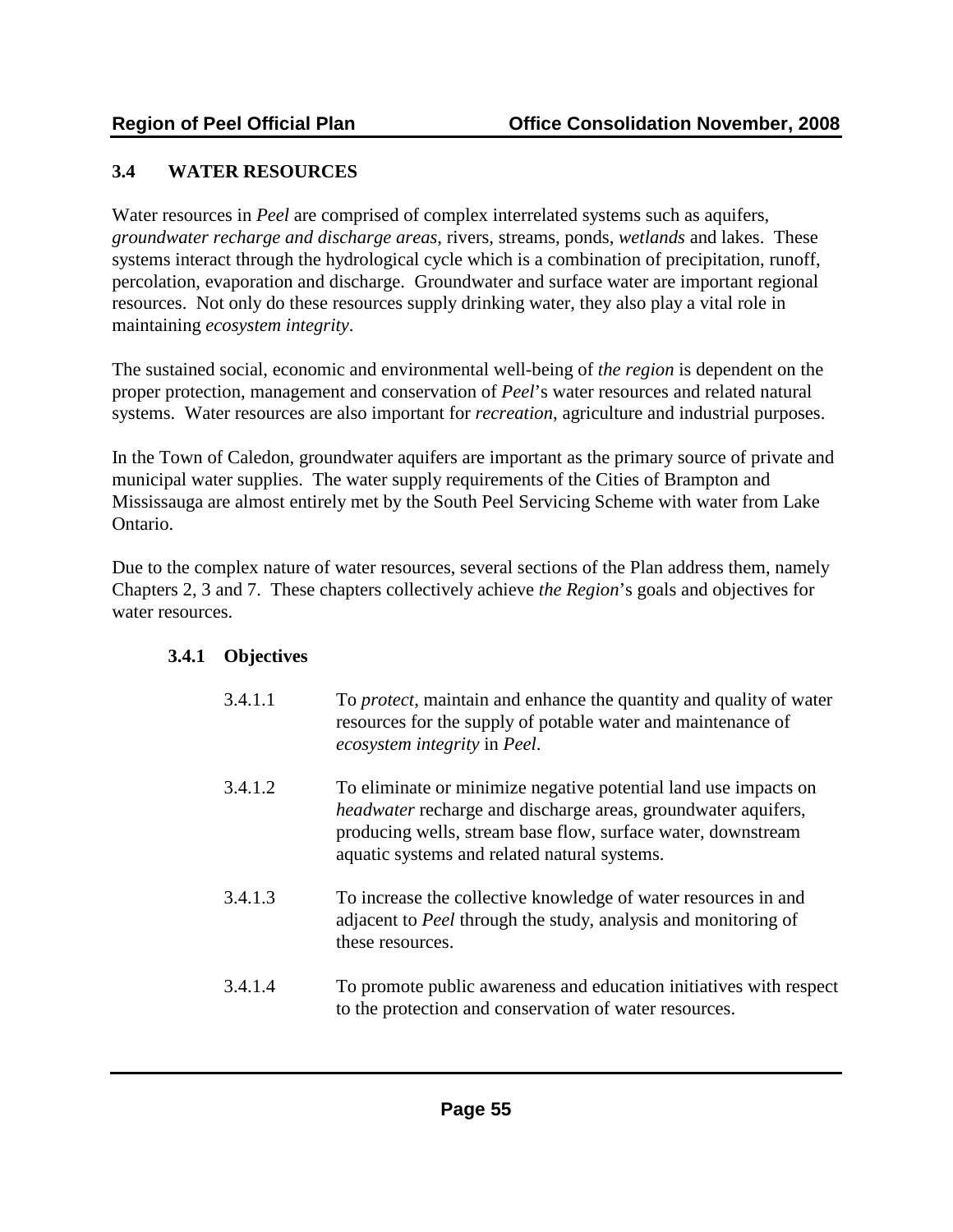## 3.4 WATER RESOURCES

Water resources in *Peel* are comprised of complex interrelated systems such as aquifers, *groundwater recharge and discharge areas*, rivers, streams, ponds, *wetlands* and lakes. These systems interact through the hydrological cycle which is a combination of precipitation, runoff, percolation, evaporation and discharge. Groundwater and surface water are important regional resources. Not only do these resources supply drinking water, they also play a vital role in maintaining *ecosystem integrity*.

The sustained social, economic and environmental well-being of *the region* is dependent on the proper protection, management and conservation of *Peel*'s water resources and related natural systems. Water resources are also important for *recreation*, agriculture and industrial purposes.

In the Town of Caledon, groundwater aquifers are important as the primary source of private and municipal water supplies. The water supply requirements of the Cities of Brampton and Mississauga are almost entirely met by the South Peel Servicing Scheme with water from Lake Ontario.

Due to the complex nature of water resources, several sections of the Plan address them, namely Chapters 2, 3 and 7. These chapters collectively achieve *the Region*'s goals and objectives for water resources.

### 3.4.1 Objectives

3.4.1.1 To *protect*, maintain and enhance the quantity and quality of water resources for the supply of potable water and maintenance of *ecosystem integrity* in *Peel*.

3.4.1.2 To eliminate or minimize negative potential land use impacts on *headwater* recharge and discharge areas, groundwater aquifers, producing wells, stream base flow, surface water, downstream aquatic systems and related natural systems.

3.4.1.3 To increase the collective knowledge of water resources in and adjacent to *Peel* through the study, analysis and monitoring of these resources.

3.4.1.4 To promote public awareness and education initiatives with respect to the protection and conservation of water resources.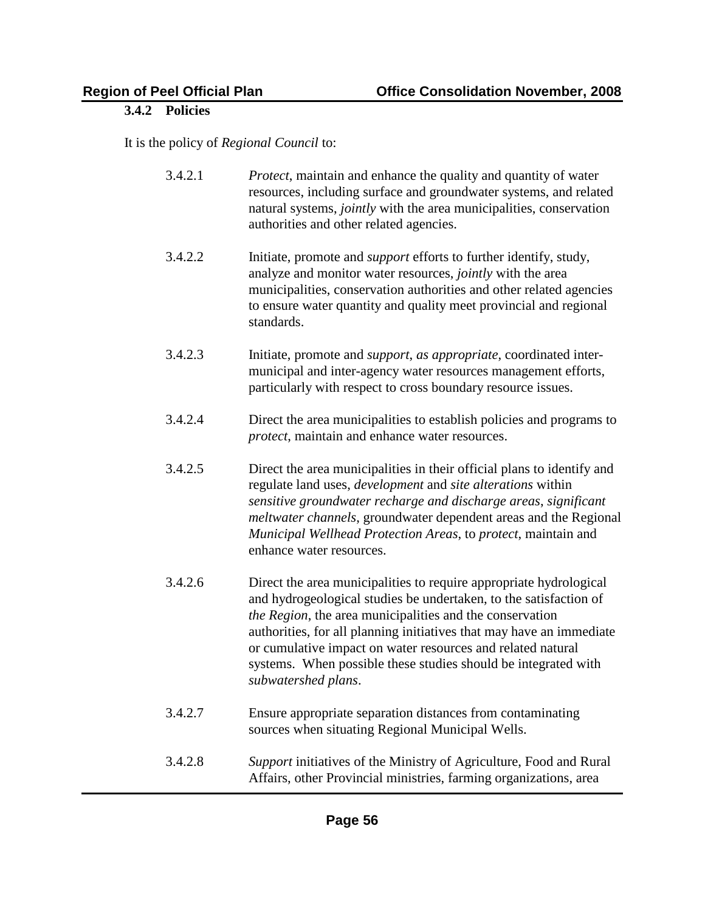### 3.4.2 Policies

It is the policy of *Regional Council* to:

3.4.2.1 *Protect*, maintain and enhance the quality and quantity of water resources, including surface and groundwater systems, and related natural systems, *jointly* with the area municipalities, conservation authorities and other related agencies.

3.4.2.2 Initiate, promote and *support* efforts to further identify, study, analyze and monitor water resources, *jointly* with the area municipalities, conservation authorities and other related agencies to ensure water quantity and quality meet provincial and regional standards.

3.4.2.3 Initiate, promote and *support*, *as appropriate*, coordinated inter-municipal and inter-agency water resources management efforts, particularly with respect to cross boundary resource issues.

3.4.2.4 Direct the area municipalities to establish policies and programs to *protect*, maintain and enhance water resources.

3.4.2.5 Direct the area municipalities in their official plans to identify and regulate land uses, *development* and *site alterations* within *sensitive groundwater recharge and discharge areas*, *significant meltwater channels*, groundwater dependent areas and the Regional *Municipal Wellhead Protection Areas*, to *protect*, maintain and enhance water resources.

3.4.2.6 Direct the area municipalities to require appropriate hydrological and hydrogeological studies be undertaken, to the satisfaction of *the Region*, the area municipalities and the conservation authorities, for all planning initiatives that may have an immediate or cumulative impact on water resources and related natural systems. When possible these studies should be integrated with *subwatershed plans*.

3.4.2.7 Ensure appropriate separation distances from contaminating sources when situating Regional Municipal Wells.

3.4.2.8 *Support* initiatives of the Ministry of Agriculture, Food and Rural Affairs, other Provincial ministries, farming organizations, area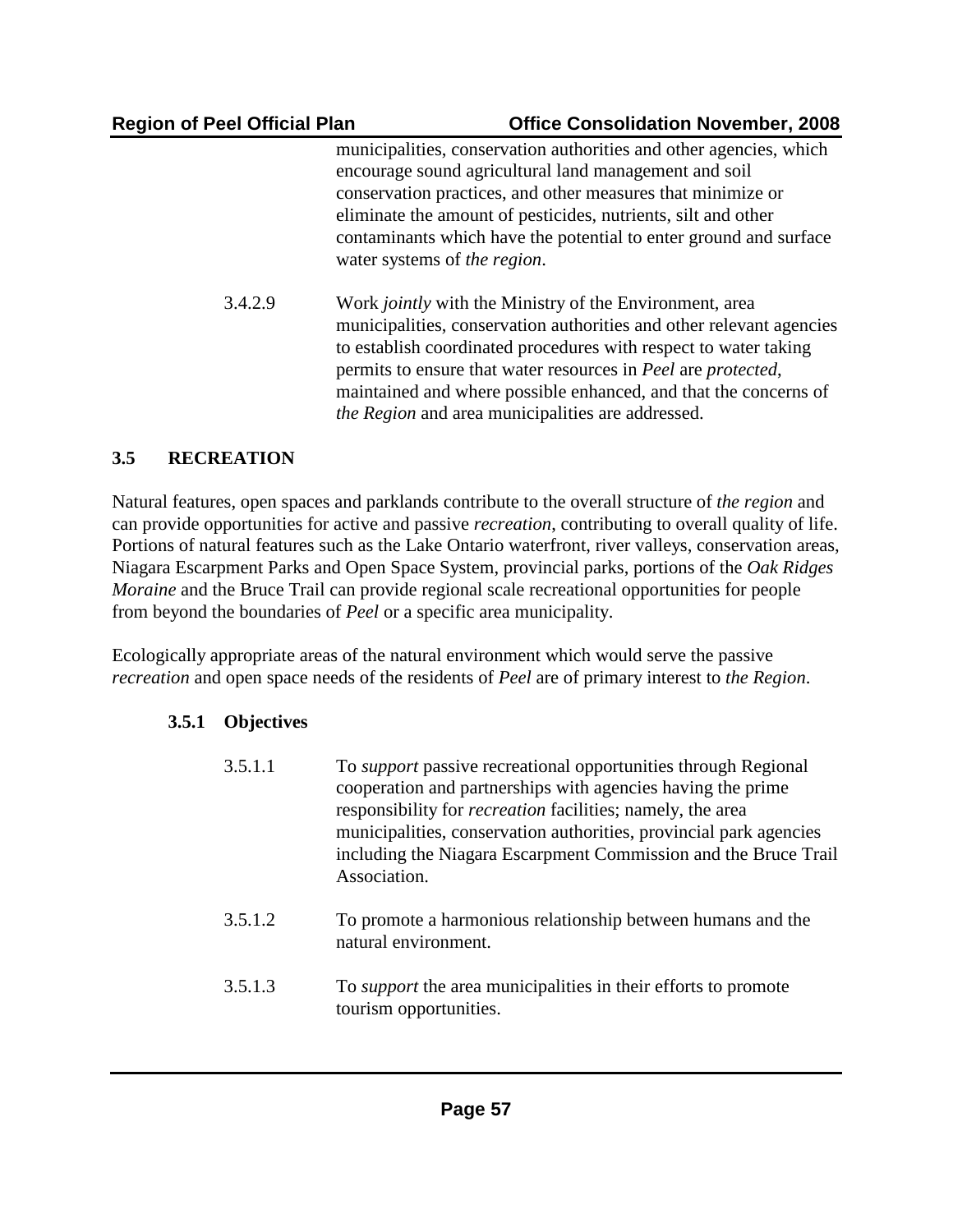municipalities, conservation authorities and other agencies, which encourage sound agricultural land management and soil conservation practices, and other measures that minimize or eliminate the amount of pesticides, nutrients, silt and other contaminants which have the potential to enter ground and surface water systems of *the region*.

3.4.2.9 Work *jointly* with the Ministry of the Environment, area municipalities, conservation authorities and other relevant agencies to establish coordinated procedures with respect to water taking permits to ensure that water resources in *Peel* are *protected*, maintained and where possible enhanced, and that the concerns of *the Region* and area municipalities are addressed.

## 3.5 RECREATION

Natural features, open spaces and parklands contribute to the overall structure of *the region* and can provide opportunities for active and passive *recreation*, contributing to overall quality of life. Portions of natural features such as the Lake Ontario waterfront, river valleys, conservation areas, Niagara Escarpment Parks and Open Space System, provincial parks, portions of the *Oak Ridges Moraine* and the Bruce Trail can provide regional scale recreational opportunities for people from beyond the boundaries of *Peel* or a specific area municipality.

Ecologically appropriate areas of the natural environment which would serve the passive *recreation* and open space needs of the residents of *Peel* are of primary interest to *the Region*.

### 3.5.1 Objectives

3.5.1.1 To *support* passive recreational opportunities through Regional cooperation and partnerships with agencies having the prime responsibility for *recreation* facilities; namely, the area municipalities, conservation authorities, provincial park agencies including the Niagara Escarpment Commission and the Bruce Trail Association.

3.5.1.2 To promote a harmonious relationship between humans and the natural environment.

3.5.1.3 To *support* the area municipalities in their efforts to promote tourism opportunities.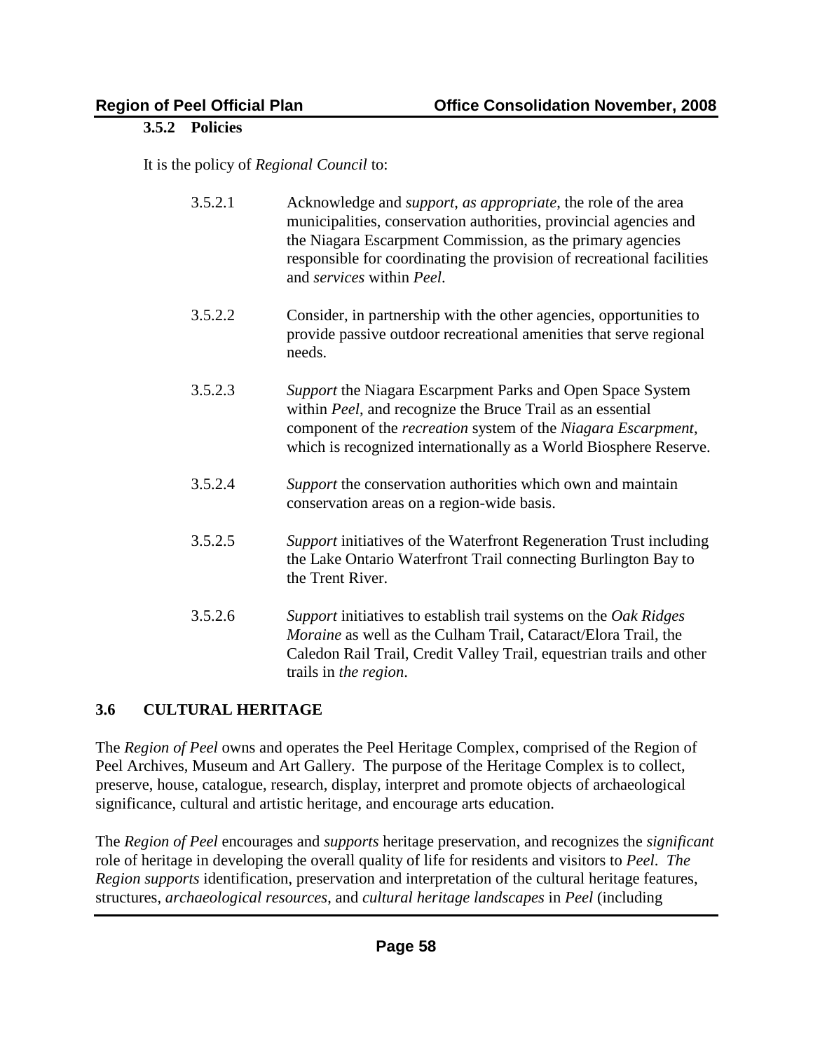### 3.5.2 Policies

It is the policy of *Regional Council* to:

3.5.2.1 Acknowledge and *support, as appropriate*, the role of the area municipalities, conservation authorities, provincial agencies and the Niagara Escarpment Commission, as the primary agencies responsible for coordinating the provision of recreational facilities and *services* within *Peel*.

3.5.2.2 Consider, in partnership with the other agencies, opportunities to provide passive outdoor recreational amenities that serve regional needs.

3.5.2.3 *Support* the Niagara Escarpment Parks and Open Space System within *Peel*, and recognize the Bruce Trail as an essential component of the *recreation* system of the *Niagara Escarpment*, which is recognized internationally as a World Biosphere Reserve.

3.5.2.4 *Support* the conservation authorities which own and maintain conservation areas on a region-wide basis.

3.5.2.5 *Support* initiatives of the Waterfront Regeneration Trust including the Lake Ontario Waterfront Trail connecting Burlington Bay to the Trent River.

3.5.2.6 *Support* initiatives to establish trail systems on the *Oak Ridges Moraine* as well as the Culham Trail, Cataract/Elora Trail, the Caledon Rail Trail, Credit Valley Trail, equestrian trails and other trails in *the region*.

## 3.6 CULTURAL HERITAGE

The *Region of Peel* owns and operates the Peel Heritage Complex, comprised of the Region of Peel Archives, Museum and Art Gallery. The purpose of the Heritage Complex is to collect, preserve, house, catalogue, research, display, interpret and promote objects of archaeological significance, cultural and artistic heritage, and encourage arts education.

The *Region of Peel* encourages and *supports* heritage preservation, and recognizes the *significant* role of heritage in developing the overall quality of life for residents and visitors to *Peel*. *The Region supports* identification, preservation and interpretation of the cultural heritage features, structures, *archaeological resources*, and *cultural heritage landscapes* in *Peel* (including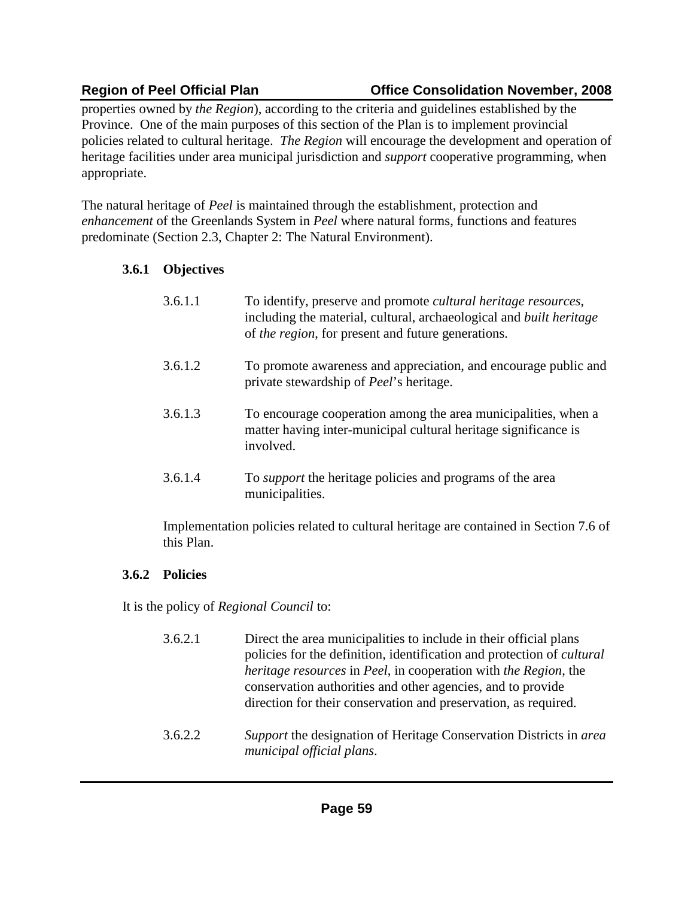properties owned by *the Region*), according to the criteria and guidelines established by the Province. One of the main purposes of this section of the Plan is to implement provincial policies related to cultural heritage. *The Region* will encourage the development and operation of heritage facilities under area municipal jurisdiction and *support* cooperative programming, when appropriate.

The natural heritage of *Peel* is maintained through the establishment, protection and *enhancement* of the Greenlands System in *Peel* where natural forms, functions and features predominate (Section 2.3, Chapter 2: The Natural Environment).

### 3.6.1 Objectives

3.6.1.1 To identify, preserve and promote *cultural heritage resources*, including the material, cultural, archaeological and *built heritage* of *the region*, for present and future generations.

3.6.1.2 To promote awareness and appreciation, and encourage public and private stewardship of *Peel*'s heritage.

3.6.1.3 To encourage cooperation among the area municipalities, when a matter having inter-municipal cultural heritage significance is involved.

3.6.1.4 To *support* the heritage policies and programs of the area municipalities.

Implementation policies related to cultural heritage are contained in Section 7.6 of this Plan.

### 3.6.2 Policies

It is the policy of *Regional Council* to:

3.6.2.1 Direct the area municipalities to include in their official plans policies for the definition, identification and protection of *cultural heritage resources* in *Peel*, in cooperation with *the Region*, the conservation authorities and other agencies, and to provide direction for their conservation and preservation, as required.

3.6.2.2 *Support* the designation of Heritage Conservation Districts in *area municipal official plans*.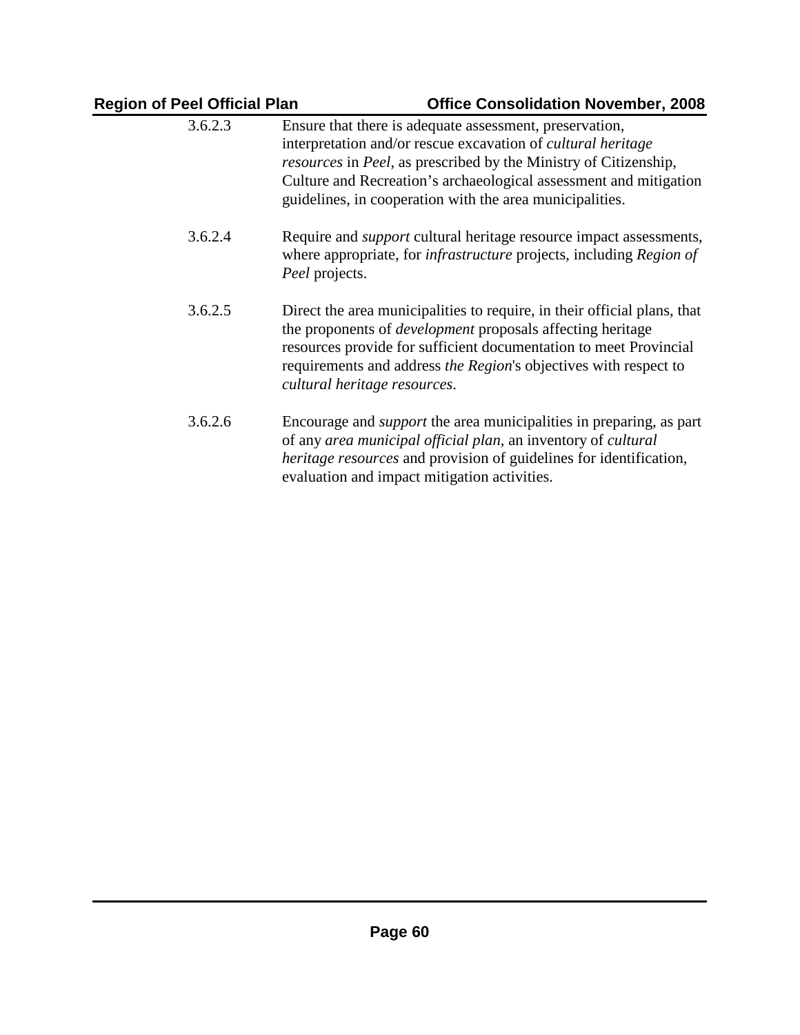3.6.2.3 Ensure that there is adequate assessment, preservation, interpretation and/or rescue excavation of *cultural heritage resources* in *Peel*, as prescribed by the Ministry of Citizenship, Culture and Recreation's archaeological assessment and mitigation guidelines, in cooperation with the area municipalities.

3.6.2.4 Require and *support* cultural heritage resource impact assessments, where appropriate, for *infrastructure* projects, including *Region of Peel* projects.

3.6.2.5 Direct the area municipalities to require, in their official plans, that the proponents of *development* proposals affecting heritage resources provide for sufficient documentation to meet Provincial requirements and address *the Region*'s objectives with respect to *cultural heritage resources*.

3.6.2.6 Encourage and *support* the area municipalities in preparing, as part of any *area municipal official plan*, an inventory of *cultural heritage resources* and provision of guidelines for identification, evaluation and impact mitigation activities.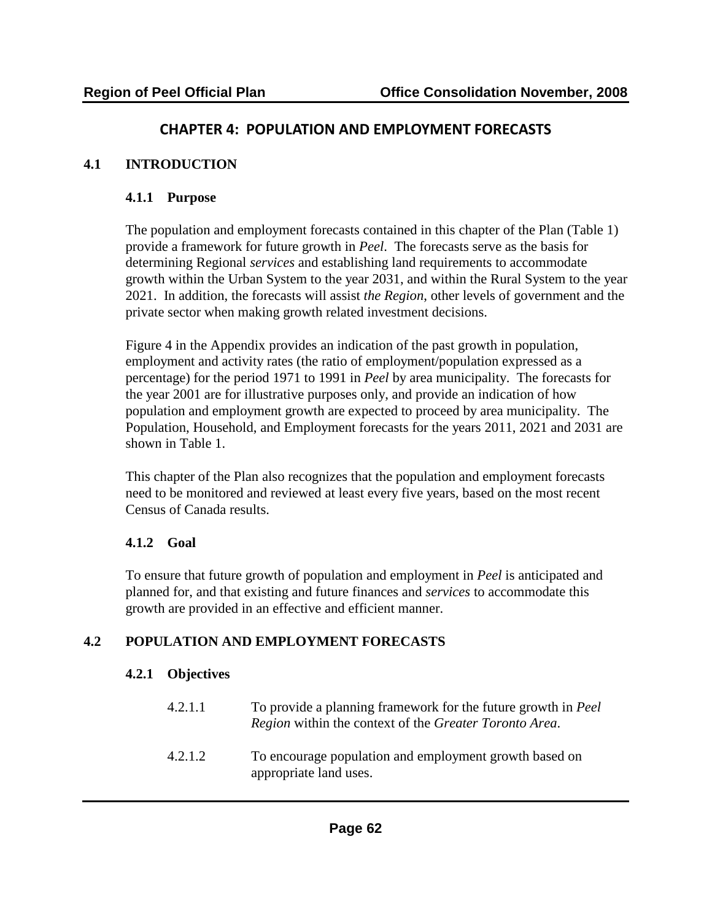# CHAPTER 4: POPULATION AND EMPLOYMENT FORECASTS

## 4.1 INTRODUCTION

### 4.1.1 Purpose

The population and employment forecasts contained in this chapter of the Plan (Table 1) provide a framework for future growth in *Peel*. The forecasts serve as the basis for determining Regional *services* and establishing land requirements to accommodate growth within the Urban System to the year 2031, and within the Rural System to the year 2021. In addition, the forecasts will assist *the Region*, other levels of government and the private sector when making growth related investment decisions.

Figure 4 in the Appendix provides an indication of the past growth in population, employment and activity rates (the ratio of employment/population expressed as a percentage) for the period 1971 to 1991 in *Peel* by area municipality. The forecasts for the year 2001 are for illustrative purposes only, and provide an indication of how population and employment growth are expected to proceed by area municipality. The Population, Household, and Employment forecasts for the years 2011, 2021 and 2031 are shown in Table 1.

This chapter of the Plan also recognizes that the population and employment forecasts need to be monitored and reviewed at least every five years, based on the most recent Census of Canada results.

### 4.1.2 Goal

To ensure that future growth of population and employment in *Peel* is anticipated and planned for, and that existing and future finances and *services* to accommodate this growth are provided in an effective and efficient manner.

## 4.2 POPULATION AND EMPLOYMENT FORECASTS

### 4.2.1 Objectives

4.2.1.1 To provide a planning framework for the future growth in *Peel Region* within the context of the *Greater Toronto Area*.

4.2.1.2 To encourage population and employment growth based on appropriate land uses.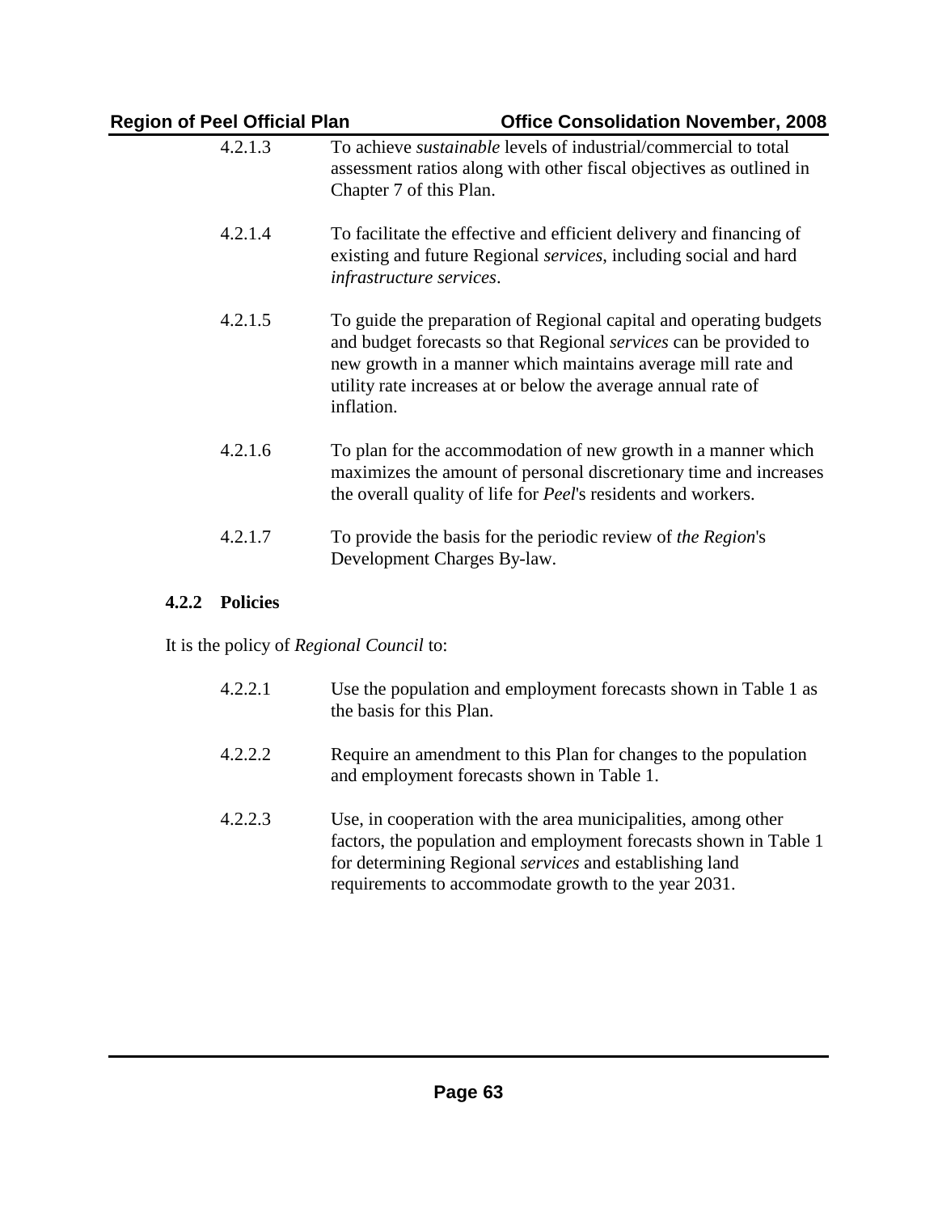4.2.1.3 To achieve *sustainable* levels of industrial/commercial to total assessment ratios along with other fiscal objectives as outlined in Chapter 7 of this Plan.

4.2.1.4 To facilitate the effective and efficient delivery and financing of existing and future Regional *services*, including social and hard *infrastructure services*.

4.2.1.5 To guide the preparation of Regional capital and operating budgets and budget forecasts so that Regional *services* can be provided to new growth in a manner which maintains average mill rate and utility rate increases at or below the average annual rate of inflation.

4.2.1.6 To plan for the accommodation of new growth in a manner which maximizes the amount of personal discretionary time and increases the overall quality of life for *Peel*'s residents and workers.

4.2.1.7 To provide the basis for the periodic review of *the Region*'s Development Charges By-law.

### 4.2.2 Policies

It is the policy of *Regional Council* to:

4.2.2.1 Use the population and employment forecasts shown in Table 1 as the basis for this Plan.

4.2.2.2 Require an amendment to this Plan for changes to the population and employment forecasts shown in Table 1.

4.2.2.3 Use, in cooperation with the area municipalities, among other factors, the population and employment forecasts shown in Table 1 for determining Regional *services* and establishing land requirements to accommodate growth to the year 2031.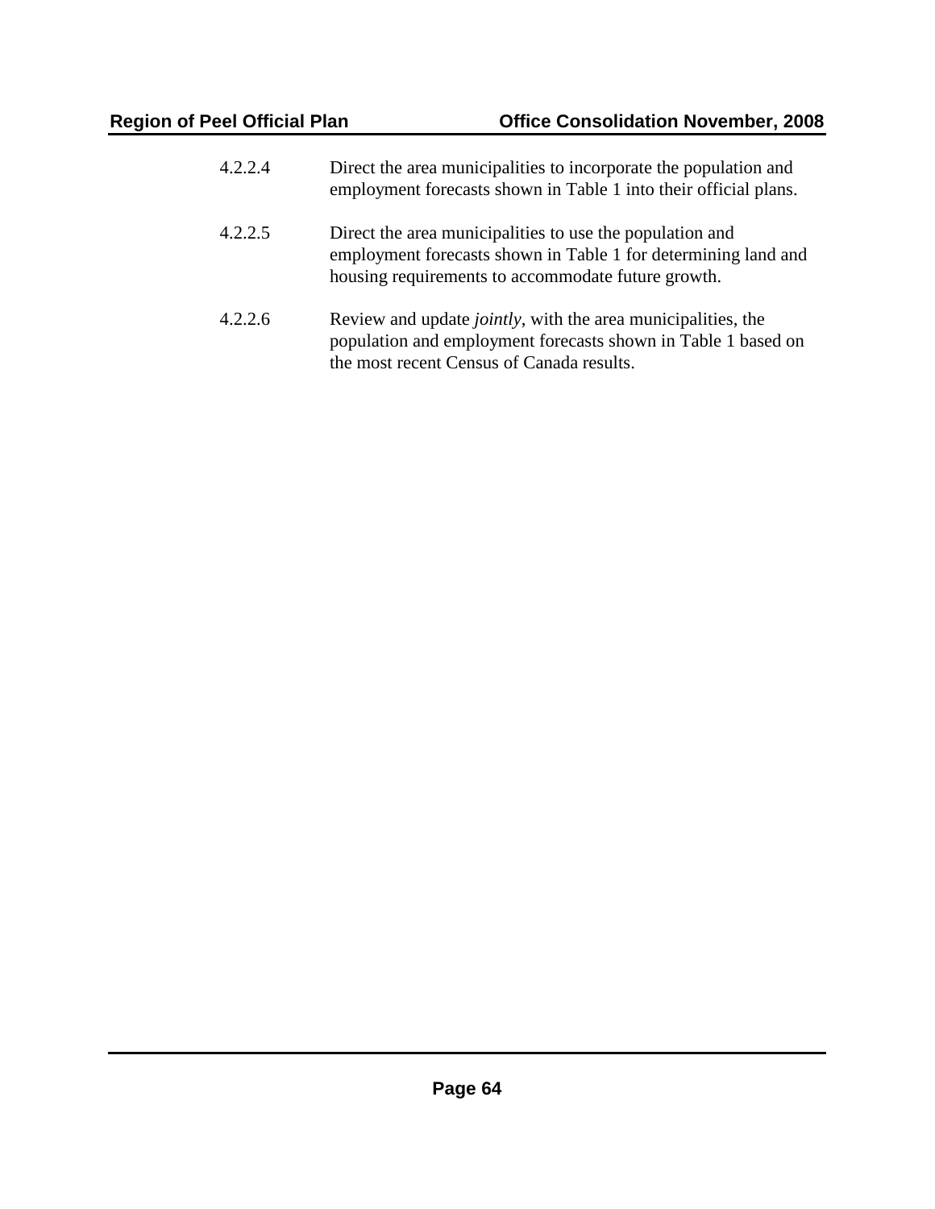4.2.2.4 Direct the area municipalities to incorporate the population and employment forecasts shown in Table 1 into their official plans.

4.2.2.5 Direct the area municipalities to use the population and employment forecasts shown in Table 1 for determining land and housing requirements to accommodate future growth.

4.2.2.6 Review and update *jointly*, with the area municipalities, the population and employment forecasts shown in Table 1 based on the most recent Census of Canada results.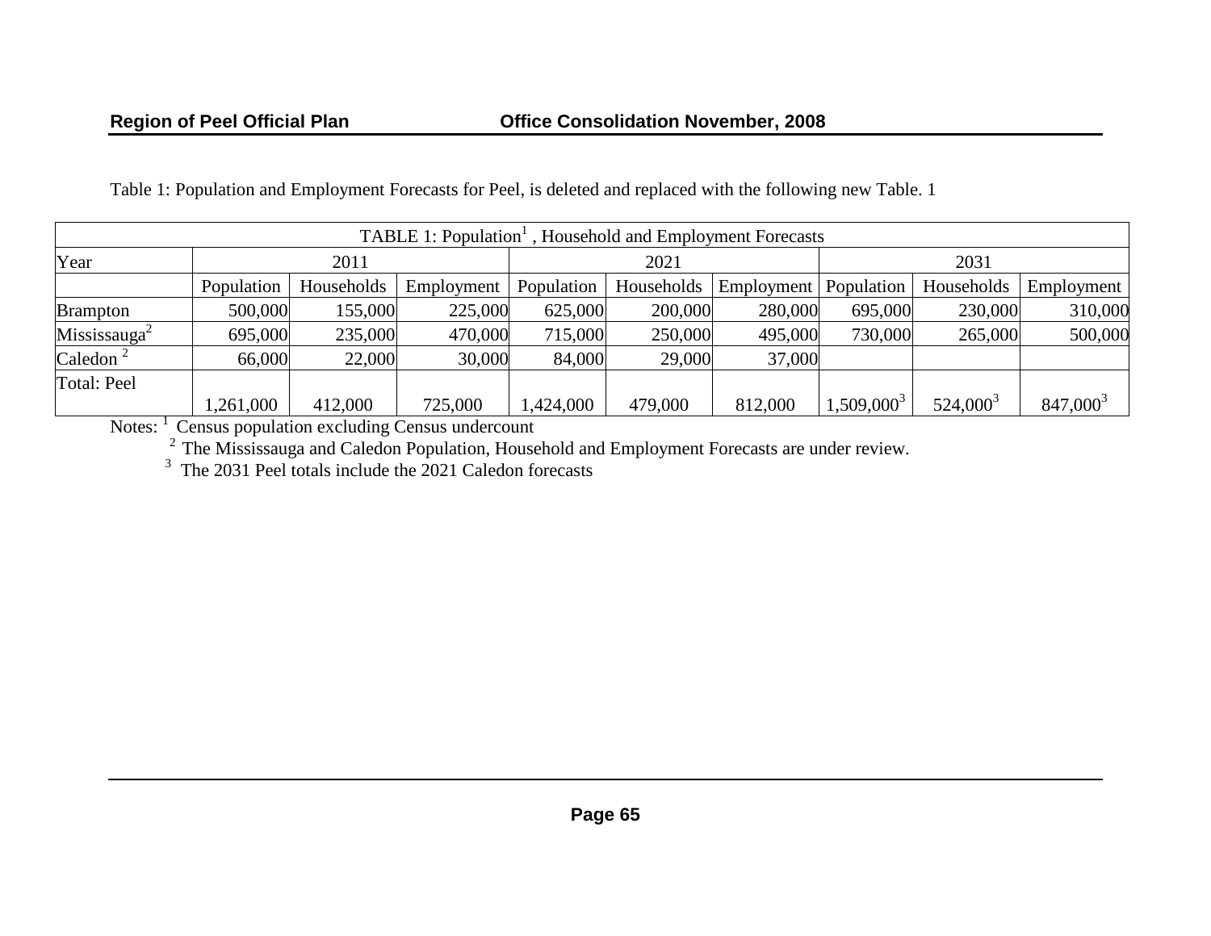Table 1: Population and Employment Forecasts for Peel, is deleted and replaced with the following new Table. 1

| TABLE 1: Population[1], Household and Employment Forecasts | | | | | | | | | |
|---|---|---|---|---|---|---|---|---|---|
| Year | 2011 | | | 2021 | | | 2031 | | |
| | Population | Households | Employment | Population | Households | Employment | Population | Households | Employment |
| Brampton | 500,000 | 155,000 | 225,000 | 625,000 | 200,000 | 280,000 | 695,000 | 230,000 | 310,000 |
| Mississauga[2] | 695,000 | 235,000 | 470,000 | 715,000 | 250,000 | 495,000 | 730,000 | 265,000 | 500,000 |
| Caledon [2] | 66,000 | 22,000 | 30,000 | 84,000 | 29,000 | 37,000 | | | |
| Total: Peel | 1,261,000 | 412,000 | 725,000 | 1,424,000 | 479,000 | 812,000 | 1,509,000[3] | 524,000[3] | 847,000[3] |

Notes: [1] Census population excluding Census undercount

[2] The Mississauga and Caledon Population, Household and Employment Forecasts are under review.

[3] The 2031 Peel totals include the 2021 Caledon forecasts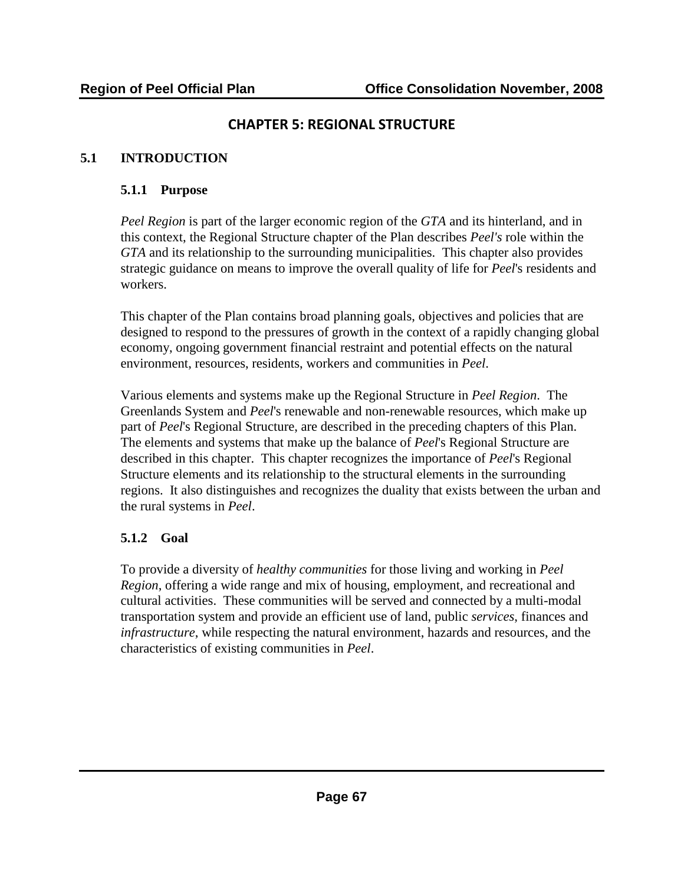# CHAPTER 5: REGIONAL STRUCTURE

## 5.1 INTRODUCTION

### 5.1.1 Purpose

*Peel Region* is part of the larger economic region of the *GTA* and its hinterland, and in this context, the Regional Structure chapter of the Plan describes *Peel's* role within the *GTA* and its relationship to the surrounding municipalities. This chapter also provides strategic guidance on means to improve the overall quality of life for *Peel*'s residents and workers.

This chapter of the Plan contains broad planning goals, objectives and policies that are designed to respond to the pressures of growth in the context of a rapidly changing global economy, ongoing government financial restraint and potential effects on the natural environment, resources, residents, workers and communities in *Peel*.

Various elements and systems make up the Regional Structure in *Peel Region*. The Greenlands System and *Peel*'s renewable and non-renewable resources, which make up part of *Peel*'s Regional Structure, are described in the preceding chapters of this Plan. The elements and systems that make up the balance of *Peel*'s Regional Structure are described in this chapter. This chapter recognizes the importance of *Peel*'s Regional Structure elements and its relationship to the structural elements in the surrounding regions. It also distinguishes and recognizes the duality that exists between the urban and the rural systems in *Peel*.

### 5.1.2 Goal

To provide a diversity of *healthy communities* for those living and working in *Peel Region*, offering a wide range and mix of housing, employment, and recreational and cultural activities. These communities will be served and connected by a multi-modal transportation system and provide an efficient use of land, public *services*, finances and *infrastructure*, while respecting the natural environment, hazards and resources, and the characteristics of existing communities in *Peel*.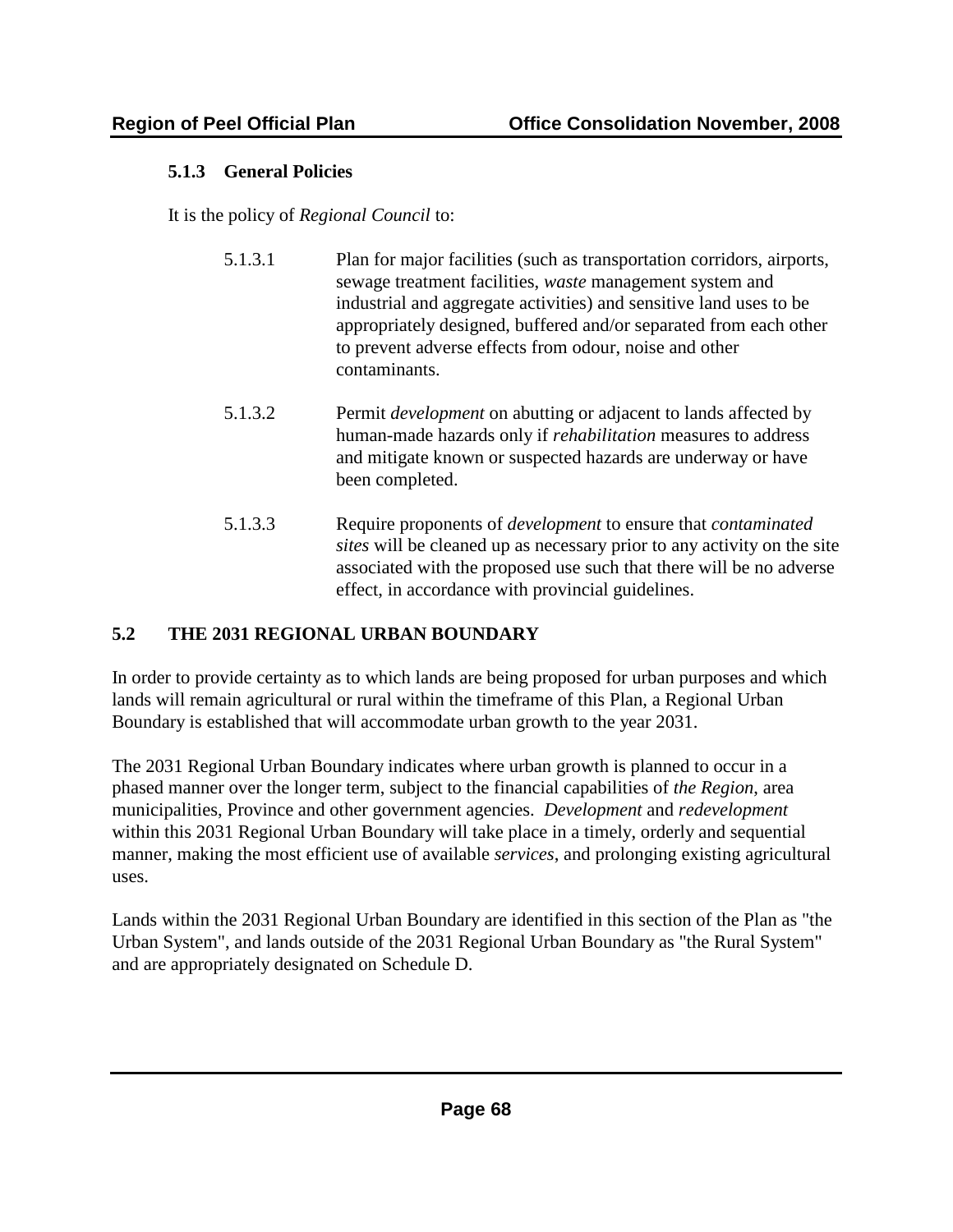### 5.1.3 General Policies

It is the policy of *Regional Council* to:

5.1.3.1 Plan for major facilities (such as transportation corridors, airports, sewage treatment facilities, *waste* management system and industrial and aggregate activities) and sensitive land uses to be appropriately designed, buffered and/or separated from each other to prevent adverse effects from odour, noise and other contaminants.

5.1.3.2 Permit *development* on abutting or adjacent to lands affected by human-made hazards only if *rehabilitation* measures to address and mitigate known or suspected hazards are underway or have been completed.

5.1.3.3 Require proponents of *development* to ensure that *contaminated sites* will be cleaned up as necessary prior to any activity on the site associated with the proposed use such that there will be no adverse effect, in accordance with provincial guidelines.

## 5.2 THE 2031 REGIONAL URBAN BOUNDARY

In order to provide certainty as to which lands are being proposed for urban purposes and which lands will remain agricultural or rural within the timeframe of this Plan, a Regional Urban Boundary is established that will accommodate urban growth to the year 2031.

The 2031 Regional Urban Boundary indicates where urban growth is planned to occur in a phased manner over the longer term, subject to the financial capabilities of *the Region*, area municipalities, Province and other government agencies. *Development* and *redevelopment* within this 2031 Regional Urban Boundary will take place in a timely, orderly and sequential manner, making the most efficient use of available *services*, and prolonging existing agricultural uses.

Lands within the 2031 Regional Urban Boundary are identified in this section of the Plan as "the Urban System", and lands outside of the 2031 Regional Urban Boundary as "the Rural System" and are appropriately designated on Schedule D.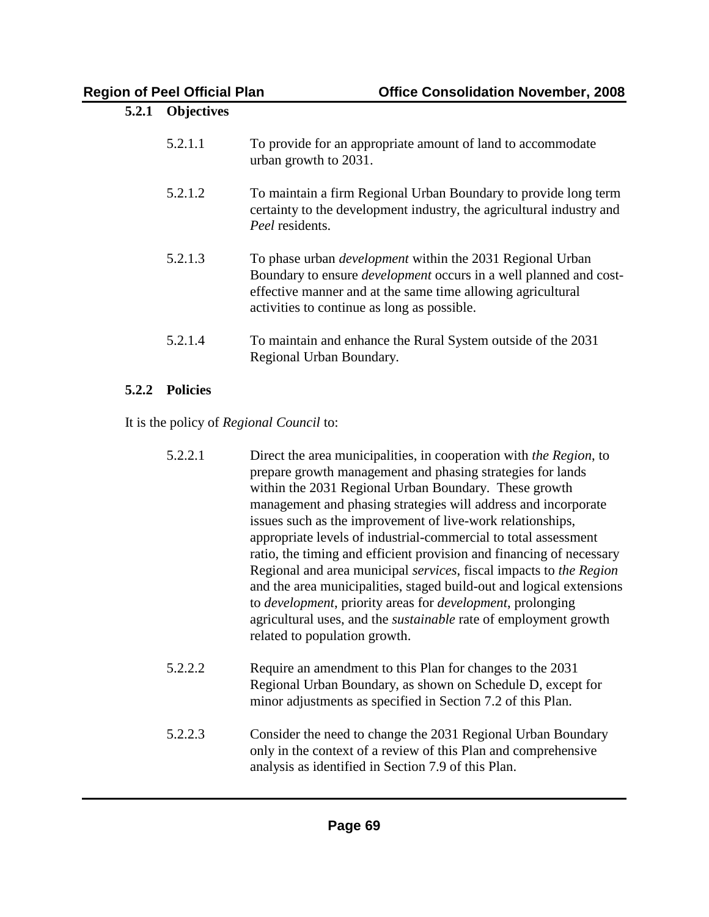### 5.2.1 Objectives

5.2.1.1 To provide for an appropriate amount of land to accommodate urban growth to 2031.

5.2.1.2 To maintain a firm Regional Urban Boundary to provide long term certainty to the development industry, the agricultural industry and *Peel* residents.

5.2.1.3 To phase urban *development* within the 2031 Regional Urban Boundary to ensure *development* occurs in a well planned and cost-effective manner and at the same time allowing agricultural activities to continue as long as possible.

5.2.1.4 To maintain and enhance the Rural System outside of the 2031 Regional Urban Boundary.

### 5.2.2 Policies

It is the policy of *Regional Council* to:

5.2.2.1 Direct the area municipalities, in cooperation with *the Region*, to prepare growth management and phasing strategies for lands within the 2031 Regional Urban Boundary. These growth management and phasing strategies will address and incorporate issues such as the improvement of live-work relationships, appropriate levels of industrial-commercial to total assessment ratio, the timing and efficient provision and financing of necessary Regional and area municipal *services*, fiscal impacts to *the Region* and the area municipalities, staged build-out and logical extensions to *development*, priority areas for *development*, prolonging agricultural uses, and the *sustainable* rate of employment growth related to population growth.

5.2.2.2 Require an amendment to this Plan for changes to the 2031 Regional Urban Boundary, as shown on Schedule D, except for minor adjustments as specified in Section 7.2 of this Plan.

5.2.2.3 Consider the need to change the 2031 Regional Urban Boundary only in the context of a review of this Plan and comprehensive analysis as identified in Section 7.9 of this Plan.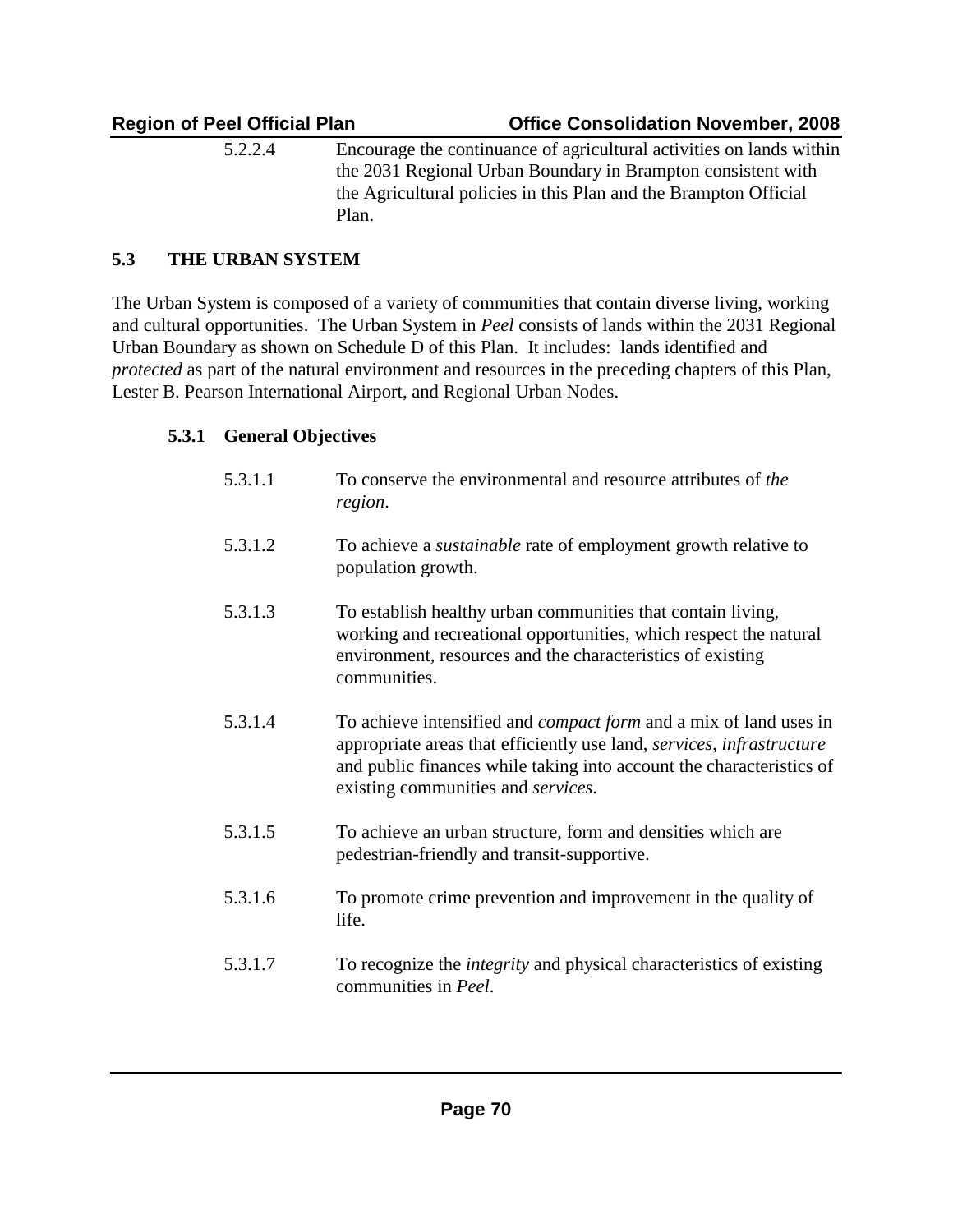5.2.2.4 Encourage the continuance of agricultural activities on lands within the 2031 Regional Urban Boundary in Brampton consistent with the Agricultural policies in this Plan and the Brampton Official Plan.

## 5.3 THE URBAN SYSTEM

The Urban System is composed of a variety of communities that contain diverse living, working and cultural opportunities. The Urban System in *Peel* consists of lands within the 2031 Regional Urban Boundary as shown on Schedule D of this Plan. It includes: lands identified and *protected* as part of the natural environment and resources in the preceding chapters of this Plan, Lester B. Pearson International Airport, and Regional Urban Nodes.

### 5.3.1 General Objectives

5.3.1.1 To conserve the environmental and resource attributes of *the region*.

5.3.1.2 To achieve a *sustainable* rate of employment growth relative to population growth.

5.3.1.3 To establish healthy urban communities that contain living, working and recreational opportunities, which respect the natural environment, resources and the characteristics of existing communities.

5.3.1.4 To achieve intensified and *compact form* and a mix of land uses in appropriate areas that efficiently use land, *services*, *infrastructure* and public finances while taking into account the characteristics of existing communities and *services*.

5.3.1.5 To achieve an urban structure, form and densities which are pedestrian-friendly and transit-supportive.

5.3.1.6 To promote crime prevention and improvement in the quality of life.

5.3.1.7 To recognize the *integrity* and physical characteristics of existing communities in *Peel*.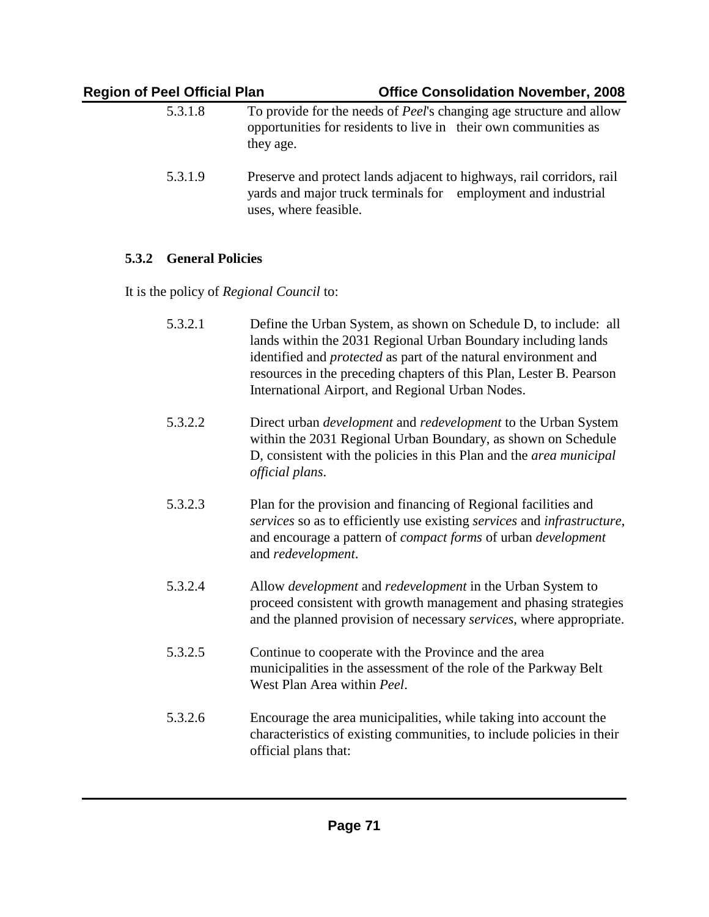5.3.1.8 To provide for the needs of *Peel*'s changing age structure and allow opportunities for residents to live in their own communities as they age.

5.3.1.9 Preserve and protect lands adjacent to highways, rail corridors, rail yards and major truck terminals for employment and industrial uses, where feasible.

### 5.3.2 General Policies

It is the policy of *Regional Council* to:

5.3.2.1 Define the Urban System, as shown on Schedule D, to include: all lands within the 2031 Regional Urban Boundary including lands identified and *protected* as part of the natural environment and resources in the preceding chapters of this Plan, Lester B. Pearson International Airport, and Regional Urban Nodes.

5.3.2.2 Direct urban *development* and *redevelopment* to the Urban System within the 2031 Regional Urban Boundary, as shown on Schedule D, consistent with the policies in this Plan and the *area municipal official plans*.

5.3.2.3 Plan for the provision and financing of Regional facilities and *services* so as to efficiently use existing *services* and *infrastructure*, and encourage a pattern of *compact forms* of urban *development* and *redevelopment*.

5.3.2.4 Allow *development* and *redevelopment* in the Urban System to proceed consistent with growth management and phasing strategies and the planned provision of necessary *services*, where appropriate.

5.3.2.5 Continue to cooperate with the Province and the area municipalities in the assessment of the role of the Parkway Belt West Plan Area within *Peel*.

5.3.2.6 Encourage the area municipalities, while taking into account the characteristics of existing communities, to include policies in their official plans that: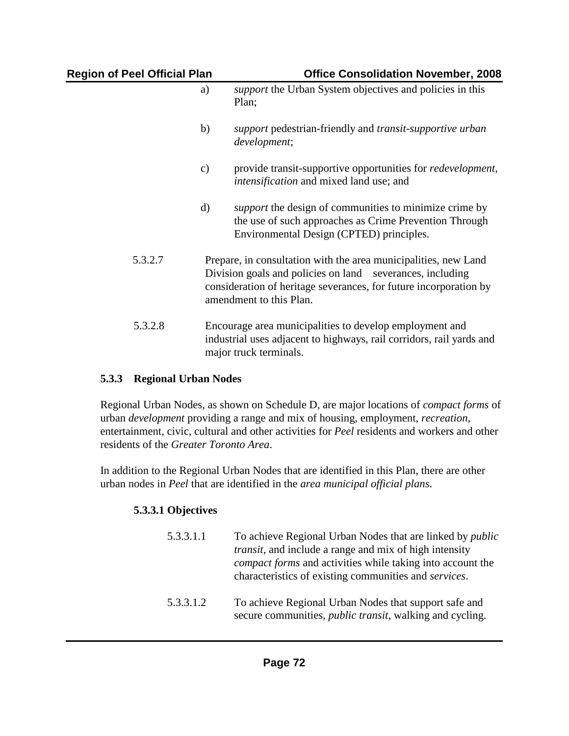a) *support* the Urban System objectives and policies in this Plan;

b) *support* pedestrian-friendly and *transit-supportive urban development*;

c) provide transit-supportive opportunities for *redevelopment*, *intensification* and mixed land use; and

d) *support* the design of communities to minimize crime by the use of such approaches as Crime Prevention Through Environmental Design (CPTED) principles.

5.3.2.7 Prepare, in consultation with the area municipalities, new Land Division goals and policies on land severances, including consideration of heritage severances, for future incorporation by amendment to this Plan.

5.3.2.8 Encourage area municipalities to develop employment and industrial uses adjacent to highways, rail corridors, rail yards and major truck terminals.

### 5.3.3 Regional Urban Nodes

Regional Urban Nodes, as shown on Schedule D, are major locations of *compact forms* of urban *development* providing a range and mix of housing, employment, *recreation*, entertainment, civic, cultural and other activities for *Peel* residents and workers and other residents of the *Greater Toronto Area*.

In addition to the Regional Urban Nodes that are identified in this Plan, there are other urban nodes in *Peel* that are identified in the *area municipal official plans*.

#### 5.3.3.1 Objectives

5.3.3.1.1 To achieve Regional Urban Nodes that are linked by *public transit*, and include a range and mix of high intensity *compact forms* and activities while taking into account the characteristics of existing communities and *services*.

5.3.3.1.2 To achieve Regional Urban Nodes that support safe and secure communities, *public transit*, walking and cycling.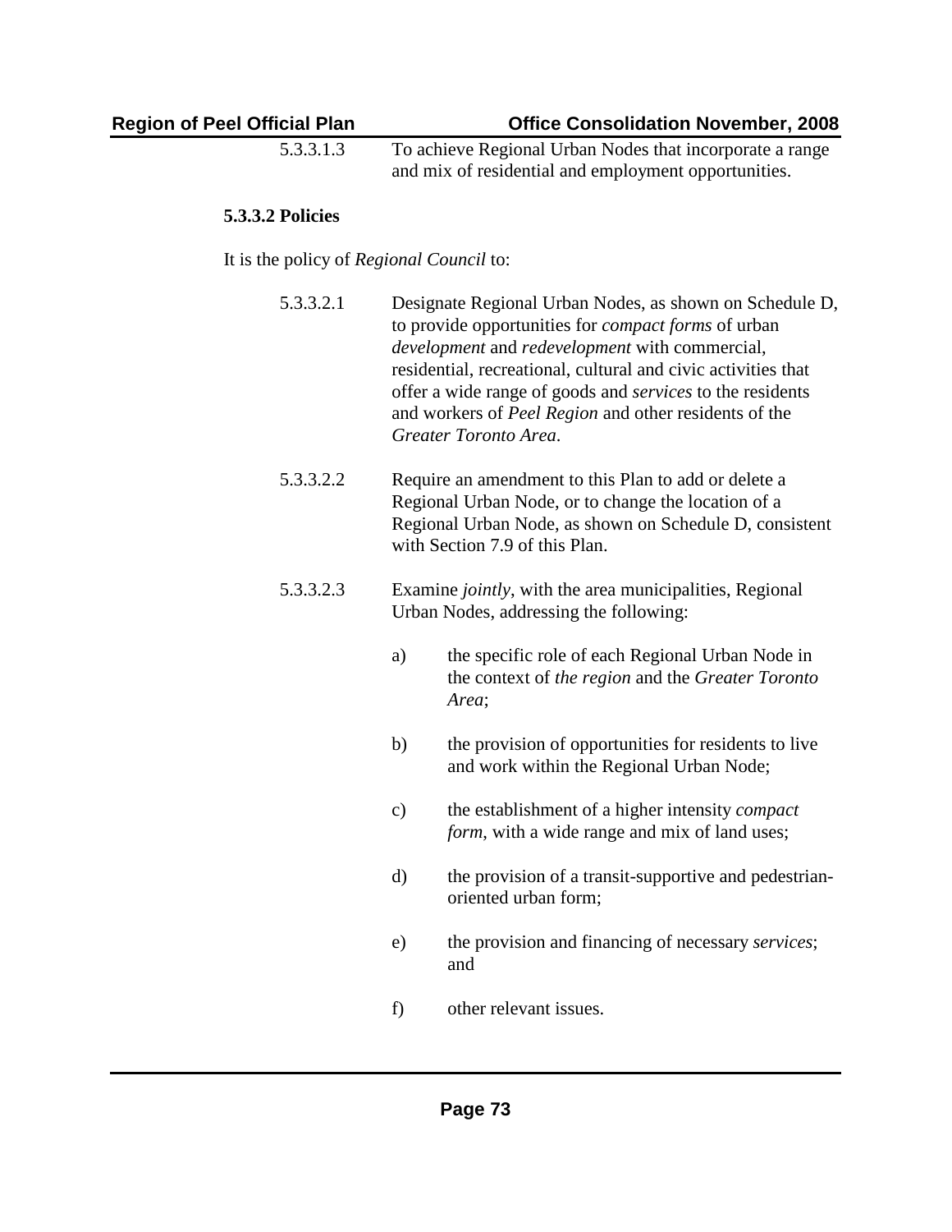5.3.3.1.3 To achieve Regional Urban Nodes that incorporate a range and mix of residential and employment opportunities.

**5.3.3.2 Policies**

It is the policy of *Regional Council* to:

5.3.3.2.1 Designate Regional Urban Nodes, as shown on Schedule D, to provide opportunities for *compact forms* of urban *development* and *redevelopment* with commercial, residential, recreational, cultural and civic activities that offer a wide range of goods and *services* to the residents and workers of *Peel Region* and other residents of the *Greater Toronto Area*.

5.3.3.2.2 Require an amendment to this Plan to add or delete a Regional Urban Node, or to change the location of a Regional Urban Node, as shown on Schedule D, consistent with Section 7.9 of this Plan.

5.3.3.2.3 Examine *jointly*, with the area municipalities, Regional Urban Nodes, addressing the following:

a) the specific role of each Regional Urban Node in the context of *the region* and the *Greater Toronto Area*;

b) the provision of opportunities for residents to live and work within the Regional Urban Node;

c) the establishment of a higher intensity *compact form*, with a wide range and mix of land uses;

d) the provision of a transit-supportive and pedestrian-oriented urban form;

e) the provision and financing of necessary *services*; and

f) other relevant issues.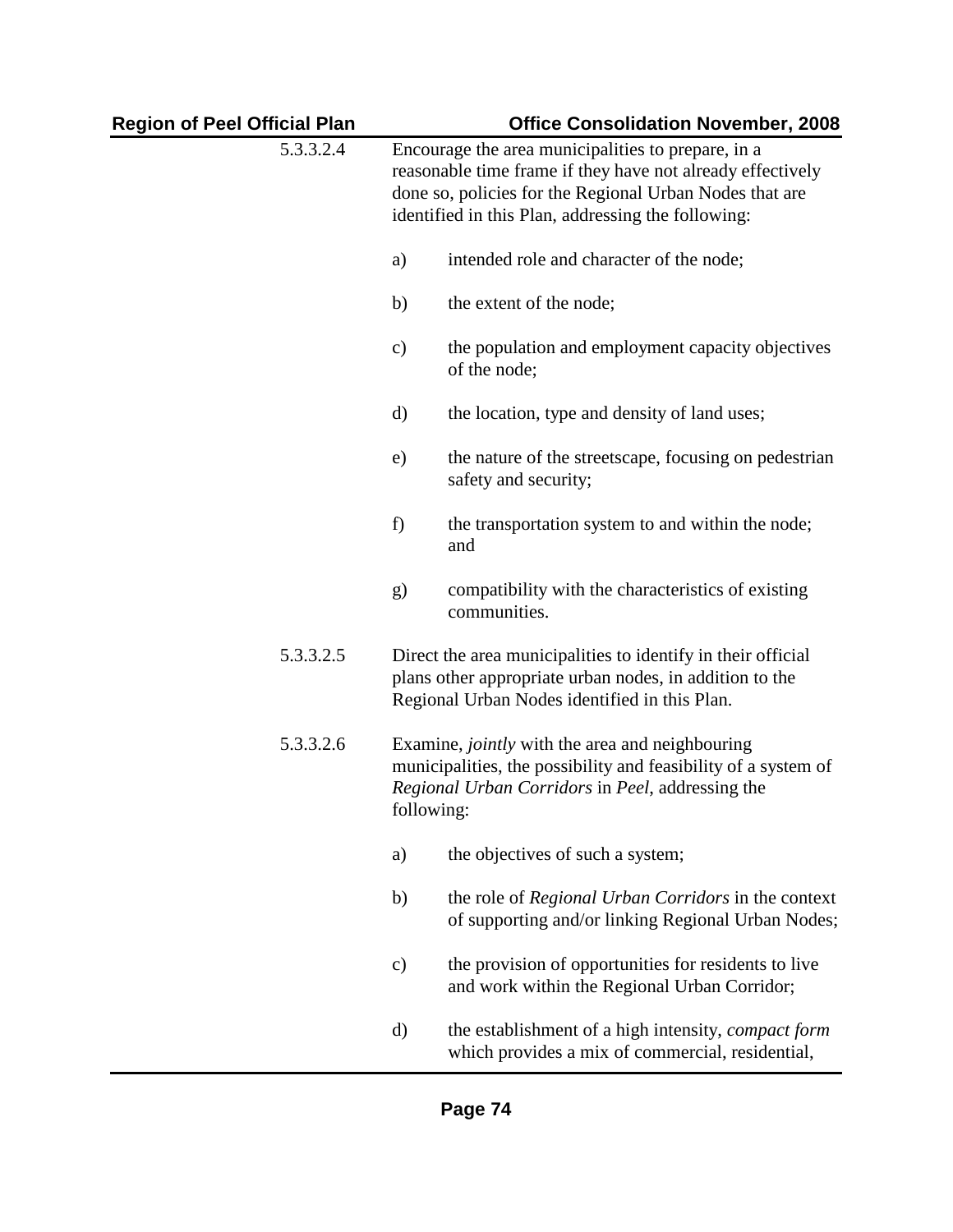5.3.3.2.4 Encourage the area municipalities to prepare, in a reasonable time frame if they have not already effectively done so, policies for the Regional Urban Nodes that are identified in this Plan, addressing the following:

a) intended role and character of the node;

b) the extent of the node;

c) the population and employment capacity objectives of the node;

d) the location, type and density of land uses;

e) the nature of the streetscape, focusing on pedestrian safety and security;

f) the transportation system to and within the node; and

g) compatibility with the characteristics of existing communities.

5.3.3.2.5 Direct the area municipalities to identify in their official plans other appropriate urban nodes, in addition to the Regional Urban Nodes identified in this Plan.

5.3.3.2.6 Examine, *jointly* with the area and neighbouring municipalities, the possibility and feasibility of a system of *Regional Urban Corridors* in *Peel*, addressing the following:

a) the objectives of such a system;

b) the role of *Regional Urban Corridors* in the context of supporting and/or linking Regional Urban Nodes;

c) the provision of opportunities for residents to live and work within the Regional Urban Corridor;

d) the establishment of a high intensity, *compact form* which provides a mix of commercial, residential,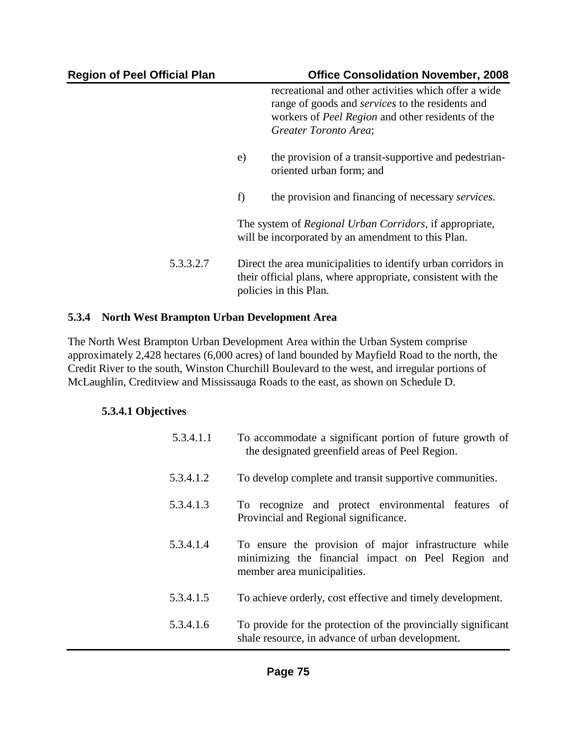recreational and other activities which offer a wide range of goods and *services* to the residents and workers of *Peel Region* and other residents of the *Greater Toronto Area*;

e) the provision of a transit-supportive and pedestrian-oriented urban form; and

f) the provision and financing of necessary *services*.

The system of *Regional Urban Corridors*, if appropriate, will be incorporated by an amendment to this Plan.

5.3.3.2.7 Direct the area municipalities to identify urban corridors in their official plans, where appropriate, consistent with the policies in this Plan.

### 5.3.4 North West Brampton Urban Development Area

The North West Brampton Urban Development Area within the Urban System comprise approximately 2,428 hectares (6,000 acres) of land bounded by Mayfield Road to the north, the Credit River to the south, Winston Churchill Boulevard to the west, and irregular portions of McLaughlin, Creditview and Mississauga Roads to the east, as shown on Schedule D.

#### 5.3.4.1 Objectives

5.3.4.1.1 To accommodate a significant portion of future growth of the designated greenfield areas of Peel Region.

5.3.4.1.2 To develop complete and transit supportive communities.

5.3.4.1.3 To recognize and protect environmental features of Provincial and Regional significance.

5.3.4.1.4 To ensure the provision of major infrastructure while minimizing the financial impact on Peel Region and member area municipalities.

5.3.4.1.5 To achieve orderly, cost effective and timely development.

5.3.4.1.6 To provide for the protection of the provincially significant shale resource, in advance of urban development.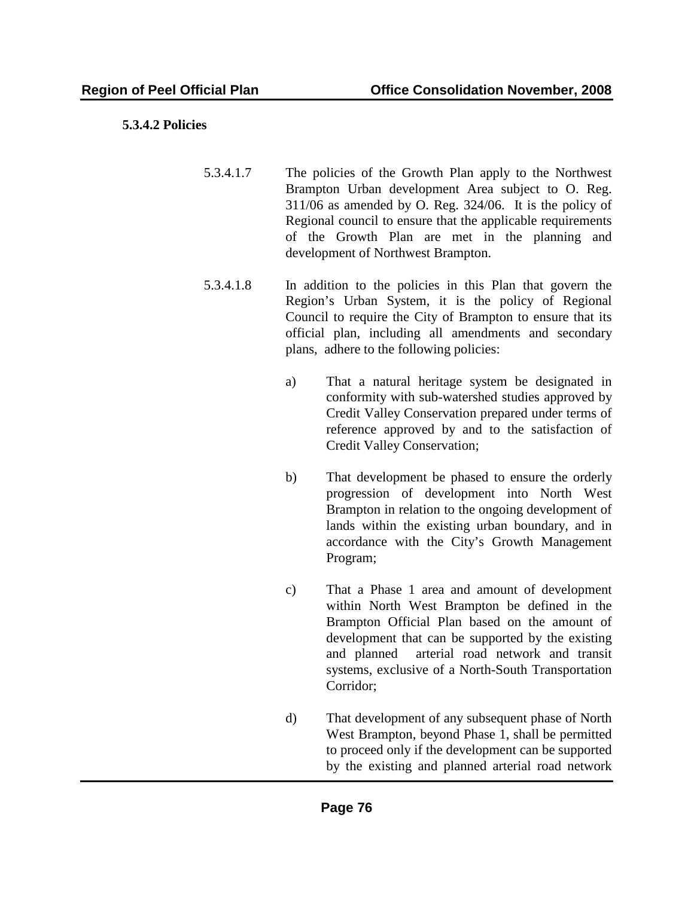#### 5.3.4.2 Policies

5.3.4.1.7 The policies of the Growth Plan apply to the Northwest Brampton Urban development Area subject to O. Reg. 311/06 as amended by O. Reg. 324/06. It is the policy of Regional council to ensure that the applicable requirements of the Growth Plan are met in the planning and development of Northwest Brampton.

5.3.4.1.8 In addition to the policies in this Plan that govern the Region's Urban System, it is the policy of Regional Council to require the City of Brampton to ensure that its official plan, including all amendments and secondary plans, adhere to the following policies:

a) That a natural heritage system be designated in conformity with sub-watershed studies approved by Credit Valley Conservation prepared under terms of reference approved by and to the satisfaction of Credit Valley Conservation;

b) That development be phased to ensure the orderly progression of development into North West Brampton in relation to the ongoing development of lands within the existing urban boundary, and in accordance with the City's Growth Management Program;

c) That a Phase 1 area and amount of development within North West Brampton be defined in the Brampton Official Plan based on the amount of development that can be supported by the existing and planned arterial road network and transit systems, exclusive of a North-South Transportation Corridor;

d) That development of any subsequent phase of North West Brampton, beyond Phase 1, shall be permitted to proceed only if the development can be supported by the existing and planned arterial road network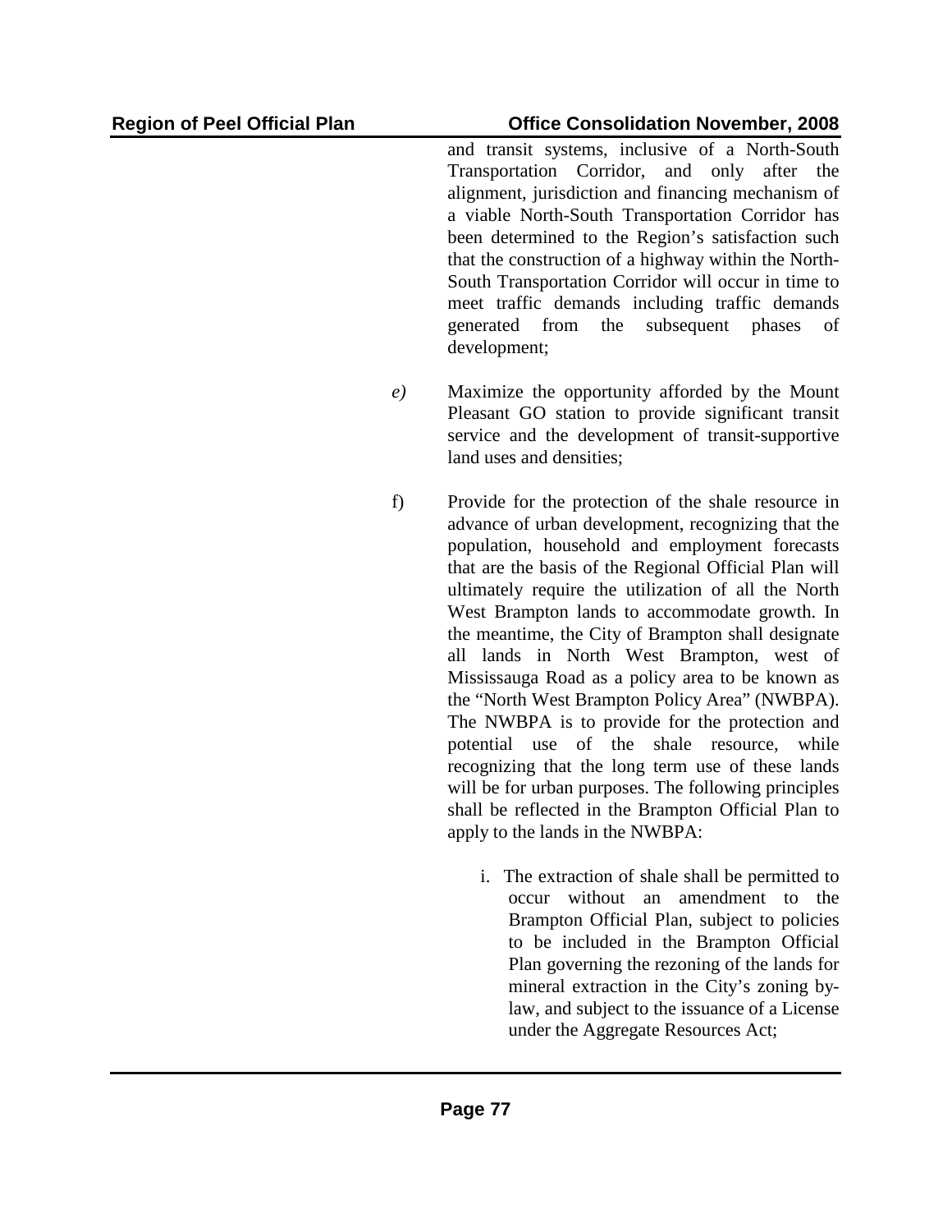and transit systems, inclusive of a North-South Transportation Corridor, and only after the alignment, jurisdiction and financing mechanism of a viable North-South Transportation Corridor has been determined to the Region's satisfaction such that the construction of a highway within the North-South Transportation Corridor will occur in time to meet traffic demands including traffic demands generated from the subsequent phases of development;

*e)* Maximize the opportunity afforded by the Mount Pleasant GO station to provide significant transit service and the development of transit-supportive land uses and densities;

f) Provide for the protection of the shale resource in advance of urban development, recognizing that the population, household and employment forecasts that are the basis of the Regional Official Plan will ultimately require the utilization of all the North West Brampton lands to accommodate growth. In the meantime, the City of Brampton shall designate all lands in North West Brampton, west of Mississauga Road as a policy area to be known as the "North West Brampton Policy Area" (NWBPA). The NWBPA is to provide for the protection and potential use of the shale resource, while recognizing that the long term use of these lands will be for urban purposes. The following principles shall be reflected in the Brampton Official Plan to apply to the lands in the NWBPA:

   i. The extraction of shale shall be permitted to occur without an amendment to the Brampton Official Plan, subject to policies to be included in the Brampton Official Plan governing the rezoning of the lands for mineral extraction in the City's zoning by-law, and subject to the issuance of a License under the Aggregate Resources Act;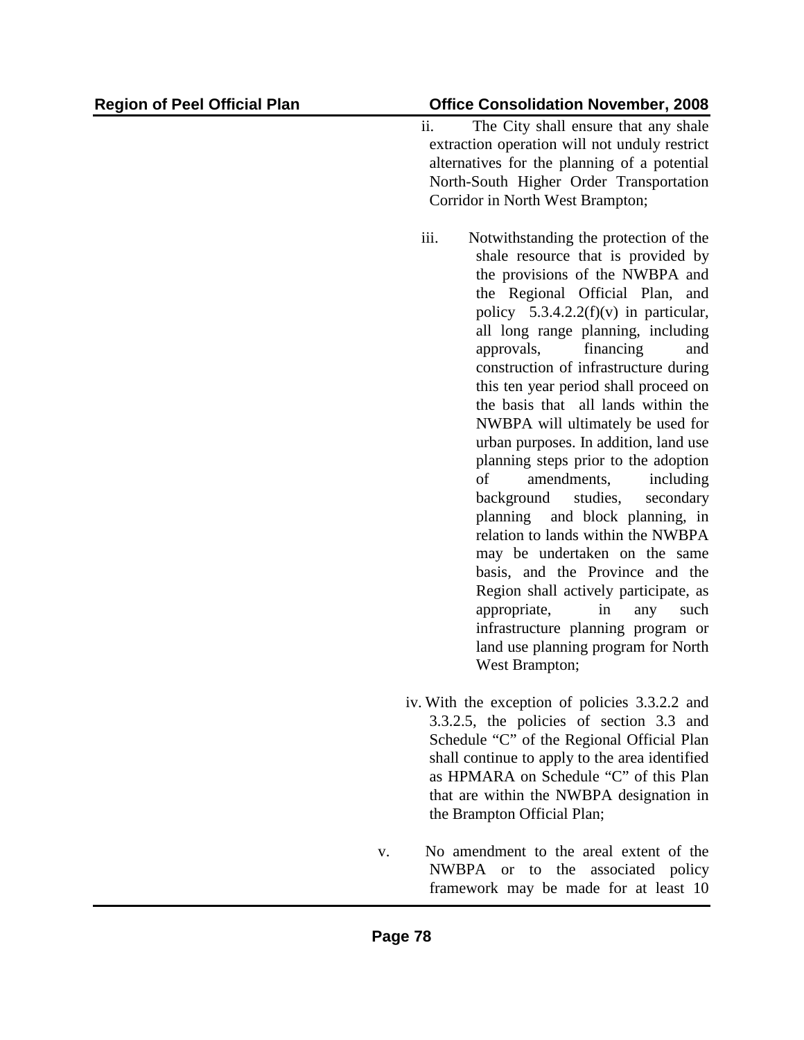ii. The City shall ensure that any shale extraction operation will not unduly restrict alternatives for the planning of a potential North-South Higher Order Transportation Corridor in North West Brampton;

iii. Notwithstanding the protection of the shale resource that is provided by the provisions of the NWBPA and the Regional Official Plan, and policy 5.3.4.2.2(f)(v) in particular, all long range planning, including approvals, financing and construction of infrastructure during this ten year period shall proceed on the basis that all lands within the NWBPA will ultimately be used for urban purposes. In addition, land use planning steps prior to the adoption of amendments, including background studies, secondary planning and block planning, in relation to lands within the NWBPA may be undertaken on the same basis, and the Province and the Region shall actively participate, as appropriate, in any such infrastructure planning program or land use planning program for North West Brampton;

iv. With the exception of policies 3.3.2.2 and 3.3.2.5, the policies of section 3.3 and Schedule "C" of the Regional Official Plan shall continue to apply to the area identified as HPMARA on Schedule "C" of this Plan that are within the NWBPA designation in the Brampton Official Plan;

v. No amendment to the areal extent of the NWBPA or to the associated policy framework may be made for at least 10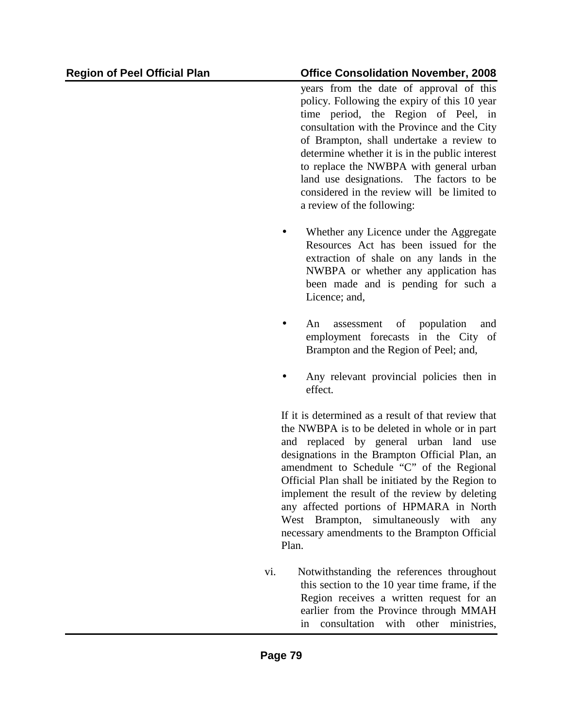years from the date of approval of this policy. Following the expiry of this 10 year time period, the Region of Peel, in consultation with the Province and the City of Brampton, shall undertake a review to determine whether it is in the public interest to replace the NWBPA with general urban land use designations. The factors to be considered in the review will be limited to a review of the following:

- Whether any Licence under the Aggregate Resources Act has been issued for the extraction of shale on any lands in the NWBPA or whether any application has been made and is pending for such a Licence; and,
- An assessment of population and employment forecasts in the City of Brampton and the Region of Peel; and,
- Any relevant provincial policies then in effect.

If it is determined as a result of that review that the NWBPA is to be deleted in whole or in part and replaced by general urban land use designations in the Brampton Official Plan, an amendment to Schedule "C" of the Regional Official Plan shall be initiated by the Region to implement the result of the review by deleting any affected portions of HPMARA in North West Brampton, simultaneously with any necessary amendments to the Brampton Official Plan.

vi. Notwithstanding the references throughout this section to the 10 year time frame, if the Region receives a written request for an earlier from the Province through MMAH in consultation with other ministries,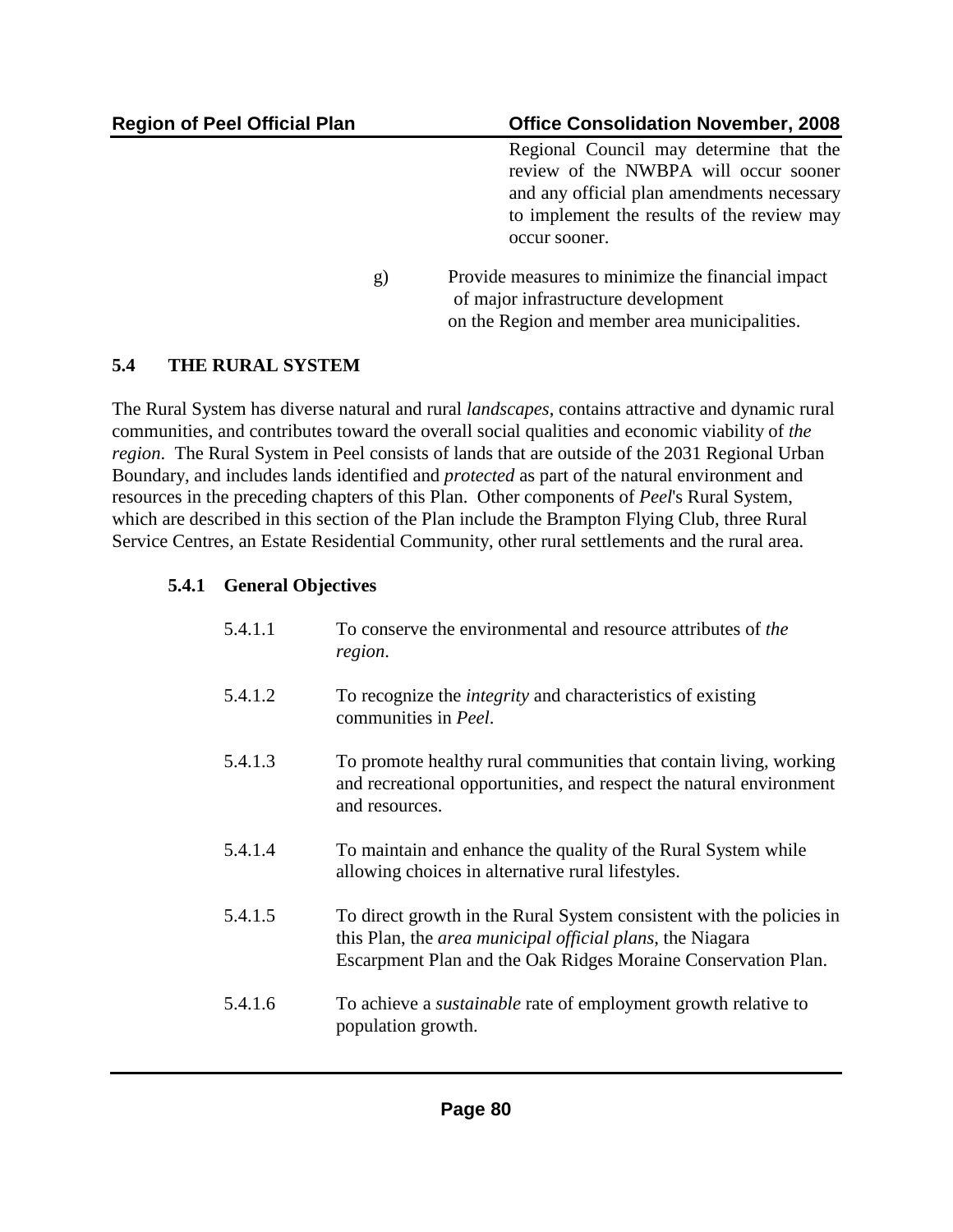Regional Council may determine that the review of the NWBPA will occur sooner and any official plan amendments necessary to implement the results of the review may occur sooner.

g) Provide measures to minimize the financial impact of major infrastructure development on the Region and member area municipalities.

## 5.4 THE RURAL SYSTEM

The Rural System has diverse natural and rural *landscapes*, contains attractive and dynamic rural communities, and contributes toward the overall social qualities and economic viability of *the region*. The Rural System in Peel consists of lands that are outside of the 2031 Regional Urban Boundary, and includes lands identified and *protected* as part of the natural environment and resources in the preceding chapters of this Plan. Other components of *Peel*'s Rural System, which are described in this section of the Plan include the Brampton Flying Club, three Rural Service Centres, an Estate Residential Community, other rural settlements and the rural area.

### 5.4.1 General Objectives

5.4.1.1 To conserve the environmental and resource attributes of *the region*.

5.4.1.2 To recognize the *integrity* and characteristics of existing communities in *Peel*.

5.4.1.3 To promote healthy rural communities that contain living, working and recreational opportunities, and respect the natural environment and resources.

5.4.1.4 To maintain and enhance the quality of the Rural System while allowing choices in alternative rural lifestyles.

5.4.1.5 To direct growth in the Rural System consistent with the policies in this Plan, the *area municipal official plans*, the Niagara Escarpment Plan and the Oak Ridges Moraine Conservation Plan.

5.4.1.6 To achieve a *sustainable* rate of employment growth relative to population growth.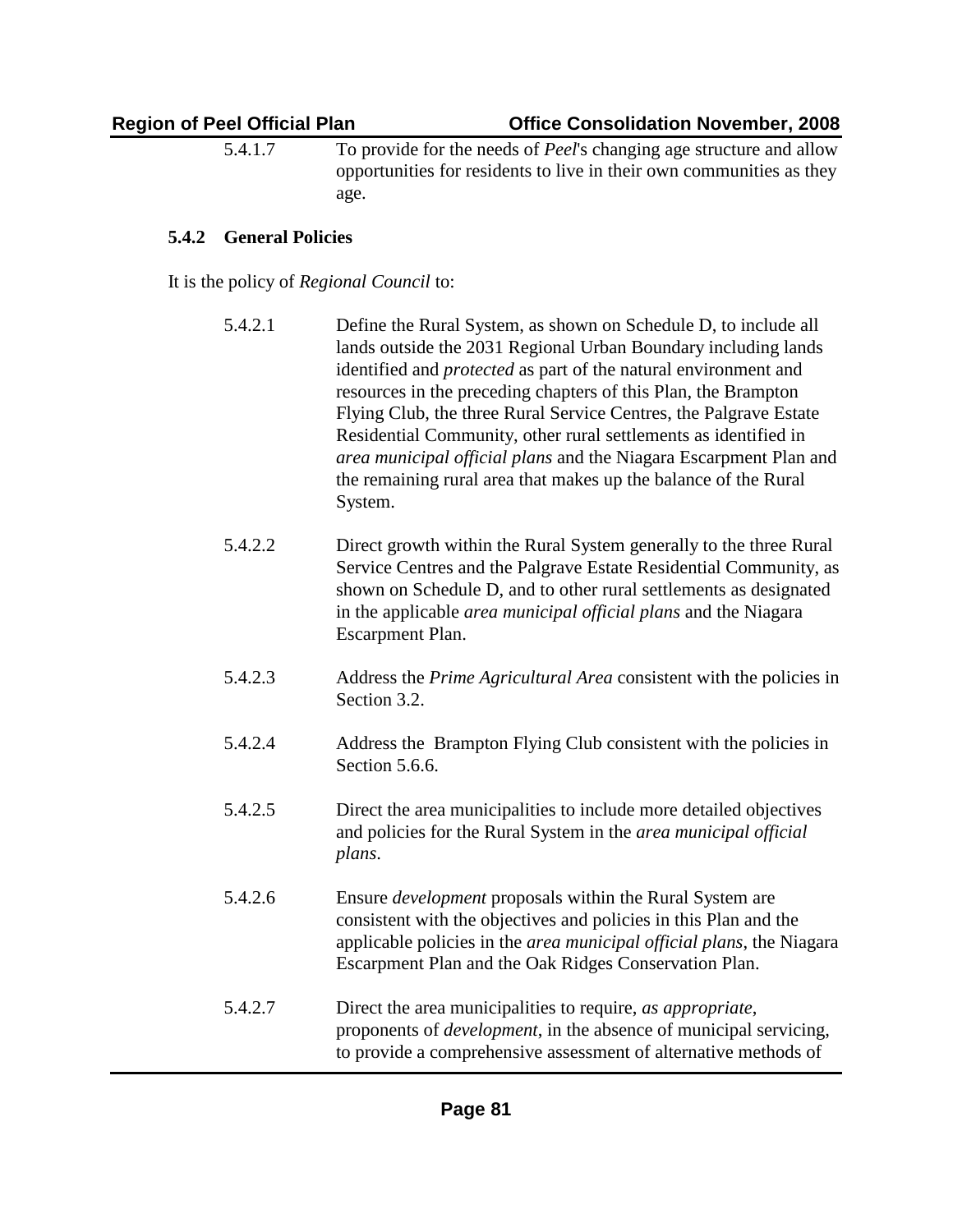5.4.1.7 To provide for the needs of *Peel*'s changing age structure and allow opportunities for residents to live in their own communities as they age.

### 5.4.2 General Policies

It is the policy of *Regional Council* to:

5.4.2.1 Define the Rural System, as shown on Schedule D, to include all lands outside the 2031 Regional Urban Boundary including lands identified and *protected* as part of the natural environment and resources in the preceding chapters of this Plan, the Brampton Flying Club, the three Rural Service Centres, the Palgrave Estate Residential Community, other rural settlements as identified in *area municipal official plans* and the Niagara Escarpment Plan and the remaining rural area that makes up the balance of the Rural System.

5.4.2.2 Direct growth within the Rural System generally to the three Rural Service Centres and the Palgrave Estate Residential Community, as shown on Schedule D, and to other rural settlements as designated in the applicable *area municipal official plans* and the Niagara Escarpment Plan.

5.4.2.3 Address the *Prime Agricultural Area* consistent with the policies in Section 3.2.

5.4.2.4 Address the Brampton Flying Club consistent with the policies in Section 5.6.6.

5.4.2.5 Direct the area municipalities to include more detailed objectives and policies for the Rural System in the *area municipal official plans*.

5.4.2.6 Ensure *development* proposals within the Rural System are consistent with the objectives and policies in this Plan and the applicable policies in the *area municipal official plans*, the Niagara Escarpment Plan and the Oak Ridges Conservation Plan.

5.4.2.7 Direct the area municipalities to require, *as appropriate*, proponents of *development*, in the absence of municipal servicing, to provide a comprehensive assessment of alternative methods of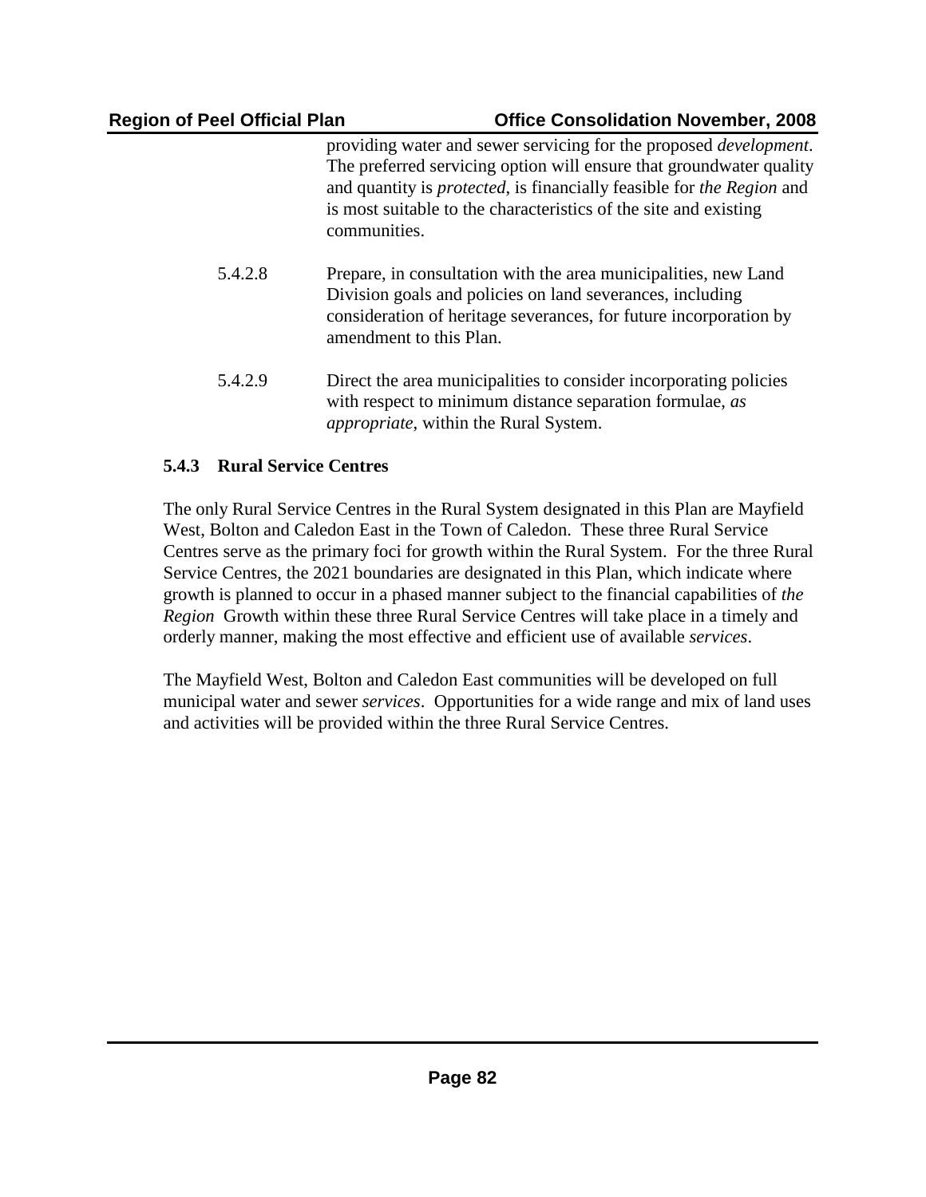providing water and sewer servicing for the proposed *development*. The preferred servicing option will ensure that groundwater quality and quantity is *protected*, is financially feasible for *the Region* and is most suitable to the characteristics of the site and existing communities.

5.4.2.8 Prepare, in consultation with the area municipalities, new Land Division goals and policies on land severances, including consideration of heritage severances, for future incorporation by amendment to this Plan.

5.4.2.9 Direct the area municipalities to consider incorporating policies with respect to minimum distance separation formulae, *as appropriate*, within the Rural System.

### 5.4.3 Rural Service Centres

The only Rural Service Centres in the Rural System designated in this Plan are Mayfield West, Bolton and Caledon East in the Town of Caledon. These three Rural Service Centres serve as the primary foci for growth within the Rural System. For the three Rural Service Centres, the 2021 boundaries are designated in this Plan, which indicate where growth is planned to occur in a phased manner subject to the financial capabilities of *the Region* Growth within these three Rural Service Centres will take place in a timely and orderly manner, making the most effective and efficient use of available *services*.

The Mayfield West, Bolton and Caledon East communities will be developed on full municipal water and sewer *services*. Opportunities for a wide range and mix of land uses and activities will be provided within the three Rural Service Centres.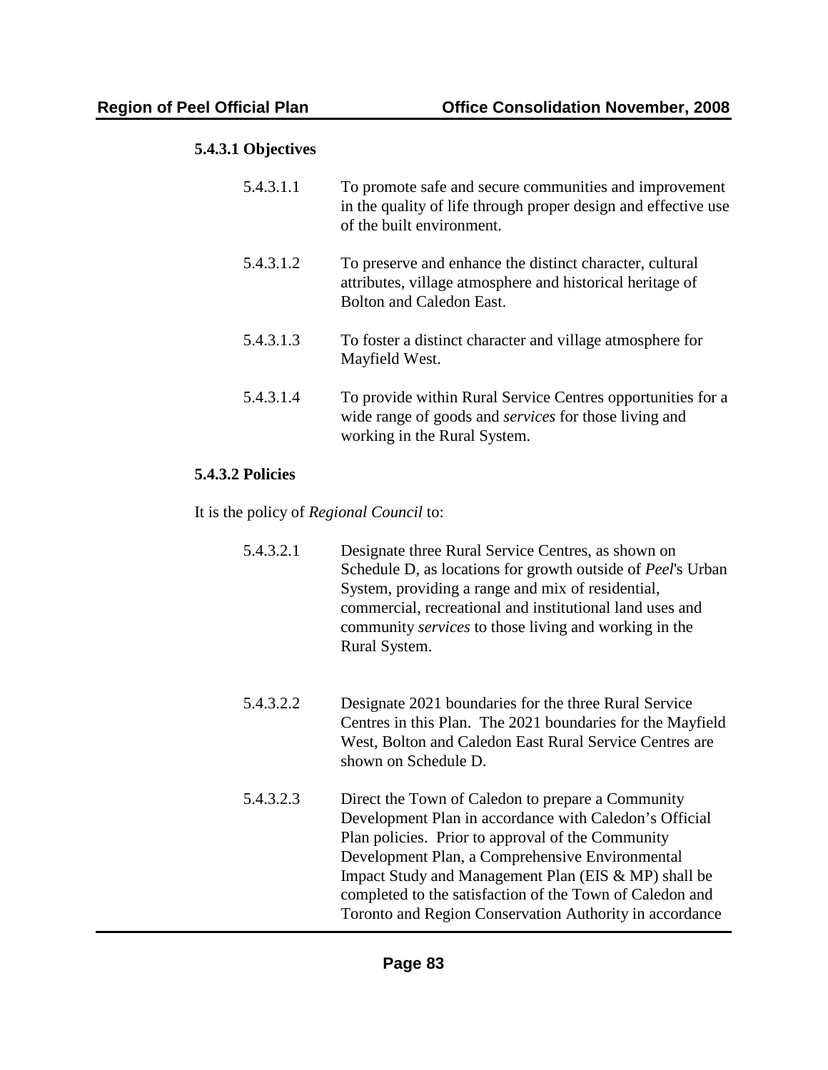#### 5.4.3.1 Objectives

5.4.3.1.1 To promote safe and secure communities and improvement in the quality of life through proper design and effective use of the built environment.

5.4.3.1.2 To preserve and enhance the distinct character, cultural attributes, village atmosphere and historical heritage of Bolton and Caledon East.

5.4.3.1.3 To foster a distinct character and village atmosphere for Mayfield West.

5.4.3.1.4 To provide within Rural Service Centres opportunities for a wide range of goods and *services* for those living and working in the Rural System.

#### 5.4.3.2 Policies

It is the policy of *Regional Council* to:

5.4.3.2.1 Designate three Rural Service Centres, as shown on Schedule D, as locations for growth outside of *Peel*'s Urban System, providing a range and mix of residential, commercial, recreational and institutional land uses and community *services* to those living and working in the Rural System.

5.4.3.2.2 Designate 2021 boundaries for the three Rural Service Centres in this Plan. The 2021 boundaries for the Mayfield West, Bolton and Caledon East Rural Service Centres are shown on Schedule D.

5.4.3.2.3 Direct the Town of Caledon to prepare a Community Development Plan in accordance with Caledon's Official Plan policies. Prior to approval of the Community Development Plan, a Comprehensive Environmental Impact Study and Management Plan (EIS & MP) shall be completed to the satisfaction of the Town of Caledon and Toronto and Region Conservation Authority in accordance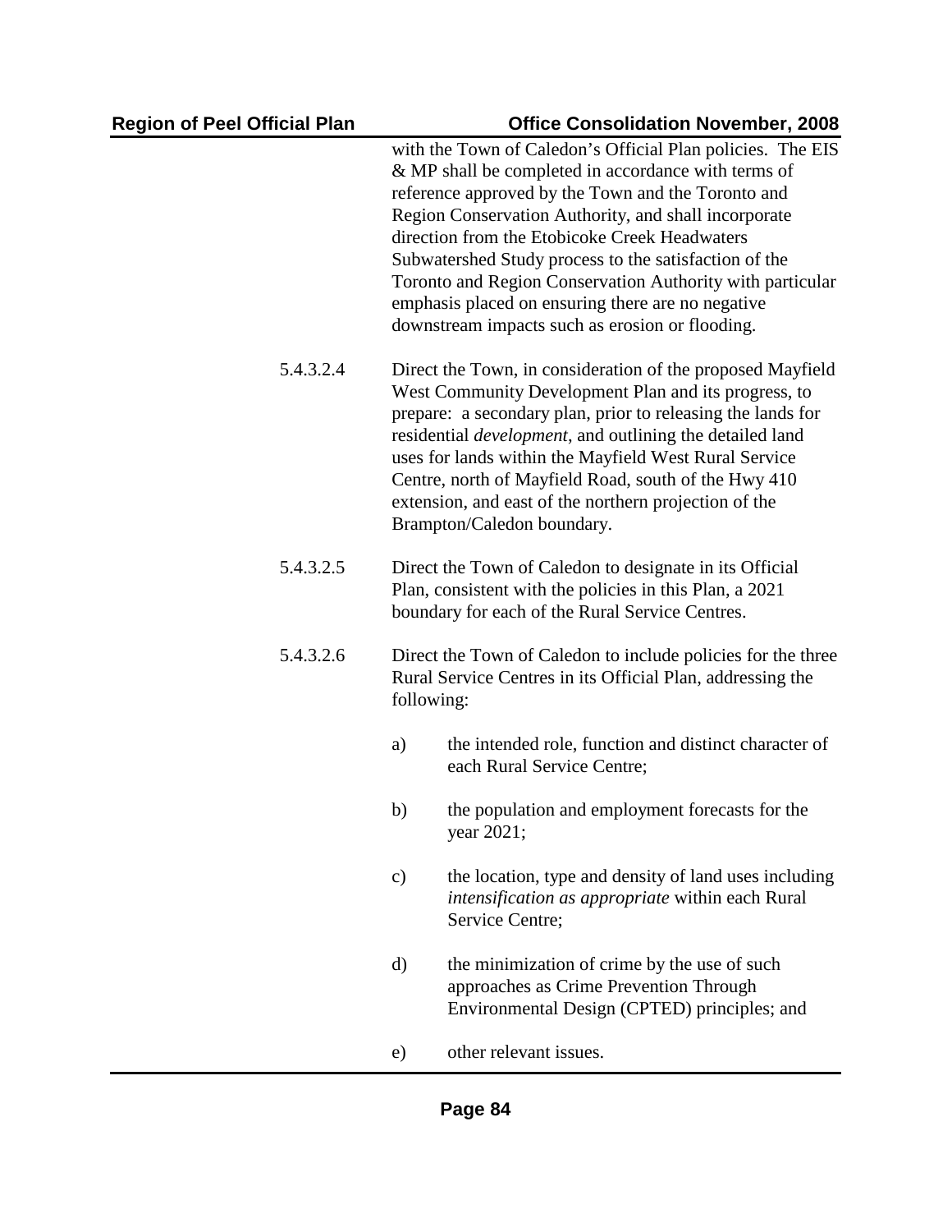with the Town of Caledon's Official Plan policies. The EIS & MP shall be completed in accordance with terms of reference approved by the Town and the Toronto and Region Conservation Authority, and shall incorporate direction from the Etobicoke Creek Headwaters Subwatershed Study process to the satisfaction of the Toronto and Region Conservation Authority with particular emphasis placed on ensuring there are no negative downstream impacts such as erosion or flooding.

5.4.3.2.4 Direct the Town, in consideration of the proposed Mayfield West Community Development Plan and its progress, to prepare: a secondary plan, prior to releasing the lands for residential *development*, and outlining the detailed land uses for lands within the Mayfield West Rural Service Centre, north of Mayfield Road, south of the Hwy 410 extension, and east of the northern projection of the Brampton/Caledon boundary.

5.4.3.2.5 Direct the Town of Caledon to designate in its Official Plan, consistent with the policies in this Plan, a 2021 boundary for each of the Rural Service Centres.

5.4.3.2.6 Direct the Town of Caledon to include policies for the three Rural Service Centres in its Official Plan, addressing the following:

a) the intended role, function and distinct character of each Rural Service Centre;

b) the population and employment forecasts for the year 2021;

c) the location, type and density of land uses including *intensification as appropriate* within each Rural Service Centre;

d) the minimization of crime by the use of such approaches as Crime Prevention Through Environmental Design (CPTED) principles; and

e) other relevant issues.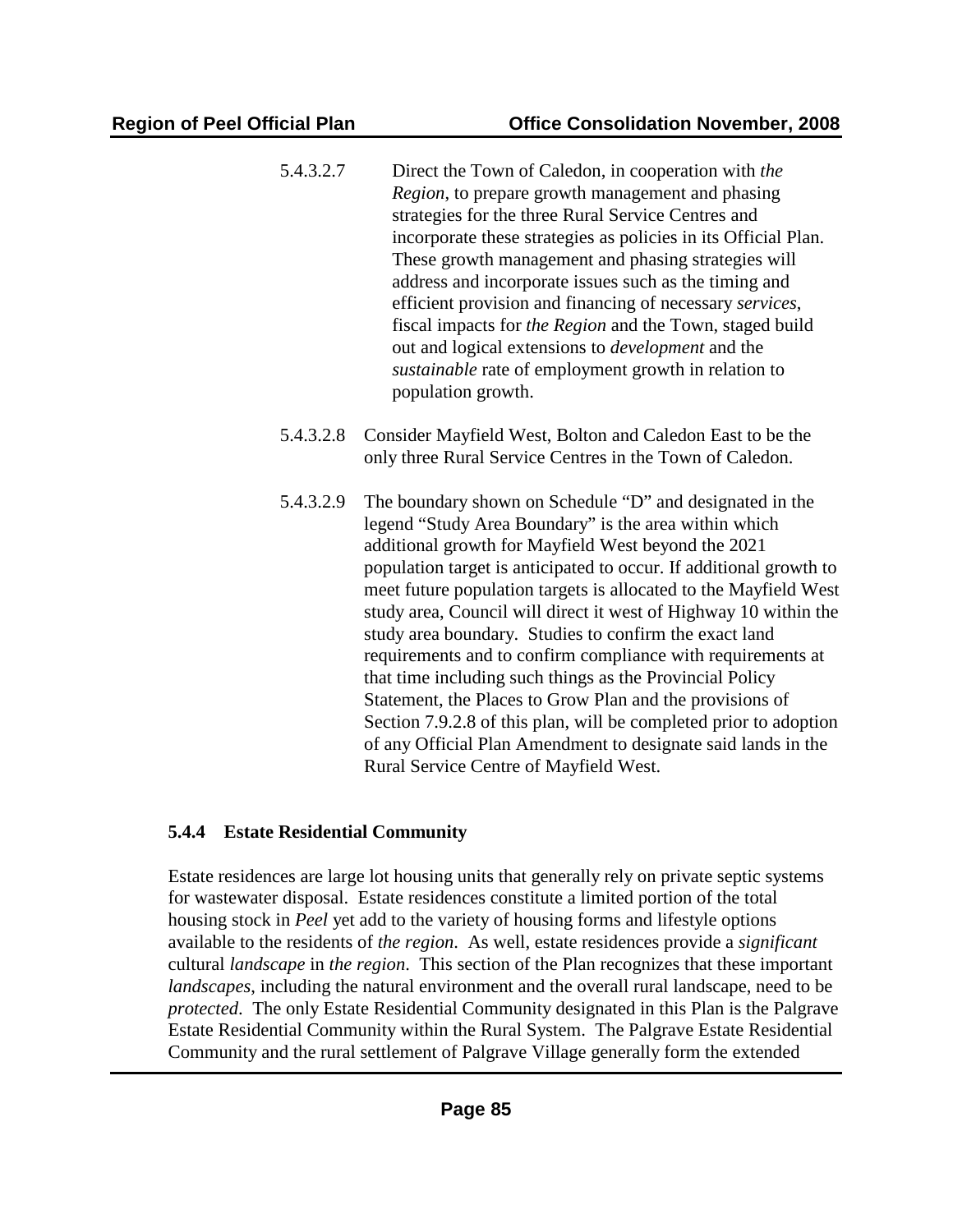5.4.3.2.7 Direct the Town of Caledon, in cooperation with *the Region*, to prepare growth management and phasing strategies for the three Rural Service Centres and incorporate these strategies as policies in its Official Plan. These growth management and phasing strategies will address and incorporate issues such as the timing and efficient provision and financing of necessary *services*, fiscal impacts for *the Region* and the Town, staged build out and logical extensions to *development* and the *sustainable* rate of employment growth in relation to population growth.

5.4.3.2.8 Consider Mayfield West, Bolton and Caledon East to be the only three Rural Service Centres in the Town of Caledon.

5.4.3.2.9 The boundary shown on Schedule "D" and designated in the legend "Study Area Boundary" is the area within which additional growth for Mayfield West beyond the 2021 population target is anticipated to occur. If additional growth to meet future population targets is allocated to the Mayfield West study area, Council will direct it west of Highway 10 within the study area boundary. Studies to confirm the exact land requirements and to confirm compliance with requirements at that time including such things as the Provincial Policy Statement, the Places to Grow Plan and the provisions of Section 7.9.2.8 of this plan, will be completed prior to adoption of any Official Plan Amendment to designate said lands in the Rural Service Centre of Mayfield West.

### 5.4.4 Estate Residential Community

Estate residences are large lot housing units that generally rely on private septic systems for wastewater disposal. Estate residences constitute a limited portion of the total housing stock in *Peel* yet add to the variety of housing forms and lifestyle options available to the residents of *the region*. As well, estate residences provide a *significant* cultural *landscape* in *the region*. This section of the Plan recognizes that these important *landscapes*, including the natural environment and the overall rural landscape, need to be *protected*. The only Estate Residential Community designated in this Plan is the Palgrave Estate Residential Community within the Rural System. The Palgrave Estate Residential Community and the rural settlement of Palgrave Village generally form the extended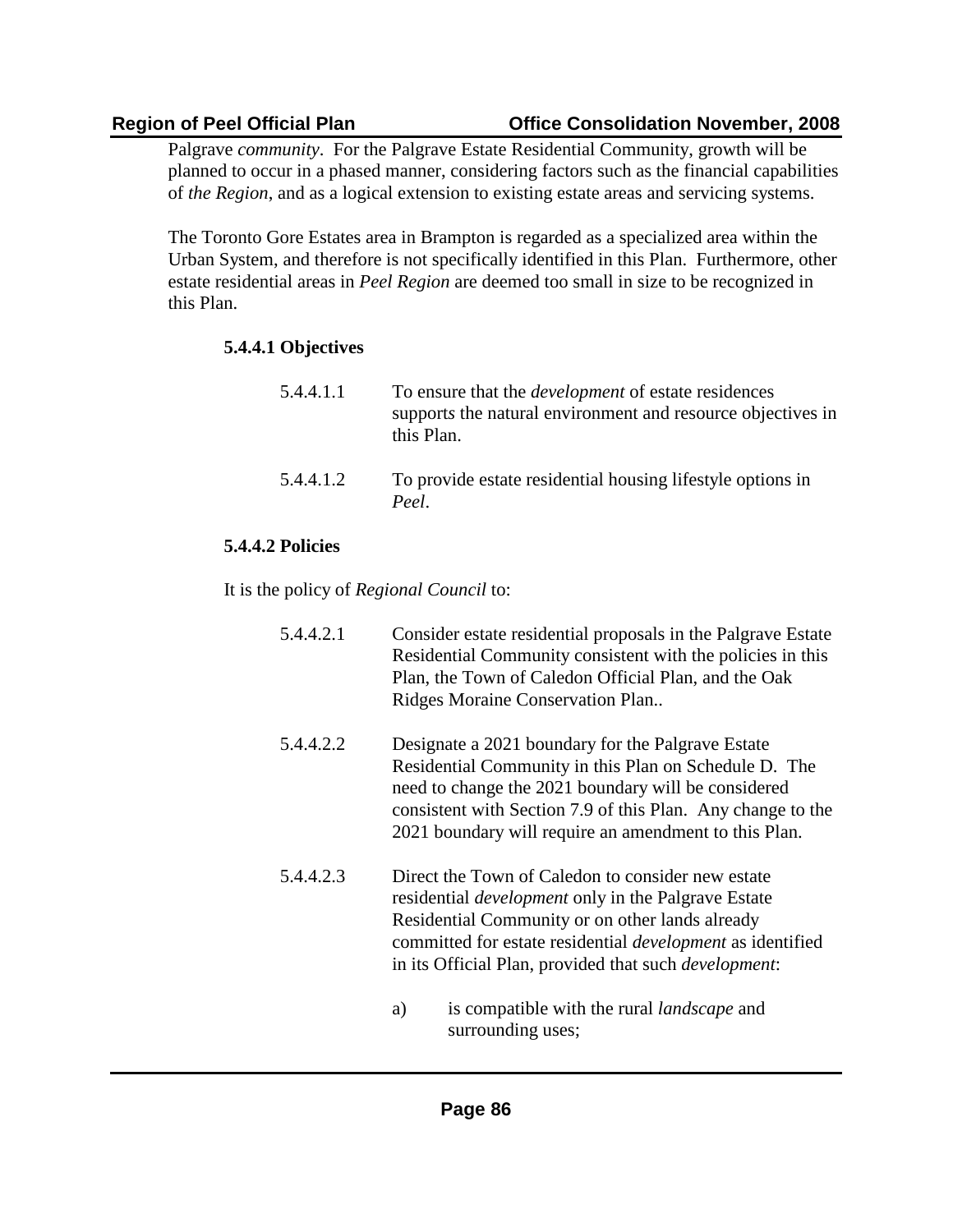Palgrave *community*. For the Palgrave Estate Residential Community, growth will be planned to occur in a phased manner, considering factors such as the financial capabilities of *the Region*, and as a logical extension to existing estate areas and servicing systems.

The Toronto Gore Estates area in Brampton is regarded as a specialized area within the Urban System, and therefore is not specifically identified in this Plan. Furthermore, other estate residential areas in *Peel Region* are deemed too small in size to be recognized in this Plan.

#### 5.4.4.1 Objectives

5.4.4.1.1 To ensure that the *development* of estate residences supports the natural environment and resource objectives in this Plan.

5.4.4.1.2 To provide estate residential housing lifestyle options in *Peel*.

#### 5.4.4.2 Policies

It is the policy of *Regional Council* to:

5.4.4.2.1 Consider estate residential proposals in the Palgrave Estate Residential Community consistent with the policies in this Plan, the Town of Caledon Official Plan, and the Oak Ridges Moraine Conservation Plan..

5.4.4.2.2 Designate a 2021 boundary for the Palgrave Estate Residential Community in this Plan on Schedule D. The need to change the 2021 boundary will be considered consistent with Section 7.9 of this Plan. Any change to the 2021 boundary will require an amendment to this Plan.

5.4.4.2.3 Direct the Town of Caledon to consider new estate residential *development* only in the Palgrave Estate Residential Community or on other lands already committed for estate residential *development* as identified in its Official Plan, provided that such *development*:

a) is compatible with the rural *landscape* and surrounding uses;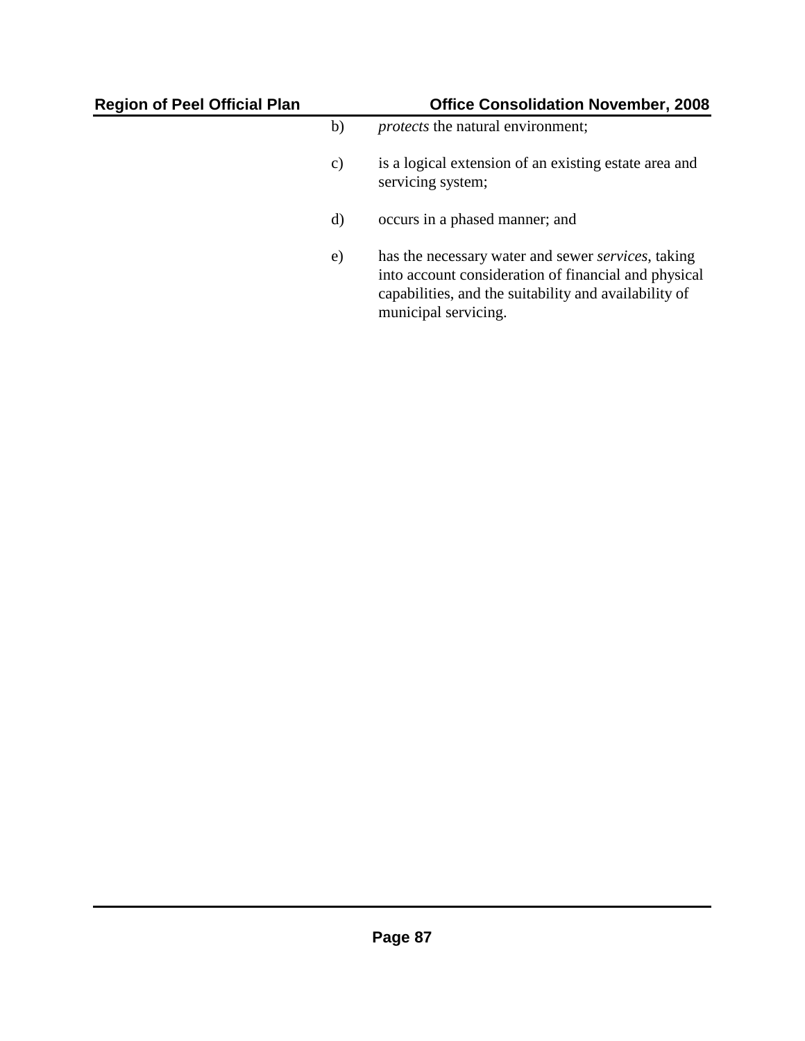b) *protects* the natural environment;

c) is a logical extension of an existing estate area and servicing system;

d) occurs in a phased manner; and

e) has the necessary water and sewer *services*, taking into account consideration of financial and physical capabilities, and the suitability and availability of municipal servicing.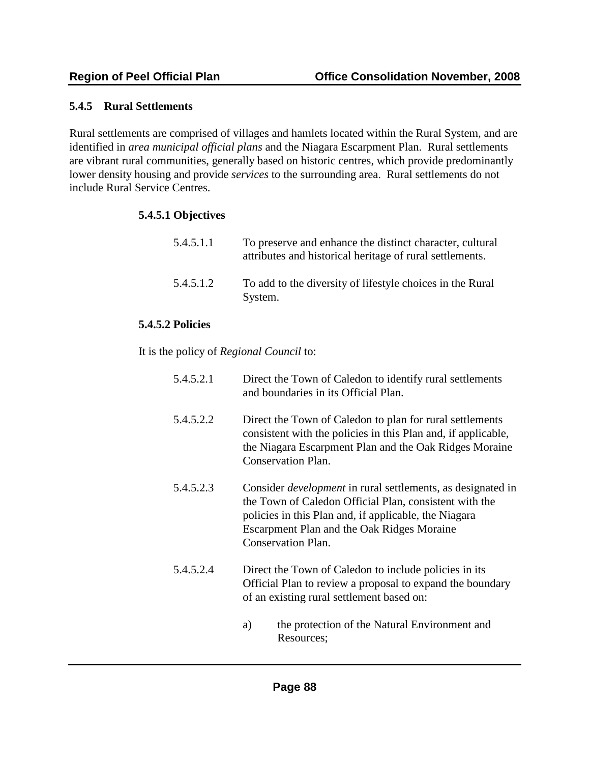### 5.4.5 Rural Settlements

Rural settlements are comprised of villages and hamlets located within the Rural System, and are identified in *area municipal official plans* and the Niagara Escarpment Plan. Rural settlements are vibrant rural communities, generally based on historic centres, which provide predominantly lower density housing and provide *services* to the surrounding area. Rural settlements do not include Rural Service Centres.

#### 5.4.5.1 Objectives

5.4.5.1.1 To preserve and enhance the distinct character, cultural attributes and historical heritage of rural settlements.

5.4.5.1.2 To add to the diversity of lifestyle choices in the Rural System.

#### 5.4.5.2 Policies

It is the policy of *Regional Council* to:

5.4.5.2.1 Direct the Town of Caledon to identify rural settlements and boundaries in its Official Plan.

5.4.5.2.2 Direct the Town of Caledon to plan for rural settlements consistent with the policies in this Plan and, if applicable, the Niagara Escarpment Plan and the Oak Ridges Moraine Conservation Plan.

5.4.5.2.3 Consider *development* in rural settlements, as designated in the Town of Caledon Official Plan, consistent with the policies in this Plan and, if applicable, the Niagara Escarpment Plan and the Oak Ridges Moraine Conservation Plan.

5.4.5.2.4 Direct the Town of Caledon to include policies in its Official Plan to review a proposal to expand the boundary of an existing rural settlement based on:

a) the protection of the Natural Environment and Resources;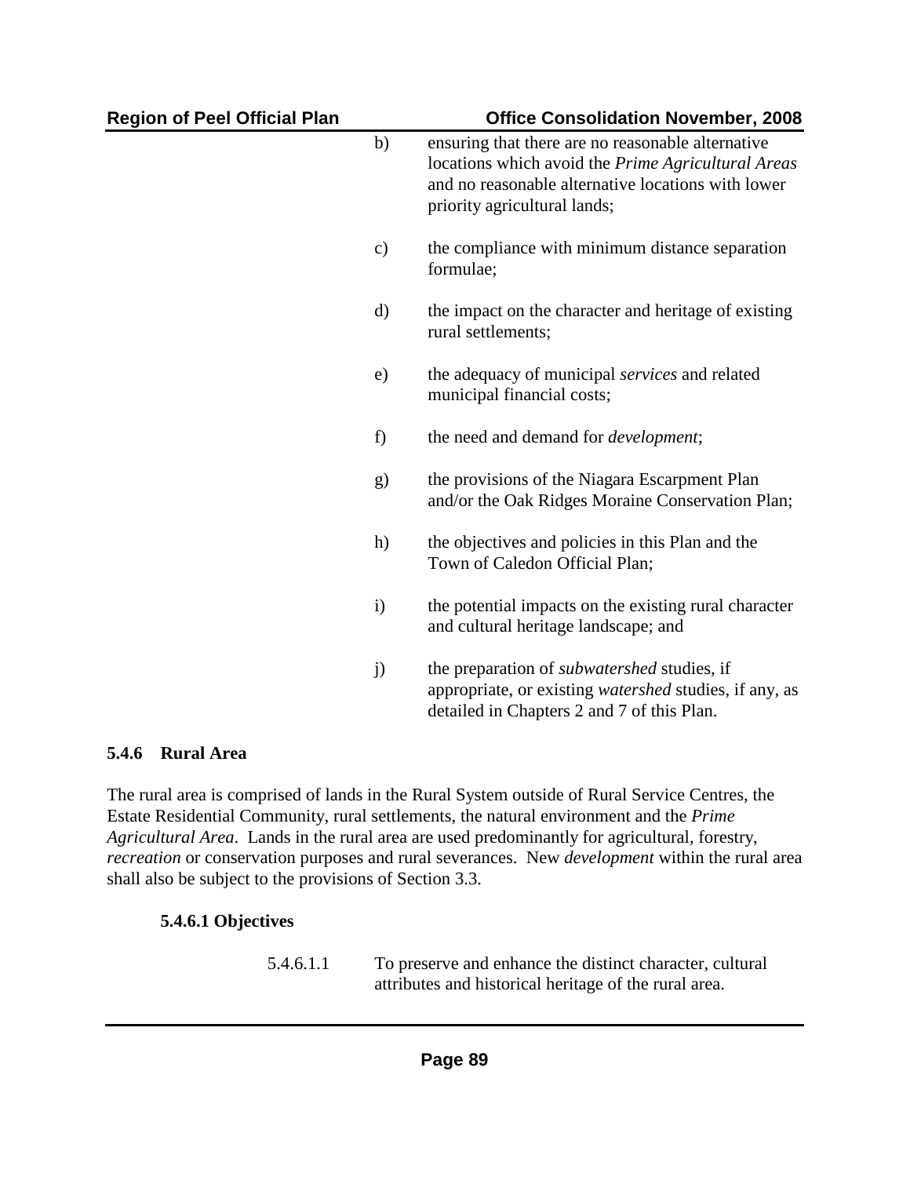b) ensuring that there are no reasonable alternative locations which avoid the *Prime Agricultural Areas* and no reasonable alternative locations with lower priority agricultural lands;

c) the compliance with minimum distance separation formulae;

d) the impact on the character and heritage of existing rural settlements;

e) the adequacy of municipal *services* and related municipal financial costs;

f) the need and demand for *development*;

g) the provisions of the Niagara Escarpment Plan and/or the Oak Ridges Moraine Conservation Plan;

h) the objectives and policies in this Plan and the Town of Caledon Official Plan;

i) the potential impacts on the existing rural character and cultural heritage landscape; and

j) the preparation of *subwatershed* studies, if appropriate, or existing *watershed* studies, if any, as detailed in Chapters 2 and 7 of this Plan.

### 5.4.6 Rural Area

The rural area is comprised of lands in the Rural System outside of Rural Service Centres, the Estate Residential Community, rural settlements, the natural environment and the *Prime Agricultural Area*. Lands in the rural area are used predominantly for agricultural, forestry, *recreation* or conservation purposes and rural severances. New *development* within the rural area shall also be subject to the provisions of Section 3.3.

#### 5.4.6.1 Objectives

5.4.6.1.1 To preserve and enhance the distinct character, cultural attributes and historical heritage of the rural area.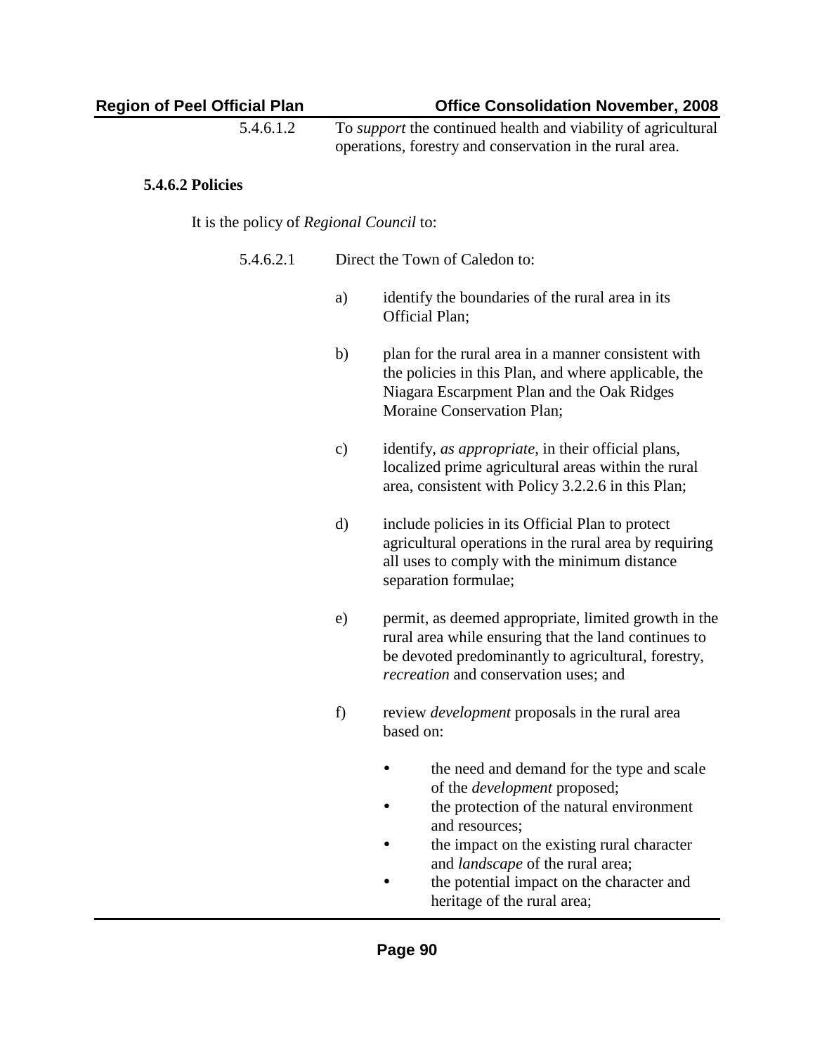5.4.6.1.2 To *support* the continued health and viability of agricultural operations, forestry and conservation in the rural area.

#### 5.4.6.2 Policies

It is the policy of *Regional Council* to:

5.4.6.2.1 Direct the Town of Caledon to:

a) identify the boundaries of the rural area in its Official Plan;

b) plan for the rural area in a manner consistent with the policies in this Plan, and where applicable, the Niagara Escarpment Plan and the Oak Ridges Moraine Conservation Plan;

c) identify, *as appropriate*, in their official plans, localized prime agricultural areas within the rural area, consistent with Policy 3.2.2.6 in this Plan;

d) include policies in its Official Plan to protect agricultural operations in the rural area by requiring all uses to comply with the minimum distance separation formulae;

e) permit, as deemed appropriate, limited growth in the rural area while ensuring that the land continues to be devoted predominantly to agricultural, forestry, *recreation* and conservation uses; and

f) review *development* proposals in the rural area based on:

- the need and demand for the type and scale of the *development* proposed;
- the protection of the natural environment and resources;
- the impact on the existing rural character and *landscape* of the rural area;
- the potential impact on the character and heritage of the rural area;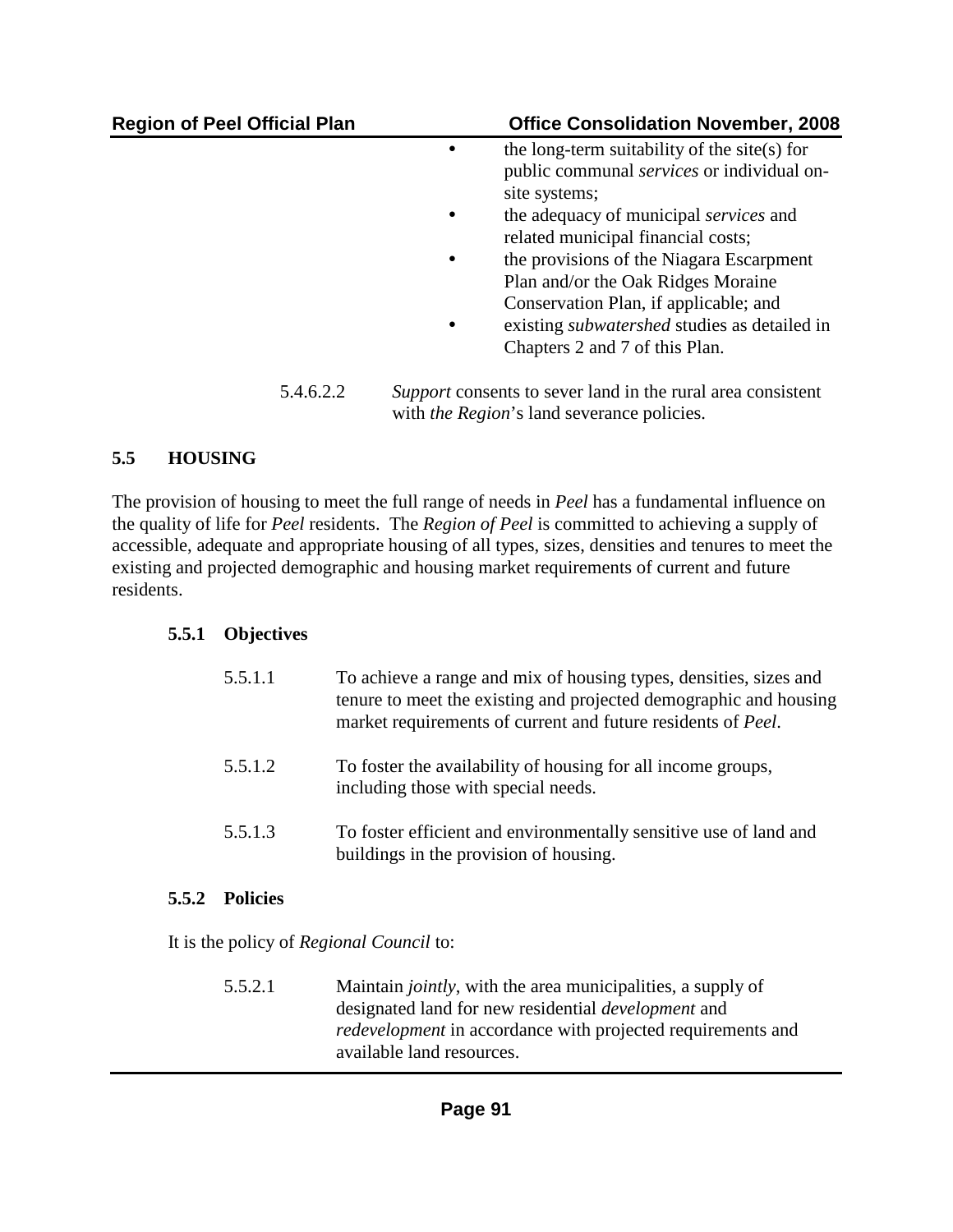- the long-term suitability of the site(s) for public communal *services* or individual on-site systems;
- the adequacy of municipal *services* and related municipal financial costs;
- the provisions of the Niagara Escarpment Plan and/or the Oak Ridges Moraine Conservation Plan, if applicable; and
- existing *subwatershed* studies as detailed in Chapters 2 and 7 of this Plan.

5.4.6.2.2 *Support* consents to sever land in the rural area consistent with *the Region*'s land severance policies.

## 5.5 HOUSING

The provision of housing to meet the full range of needs in *Peel* has a fundamental influence on the quality of life for *Peel* residents. The *Region of Peel* is committed to achieving a supply of accessible, adequate and appropriate housing of all types, sizes, densities and tenures to meet the existing and projected demographic and housing market requirements of current and future residents.

### 5.5.1 Objectives

5.5.1.1 To achieve a range and mix of housing types, densities, sizes and tenure to meet the existing and projected demographic and housing market requirements of current and future residents of *Peel*.

5.5.1.2 To foster the availability of housing for all income groups, including those with special needs.

5.5.1.3 To foster efficient and environmentally sensitive use of land and buildings in the provision of housing.

### 5.5.2 Policies

It is the policy of *Regional Council* to:

5.5.2.1 Maintain *jointly*, with the area municipalities, a supply of designated land for new residential *development* and *redevelopment* in accordance with projected requirements and available land resources.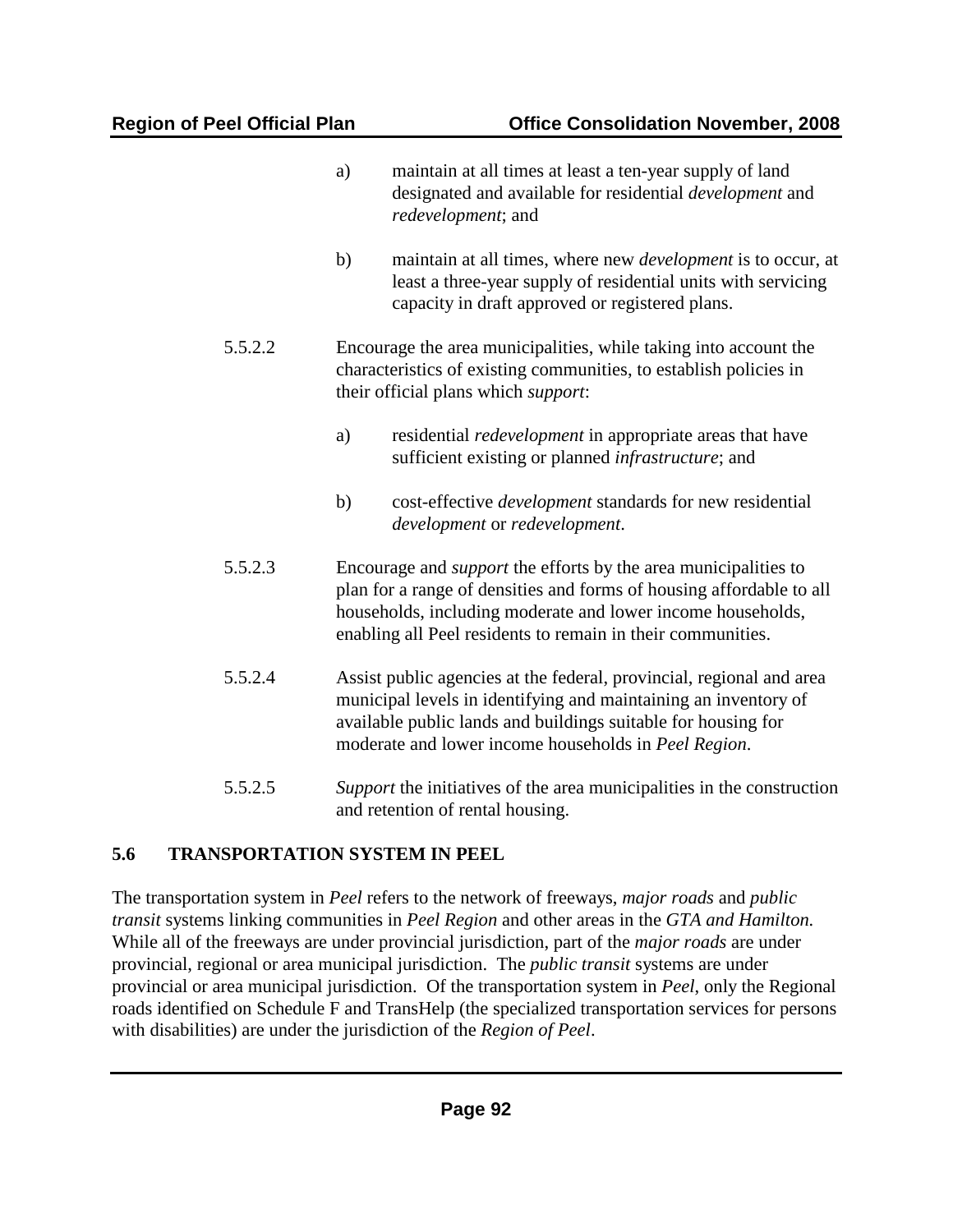a) maintain at all times at least a ten-year supply of land designated and available for residential *development* and *redevelopment*; and

b) maintain at all times, where new *development* is to occur, at least a three-year supply of residential units with servicing capacity in draft approved or registered plans.

5.5.2.2 Encourage the area municipalities, while taking into account the characteristics of existing communities, to establish policies in their official plans which *support*:

a) residential *redevelopment* in appropriate areas that have sufficient existing or planned *infrastructure*; and

b) cost-effective *development* standards for new residential *development* or *redevelopment*.

5.5.2.3 Encourage and *support* the efforts by the area municipalities to plan for a range of densities and forms of housing affordable to all households, including moderate and lower income households, enabling all Peel residents to remain in their communities.

5.5.2.4 Assist public agencies at the federal, provincial, regional and area municipal levels in identifying and maintaining an inventory of available public lands and buildings suitable for housing for moderate and lower income households in *Peel Region*.

5.5.2.5 *Support* the initiatives of the area municipalities in the construction and retention of rental housing.

## 5.6 TRANSPORTATION SYSTEM IN PEEL

The transportation system in *Peel* refers to the network of freeways, *major roads* and *public transit* systems linking communities in *Peel Region* and other areas in the *GTA and Hamilton.* While all of the freeways are under provincial jurisdiction, part of the *major roads* are under provincial, regional or area municipal jurisdiction. The *public transit* systems are under provincial or area municipal jurisdiction. Of the transportation system in *Peel*, only the Regional roads identified on Schedule F and TransHelp (the specialized transportation services for persons with disabilities) are under the jurisdiction of the *Region of Peel*.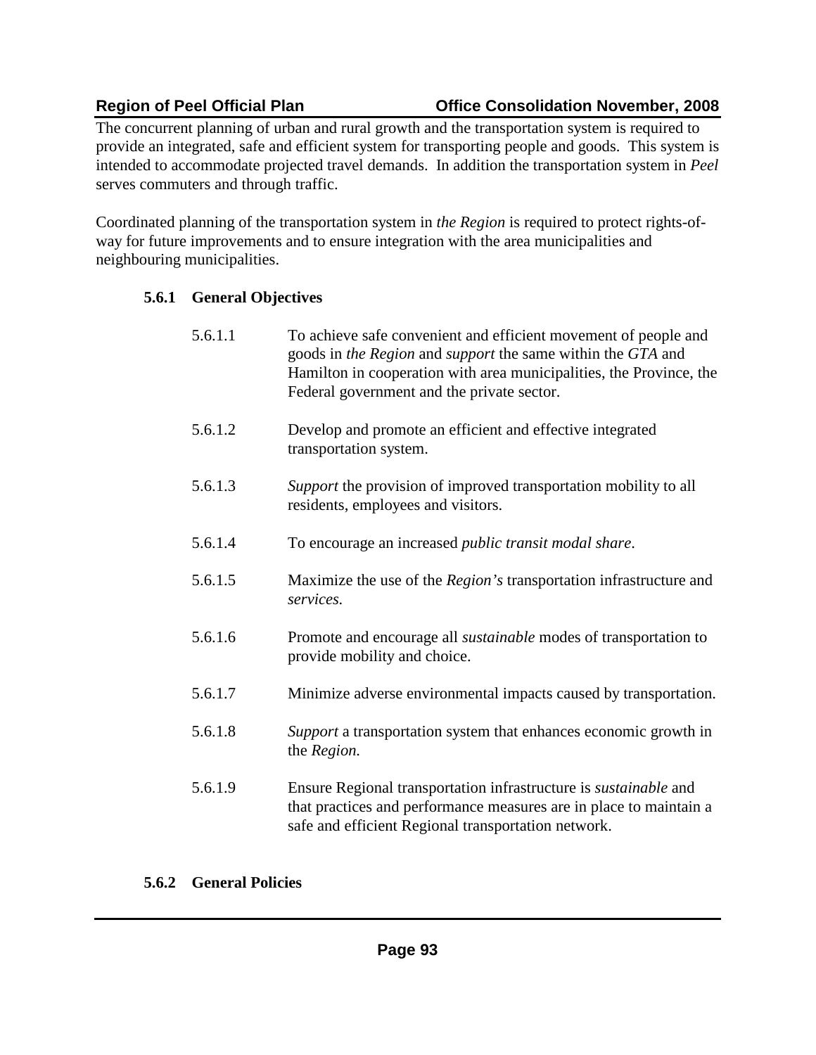The concurrent planning of urban and rural growth and the transportation system is required to provide an integrated, safe and efficient system for transporting people and goods. This system is intended to accommodate projected travel demands. In addition the transportation system in *Peel* serves commuters and through traffic.

Coordinated planning of the transportation system in *the Region* is required to protect rights-of-way for future improvements and to ensure integration with the area municipalities and neighbouring municipalities.

### 5.6.1 General Objectives

5.6.1.1 To achieve safe convenient and efficient movement of people and goods in *the Region* and *support* the same within the *GTA* and Hamilton in cooperation with area municipalities, the Province, the Federal government and the private sector.

5.6.1.2 Develop and promote an efficient and effective integrated transportation system.

5.6.1.3 *Support* the provision of improved transportation mobility to all residents, employees and visitors.

5.6.1.4 To encourage an increased *public transit modal share*.

5.6.1.5 Maximize the use of the *Region's* transportation infrastructure and *services.*

5.6.1.6 Promote and encourage all *sustainable* modes of transportation to provide mobility and choice.

5.6.1.7 Minimize adverse environmental impacts caused by transportation.

5.6.1.8 *Support* a transportation system that enhances economic growth in the *Region.*

5.6.1.9 Ensure Regional transportation infrastructure is *sustainable* and that practices and performance measures are in place to maintain a safe and efficient Regional transportation network.

### 5.6.2 General Policies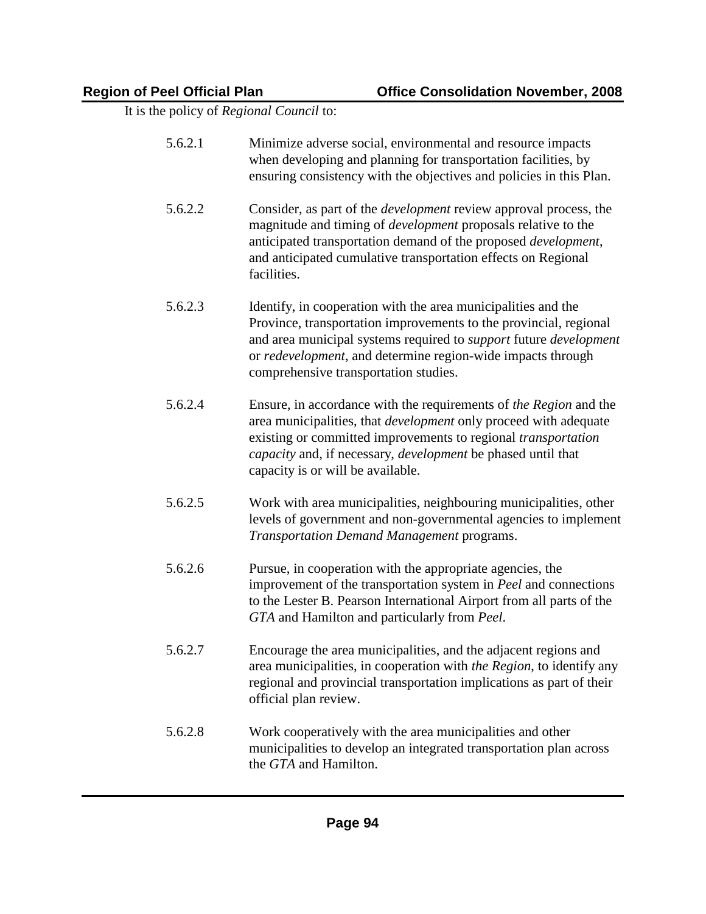It is the policy of *Regional Council* to:

5.6.2.1 Minimize adverse social, environmental and resource impacts when developing and planning for transportation facilities, by ensuring consistency with the objectives and policies in this Plan.

5.6.2.2 Consider, as part of the *development* review approval process, the magnitude and timing of *development* proposals relative to the anticipated transportation demand of the proposed *development*, and anticipated cumulative transportation effects on Regional facilities.

5.6.2.3 Identify, in cooperation with the area municipalities and the Province, transportation improvements to the provincial, regional and area municipal systems required to *support* future *development* or *redevelopment*, and determine region-wide impacts through comprehensive transportation studies.

5.6.2.4 Ensure, in accordance with the requirements of *the Region* and the area municipalities, that *development* only proceed with adequate existing or committed improvements to regional *transportation capacity* and, if necessary, *development* be phased until that capacity is or will be available.

5.6.2.5 Work with area municipalities, neighbouring municipalities, other levels of government and non-governmental agencies to implement *Transportation Demand Management* programs.

5.6.2.6 Pursue, in cooperation with the appropriate agencies, the improvement of the transportation system in *Peel* and connections to the Lester B. Pearson International Airport from all parts of the *GTA* and Hamilton and particularly from *Peel*.

5.6.2.7 Encourage the area municipalities, and the adjacent regions and area municipalities, in cooperation with *the Region*, to identify any regional and provincial transportation implications as part of their official plan review.

5.6.2.8 Work cooperatively with the area municipalities and other municipalities to develop an integrated transportation plan across the *GTA* and Hamilton.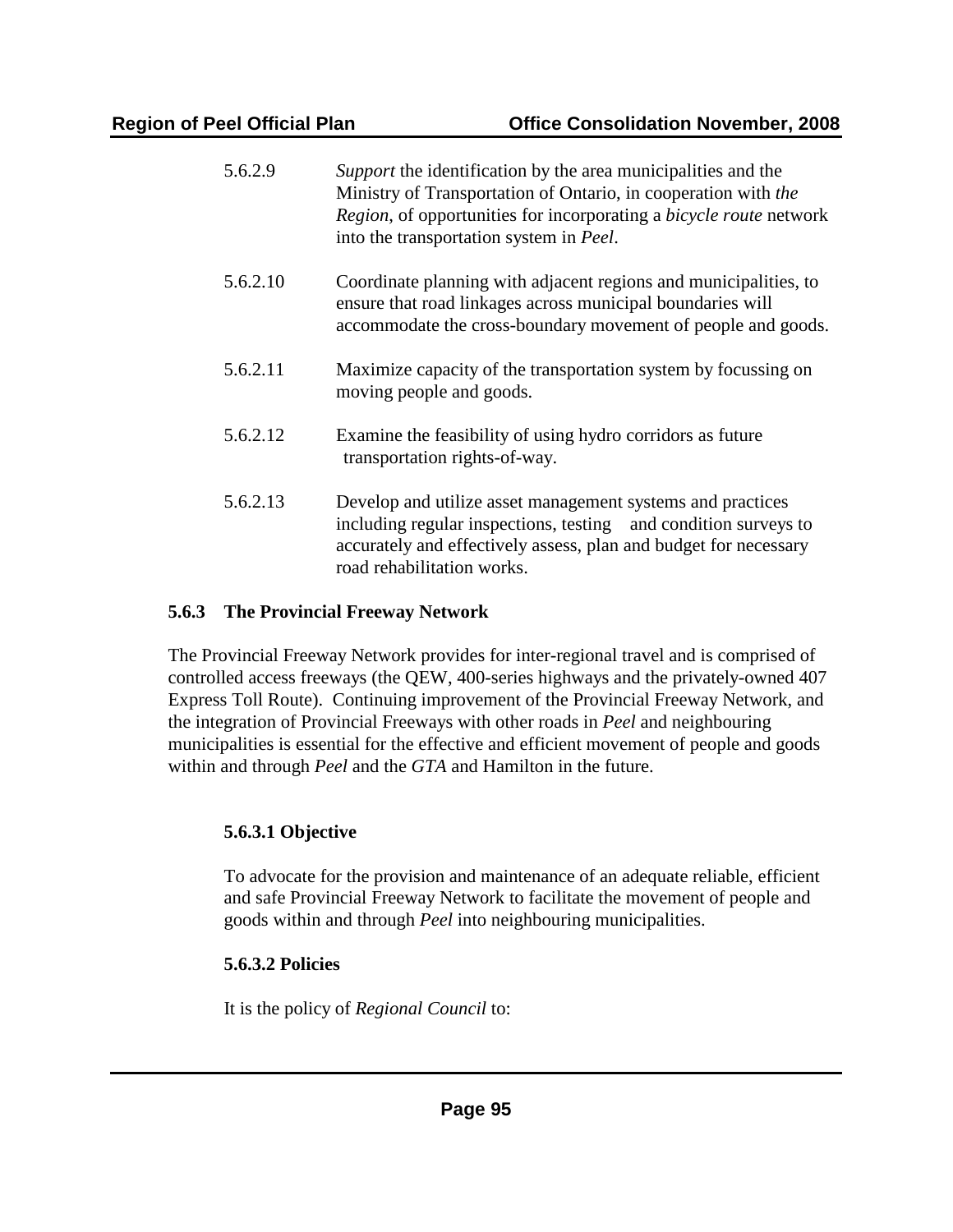5.6.2.9 *Support* the identification by the area municipalities and the Ministry of Transportation of Ontario, in cooperation with *the Region*, of opportunities for incorporating a *bicycle route* network into the transportation system in *Peel*.

5.6.2.10 Coordinate planning with adjacent regions and municipalities, to ensure that road linkages across municipal boundaries will accommodate the cross-boundary movement of people and goods.

5.6.2.11 Maximize capacity of the transportation system by focussing on moving people and goods.

5.6.2.12 Examine the feasibility of using hydro corridors as future transportation rights-of-way.

5.6.2.13 Develop and utilize asset management systems and practices including regular inspections, testing and condition surveys to accurately and effectively assess, plan and budget for necessary road rehabilitation works.

### 5.6.3 The Provincial Freeway Network

The Provincial Freeway Network provides for inter-regional travel and is comprised of controlled access freeways (the QEW, 400-series highways and the privately-owned 407 Express Toll Route). Continuing improvement of the Provincial Freeway Network, and the integration of Provincial Freeways with other roads in *Peel* and neighbouring municipalities is essential for the effective and efficient movement of people and goods within and through *Peel* and the *GTA* and Hamilton in the future.

#### 5.6.3.1 Objective

To advocate for the provision and maintenance of an adequate reliable, efficient and safe Provincial Freeway Network to facilitate the movement of people and goods within and through *Peel* into neighbouring municipalities.

#### 5.6.3.2 Policies

It is the policy of *Regional Council* to: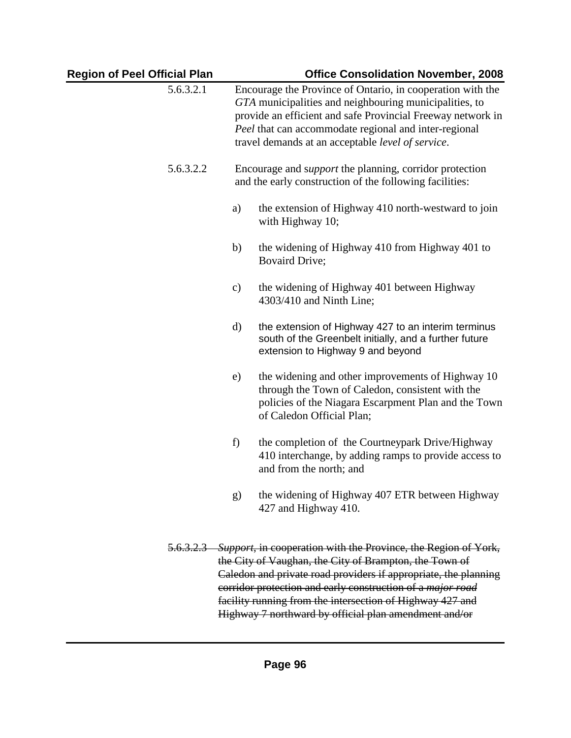5.6.3.2.1 Encourage the Province of Ontario, in cooperation with the *GTA* municipalities and neighbouring municipalities, to provide an efficient and safe Provincial Freeway network in *Peel* that can accommodate regional and inter-regional travel demands at an acceptable *level of service*.

5.6.3.2.2 Encourage and s*upport* the planning, corridor protection and the early construction of the following facilities:

a) the extension of Highway 410 north-westward to join with Highway 10;

b) the widening of Highway 410 from Highway 401 to Bovaird Drive;

c) the widening of Highway 401 between Highway 4303/410 and Ninth Line;

d) the extension of Highway 427 to an interim terminus south of the Greenbelt initially, and a further future extension to Highway 9 and beyond

e) the widening and other improvements of Highway 10 through the Town of Caledon, consistent with the policies of the Niagara Escarpment Plan and the Town of Caledon Official Plan;

f) the completion of the Courtneypark Drive/Highway 410 interchange, by adding ramps to provide access to and from the north; and

g) the widening of Highway 407 ETR between Highway 427 and Highway 410.

~~5.6.3.2.3 *Support*, in cooperation with the Province, the Region of York, the City of Vaughan, the City of Brampton, the Town of Caledon and private road providers if appropriate, the planning corridor protection and early construction of a *major road* facility running from the intersection of Highway 427 and Highway 7 northward by official plan amendment and/or~~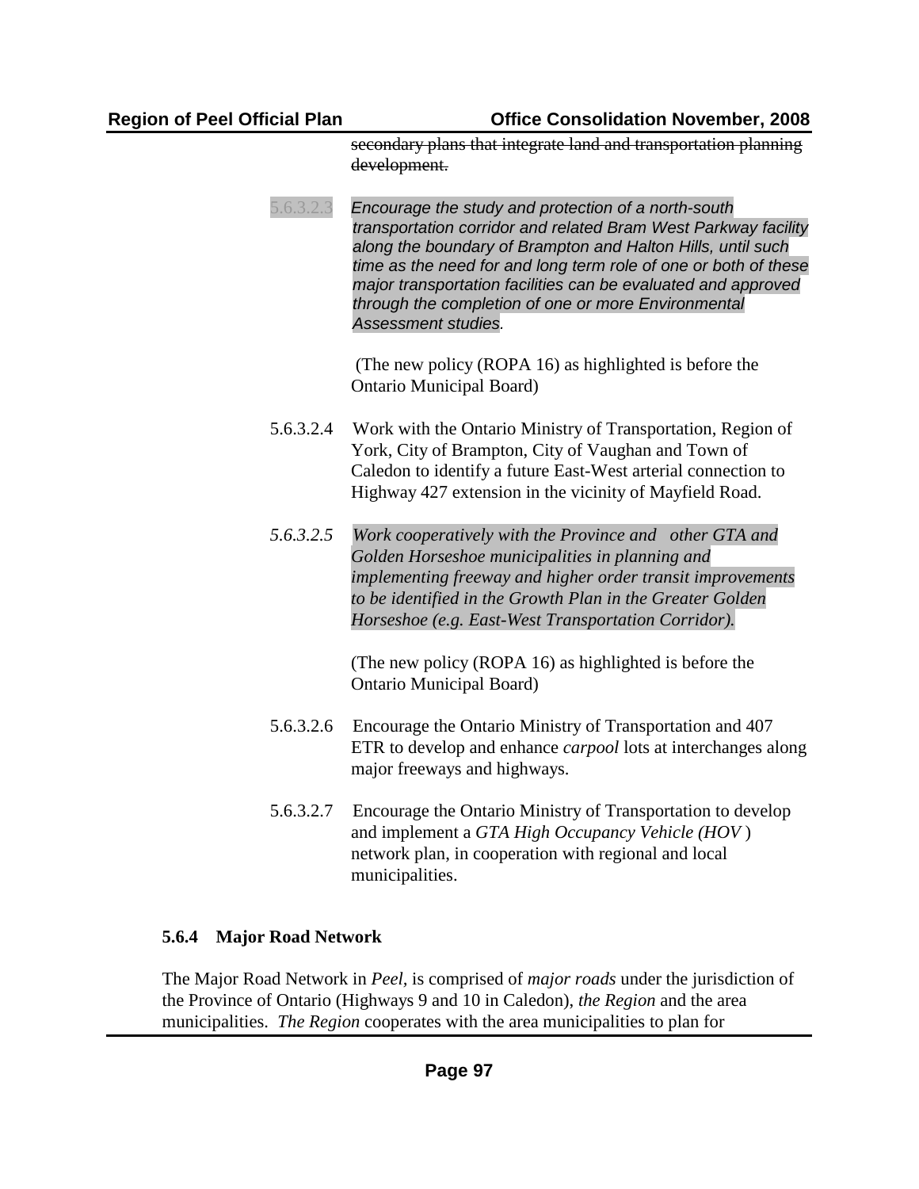~~secondary plans that integrate land and transportation planning development.~~

5.6.3.2.3 *Encourage the study and protection of a north-south transportation corridor and related Bram West Parkway facility along the boundary of Brampton and Halton Hills, until such time as the need for and long term role of one or both of these major transportation facilities can be evaluated and approved through the completion of one or more Environmental Assessment studies.*

(The new policy (ROPA 16) as highlighted is before the Ontario Municipal Board)

5.6.3.2.4 Work with the Ontario Ministry of Transportation, Region of York, City of Brampton, City of Vaughan and Town of Caledon to identify a future East-West arterial connection to Highway 427 extension in the vicinity of Mayfield Road.

*5.6.3.2.5 Work cooperatively with the Province and other GTA and Golden Horseshoe municipalities in planning and implementing freeway and higher order transit improvements to be identified in the Growth Plan in the Greater Golden Horseshoe (e.g. East-West Transportation Corridor).*

(The new policy (ROPA 16) as highlighted is before the Ontario Municipal Board)

5.6.3.2.6 Encourage the Ontario Ministry of Transportation and 407 ETR to develop and enhance *carpool* lots at interchanges along major freeways and highways.

5.6.3.2.7 Encourage the Ontario Ministry of Transportation to develop and implement a *GTA High Occupancy Vehicle (HOV* ) network plan, in cooperation with regional and local municipalities.

### 5.6.4 Major Road Network

The Major Road Network in *Peel*, is comprised of *major roads* under the jurisdiction of the Province of Ontario (Highways 9 and 10 in Caledon), *the Region* and the area municipalities. *The Region* cooperates with the area municipalities to plan for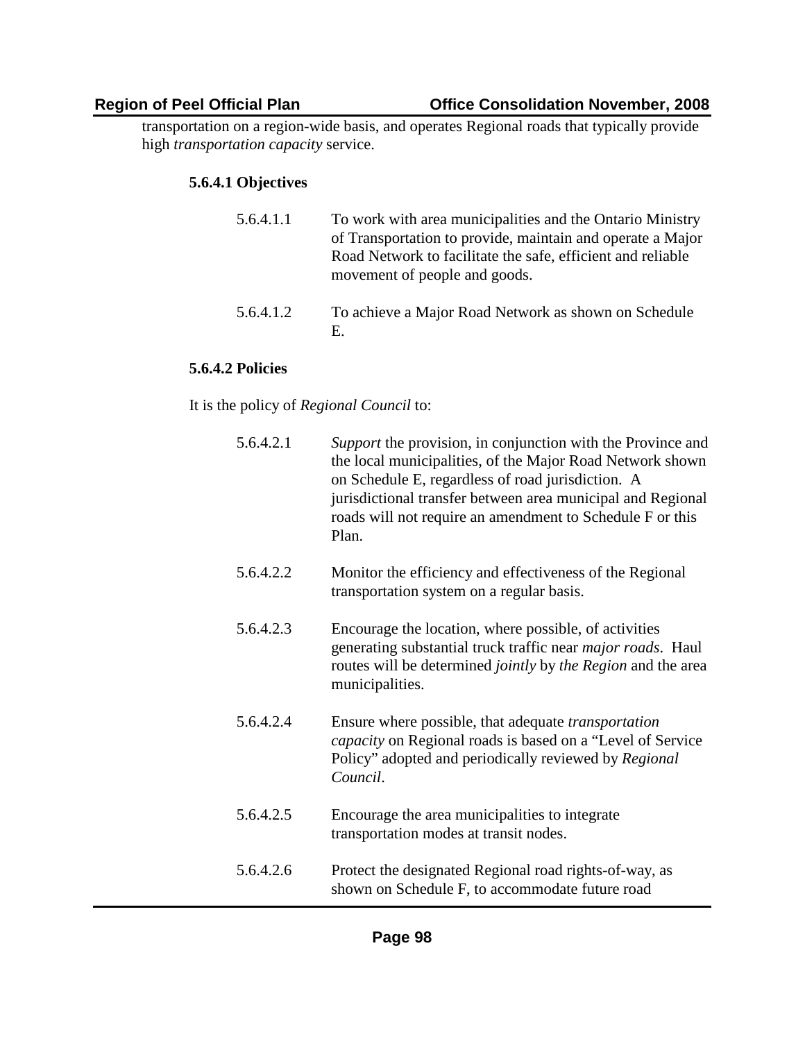transportation on a region-wide basis, and operates Regional roads that typically provide high *transportation capacity* service.

#### 5.6.4.1 Objectives

5.6.4.1.1 To work with area municipalities and the Ontario Ministry of Transportation to provide, maintain and operate a Major Road Network to facilitate the safe, efficient and reliable movement of people and goods.

5.6.4.1.2 To achieve a Major Road Network as shown on Schedule E.

#### 5.6.4.2 Policies

It is the policy of *Regional Council* to:

5.6.4.2.1 *Support* the provision, in conjunction with the Province and the local municipalities, of the Major Road Network shown on Schedule E, regardless of road jurisdiction. A jurisdictional transfer between area municipal and Regional roads will not require an amendment to Schedule F or this Plan.

5.6.4.2.2 Monitor the efficiency and effectiveness of the Regional transportation system on a regular basis.

5.6.4.2.3 Encourage the location, where possible, of activities generating substantial truck traffic near *major roads*. Haul routes will be determined *jointly* by *the Region* and the area municipalities.

5.6.4.2.4 Ensure where possible, that adequate *transportation capacity* on Regional roads is based on a "Level of Service Policy" adopted and periodically reviewed by *Regional Council*.

5.6.4.2.5 Encourage the area municipalities to integrate transportation modes at transit nodes.

5.6.4.2.6 Protect the designated Regional road rights-of-way, as shown on Schedule F, to accommodate future road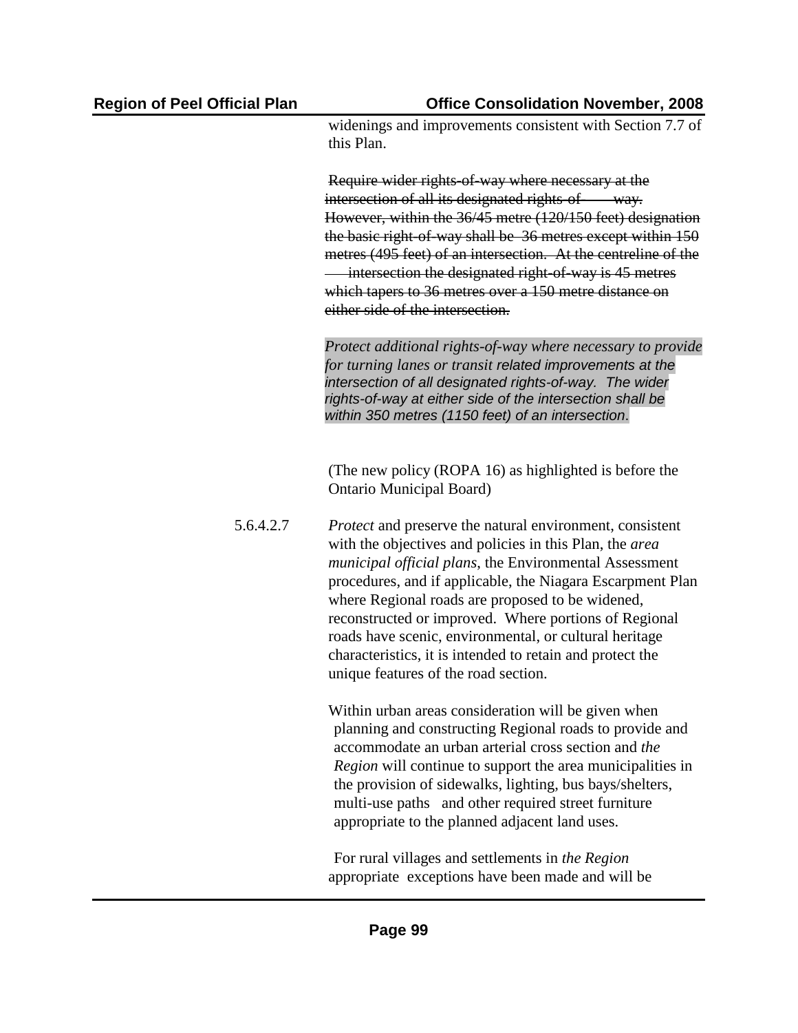widenings and improvements consistent with Section 7.7 of this Plan.

~~Require wider rights-of-way where necessary at the intersection of all its designated rights-of- way. However, within the 36/45 metre (120/150 feet) designation the basic right-of-way shall be 36 metres except within 150 metres (495 feet) of an intersection. At the centreline of the intersection the designated right-of-way is 45 metres which tapers to 36 metres over a 150 metre distance on either side of the intersection.~~

*Protect additional rights-of-way where necessary to provide for turning lanes or transit related improvements at the intersection of all designated rights-of-way. The wider rights-of-way at either side of the intersection shall be within 350 metres (1150 feet) of an intersection.*

(The new policy (ROPA 16) as highlighted is before the Ontario Municipal Board)

5.6.4.2.7 *Protect* and preserve the natural environment, consistent with the objectives and policies in this Plan, the *area municipal official plans*, the Environmental Assessment procedures, and if applicable, the Niagara Escarpment Plan where Regional roads are proposed to be widened, reconstructed or improved. Where portions of Regional roads have scenic, environmental, or cultural heritage characteristics, it is intended to retain and protect the unique features of the road section.

Within urban areas consideration will be given when planning and constructing Regional roads to provide and accommodate an urban arterial cross section and *the Region* will continue to support the area municipalities in the provision of sidewalks, lighting, bus bays/shelters, multi-use paths and other required street furniture appropriate to the planned adjacent land uses.

For rural villages and settlements in *the Region* appropriate exceptions have been made and will be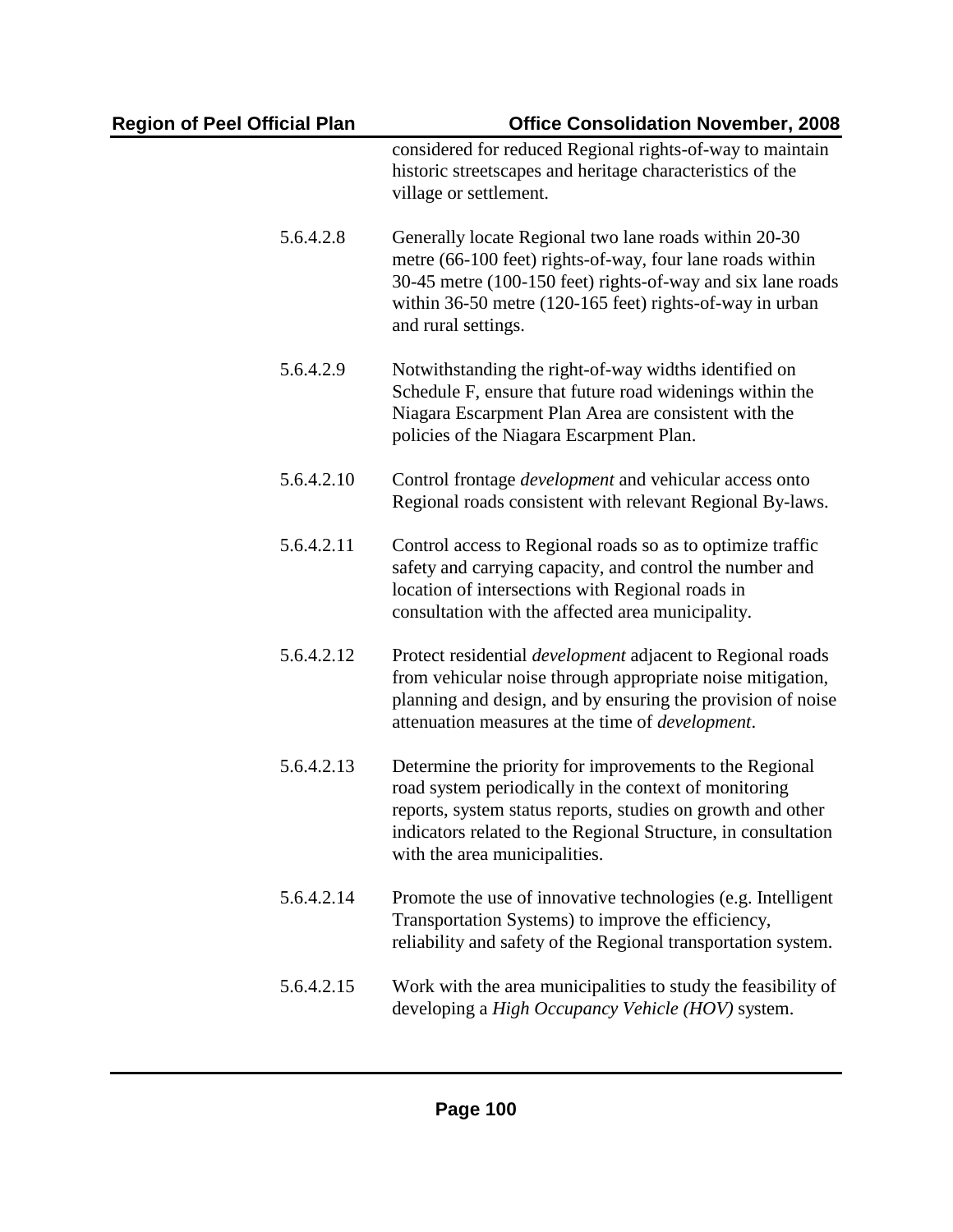considered for reduced Regional rights-of-way to maintain historic streetscapes and heritage characteristics of the village or settlement.

5.6.4.2.8 Generally locate Regional two lane roads within 20-30 metre (66-100 feet) rights-of-way, four lane roads within 30-45 metre (100-150 feet) rights-of-way and six lane roads within 36-50 metre (120-165 feet) rights-of-way in urban and rural settings.

5.6.4.2.9 Notwithstanding the right-of-way widths identified on Schedule F, ensure that future road widenings within the Niagara Escarpment Plan Area are consistent with the policies of the Niagara Escarpment Plan.

5.6.4.2.10 Control frontage *development* and vehicular access onto Regional roads consistent with relevant Regional By-laws.

5.6.4.2.11 Control access to Regional roads so as to optimize traffic safety and carrying capacity, and control the number and location of intersections with Regional roads in consultation with the affected area municipality.

5.6.4.2.12 Protect residential *development* adjacent to Regional roads from vehicular noise through appropriate noise mitigation, planning and design, and by ensuring the provision of noise attenuation measures at the time of *development*.

5.6.4.2.13 Determine the priority for improvements to the Regional road system periodically in the context of monitoring reports, system status reports, studies on growth and other indicators related to the Regional Structure, in consultation with the area municipalities.

5.6.4.2.14 Promote the use of innovative technologies (e.g. Intelligent Transportation Systems) to improve the efficiency, reliability and safety of the Regional transportation system.

5.6.4.2.15 Work with the area municipalities to study the feasibility of developing a *High Occupancy Vehicle (HOV)* system.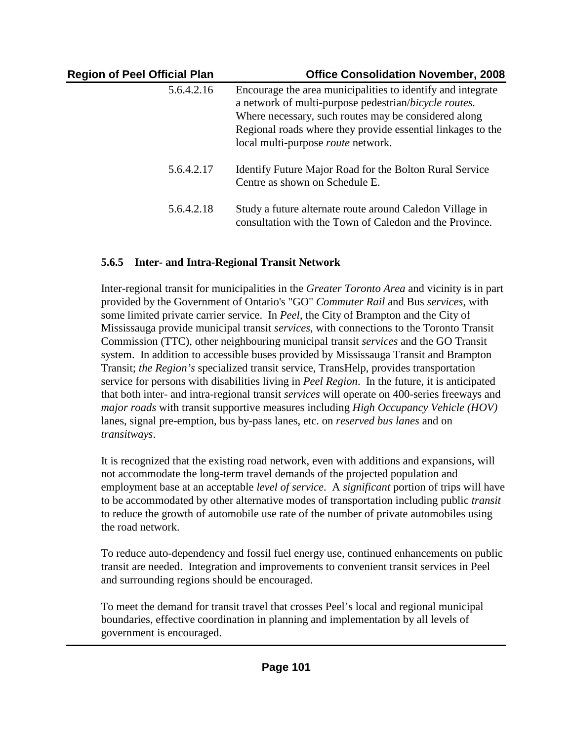5.6.4.2.16 Encourage the area municipalities to identify and integrate a network of multi-purpose pedestrian/*bicycle routes.* Where necessary, such routes may be considered along Regional roads where they provide essential linkages to the local multi-purpose *route* network.

5.6.4.2.17 Identify Future Major Road for the Bolton Rural Service Centre as shown on Schedule E.

5.6.4.2.18 Study a future alternate route around Caledon Village in consultation with the Town of Caledon and the Province.

### 5.6.5 Inter- and Intra-Regional Transit Network

Inter-regional transit for municipalities in the *Greater Toronto Area* and vicinity is in part provided by the Government of Ontario's "GO" *Commuter Rail* and Bus *services*, with some limited private carrier service. In *Peel*, the City of Brampton and the City of Mississauga provide municipal transit *services*, with connections to the Toronto Transit Commission (TTC), other neighbouring municipal transit *services* and the GO Transit system. In addition to accessible buses provided by Mississauga Transit and Brampton Transit; *the Region's* specialized transit service, TransHelp, provides transportation service for persons with disabilities living in *Peel Region*. In the future, it is anticipated that both inter- and intra-regional transit *services* will operate on 400-series freeways and *major roads* with transit supportive measures including *High Occupancy Vehicle (HOV)* lanes, signal pre-emption, bus by-pass lanes, etc. on *reserved bus lanes* and on *transitways*.

It is recognized that the existing road network, even with additions and expansions, will not accommodate the long-term travel demands of the projected population and employment base at an acceptable *level of service*. A *significant* portion of trips will have to be accommodated by other alternative modes of transportation including public *transit* to reduce the growth of automobile use rate of the number of private automobiles using the road network.

To reduce auto-dependency and fossil fuel energy use, continued enhancements on public transit are needed. Integration and improvements to convenient transit services in Peel and surrounding regions should be encouraged.

To meet the demand for transit travel that crosses Peel's local and regional municipal boundaries, effective coordination in planning and implementation by all levels of government is encouraged.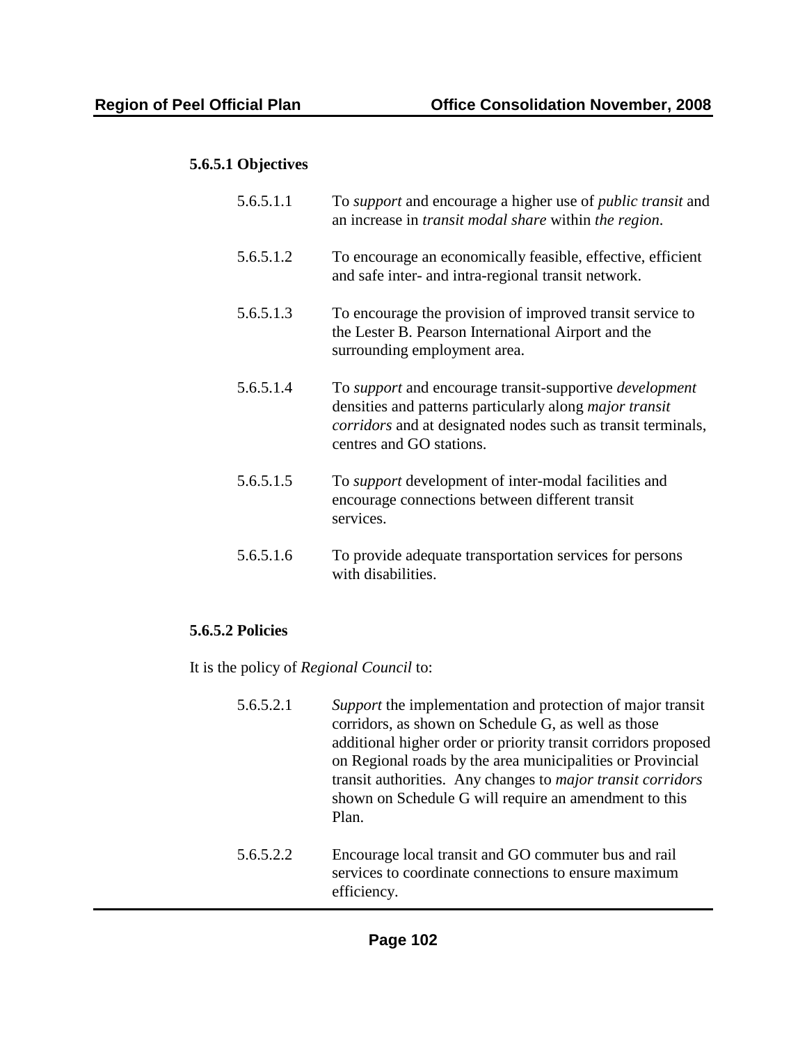#### 5.6.5.1 Objectives

5.6.5.1.1 To *support* and encourage a higher use of *public transit* and an increase in *transit modal share* within *the region*.

5.6.5.1.2 To encourage an economically feasible, effective, efficient and safe inter- and intra-regional transit network.

5.6.5.1.3 To encourage the provision of improved transit service to the Lester B. Pearson International Airport and the surrounding employment area.

5.6.5.1.4 To *support* and encourage transit-supportive *development* densities and patterns particularly along *major transit corridors* and at designated nodes such as transit terminals, centres and GO stations.

5.6.5.1.5 To *support* development of inter-modal facilities and encourage connections between different transit services.

5.6.5.1.6 To provide adequate transportation services for persons with disabilities.

#### 5.6.5.2 Policies

It is the policy of *Regional Council* to:

5.6.5.2.1 *Support* the implementation and protection of major transit corridors, as shown on Schedule G, as well as those additional higher order or priority transit corridors proposed on Regional roads by the area municipalities or Provincial transit authorities. Any changes to *major transit corridors* shown on Schedule G will require an amendment to this Plan.

5.6.5.2.2 Encourage local transit and GO commuter bus and rail services to coordinate connections to ensure maximum efficiency.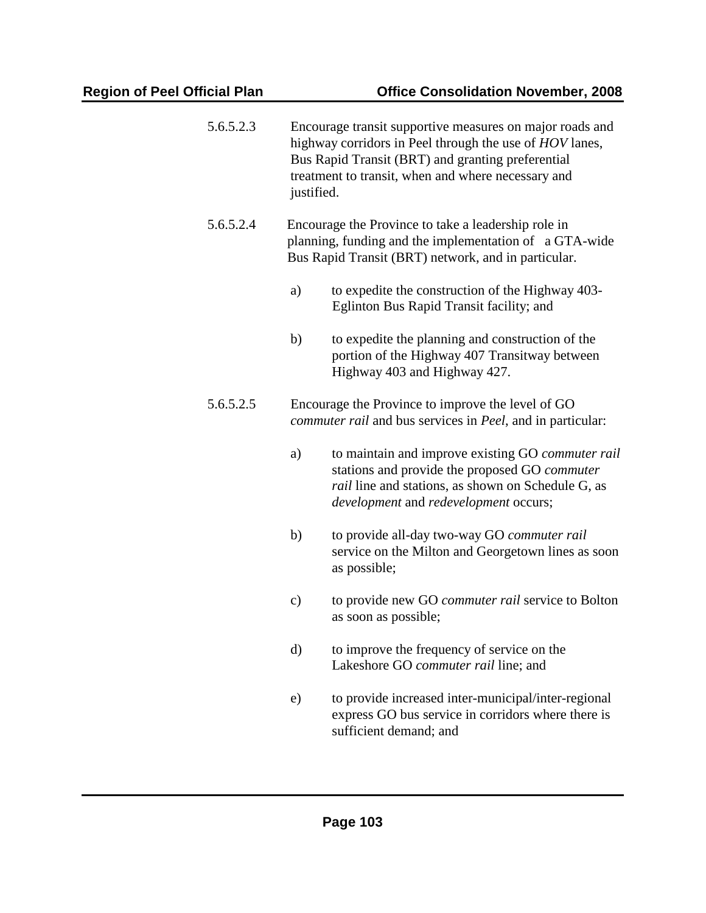5.6.5.2.3 Encourage transit supportive measures on major roads and highway corridors in Peel through the use of *HOV* lanes, Bus Rapid Transit (BRT) and granting preferential treatment to transit, when and where necessary and justified.

5.6.5.2.4 Encourage the Province to take a leadership role in planning, funding and the implementation of a GTA-wide Bus Rapid Transit (BRT) network, and in particular.

a) to expedite the construction of the Highway 403-Eglinton Bus Rapid Transit facility; and

b) to expedite the planning and construction of the portion of the Highway 407 Transitway between Highway 403 and Highway 427.

5.6.5.2.5 Encourage the Province to improve the level of GO *commuter rail* and bus services in *Peel*, and in particular:

a) to maintain and improve existing GO *commuter rail* stations and provide the proposed GO *commuter rail* line and stations, as shown on Schedule G, as *development* and *redevelopment* occurs;

b) to provide all-day two-way GO *commuter rail* service on the Milton and Georgetown lines as soon as possible;

c) to provide new GO *commuter rail* service to Bolton as soon as possible;

d) to improve the frequency of service on the Lakeshore GO *commuter rail* line; and

e) to provide increased inter-municipal/inter-regional express GO bus service in corridors where there is sufficient demand; and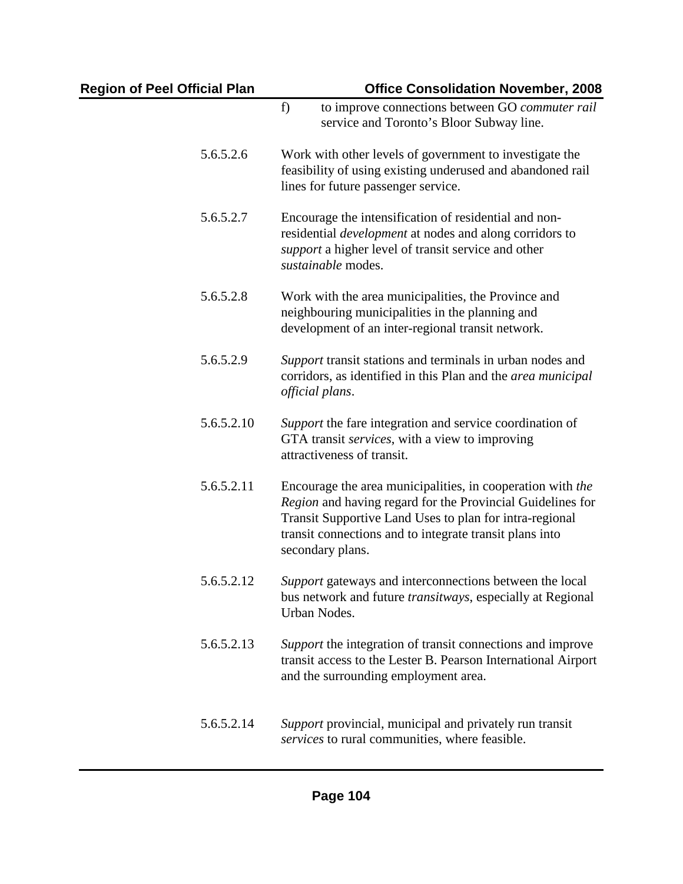f) to improve connections between GO *commuter rail* service and Toronto's Bloor Subway line.

5.6.5.2.6 Work with other levels of government to investigate the feasibility of using existing underused and abandoned rail lines for future passenger service.

5.6.5.2.7 Encourage the intensification of residential and non-residential *development* at nodes and along corridors to *support* a higher level of transit service and other *sustainable* modes.

5.6.5.2.8 Work with the area municipalities, the Province and neighbouring municipalities in the planning and development of an inter-regional transit network.

5.6.5.2.9 *Support* transit stations and terminals in urban nodes and corridors, as identified in this Plan and the *area municipal official plans*.

5.6.5.2.10 *Support* the fare integration and service coordination of GTA transit *services*, with a view to improving attractiveness of transit.

5.6.5.2.11 Encourage the area municipalities, in cooperation with *the Region* and having regard for the Provincial Guidelines for Transit Supportive Land Uses to plan for intra-regional transit connections and to integrate transit plans into secondary plans.

5.6.5.2.12 *Support* gateways and interconnections between the local bus network and future *transitways*, especially at Regional Urban Nodes.

5.6.5.2.13 *Support* the integration of transit connections and improve transit access to the Lester B. Pearson International Airport and the surrounding employment area.

5.6.5.2.14 *Support* provincial, municipal and privately run transit *services* to rural communities, where feasible.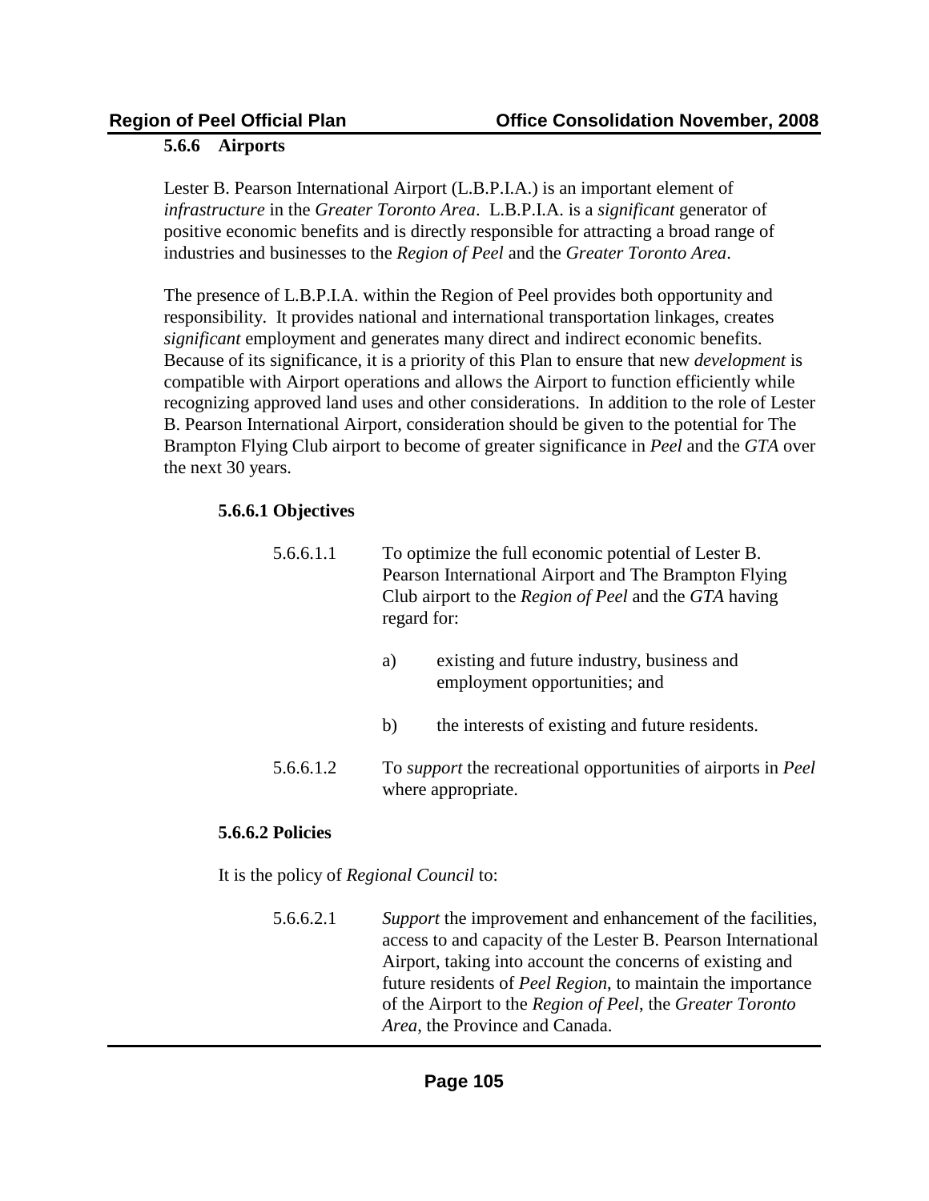### 5.6.6 Airports

Lester B. Pearson International Airport (L.B.P.I.A.) is an important element of *infrastructure* in the *Greater Toronto Area*. L.B.P.I.A. is a *significant* generator of positive economic benefits and is directly responsible for attracting a broad range of industries and businesses to the *Region of Peel* and the *Greater Toronto Area*.

The presence of L.B.P.I.A. within the Region of Peel provides both opportunity and responsibility. It provides national and international transportation linkages, creates *significant* employment and generates many direct and indirect economic benefits. Because of its significance, it is a priority of this Plan to ensure that new *development* is compatible with Airport operations and allows the Airport to function efficiently while recognizing approved land uses and other considerations. In addition to the role of Lester B. Pearson International Airport, consideration should be given to the potential for The Brampton Flying Club airport to become of greater significance in *Peel* and the *GTA* over the next 30 years.

#### 5.6.6.1 Objectives

5.6.6.1.1 To optimize the full economic potential of Lester B. Pearson International Airport and The Brampton Flying Club airport to the *Region of Peel* and the *GTA* having regard for:

a) existing and future industry, business and employment opportunities; and

b) the interests of existing and future residents.

5.6.6.1.2 To *support* the recreational opportunities of airports in *Peel* where appropriate.

#### 5.6.6.2 Policies

It is the policy of *Regional Council* to:

5.6.6.2.1 *Support* the improvement and enhancement of the facilities, access to and capacity of the Lester B. Pearson International Airport, taking into account the concerns of existing and future residents of *Peel Region*, to maintain the importance of the Airport to the *Region of Peel*, the *Greater Toronto Area*, the Province and Canada.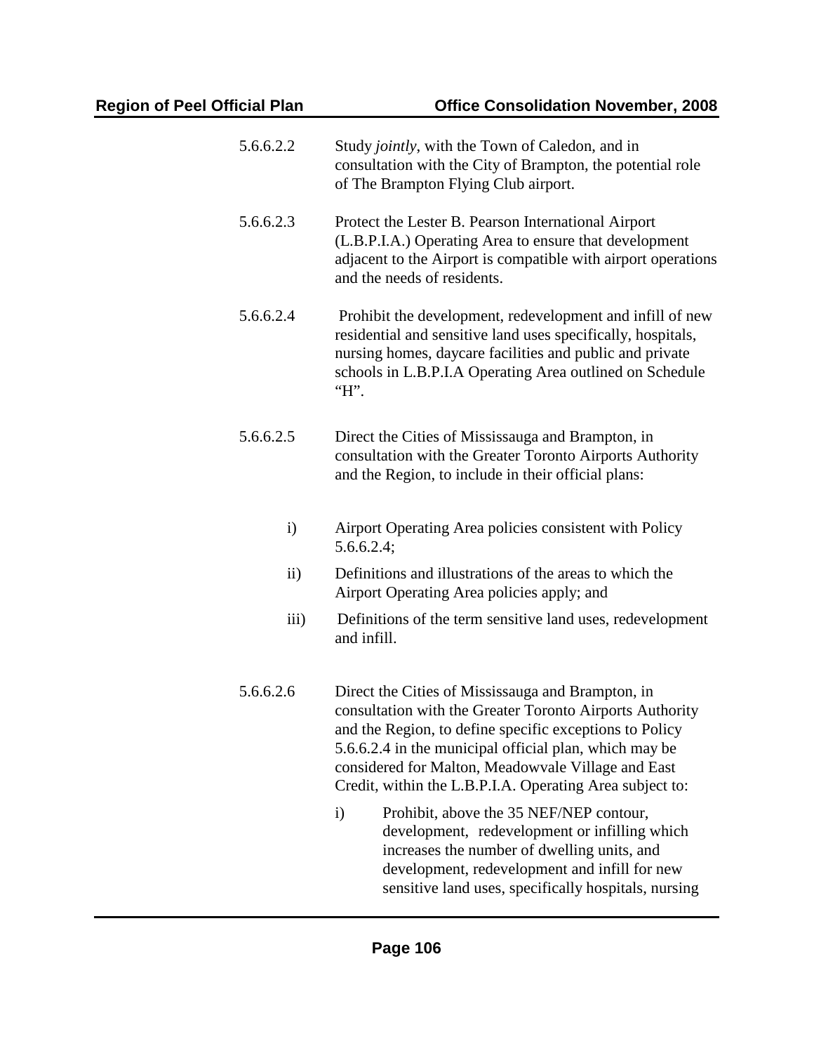5.6.6.2.2 Study *jointly*, with the Town of Caledon, and in consultation with the City of Brampton, the potential role of The Brampton Flying Club airport.

5.6.6.2.3 Protect the Lester B. Pearson International Airport (L.B.P.I.A.) Operating Area to ensure that development adjacent to the Airport is compatible with airport operations and the needs of residents.

5.6.6.2.4 Prohibit the development, redevelopment and infill of new residential and sensitive land uses specifically, hospitals, nursing homes, daycare facilities and public and private schools in L.B.P.I.A Operating Area outlined on Schedule "H".

5.6.6.2.5 Direct the Cities of Mississauga and Brampton, in consultation with the Greater Toronto Airports Authority and the Region, to include in their official plans:

i) Airport Operating Area policies consistent with Policy 5.6.6.2.4;

ii) Definitions and illustrations of the areas to which the Airport Operating Area policies apply; and

iii) Definitions of the term sensitive land uses, redevelopment and infill.

5.6.6.2.6 Direct the Cities of Mississauga and Brampton, in consultation with the Greater Toronto Airports Authority and the Region, to define specific exceptions to Policy 5.6.6.2.4 in the municipal official plan, which may be considered for Malton, Meadowvale Village and East Credit, within the L.B.P.I.A. Operating Area subject to:

i) Prohibit, above the 35 NEF/NEP contour, development, redevelopment or infilling which increases the number of dwelling units, and development, redevelopment and infill for new sensitive land uses, specifically hospitals, nursing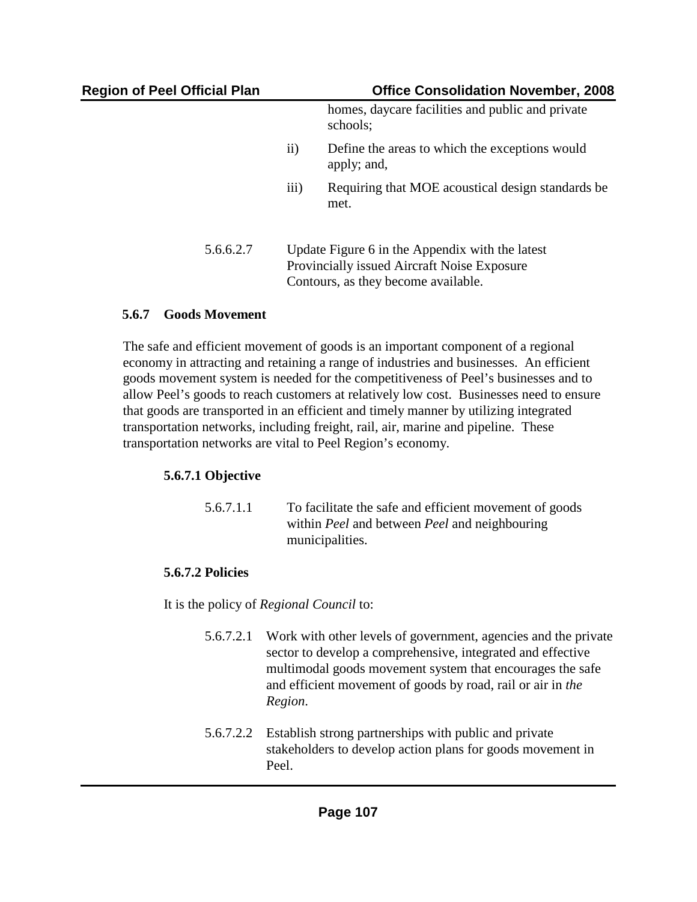homes, daycare facilities and public and private schools;

ii) Define the areas to which the exceptions would apply; and,

iii) Requiring that MOE acoustical design standards be met.

5.6.6.2.7 Update Figure 6 in the Appendix with the latest Provincially issued Aircraft Noise Exposure Contours, as they become available.

### 5.6.7 Goods Movement

The safe and efficient movement of goods is an important component of a regional economy in attracting and retaining a range of industries and businesses. An efficient goods movement system is needed for the competitiveness of Peel's businesses and to allow Peel's goods to reach customers at relatively low cost. Businesses need to ensure that goods are transported in an efficient and timely manner by utilizing integrated transportation networks, including freight, rail, air, marine and pipeline. These transportation networks are vital to Peel Region's economy.

#### 5.6.7.1 Objective

5.6.7.1.1 To facilitate the safe and efficient movement of goods within *Peel* and between *Peel* and neighbouring municipalities.

#### 5.6.7.2 Policies

It is the policy of *Regional Council* to:

5.6.7.2.1 Work with other levels of government, agencies and the private sector to develop a comprehensive, integrated and effective multimodal goods movement system that encourages the safe and efficient movement of goods by road, rail or air in *the Region*.

5.6.7.2.2 Establish strong partnerships with public and private stakeholders to develop action plans for goods movement in Peel.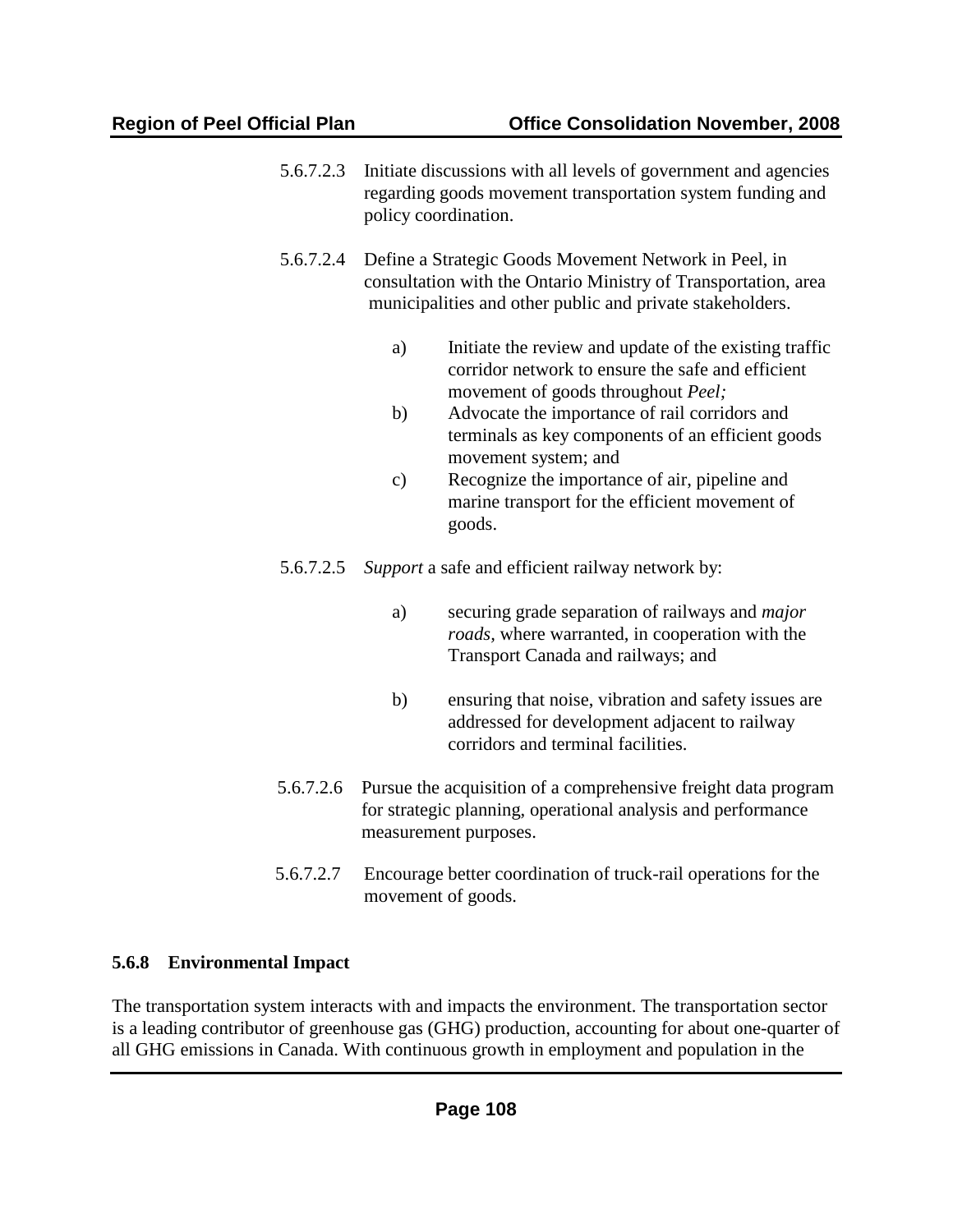5.6.7.2.3 Initiate discussions with all levels of government and agencies regarding goods movement transportation system funding and policy coordination.

5.6.7.2.4 Define a Strategic Goods Movement Network in Peel, in consultation with the Ontario Ministry of Transportation, area municipalities and other public and private stakeholders.

a) Initiate the review and update of the existing traffic corridor network to ensure the safe and efficient movement of goods throughout *Peel;*

b) Advocate the importance of rail corridors and terminals as key components of an efficient goods movement system; and

c) Recognize the importance of air, pipeline and marine transport for the efficient movement of goods.

5.6.7.2.5 *Support* a safe and efficient railway network by:

a) securing grade separation of railways and *major roads,* where warranted, in cooperation with the Transport Canada and railways; and

b) ensuring that noise, vibration and safety issues are addressed for development adjacent to railway corridors and terminal facilities.

5.6.7.2.6 Pursue the acquisition of a comprehensive freight data program for strategic planning, operational analysis and performance measurement purposes.

5.6.7.2.7 Encourage better coordination of truck-rail operations for the movement of goods.

### 5.6.8 Environmental Impact

The transportation system interacts with and impacts the environment. The transportation sector is a leading contributor of greenhouse gas (GHG) production, accounting for about one-quarter of all GHG emissions in Canada. With continuous growth in employment and population in the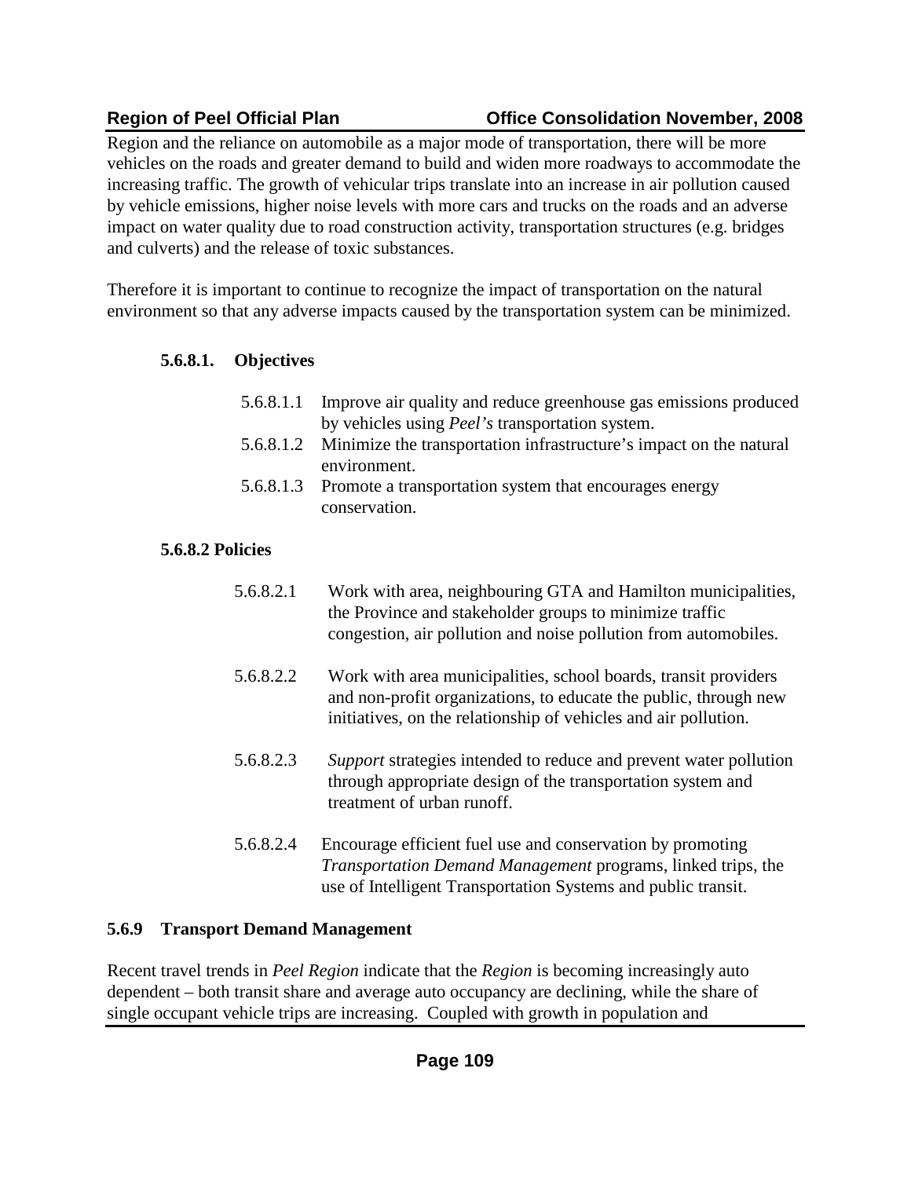Region and the reliance on automobile as a major mode of transportation, there will be more vehicles on the roads and greater demand to build and widen more roadways to accommodate the increasing traffic. The growth of vehicular trips translate into an increase in air pollution caused by vehicle emissions, higher noise levels with more cars and trucks on the roads and an adverse impact on water quality due to road construction activity, transportation structures (e.g. bridges and culverts) and the release of toxic substances.

Therefore it is important to continue to recognize the impact of transportation on the natural environment so that any adverse impacts caused by the transportation system can be minimized.

#### 5.6.8.1. Objectives

5.6.8.1.1 Improve air quality and reduce greenhouse gas emissions produced by vehicles using *Peel's* transportation system.

5.6.8.1.2 Minimize the transportation infrastructure's impact on the natural environment.

5.6.8.1.3 Promote a transportation system that encourages energy conservation.

#### 5.6.8.2 Policies

5.6.8.2.1 Work with area, neighbouring GTA and Hamilton municipalities, the Province and stakeholder groups to minimize traffic congestion, air pollution and noise pollution from automobiles.

5.6.8.2.2 Work with area municipalities, school boards, transit providers and non-profit organizations, to educate the public, through new initiatives, on the relationship of vehicles and air pollution.

5.6.8.2.3 *Support* strategies intended to reduce and prevent water pollution through appropriate design of the transportation system and treatment of urban runoff.

5.6.8.2.4 Encourage efficient fuel use and conservation by promoting *Transportation Demand Management* programs, linked trips, the use of Intelligent Transportation Systems and public transit.

### 5.6.9 Transport Demand Management

Recent travel trends in *Peel Region* indicate that the *Region* is becoming increasingly auto dependent – both transit share and average auto occupancy are declining, while the share of single occupant vehicle trips are increasing. Coupled with growth in population and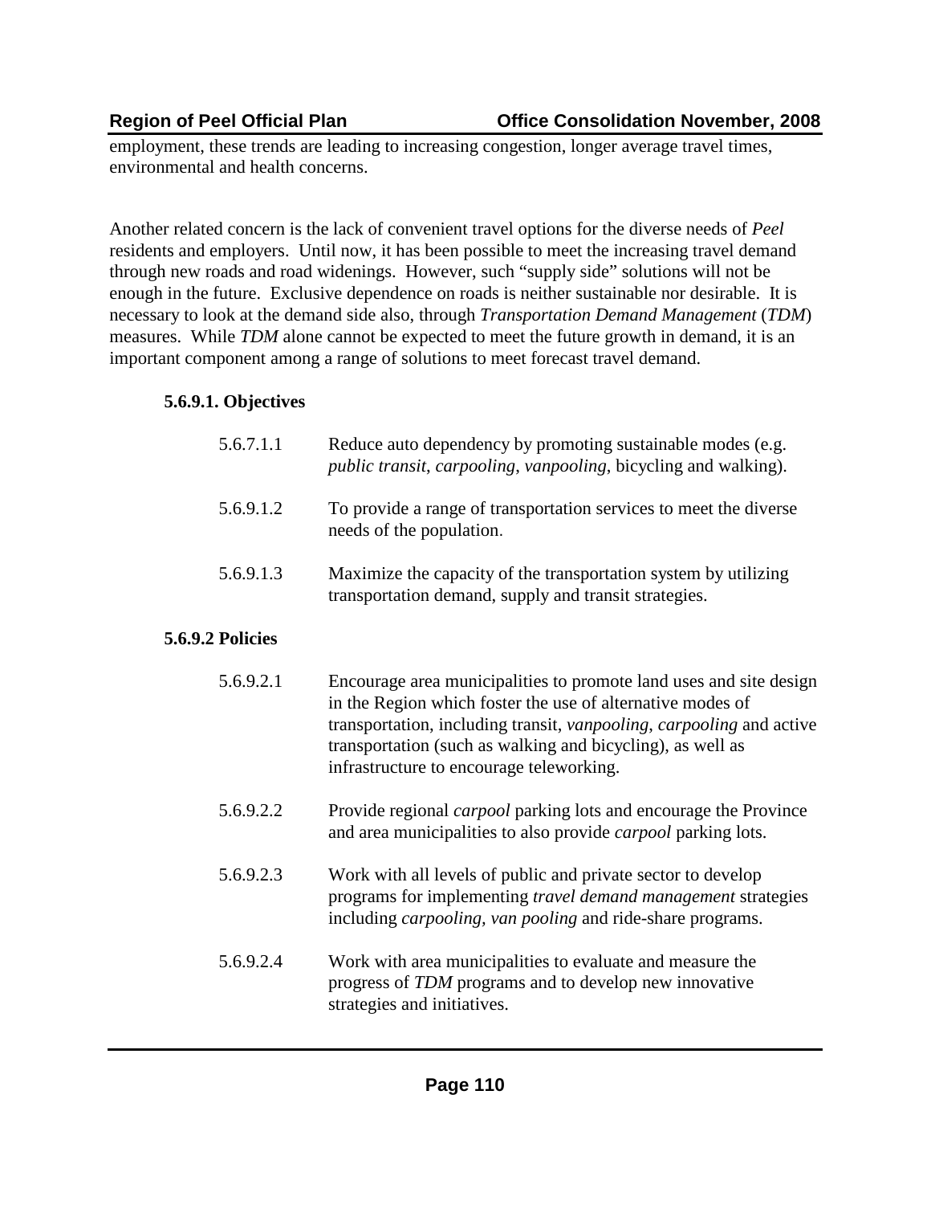employment, these trends are leading to increasing congestion, longer average travel times, environmental and health concerns.

Another related concern is the lack of convenient travel options for the diverse needs of *Peel* residents and employers. Until now, it has been possible to meet the increasing travel demand through new roads and road widenings. However, such "supply side" solutions will not be enough in the future. Exclusive dependence on roads is neither sustainable nor desirable. It is necessary to look at the demand side also, through *Transportation Demand Management* (*TDM*) measures. While *TDM* alone cannot be expected to meet the future growth in demand, it is an important component among a range of solutions to meet forecast travel demand.

### 5.6.9.1. Objectives

5.6.7.1.1 Reduce auto dependency by promoting sustainable modes (e.g. *public transit*, *carpooling*, *vanpooling*, bicycling and walking).

5.6.9.1.2 To provide a range of transportation services to meet the diverse needs of the population.

5.6.9.1.3 Maximize the capacity of the transportation system by utilizing transportation demand, supply and transit strategies.

### 5.6.9.2 Policies

5.6.9.2.1 Encourage area municipalities to promote land uses and site design in the Region which foster the use of alternative modes of transportation, including transit, *vanpooling*, *carpooling* and active transportation (such as walking and bicycling), as well as infrastructure to encourage teleworking.

5.6.9.2.2 Provide regional *carpool* parking lots and encourage the Province and area municipalities to also provide *carpool* parking lots.

5.6.9.2.3 Work with all levels of public and private sector to develop programs for implementing *travel demand management* strategies including *carpooling*, *van pooling* and ride-share programs.

5.6.9.2.4 Work with area municipalities to evaluate and measure the progress of *TDM* programs and to develop new innovative strategies and initiatives.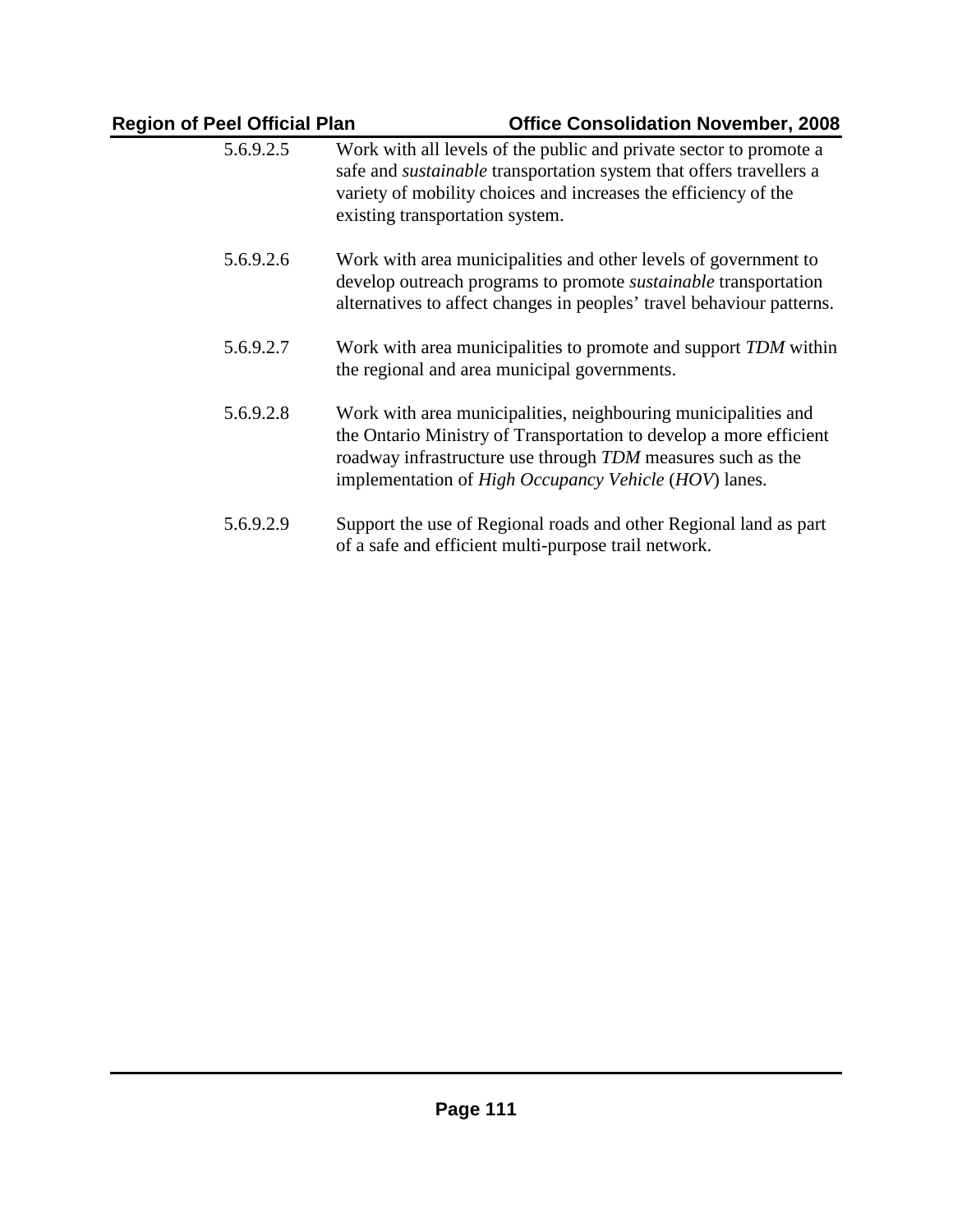5.6.9.2.5 Work with all levels of the public and private sector to promote a safe and *sustainable* transportation system that offers travellers a variety of mobility choices and increases the efficiency of the existing transportation system.

5.6.9.2.6 Work with area municipalities and other levels of government to develop outreach programs to promote *sustainable* transportation alternatives to affect changes in peoples' travel behaviour patterns.

5.6.9.2.7 Work with area municipalities to promote and support *TDM* within the regional and area municipal governments.

5.6.9.2.8 Work with area municipalities, neighbouring municipalities and the Ontario Ministry of Transportation to develop a more efficient roadway infrastructure use through *TDM* measures such as the implementation of *High Occupancy Vehicle* (*HOV*) lanes.

5.6.9.2.9 Support the use of Regional roads and other Regional land as part of a safe and efficient multi-purpose trail network.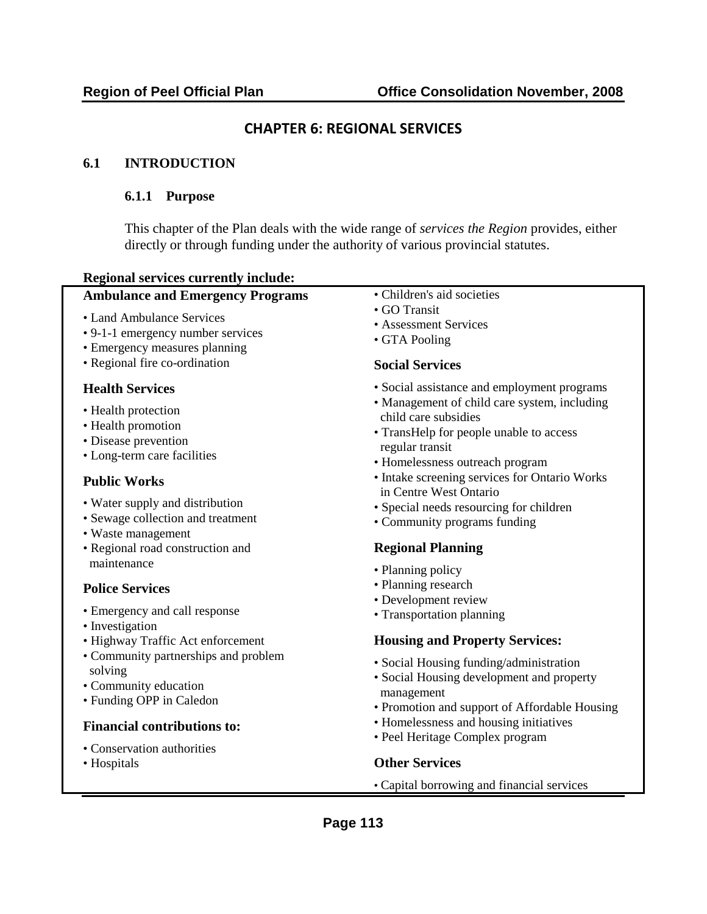# CHAPTER 6: REGIONAL SERVICES

## 6.1 INTRODUCTION

### 6.1.1 Purpose

This chapter of the Plan deals with the wide range of *services the Region* provides, either directly or through funding under the authority of various provincial statutes.

**Regional services currently include:**

**Ambulance and Emergency Programs**

- Land Ambulance Services
- 9-1-1 emergency number services
- Emergency measures planning
- Regional fire co-ordination

**Health Services**

- Health protection
- Health promotion
- Disease prevention
- Long-term care facilities

**Public Works**

- Water supply and distribution
- Sewage collection and treatment
- Waste management
- Regional road construction and maintenance

**Police Services**

- Emergency and call response
- Investigation
- Highway Traffic Act enforcement
- Community partnerships and problem solving
- Community education
- Funding OPP in Caledon

**Financial contributions to:**

- Conservation authorities
- Hospitals
- Children's aid societies
- GO Transit
- Assessment Services
- GTA Pooling

**Social Services**

- Social assistance and employment programs
- Management of child care system, including child care subsidies
- TransHelp for people unable to access regular transit
- Homelessness outreach program
- Intake screening services for Ontario Works in Centre West Ontario
- Special needs resourcing for children
- Community programs funding

**Regional Planning**

- Planning policy
- Planning research
- Development review
- Transportation planning

**Housing and Property Services:**

- Social Housing funding/administration
- Social Housing development and property management
- Promotion and support of Affordable Housing
- Homelessness and housing initiatives
- Peel Heritage Complex program

**Other Services**

- Capital borrowing and financial services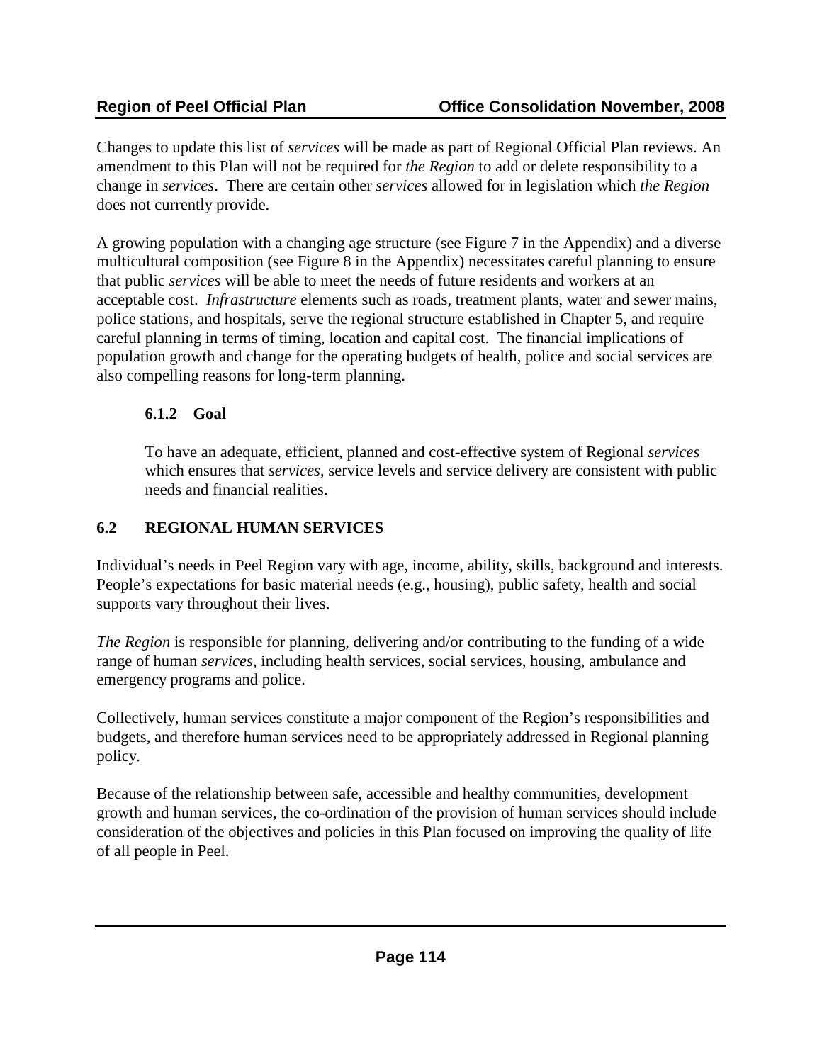Changes to update this list of *services* will be made as part of Regional Official Plan reviews. An amendment to this Plan will not be required for *the Region* to add or delete responsibility to a change in *services*. There are certain other *services* allowed for in legislation which *the Region* does not currently provide.

A growing population with a changing age structure (see Figure 7 in the Appendix) and a diverse multicultural composition (see Figure 8 in the Appendix) necessitates careful planning to ensure that public *services* will be able to meet the needs of future residents and workers at an acceptable cost. *Infrastructure* elements such as roads, treatment plants, water and sewer mains, police stations, and hospitals, serve the regional structure established in Chapter 5, and require careful planning in terms of timing, location and capital cost. The financial implications of population growth and change for the operating budgets of health, police and social services are also compelling reasons for long-term planning.

### 6.1.2 Goal

To have an adequate, efficient, planned and cost-effective system of Regional *services* which ensures that *services*, service levels and service delivery are consistent with public needs and financial realities.

## 6.2 REGIONAL HUMAN SERVICES

Individual's needs in Peel Region vary with age, income, ability, skills, background and interests. People's expectations for basic material needs (e.g., housing), public safety, health and social supports vary throughout their lives.

*The Region* is responsible for planning, delivering and/or contributing to the funding of a wide range of human *services*, including health services, social services, housing, ambulance and emergency programs and police.

Collectively, human services constitute a major component of the Region's responsibilities and budgets, and therefore human services need to be appropriately addressed in Regional planning policy.

Because of the relationship between safe, accessible and healthy communities, development growth and human services, the co-ordination of the provision of human services should include consideration of the objectives and policies in this Plan focused on improving the quality of life of all people in Peel.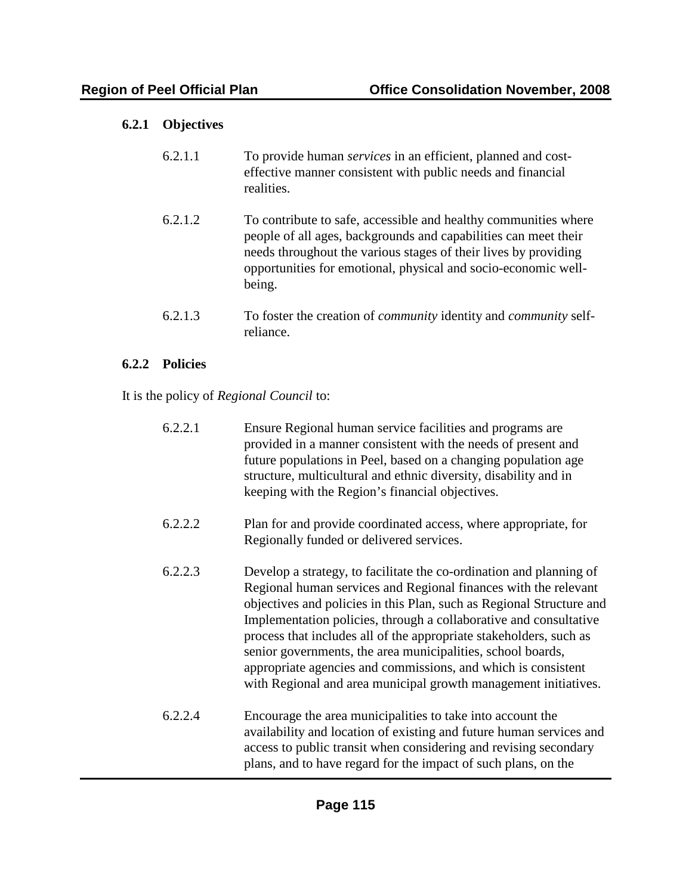### 6.2.1 Objectives

6.2.1.1 To provide human *services* in an efficient, planned and cost-effective manner consistent with public needs and financial realities.

6.2.1.2 To contribute to safe, accessible and healthy communities where people of all ages, backgrounds and capabilities can meet their needs throughout the various stages of their lives by providing opportunities for emotional, physical and socio-economic well-being.

6.2.1.3 To foster the creation of *community* identity and *community* self-reliance.

### 6.2.2 Policies

It is the policy of *Regional Council* to:

6.2.2.1 Ensure Regional human service facilities and programs are provided in a manner consistent with the needs of present and future populations in Peel, based on a changing population age structure, multicultural and ethnic diversity, disability and in keeping with the Region's financial objectives.

6.2.2.2 Plan for and provide coordinated access, where appropriate, for Regionally funded or delivered services.

6.2.2.3 Develop a strategy, to facilitate the co-ordination and planning of Regional human services and Regional finances with the relevant objectives and policies in this Plan, such as Regional Structure and Implementation policies, through a collaborative and consultative process that includes all of the appropriate stakeholders, such as senior governments, the area municipalities, school boards, appropriate agencies and commissions, and which is consistent with Regional and area municipal growth management initiatives.

6.2.2.4 Encourage the area municipalities to take into account the availability and location of existing and future human services and access to public transit when considering and revising secondary plans, and to have regard for the impact of such plans, on the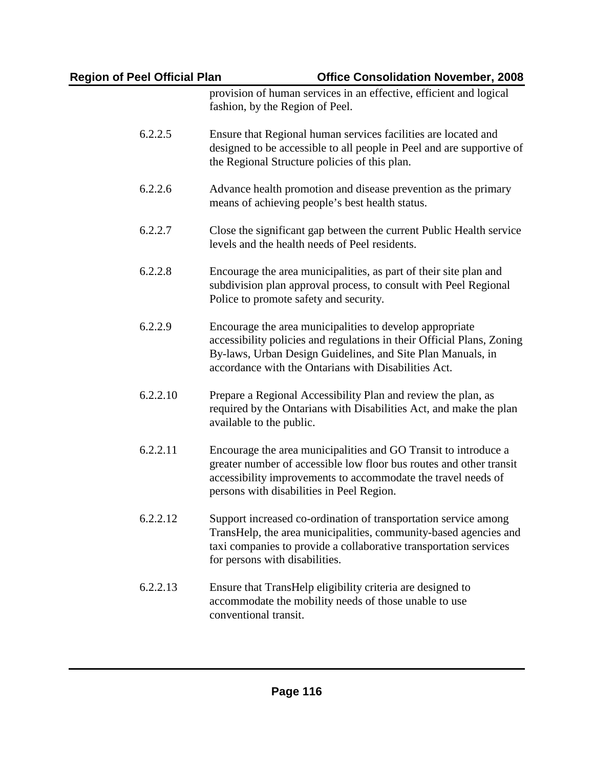provision of human services in an effective, efficient and logical fashion, by the Region of Peel.

6.2.2.5 Ensure that Regional human services facilities are located and designed to be accessible to all people in Peel and are supportive of the Regional Structure policies of this plan.

6.2.2.6 Advance health promotion and disease prevention as the primary means of achieving people's best health status.

6.2.2.7 Close the significant gap between the current Public Health service levels and the health needs of Peel residents.

6.2.2.8 Encourage the area municipalities, as part of their site plan and subdivision plan approval process, to consult with Peel Regional Police to promote safety and security.

6.2.2.9 Encourage the area municipalities to develop appropriate accessibility policies and regulations in their Official Plans, Zoning By-laws, Urban Design Guidelines, and Site Plan Manuals, in accordance with the Ontarians with Disabilities Act.

6.2.2.10 Prepare a Regional Accessibility Plan and review the plan, as required by the Ontarians with Disabilities Act, and make the plan available to the public.

6.2.2.11 Encourage the area municipalities and GO Transit to introduce a greater number of accessible low floor bus routes and other transit accessibility improvements to accommodate the travel needs of persons with disabilities in Peel Region.

6.2.2.12 Support increased co-ordination of transportation service among TransHelp, the area municipalities, community-based agencies and taxi companies to provide a collaborative transportation services for persons with disabilities.

6.2.2.13 Ensure that TransHelp eligibility criteria are designed to accommodate the mobility needs of those unable to use conventional transit.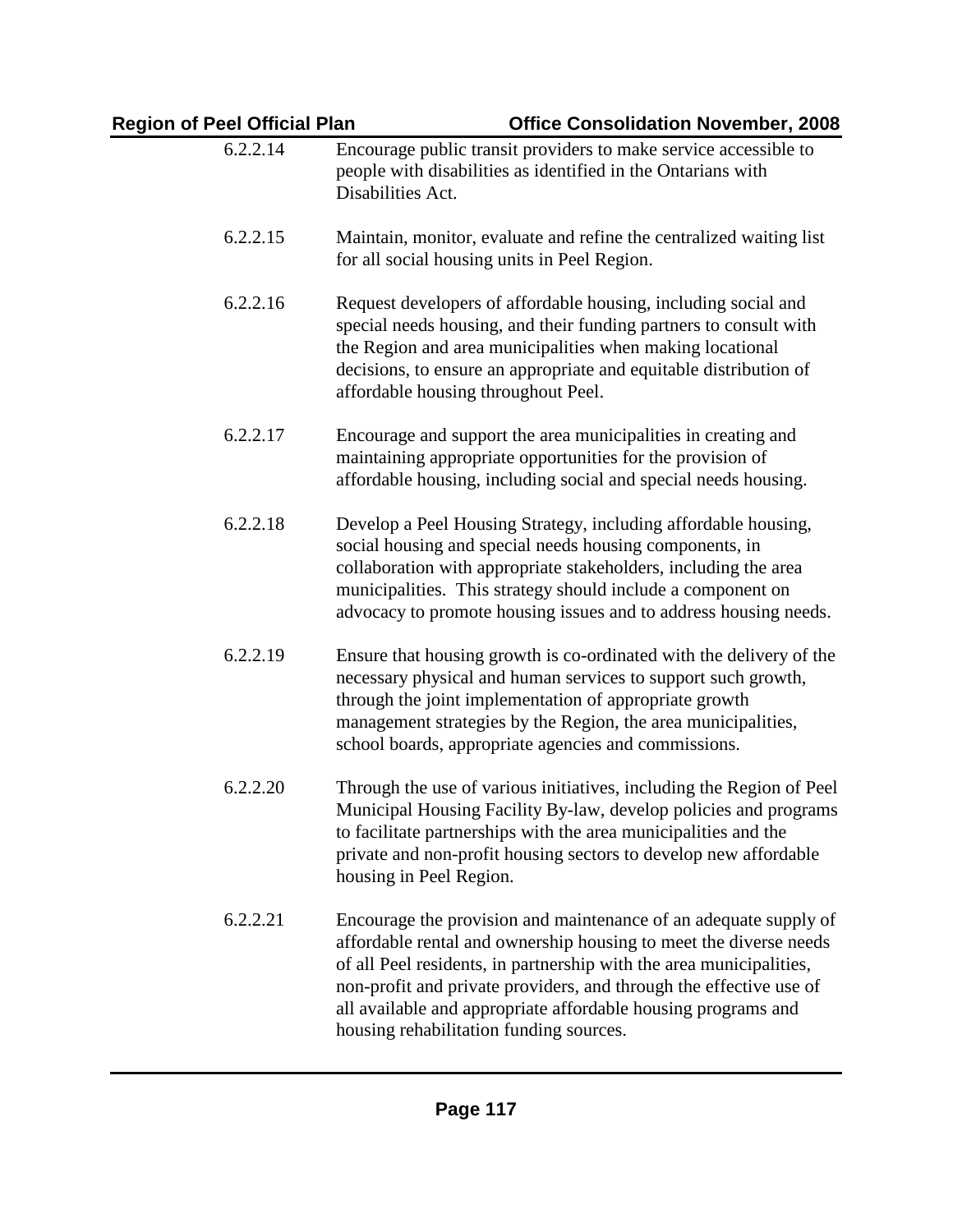6.2.2.14 Encourage public transit providers to make service accessible to people with disabilities as identified in the Ontarians with Disabilities Act.

6.2.2.15 Maintain, monitor, evaluate and refine the centralized waiting list for all social housing units in Peel Region.

6.2.2.16 Request developers of affordable housing, including social and special needs housing, and their funding partners to consult with the Region and area municipalities when making locational decisions, to ensure an appropriate and equitable distribution of affordable housing throughout Peel.

6.2.2.17 Encourage and support the area municipalities in creating and maintaining appropriate opportunities for the provision of affordable housing, including social and special needs housing.

6.2.2.18 Develop a Peel Housing Strategy, including affordable housing, social housing and special needs housing components, in collaboration with appropriate stakeholders, including the area municipalities. This strategy should include a component on advocacy to promote housing issues and to address housing needs.

6.2.2.19 Ensure that housing growth is co-ordinated with the delivery of the necessary physical and human services to support such growth, through the joint implementation of appropriate growth management strategies by the Region, the area municipalities, school boards, appropriate agencies and commissions.

6.2.2.20 Through the use of various initiatives, including the Region of Peel Municipal Housing Facility By-law, develop policies and programs to facilitate partnerships with the area municipalities and the private and non-profit housing sectors to develop new affordable housing in Peel Region.

6.2.2.21 Encourage the provision and maintenance of an adequate supply of affordable rental and ownership housing to meet the diverse needs of all Peel residents, in partnership with the area municipalities, non-profit and private providers, and through the effective use of all available and appropriate affordable housing programs and housing rehabilitation funding sources.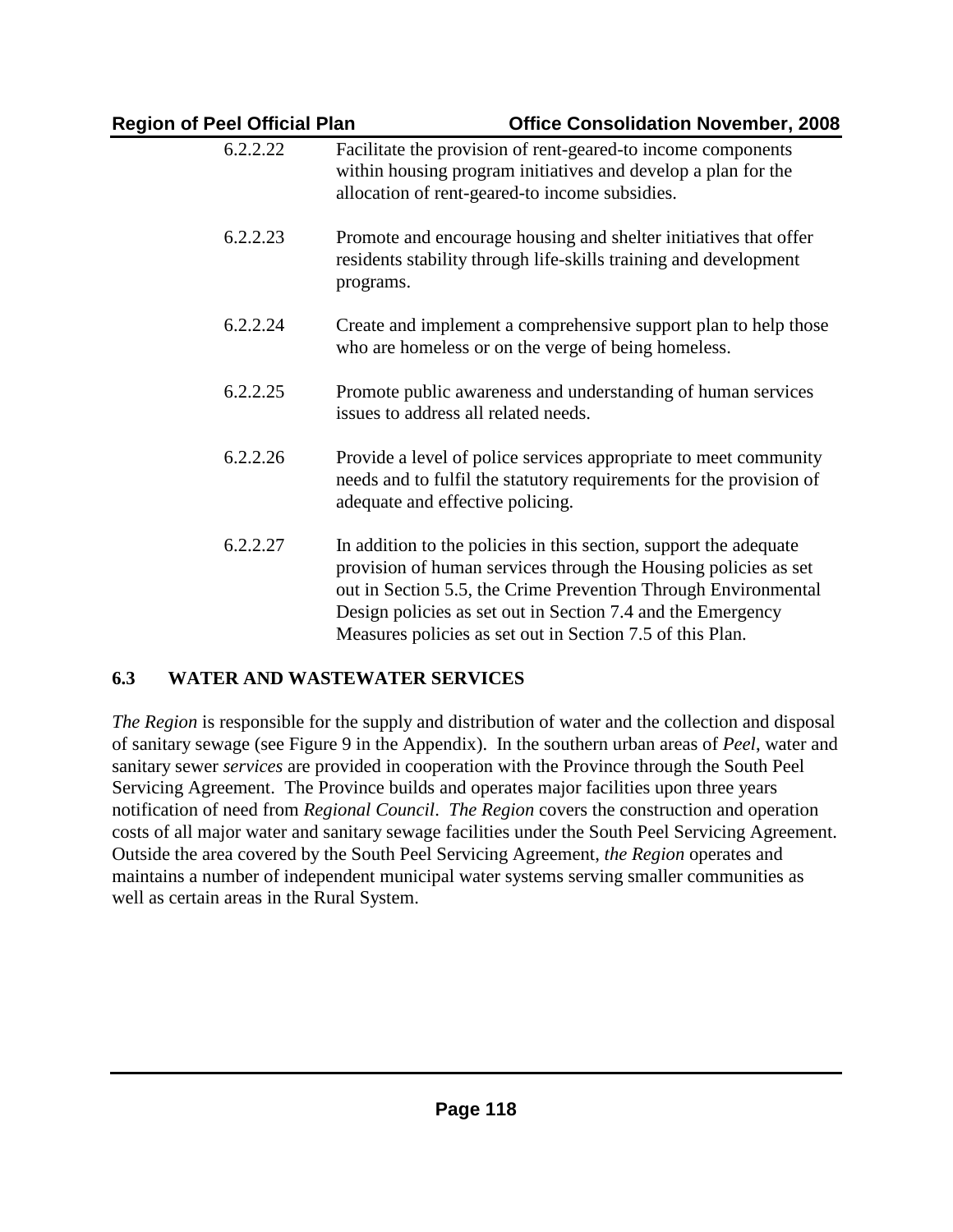6.2.2.22 Facilitate the provision of rent-geared-to income components within housing program initiatives and develop a plan for the allocation of rent-geared-to income subsidies.

6.2.2.23 Promote and encourage housing and shelter initiatives that offer residents stability through life-skills training and development programs.

6.2.2.24 Create and implement a comprehensive support plan to help those who are homeless or on the verge of being homeless.

6.2.2.25 Promote public awareness and understanding of human services issues to address all related needs.

6.2.2.26 Provide a level of police services appropriate to meet community needs and to fulfil the statutory requirements for the provision of adequate and effective policing.

6.2.2.27 In addition to the policies in this section, support the adequate provision of human services through the Housing policies as set out in Section 5.5, the Crime Prevention Through Environmental Design policies as set out in Section 7.4 and the Emergency Measures policies as set out in Section 7.5 of this Plan.

## 6.3 WATER AND WASTEWATER SERVICES

*The Region* is responsible for the supply and distribution of water and the collection and disposal of sanitary sewage (see Figure 9 in the Appendix). In the southern urban areas of *Peel*, water and sanitary sewer *services* are provided in cooperation with the Province through the South Peel Servicing Agreement. The Province builds and operates major facilities upon three years notification of need from *Regional Council*. *The Region* covers the construction and operation costs of all major water and sanitary sewage facilities under the South Peel Servicing Agreement. Outside the area covered by the South Peel Servicing Agreement, *the Region* operates and maintains a number of independent municipal water systems serving smaller communities as well as certain areas in the Rural System.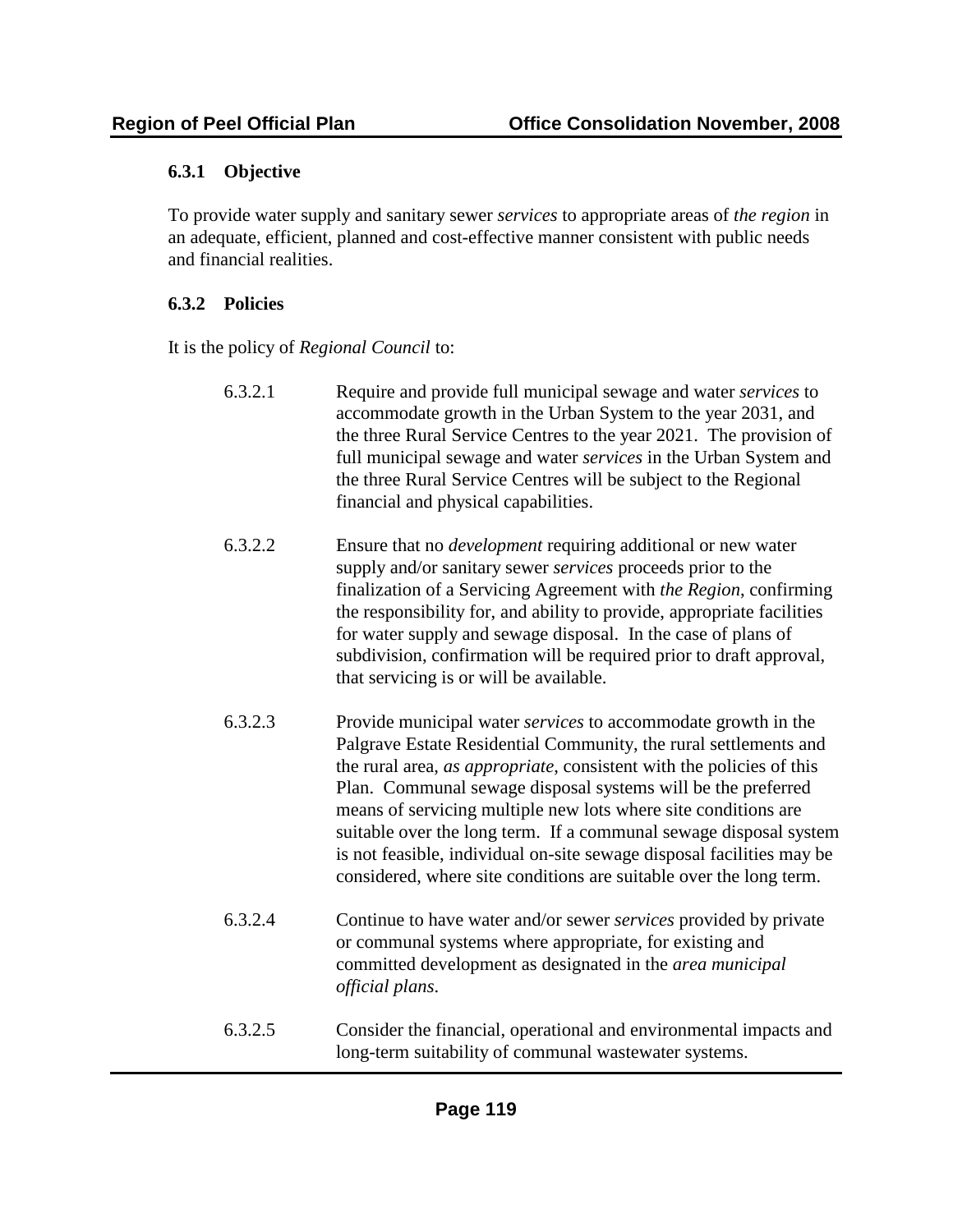### 6.3.1 Objective

To provide water supply and sanitary sewer *services* to appropriate areas of *the region* in an adequate, efficient, planned and cost-effective manner consistent with public needs and financial realities.

### 6.3.2 Policies

It is the policy of *Regional Council* to:

6.3.2.1 Require and provide full municipal sewage and water *services* to accommodate growth in the Urban System to the year 2031, and the three Rural Service Centres to the year 2021. The provision of full municipal sewage and water *services* in the Urban System and the three Rural Service Centres will be subject to the Regional financial and physical capabilities.

6.3.2.2 Ensure that no *development* requiring additional or new water supply and/or sanitary sewer *services* proceeds prior to the finalization of a Servicing Agreement with *the Region*, confirming the responsibility for, and ability to provide, appropriate facilities for water supply and sewage disposal. In the case of plans of subdivision, confirmation will be required prior to draft approval, that servicing is or will be available.

6.3.2.3 Provide municipal water *services* to accommodate growth in the Palgrave Estate Residential Community, the rural settlements and the rural area, *as appropriate*, consistent with the policies of this Plan. Communal sewage disposal systems will be the preferred means of servicing multiple new lots where site conditions are suitable over the long term. If a communal sewage disposal system is not feasible, individual on-site sewage disposal facilities may be considered, where site conditions are suitable over the long term.

6.3.2.4 Continue to have water and/or sewer *services* provided by private or communal systems where appropriate, for existing and committed development as designated in the *area municipal official plans*.

6.3.2.5 Consider the financial, operational and environmental impacts and long-term suitability of communal wastewater systems.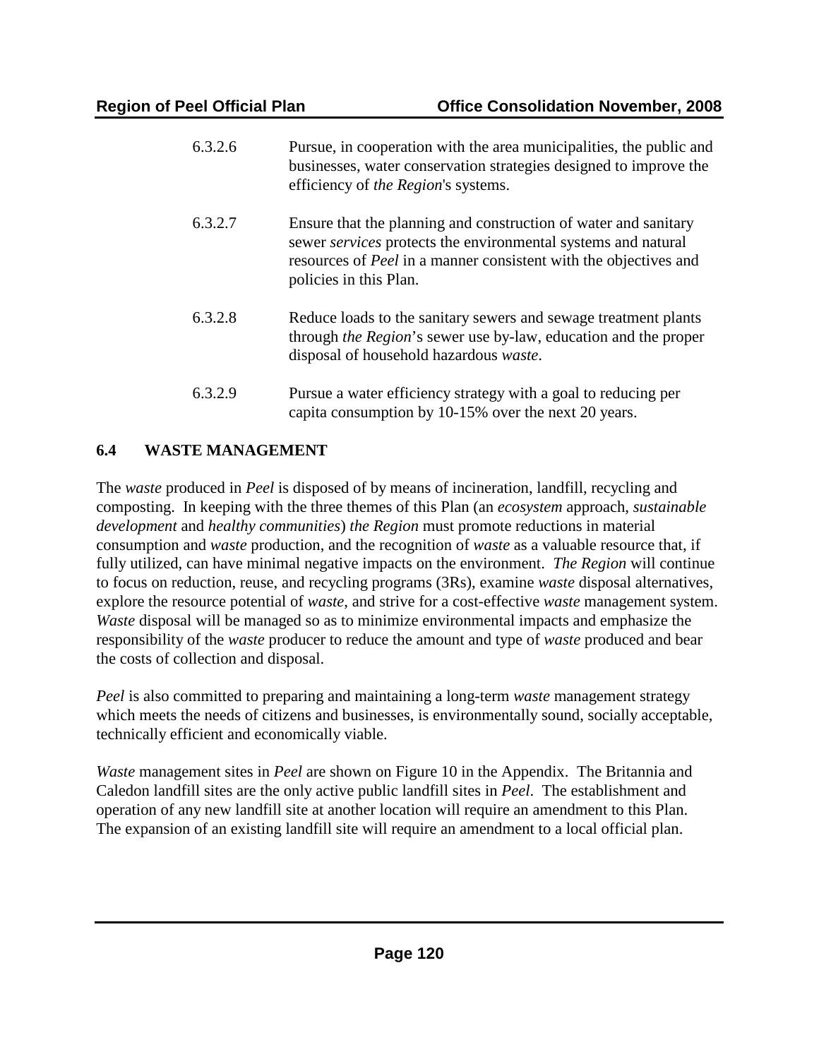6.3.2.6 Pursue, in cooperation with the area municipalities, the public and businesses, water conservation strategies designed to improve the efficiency of *the Region*'s systems.

6.3.2.7 Ensure that the planning and construction of water and sanitary sewer *services* protects the environmental systems and natural resources of *Peel* in a manner consistent with the objectives and policies in this Plan.

6.3.2.8 Reduce loads to the sanitary sewers and sewage treatment plants through *the Region*'s sewer use by-law, education and the proper disposal of household hazardous *waste*.

6.3.2.9 Pursue a water efficiency strategy with a goal to reducing per capita consumption by 10-15% over the next 20 years.

## 6.4 WASTE MANAGEMENT

The *waste* produced in *Peel* is disposed of by means of incineration, landfill, recycling and composting. In keeping with the three themes of this Plan (an *ecosystem* approach, *sustainable development* and *healthy communities*) *the Region* must promote reductions in material consumption and *waste* production, and the recognition of *waste* as a valuable resource that, if fully utilized, can have minimal negative impacts on the environment. *The Region* will continue to focus on reduction, reuse, and recycling programs (3Rs), examine *waste* disposal alternatives, explore the resource potential of *waste*, and strive for a cost-effective *waste* management system. *Waste* disposal will be managed so as to minimize environmental impacts and emphasize the responsibility of the *waste* producer to reduce the amount and type of *waste* produced and bear the costs of collection and disposal.

*Peel* is also committed to preparing and maintaining a long-term *waste* management strategy which meets the needs of citizens and businesses, is environmentally sound, socially acceptable, technically efficient and economically viable.

*Waste* management sites in *Peel* are shown on Figure 10 in the Appendix. The Britannia and Caledon landfill sites are the only active public landfill sites in *Peel*. The establishment and operation of any new landfill site at another location will require an amendment to this Plan. The expansion of an existing landfill site will require an amendment to a local official plan.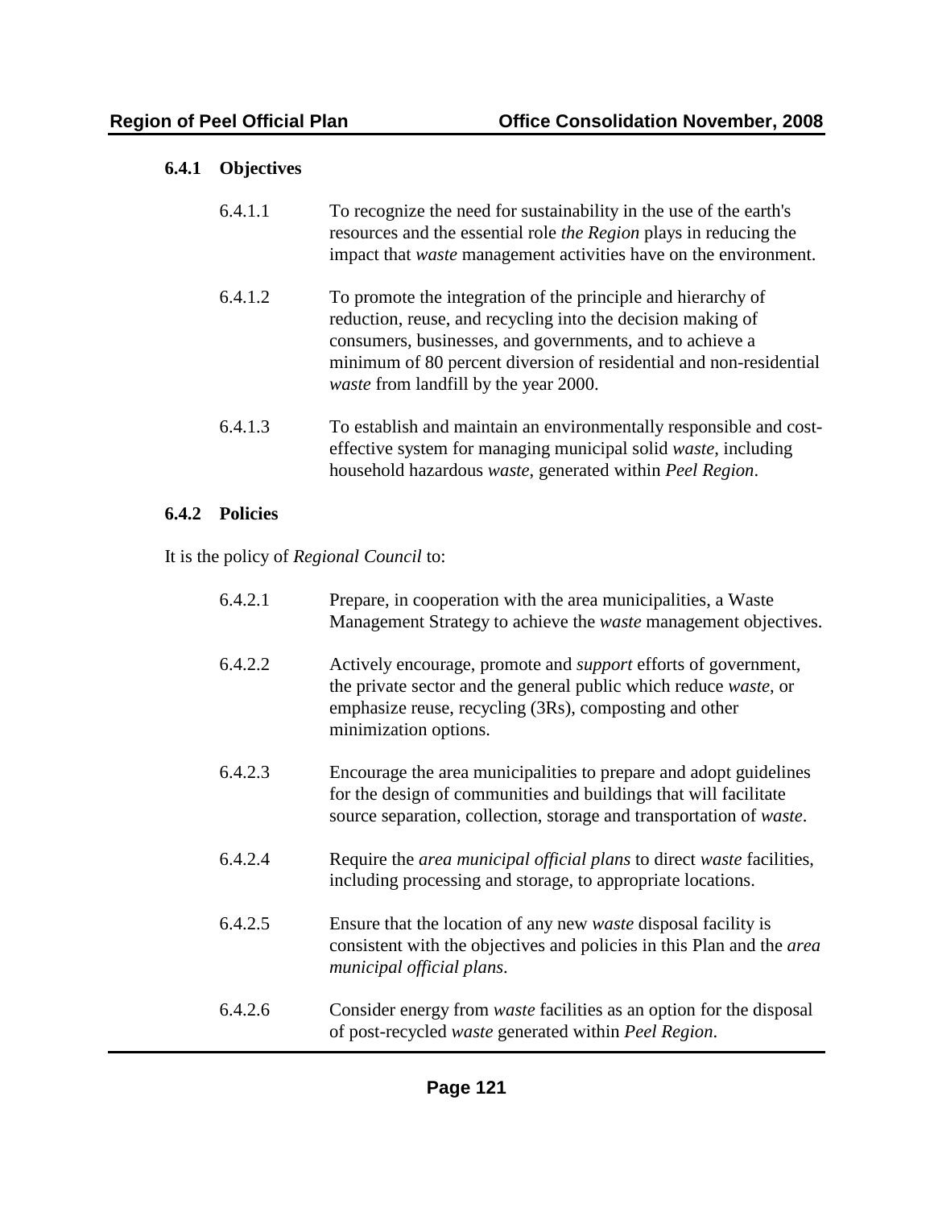### 6.4.1 Objectives

6.4.1.1 To recognize the need for sustainability in the use of the earth's resources and the essential role *the Region* plays in reducing the impact that *waste* management activities have on the environment.

6.4.1.2 To promote the integration of the principle and hierarchy of reduction, reuse, and recycling into the decision making of consumers, businesses, and governments, and to achieve a minimum of 80 percent diversion of residential and non-residential *waste* from landfill by the year 2000.

6.4.1.3 To establish and maintain an environmentally responsible and cost-effective system for managing municipal solid *waste*, including household hazardous *waste*, generated within *Peel Region*.

### 6.4.2 Policies

It is the policy of *Regional Council* to:

6.4.2.1 Prepare, in cooperation with the area municipalities, a Waste Management Strategy to achieve the *waste* management objectives.

6.4.2.2 Actively encourage, promote and *support* efforts of government, the private sector and the general public which reduce *waste*, or emphasize reuse, recycling (3Rs), composting and other minimization options.

6.4.2.3 Encourage the area municipalities to prepare and adopt guidelines for the design of communities and buildings that will facilitate source separation, collection, storage and transportation of *waste*.

6.4.2.4 Require the *area municipal official plans* to direct *waste* facilities, including processing and storage, to appropriate locations.

6.4.2.5 Ensure that the location of any new *waste* disposal facility is consistent with the objectives and policies in this Plan and the *area municipal official plans*.

6.4.2.6 Consider energy from *waste* facilities as an option for the disposal of post-recycled *waste* generated within *Peel Region*.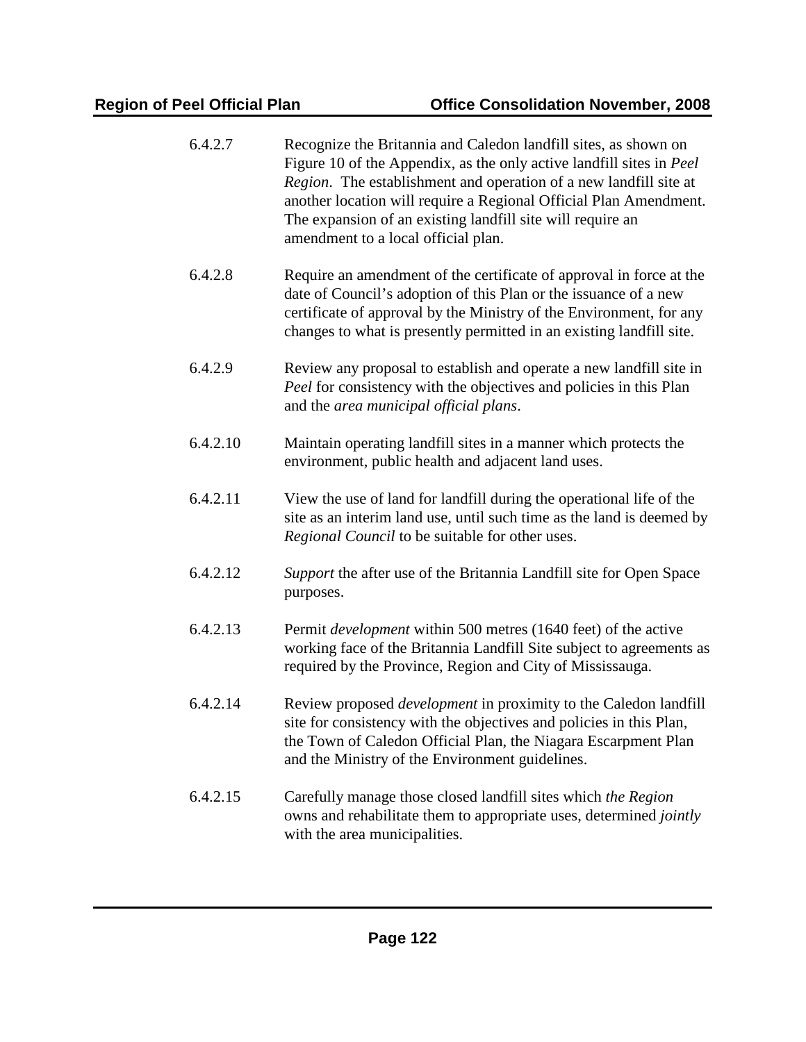6.4.2.7 Recognize the Britannia and Caledon landfill sites, as shown on Figure 10 of the Appendix, as the only active landfill sites in *Peel Region*. The establishment and operation of a new landfill site at another location will require a Regional Official Plan Amendment. The expansion of an existing landfill site will require an amendment to a local official plan.

6.4.2.8 Require an amendment of the certificate of approval in force at the date of Council's adoption of this Plan or the issuance of a new certificate of approval by the Ministry of the Environment, for any changes to what is presently permitted in an existing landfill site.

6.4.2.9 Review any proposal to establish and operate a new landfill site in *Peel* for consistency with the objectives and policies in this Plan and the *area municipal official plans*.

6.4.2.10 Maintain operating landfill sites in a manner which protects the environment, public health and adjacent land uses.

6.4.2.11 View the use of land for landfill during the operational life of the site as an interim land use, until such time as the land is deemed by *Regional Council* to be suitable for other uses.

6.4.2.12 *Support* the after use of the Britannia Landfill site for Open Space purposes.

6.4.2.13 Permit *development* within 500 metres (1640 feet) of the active working face of the Britannia Landfill Site subject to agreements as required by the Province, Region and City of Mississauga.

6.4.2.14 Review proposed *development* in proximity to the Caledon landfill site for consistency with the objectives and policies in this Plan, the Town of Caledon Official Plan, the Niagara Escarpment Plan and the Ministry of the Environment guidelines.

6.4.2.15 Carefully manage those closed landfill sites which *the Region* owns and rehabilitate them to appropriate uses, determined *jointly* with the area municipalities.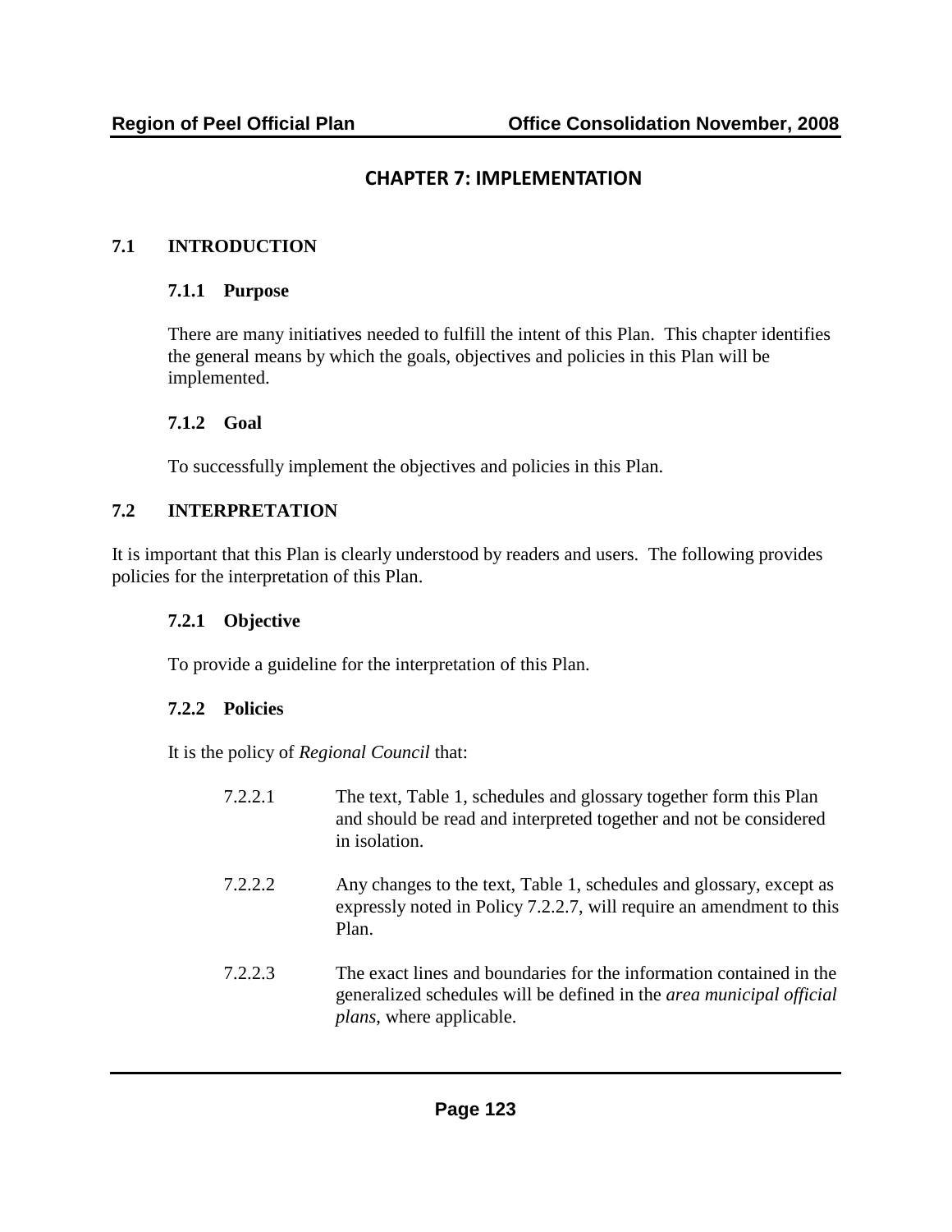# CHAPTER 7: IMPLEMENTATION

## 7.1 INTRODUCTION

### 7.1.1 Purpose

There are many initiatives needed to fulfill the intent of this Plan. This chapter identifies the general means by which the goals, objectives and policies in this Plan will be implemented.

### 7.1.2 Goal

To successfully implement the objectives and policies in this Plan.

## 7.2 INTERPRETATION

It is important that this Plan is clearly understood by readers and users. The following provides policies for the interpretation of this Plan.

### 7.2.1 Objective

To provide a guideline for the interpretation of this Plan.

### 7.2.2 Policies

It is the policy of *Regional Council* that:

7.2.2.1 The text, Table 1, schedules and glossary together form this Plan and should be read and interpreted together and not be considered in isolation.

7.2.2.2 Any changes to the text, Table 1, schedules and glossary, except as expressly noted in Policy 7.2.2.7, will require an amendment to this Plan.

7.2.2.3 The exact lines and boundaries for the information contained in the generalized schedules will be defined in the *area municipal official plans*, where applicable.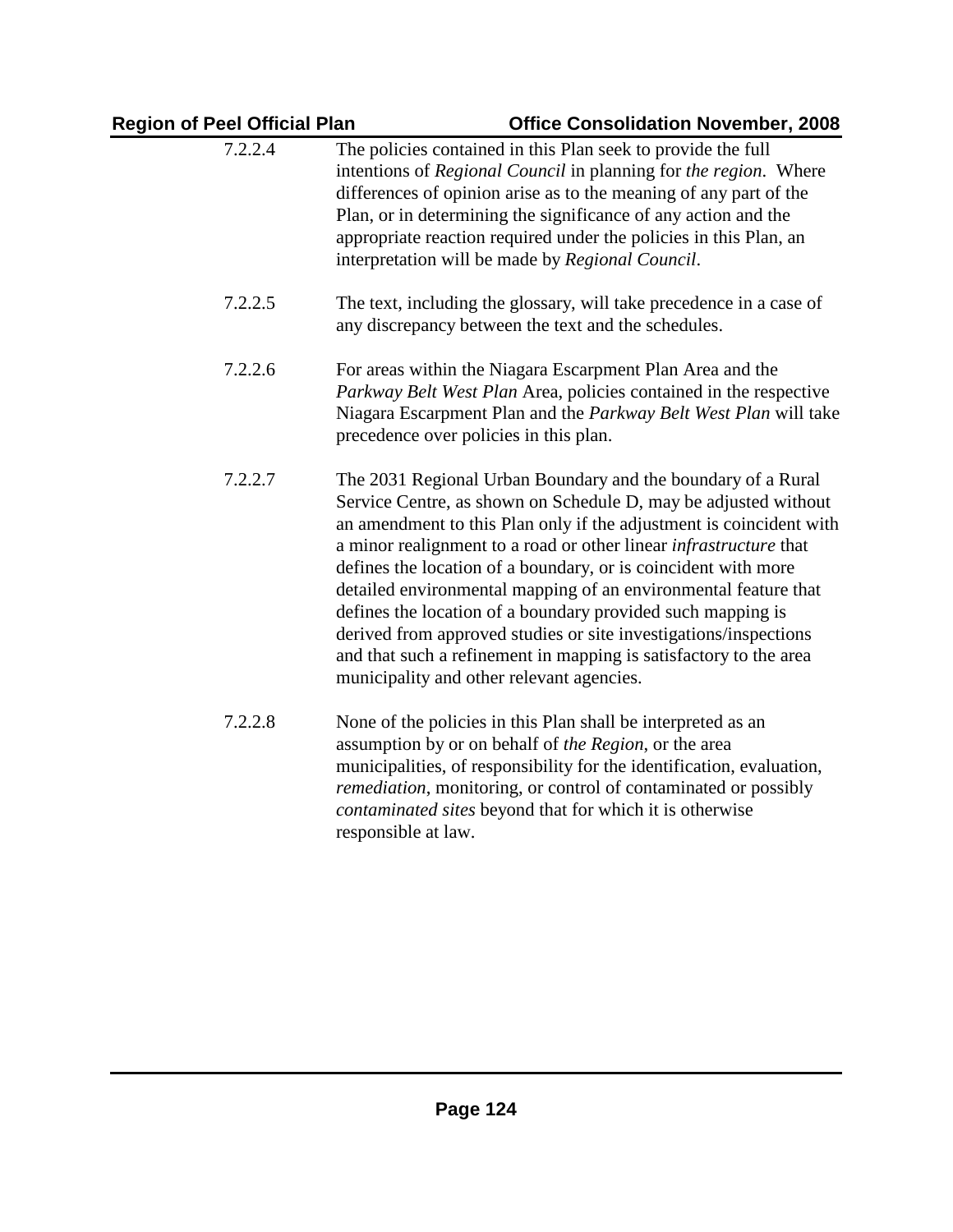7.2.2.4 The policies contained in this Plan seek to provide the full intentions of *Regional Council* in planning for *the region*. Where differences of opinion arise as to the meaning of any part of the Plan, or in determining the significance of any action and the appropriate reaction required under the policies in this Plan, an interpretation will be made by *Regional Council*.

7.2.2.5 The text, including the glossary, will take precedence in a case of any discrepancy between the text and the schedules.

7.2.2.6 For areas within the Niagara Escarpment Plan Area and the *Parkway Belt West Plan* Area, policies contained in the respective Niagara Escarpment Plan and the *Parkway Belt West Plan* will take precedence over policies in this plan.

7.2.2.7 The 2031 Regional Urban Boundary and the boundary of a Rural Service Centre, as shown on Schedule D, may be adjusted without an amendment to this Plan only if the adjustment is coincident with a minor realignment to a road or other linear *infrastructure* that defines the location of a boundary, or is coincident with more detailed environmental mapping of an environmental feature that defines the location of a boundary provided such mapping is derived from approved studies or site investigations/inspections and that such a refinement in mapping is satisfactory to the area municipality and other relevant agencies.

7.2.2.8 None of the policies in this Plan shall be interpreted as an assumption by or on behalf of *the Region*, or the area municipalities, of responsibility for the identification, evaluation, *remediation*, monitoring, or control of contaminated or possibly *contaminated sites* beyond that for which it is otherwise responsible at law.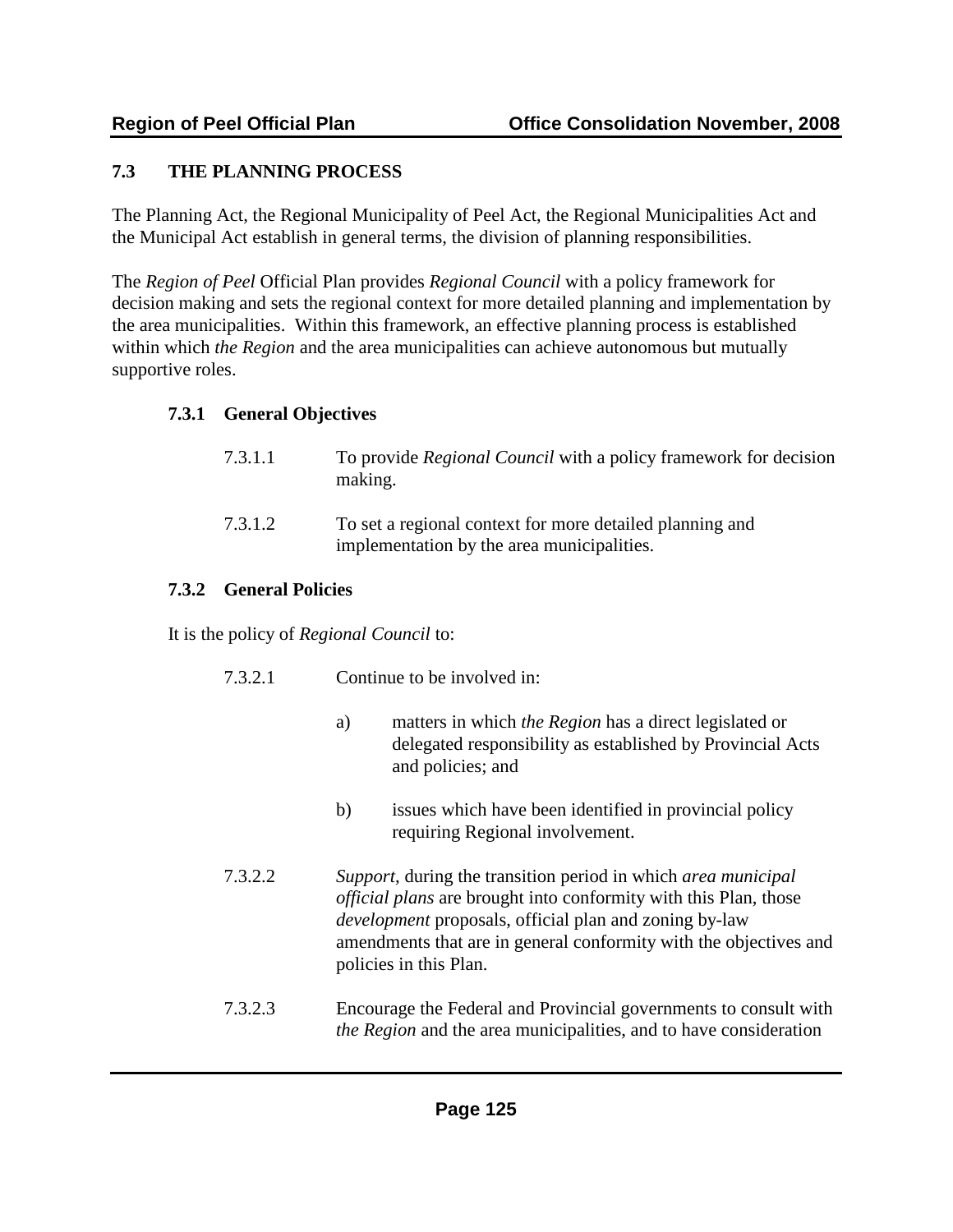## 7.3 THE PLANNING PROCESS

The Planning Act, the Regional Municipality of Peel Act, the Regional Municipalities Act and the Municipal Act establish in general terms, the division of planning responsibilities.

The *Region of Peel* Official Plan provides *Regional Council* with a policy framework for decision making and sets the regional context for more detailed planning and implementation by the area municipalities. Within this framework, an effective planning process is established within which *the Region* and the area municipalities can achieve autonomous but mutually supportive roles.

### 7.3.1 General Objectives

7.3.1.1 To provide *Regional Council* with a policy framework for decision making.

7.3.1.2 To set a regional context for more detailed planning and implementation by the area municipalities.

### 7.3.2 General Policies

It is the policy of *Regional Council* to:

7.3.2.1 Continue to be involved in:

a) matters in which *the Region* has a direct legislated or delegated responsibility as established by Provincial Acts and policies; and

b) issues which have been identified in provincial policy requiring Regional involvement.

7.3.2.2 *Support*, during the transition period in which *area municipal official plans* are brought into conformity with this Plan, those *development* proposals, official plan and zoning by-law amendments that are in general conformity with the objectives and policies in this Plan.

7.3.2.3 Encourage the Federal and Provincial governments to consult with *the Region* and the area municipalities, and to have consideration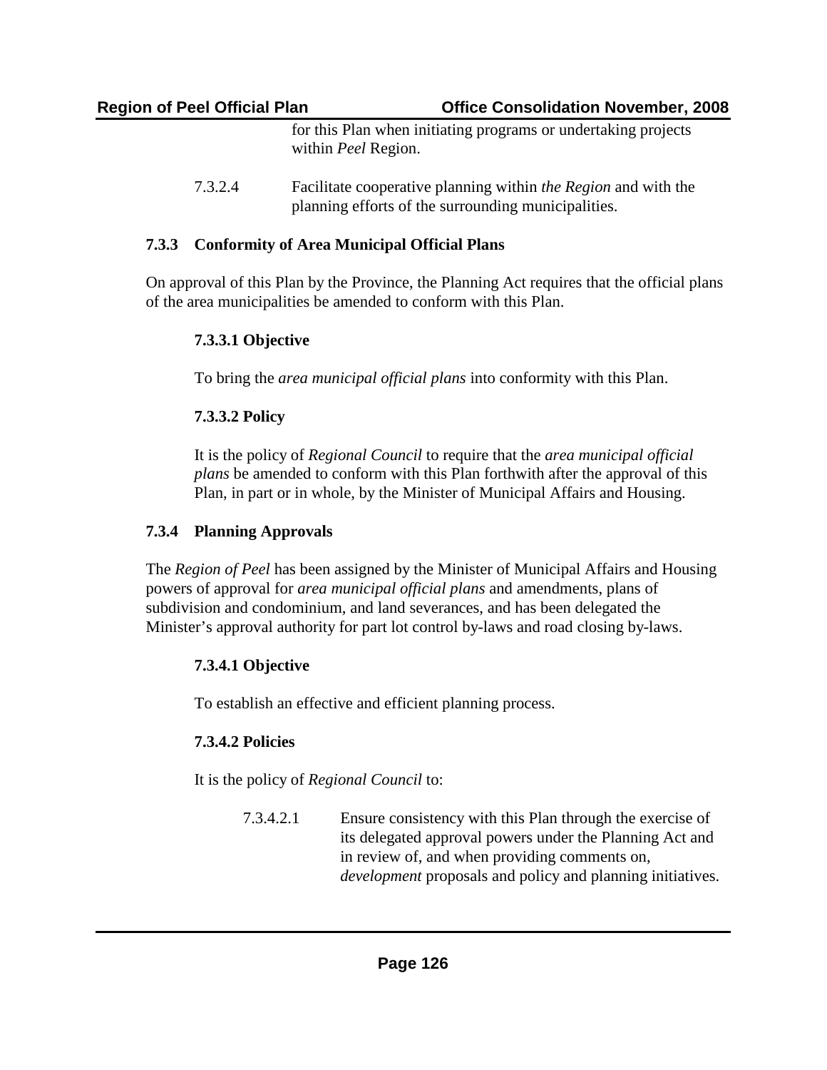for this Plan when initiating programs or undertaking projects within *Peel* Region.

7.3.2.4 Facilitate cooperative planning within *the Region* and with the planning efforts of the surrounding municipalities.

### 7.3.3 Conformity of Area Municipal Official Plans

On approval of this Plan by the Province, the Planning Act requires that the official plans of the area municipalities be amended to conform with this Plan.

#### 7.3.3.1 Objective

To bring the *area municipal official plans* into conformity with this Plan.

#### 7.3.3.2 Policy

It is the policy of *Regional Council* to require that the *area municipal official plans* be amended to conform with this Plan forthwith after the approval of this Plan, in part or in whole, by the Minister of Municipal Affairs and Housing.

### 7.3.4 Planning Approvals

The *Region of Peel* has been assigned by the Minister of Municipal Affairs and Housing powers of approval for *area municipal official plans* and amendments, plans of subdivision and condominium, and land severances, and has been delegated the Minister's approval authority for part lot control by-laws and road closing by-laws.

#### 7.3.4.1 Objective

To establish an effective and efficient planning process.

#### 7.3.4.2 Policies

It is the policy of *Regional Council* to:

7.3.4.2.1 Ensure consistency with this Plan through the exercise of its delegated approval powers under the Planning Act and in review of, and when providing comments on, *development* proposals and policy and planning initiatives.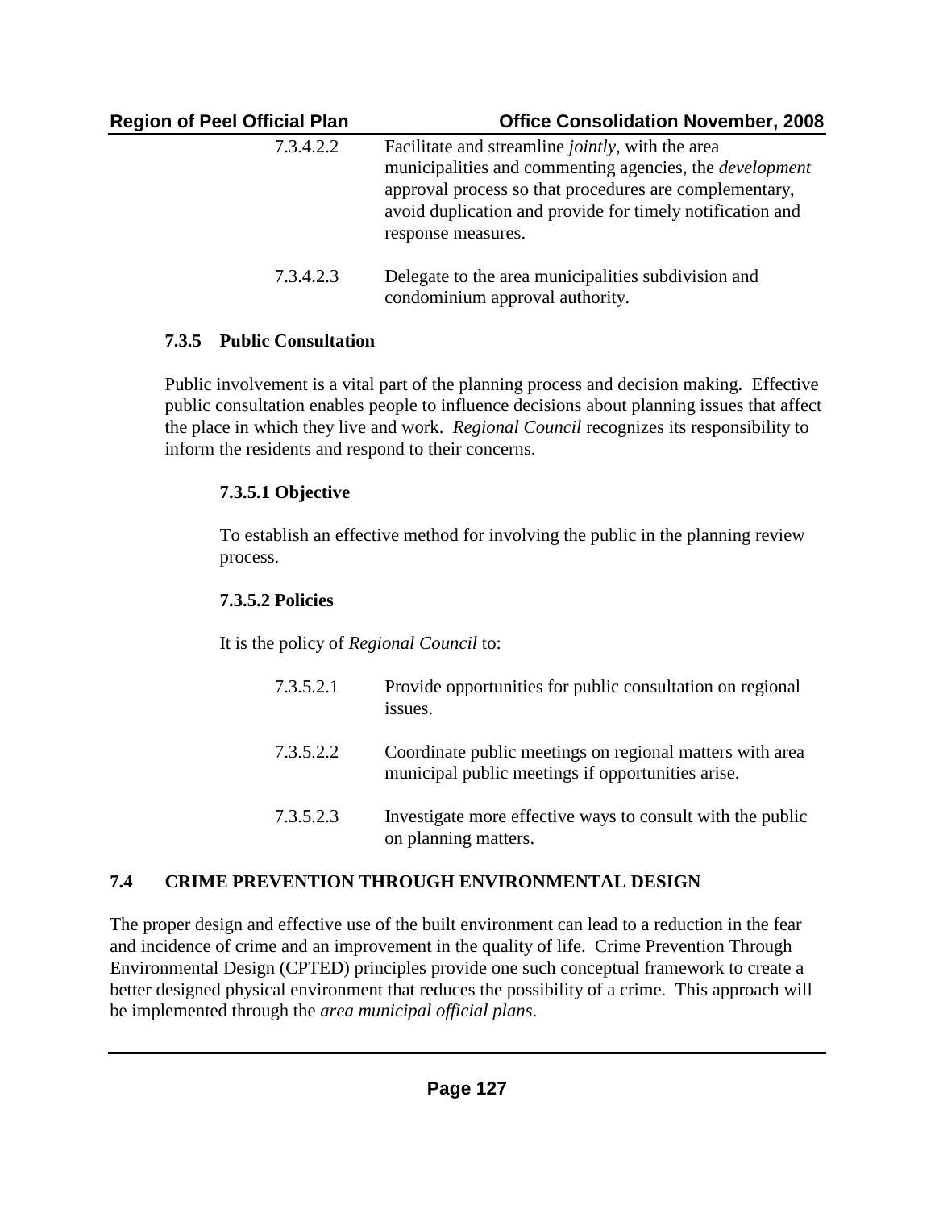7.3.4.2.2 Facilitate and streamline *jointly*, with the area municipalities and commenting agencies, the *development* approval process so that procedures are complementary, avoid duplication and provide for timely notification and response measures.

7.3.4.2.3 Delegate to the area municipalities subdivision and condominium approval authority.

### 7.3.5 Public Consultation

Public involvement is a vital part of the planning process and decision making. Effective public consultation enables people to influence decisions about planning issues that affect the place in which they live and work. *Regional Council* recognizes its responsibility to inform the residents and respond to their concerns.

#### 7.3.5.1 Objective

To establish an effective method for involving the public in the planning review process.

#### 7.3.5.2 Policies

It is the policy of *Regional Council* to:

7.3.5.2.1 Provide opportunities for public consultation on regional issues.

7.3.5.2.2 Coordinate public meetings on regional matters with area municipal public meetings if opportunities arise.

7.3.5.2.3 Investigate more effective ways to consult with the public on planning matters.

## 7.4 CRIME PREVENTION THROUGH ENVIRONMENTAL DESIGN

The proper design and effective use of the built environment can lead to a reduction in the fear and incidence of crime and an improvement in the quality of life. Crime Prevention Through Environmental Design (CPTED) principles provide one such conceptual framework to create a better designed physical environment that reduces the possibility of a crime. This approach will be implemented through the *area municipal official plans*.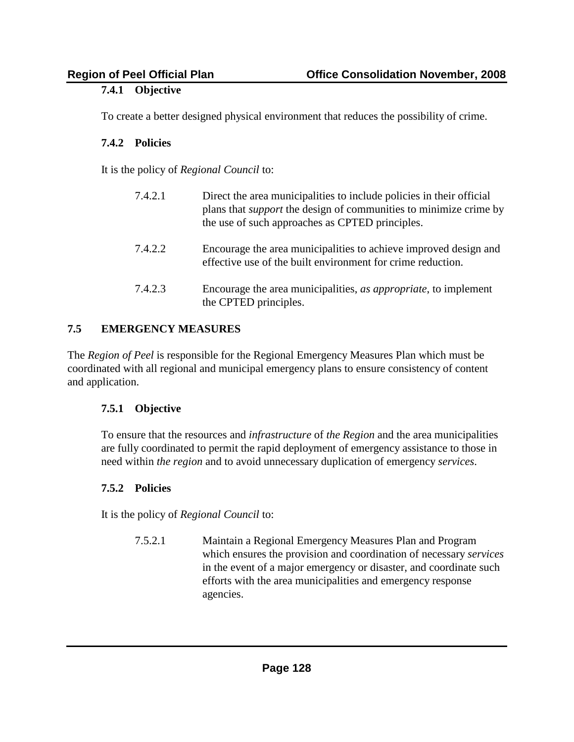### 7.4.1 Objective

To create a better designed physical environment that reduces the possibility of crime.

### 7.4.2 Policies

It is the policy of *Regional Council* to:

7.4.2.1 Direct the area municipalities to include policies in their official plans that *support* the design of communities to minimize crime by the use of such approaches as CPTED principles.

7.4.2.2 Encourage the area municipalities to achieve improved design and effective use of the built environment for crime reduction.

7.4.2.3 Encourage the area municipalities, *as appropriate*, to implement the CPTED principles.

## 7.5 EMERGENCY MEASURES

The *Region of Peel* is responsible for the Regional Emergency Measures Plan which must be coordinated with all regional and municipal emergency plans to ensure consistency of content and application.

### 7.5.1 Objective

To ensure that the resources and *infrastructure* of *the Region* and the area municipalities are fully coordinated to permit the rapid deployment of emergency assistance to those in need within *the region* and to avoid unnecessary duplication of emergency *services*.

### 7.5.2 Policies

It is the policy of *Regional Council* to:

7.5.2.1 Maintain a Regional Emergency Measures Plan and Program which ensures the provision and coordination of necessary *services* in the event of a major emergency or disaster, and coordinate such efforts with the area municipalities and emergency response agencies.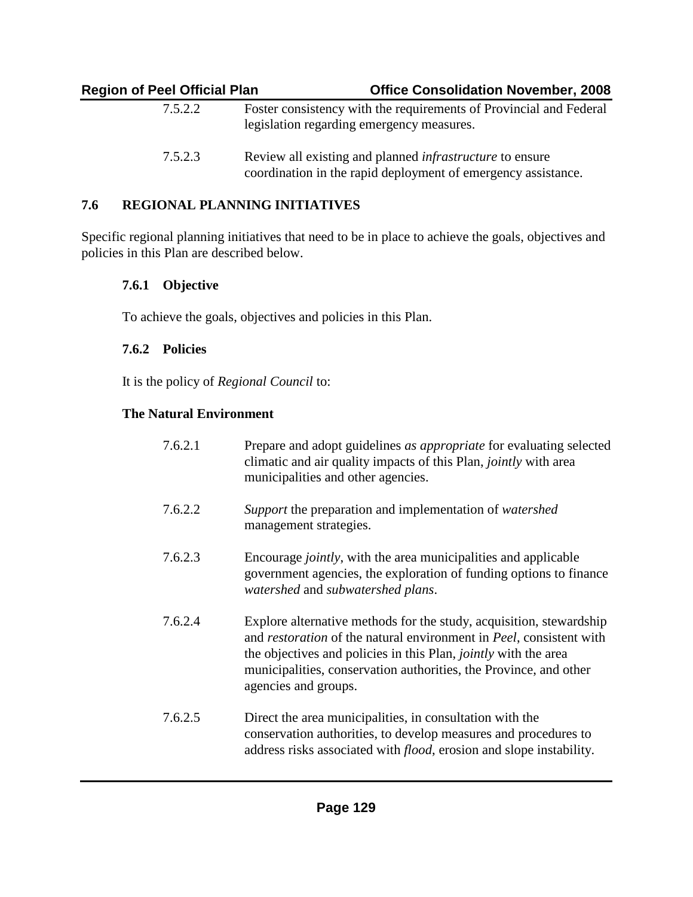7.5.2.2 Foster consistency with the requirements of Provincial and Federal legislation regarding emergency measures.

7.5.2.3 Review all existing and planned *infrastructure* to ensure coordination in the rapid deployment of emergency assistance.

## 7.6 REGIONAL PLANNING INITIATIVES

Specific regional planning initiatives that need to be in place to achieve the goals, objectives and policies in this Plan are described below.

### 7.6.1 Objective

To achieve the goals, objectives and policies in this Plan.

### 7.6.2 Policies

It is the policy of *Regional Council* to:

**The Natural Environment**

7.6.2.1 Prepare and adopt guidelines *as appropriate* for evaluating selected climatic and air quality impacts of this Plan, *jointly* with area municipalities and other agencies.

7.6.2.2 *Support* the preparation and implementation of *watershed* management strategies.

7.6.2.3 Encourage *jointly*, with the area municipalities and applicable government agencies, the exploration of funding options to finance *watershed* and *subwatershed plans*.

7.6.2.4 Explore alternative methods for the study, acquisition, stewardship and *restoration* of the natural environment in *Peel*, consistent with the objectives and policies in this Plan, *jointly* with the area municipalities, conservation authorities, the Province, and other agencies and groups.

7.6.2.5 Direct the area municipalities, in consultation with the conservation authorities, to develop measures and procedures to address risks associated with *flood*, erosion and slope instability.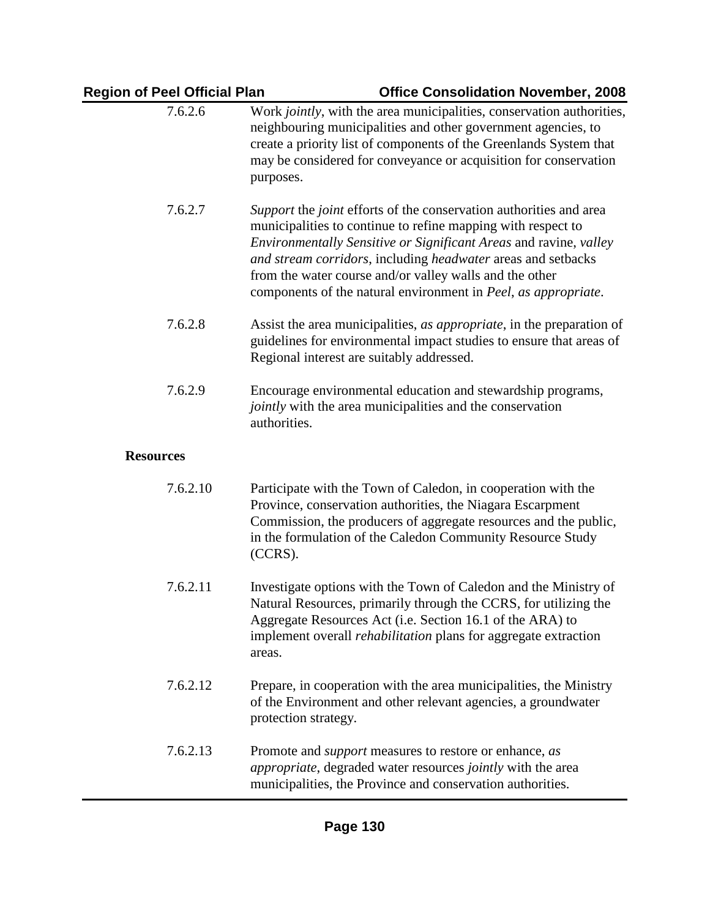7.6.2.6 Work *jointly*, with the area municipalities, conservation authorities, neighbouring municipalities and other government agencies, to create a priority list of components of the Greenlands System that may be considered for conveyance or acquisition for conservation purposes.

7.6.2.7 *Support* the *joint* efforts of the conservation authorities and area municipalities to continue to refine mapping with respect to *Environmentally Sensitive or Significant Areas* and ravine, *valley and stream corridors*, including *headwater* areas and setbacks from the water course and/or valley walls and the other components of the natural environment in *Peel*, *as appropriate*.

7.6.2.8 Assist the area municipalities, *as appropriate*, in the preparation of guidelines for environmental impact studies to ensure that areas of Regional interest are suitably addressed.

7.6.2.9 Encourage environmental education and stewardship programs, *jointly* with the area municipalities and the conservation authorities.

**Resources**

7.6.2.10 Participate with the Town of Caledon, in cooperation with the Province, conservation authorities, the Niagara Escarpment Commission, the producers of aggregate resources and the public, in the formulation of the Caledon Community Resource Study (CCRS).

7.6.2.11 Investigate options with the Town of Caledon and the Ministry of Natural Resources, primarily through the CCRS, for utilizing the Aggregate Resources Act (i.e. Section 16.1 of the ARA) to implement overall *rehabilitation* plans for aggregate extraction areas.

7.6.2.12 Prepare, in cooperation with the area municipalities, the Ministry of the Environment and other relevant agencies, a groundwater protection strategy.

7.6.2.13 Promote and *support* measures to restore or enhance, *as appropriate*, degraded water resources *jointly* with the area municipalities, the Province and conservation authorities.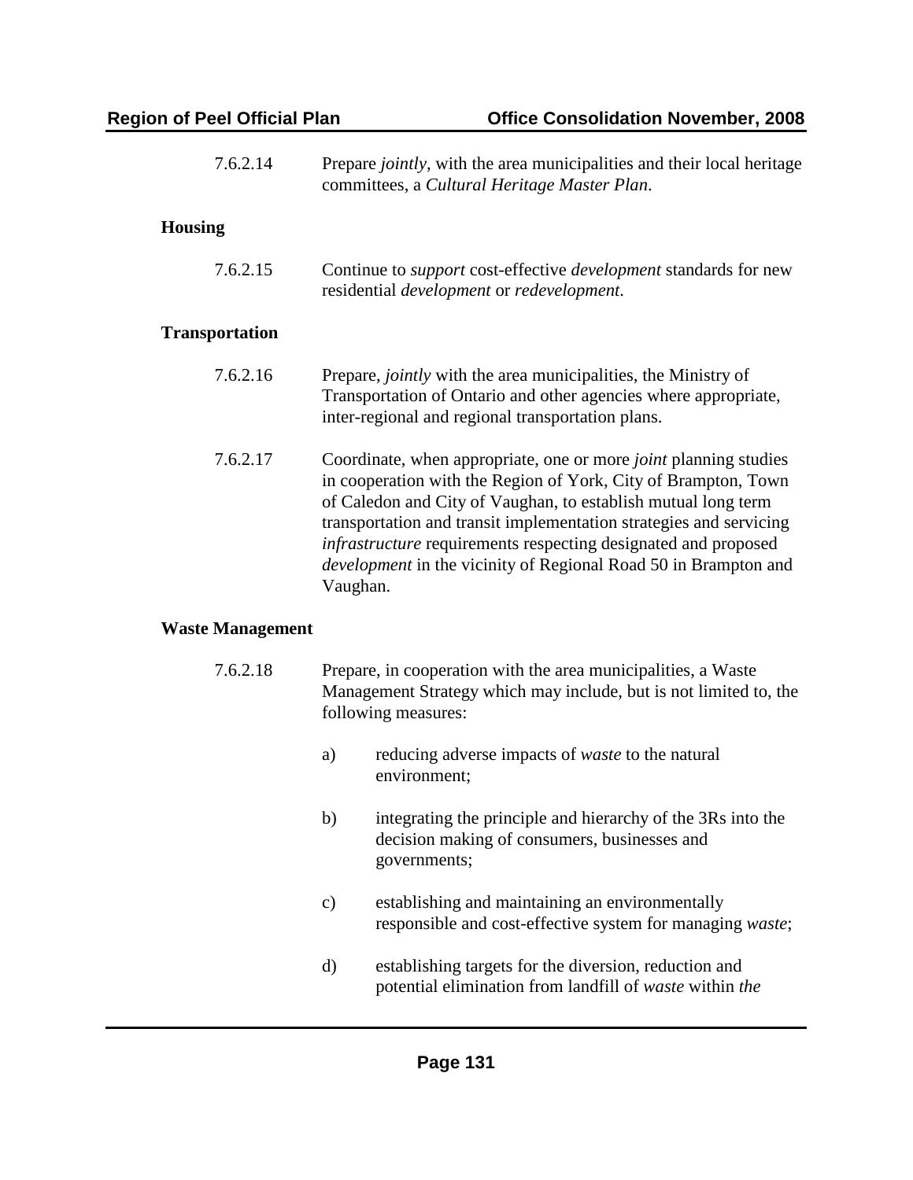7.6.2.14 Prepare *jointly*, with the area municipalities and their local heritage committees, a *Cultural Heritage Master Plan*.

**Housing**

7.6.2.15 Continue to *support* cost-effective *development* standards for new residential *development* or *redevelopment*.

**Transportation**

7.6.2.16 Prepare, *jointly* with the area municipalities, the Ministry of Transportation of Ontario and other agencies where appropriate, inter-regional and regional transportation plans.

7.6.2.17 Coordinate, when appropriate, one or more *joint* planning studies in cooperation with the Region of York, City of Brampton, Town of Caledon and City of Vaughan, to establish mutual long term transportation and transit implementation strategies and servicing *infrastructure* requirements respecting designated and proposed *development* in the vicinity of Regional Road 50 in Brampton and Vaughan.

**Waste Management**

7.6.2.18 Prepare, in cooperation with the area municipalities, a Waste Management Strategy which may include, but is not limited to, the following measures:

a) reducing adverse impacts of *waste* to the natural environment;

b) integrating the principle and hierarchy of the 3Rs into the decision making of consumers, businesses and governments;

c) establishing and maintaining an environmentally responsible and cost-effective system for managing *waste*;

d) establishing targets for the diversion, reduction and potential elimination from landfill of *waste* within *the*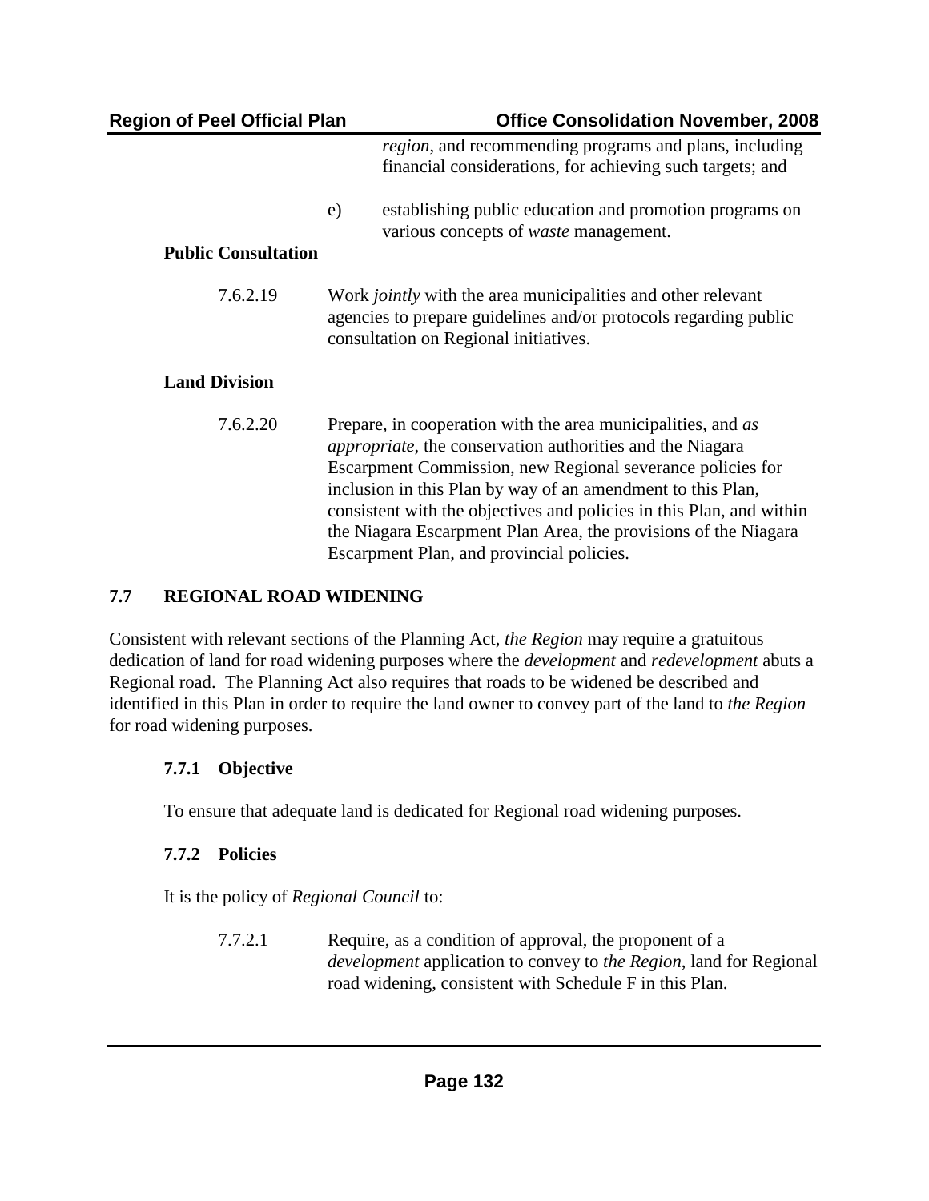*region*, and recommending programs and plans, including financial considerations, for achieving such targets; and

e) establishing public education and promotion programs on various concepts of *waste* management.

**Public Consultation**

7.6.2.19 Work *jointly* with the area municipalities and other relevant agencies to prepare guidelines and/or protocols regarding public consultation on Regional initiatives.

**Land Division**

7.6.2.20 Prepare, in cooperation with the area municipalities, and *as appropriate*, the conservation authorities and the Niagara Escarpment Commission, new Regional severance policies for inclusion in this Plan by way of an amendment to this Plan, consistent with the objectives and policies in this Plan, and within the Niagara Escarpment Plan Area, the provisions of the Niagara Escarpment Plan, and provincial policies.

## 7.7 REGIONAL ROAD WIDENING

Consistent with relevant sections of the Planning Act, *the Region* may require a gratuitous dedication of land for road widening purposes where the *development* and *redevelopment* abuts a Regional road. The Planning Act also requires that roads to be widened be described and identified in this Plan in order to require the land owner to convey part of the land to *the Region* for road widening purposes.

### 7.7.1 Objective

To ensure that adequate land is dedicated for Regional road widening purposes.

### 7.7.2 Policies

It is the policy of *Regional Council* to:

7.7.2.1 Require, as a condition of approval, the proponent of a *development* application to convey to *the Region*, land for Regional road widening, consistent with Schedule F in this Plan.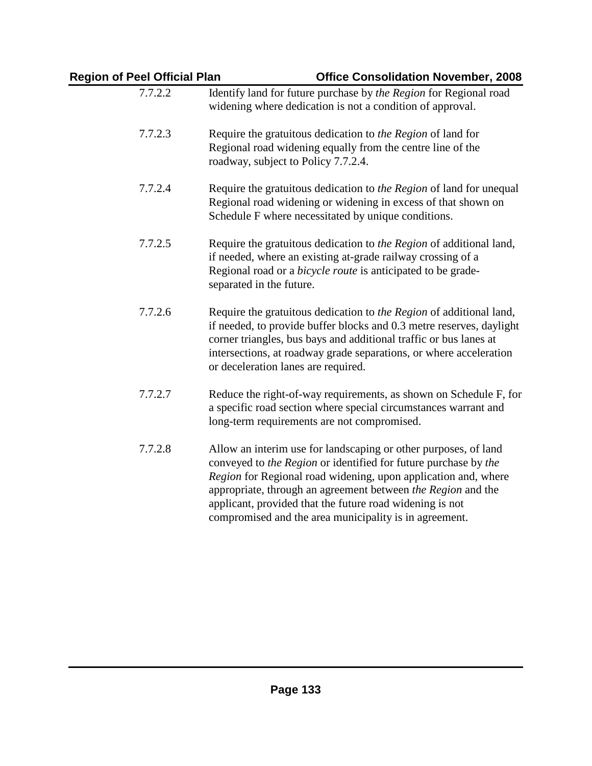7.7.2.2 Identify land for future purchase by *the Region* for Regional road widening where dedication is not a condition of approval.

7.7.2.3 Require the gratuitous dedication to *the Region* of land for Regional road widening equally from the centre line of the roadway, subject to Policy 7.7.2.4.

7.7.2.4 Require the gratuitous dedication to *the Region* of land for unequal Regional road widening or widening in excess of that shown on Schedule F where necessitated by unique conditions.

7.7.2.5 Require the gratuitous dedication to *the Region* of additional land, if needed, where an existing at-grade railway crossing of a Regional road or a *bicycle route* is anticipated to be grade-separated in the future.

7.7.2.6 Require the gratuitous dedication to *the Region* of additional land, if needed, to provide buffer blocks and 0.3 metre reserves, daylight corner triangles, bus bays and additional traffic or bus lanes at intersections, at roadway grade separations, or where acceleration or deceleration lanes are required.

7.7.2.7 Reduce the right-of-way requirements, as shown on Schedule F, for a specific road section where special circumstances warrant and long-term requirements are not compromised.

7.7.2.8 Allow an interim use for landscaping or other purposes, of land conveyed to *the Region* or identified for future purchase by *the Region* for Regional road widening, upon application and, where appropriate, through an agreement between *the Region* and the applicant, provided that the future road widening is not compromised and the area municipality is in agreement.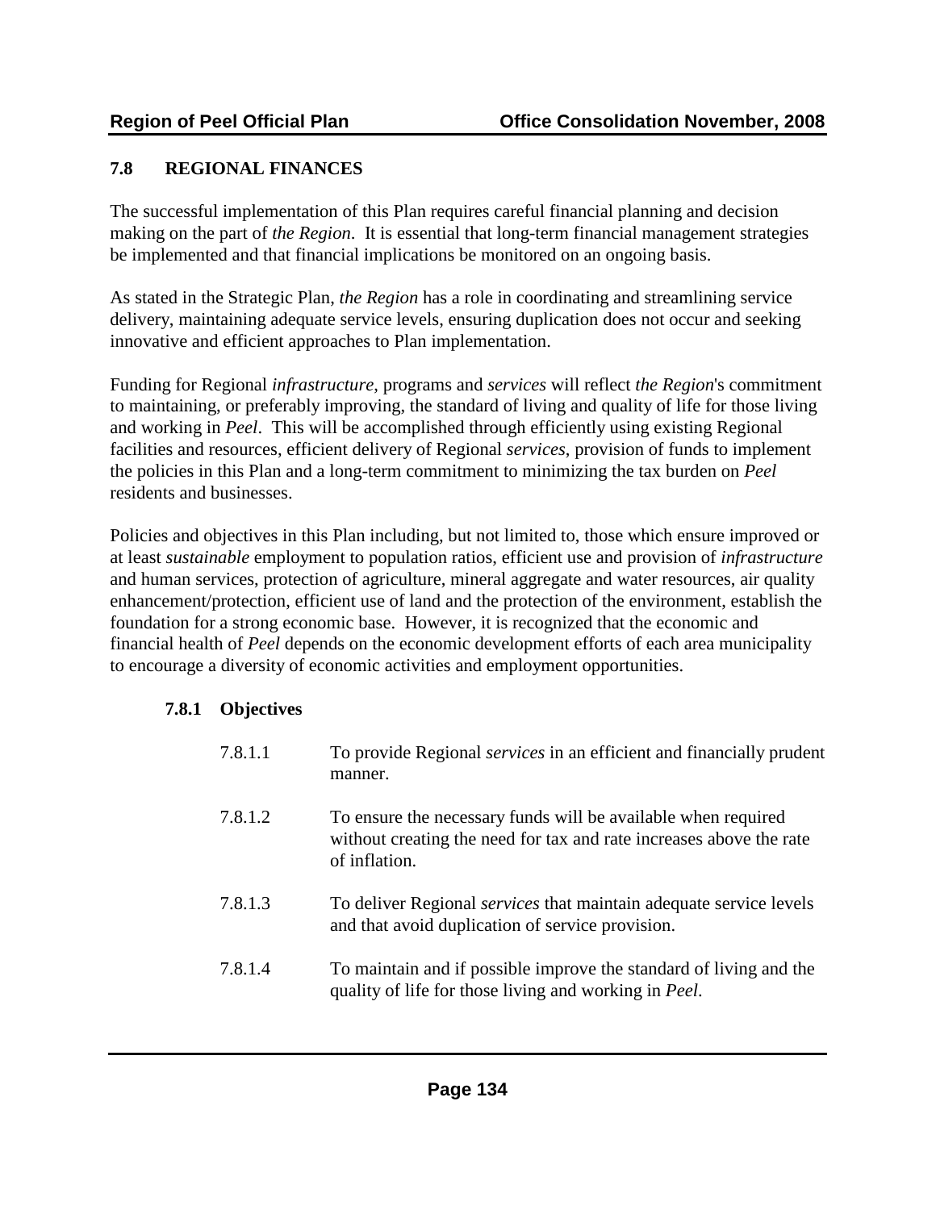## 7.8 REGIONAL FINANCES

The successful implementation of this Plan requires careful financial planning and decision making on the part of *the Region*. It is essential that long-term financial management strategies be implemented and that financial implications be monitored on an ongoing basis.

As stated in the Strategic Plan, *the Region* has a role in coordinating and streamlining service delivery, maintaining adequate service levels, ensuring duplication does not occur and seeking innovative and efficient approaches to Plan implementation.

Funding for Regional *infrastructure*, programs and *services* will reflect *the Region*'s commitment to maintaining, or preferably improving, the standard of living and quality of life for those living and working in *Peel*. This will be accomplished through efficiently using existing Regional facilities and resources, efficient delivery of Regional *services*, provision of funds to implement the policies in this Plan and a long-term commitment to minimizing the tax burden on *Peel* residents and businesses.

Policies and objectives in this Plan including, but not limited to, those which ensure improved or at least *sustainable* employment to population ratios, efficient use and provision of *infrastructure* and human services, protection of agriculture, mineral aggregate and water resources, air quality enhancement/protection, efficient use of land and the protection of the environment, establish the foundation for a strong economic base. However, it is recognized that the economic and financial health of *Peel* depends on the economic development efforts of each area municipality to encourage a diversity of economic activities and employment opportunities.

### 7.8.1 Objectives

7.8.1.1 To provide Regional *services* in an efficient and financially prudent manner.

7.8.1.2 To ensure the necessary funds will be available when required without creating the need for tax and rate increases above the rate of inflation.

7.8.1.3 To deliver Regional *services* that maintain adequate service levels and that avoid duplication of service provision.

7.8.1.4 To maintain and if possible improve the standard of living and the quality of life for those living and working in *Peel*.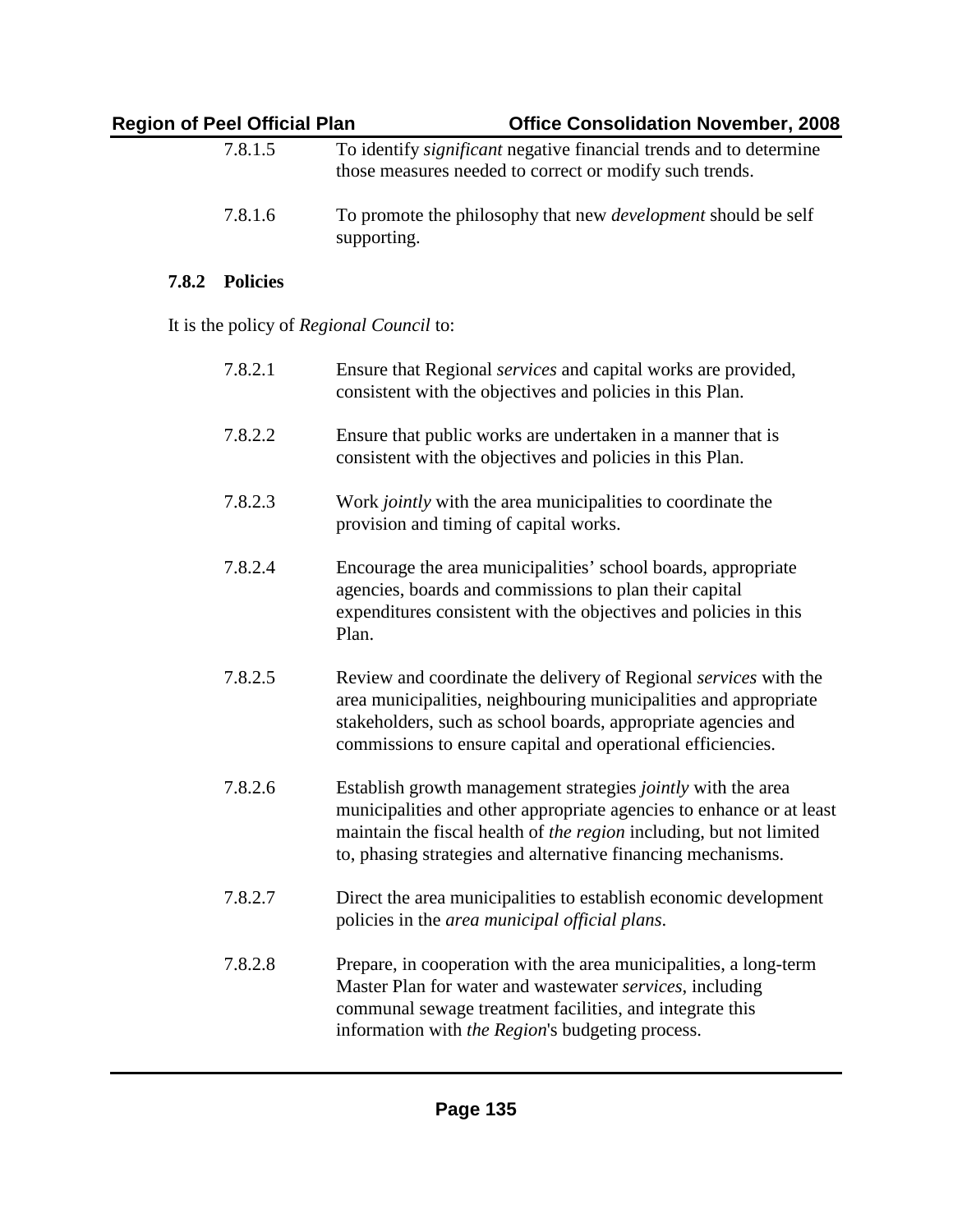7.8.1.5 To identify *significant* negative financial trends and to determine those measures needed to correct or modify such trends.

7.8.1.6 To promote the philosophy that new *development* should be self supporting.

### 7.8.2 Policies

It is the policy of *Regional Council* to:

7.8.2.1 Ensure that Regional *services* and capital works are provided, consistent with the objectives and policies in this Plan.

7.8.2.2 Ensure that public works are undertaken in a manner that is consistent with the objectives and policies in this Plan.

7.8.2.3 Work *jointly* with the area municipalities to coordinate the provision and timing of capital works.

7.8.2.4 Encourage the area municipalities' school boards, appropriate agencies, boards and commissions to plan their capital expenditures consistent with the objectives and policies in this Plan.

7.8.2.5 Review and coordinate the delivery of Regional *services* with the area municipalities, neighbouring municipalities and appropriate stakeholders, such as school boards, appropriate agencies and commissions to ensure capital and operational efficiencies.

7.8.2.6 Establish growth management strategies *jointly* with the area municipalities and other appropriate agencies to enhance or at least maintain the fiscal health of *the region* including, but not limited to, phasing strategies and alternative financing mechanisms.

7.8.2.7 Direct the area municipalities to establish economic development policies in the *area municipal official plans*.

7.8.2.8 Prepare, in cooperation with the area municipalities, a long-term Master Plan for water and wastewater *services*, including communal sewage treatment facilities, and integrate this information with *the Region*'s budgeting process.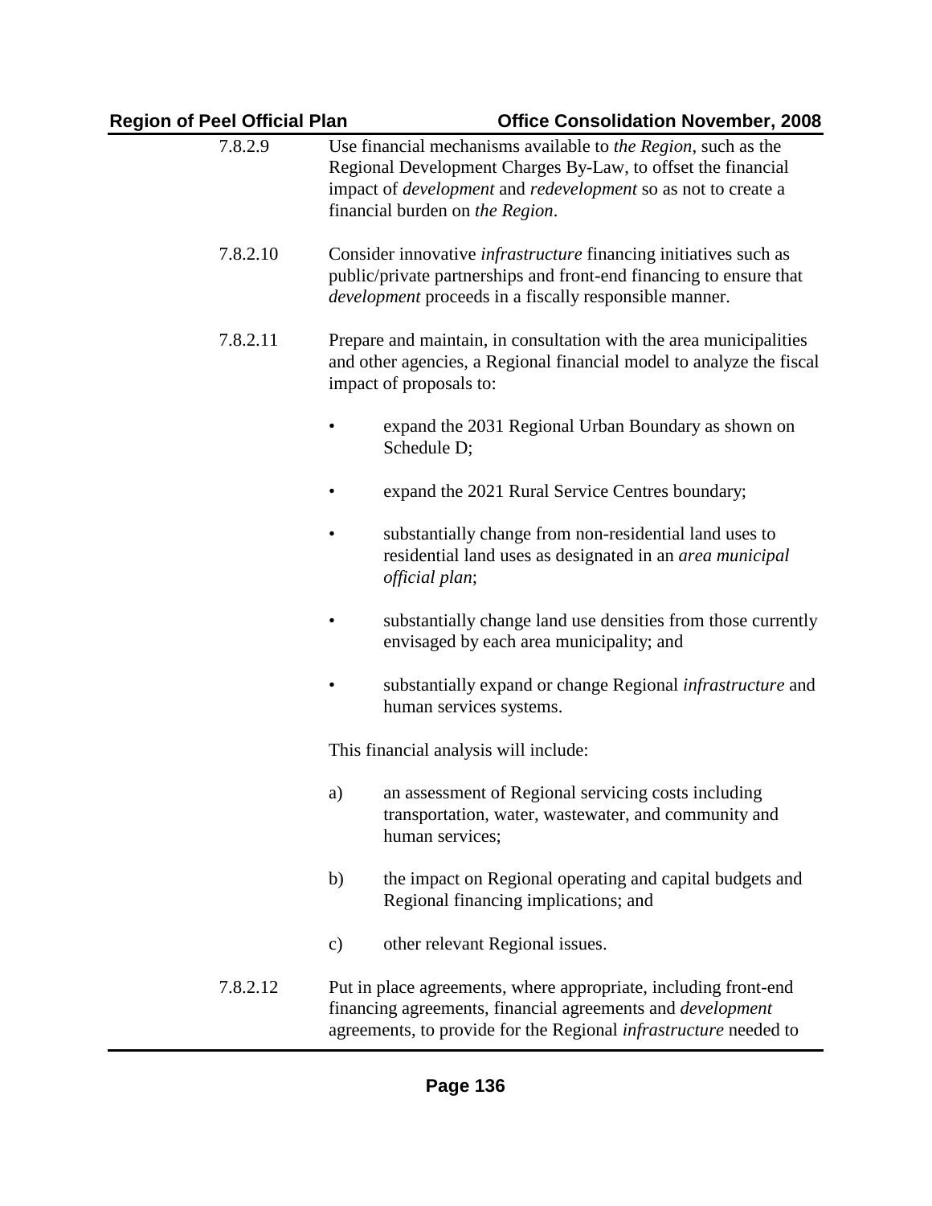7.8.2.9 Use financial mechanisms available to *the Region*, such as the Regional Development Charges By-Law, to offset the financial impact of *development* and *redevelopment* so as not to create a financial burden on *the Region*.

7.8.2.10 Consider innovative *infrastructure* financing initiatives such as public/private partnerships and front-end financing to ensure that *development* proceeds in a fiscally responsible manner.

7.8.2.11 Prepare and maintain, in consultation with the area municipalities and other agencies, a Regional financial model to analyze the fiscal impact of proposals to:

- expand the 2031 Regional Urban Boundary as shown on Schedule D;
- expand the 2021 Rural Service Centres boundary;
- substantially change from non-residential land uses to residential land uses as designated in an *area municipal official plan*;
- substantially change land use densities from those currently envisaged by each area municipality; and
- substantially expand or change Regional *infrastructure* and human services systems.

This financial analysis will include:

a) an assessment of Regional servicing costs including transportation, water, wastewater, and community and human services;

b) the impact on Regional operating and capital budgets and Regional financing implications; and

c) other relevant Regional issues.

7.8.2.12 Put in place agreements, where appropriate, including front-end financing agreements, financial agreements and *development* agreements, to provide for the Regional *infrastructure* needed to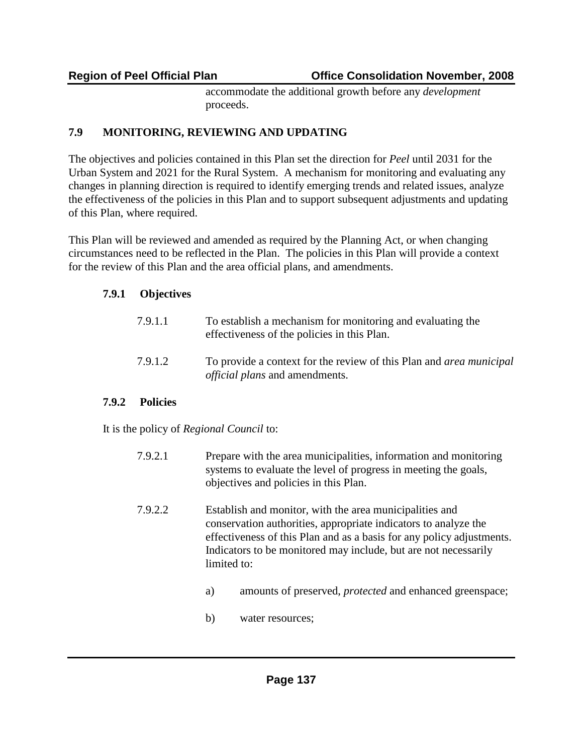accommodate the additional growth before any *development* proceeds.

## 7.9 MONITORING, REVIEWING AND UPDATING

The objectives and policies contained in this Plan set the direction for *Peel* until 2031 for the Urban System and 2021 for the Rural System. A mechanism for monitoring and evaluating any changes in planning direction is required to identify emerging trends and related issues, analyze the effectiveness of the policies in this Plan and to support subsequent adjustments and updating of this Plan, where required.

This Plan will be reviewed and amended as required by the Planning Act, or when changing circumstances need to be reflected in the Plan. The policies in this Plan will provide a context for the review of this Plan and the area official plans, and amendments.

### 7.9.1 Objectives

7.9.1.1 To establish a mechanism for monitoring and evaluating the effectiveness of the policies in this Plan.

7.9.1.2 To provide a context for the review of this Plan and *area municipal official plans* and amendments.

### 7.9.2 Policies

It is the policy of *Regional Council* to:

7.9.2.1 Prepare with the area municipalities, information and monitoring systems to evaluate the level of progress in meeting the goals, objectives and policies in this Plan.

7.9.2.2 Establish and monitor, with the area municipalities and conservation authorities, appropriate indicators to analyze the effectiveness of this Plan and as a basis for any policy adjustments. Indicators to be monitored may include, but are not necessarily limited to:

a) amounts of preserved, *protected* and enhanced greenspace;

b) water resources;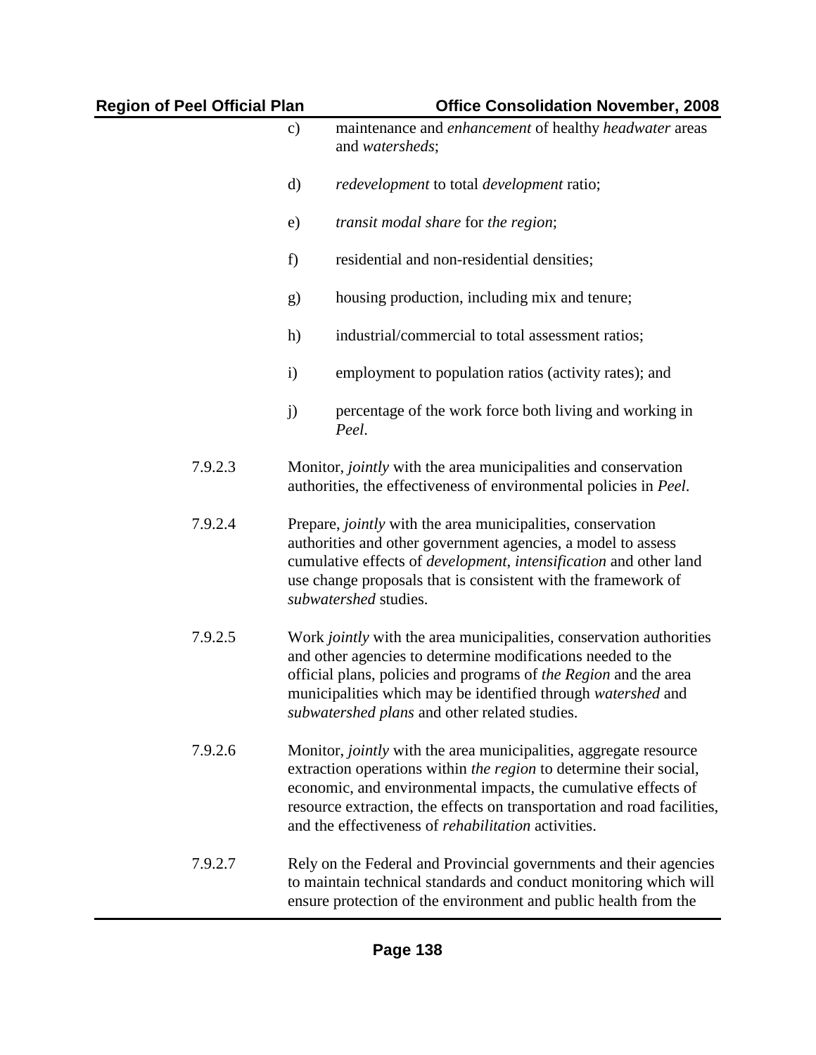c) maintenance and *enhancement* of healthy *headwater* areas and *watersheds*;

d) *redevelopment* to total *development* ratio;

e) *transit modal share* for *the region*;

f) residential and non-residential densities;

g) housing production, including mix and tenure;

h) industrial/commercial to total assessment ratios;

i) employment to population ratios (activity rates); and

j) percentage of the work force both living and working in *Peel*.

7.9.2.3 Monitor, *jointly* with the area municipalities and conservation authorities, the effectiveness of environmental policies in *Peel*.

7.9.2.4 Prepare, *jointly* with the area municipalities, conservation authorities and other government agencies, a model to assess cumulative effects of *development*, *intensification* and other land use change proposals that is consistent with the framework of *subwatershed* studies.

7.9.2.5 Work *jointly* with the area municipalities, conservation authorities and other agencies to determine modifications needed to the official plans, policies and programs of *the Region* and the area municipalities which may be identified through *watershed* and *subwatershed plans* and other related studies.

7.9.2.6 Monitor, *jointly* with the area municipalities, aggregate resource extraction operations within *the region* to determine their social, economic, and environmental impacts, the cumulative effects of resource extraction, the effects on transportation and road facilities, and the effectiveness of *rehabilitation* activities.

7.9.2.7 Rely on the Federal and Provincial governments and their agencies to maintain technical standards and conduct monitoring which will ensure protection of the environment and public health from the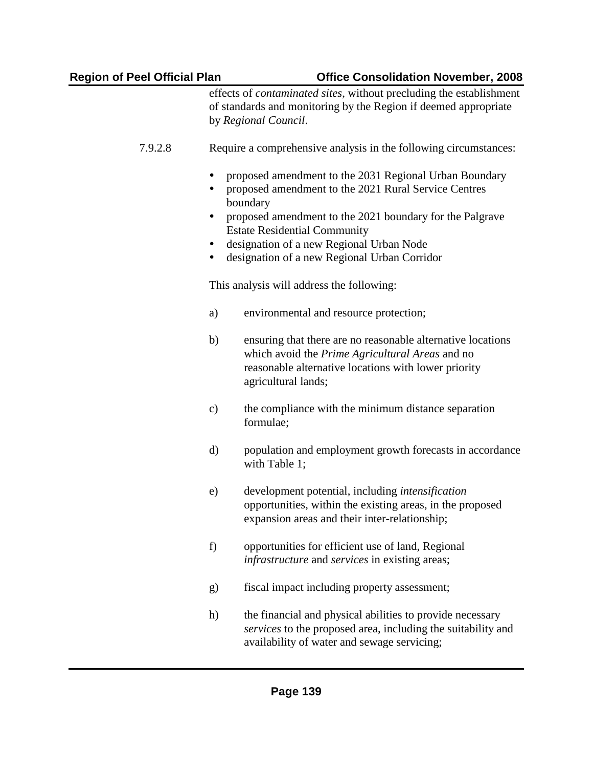effects of *contaminated sites*, without precluding the establishment of standards and monitoring by the Region if deemed appropriate by *Regional Council*.

7.9.2.8 Require a comprehensive analysis in the following circumstances:

- proposed amendment to the 2031 Regional Urban Boundary
- proposed amendment to the 2021 Rural Service Centres boundary
- proposed amendment to the 2021 boundary for the Palgrave Estate Residential Community
- designation of a new Regional Urban Node
- designation of a new Regional Urban Corridor

This analysis will address the following:

a) environmental and resource protection;

b) ensuring that there are no reasonable alternative locations which avoid the *Prime Agricultural Areas* and no reasonable alternative locations with lower priority agricultural lands;

c) the compliance with the minimum distance separation formulae;

d) population and employment growth forecasts in accordance with Table 1;

e) development potential, including *intensification* opportunities, within the existing areas, in the proposed expansion areas and their inter-relationship;

f) opportunities for efficient use of land, Regional *infrastructure* and *services* in existing areas;

g) fiscal impact including property assessment;

h) the financial and physical abilities to provide necessary *services* to the proposed area, including the suitability and availability of water and sewage servicing;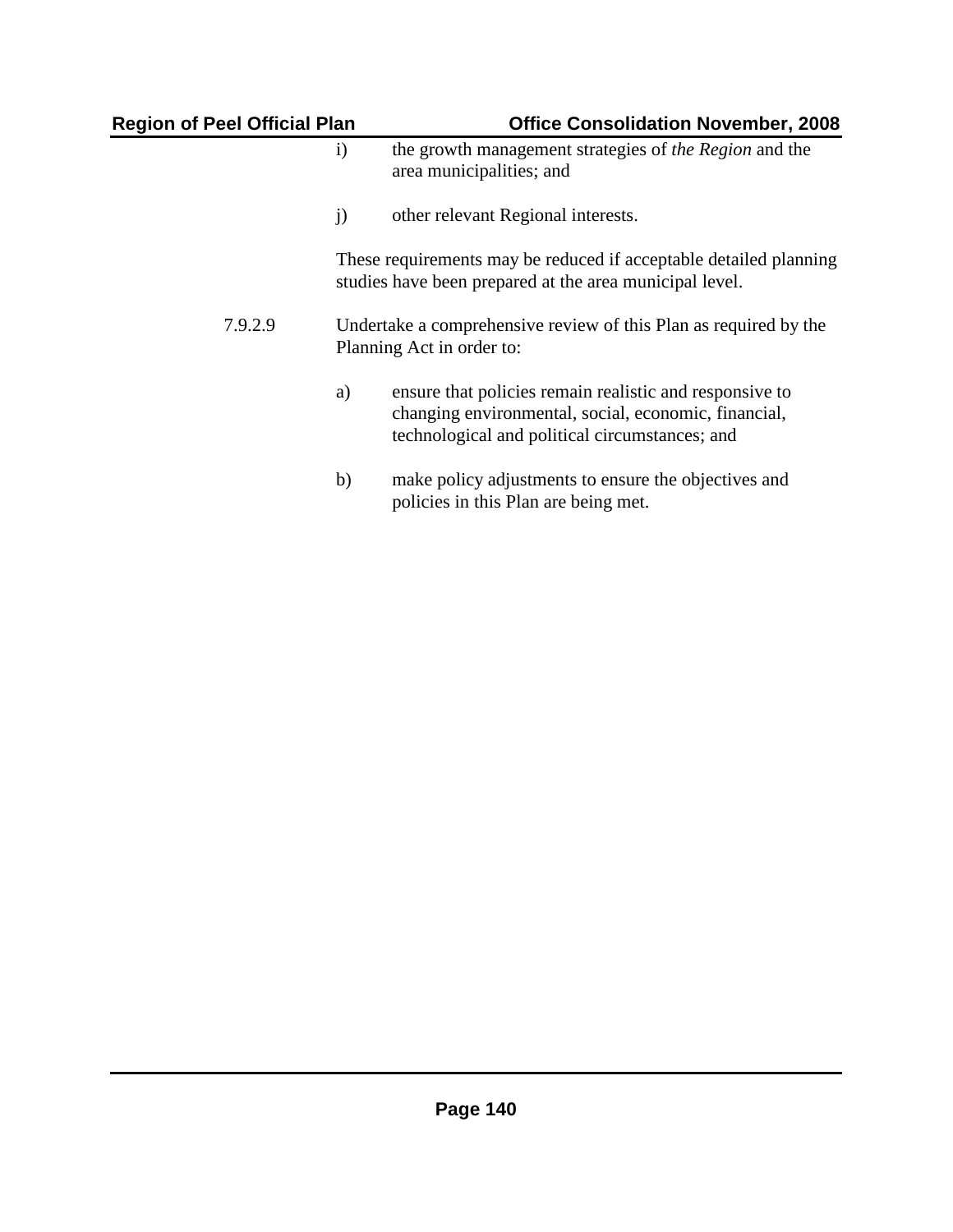i) the growth management strategies of *the Region* and the area municipalities; and

j) other relevant Regional interests.

These requirements may be reduced if acceptable detailed planning studies have been prepared at the area municipal level.

7.9.2.9 Undertake a comprehensive review of this Plan as required by the Planning Act in order to:

a) ensure that policies remain realistic and responsive to changing environmental, social, economic, financial, technological and political circumstances; and

b) make policy adjustments to ensure the objectives and policies in this Plan are being met.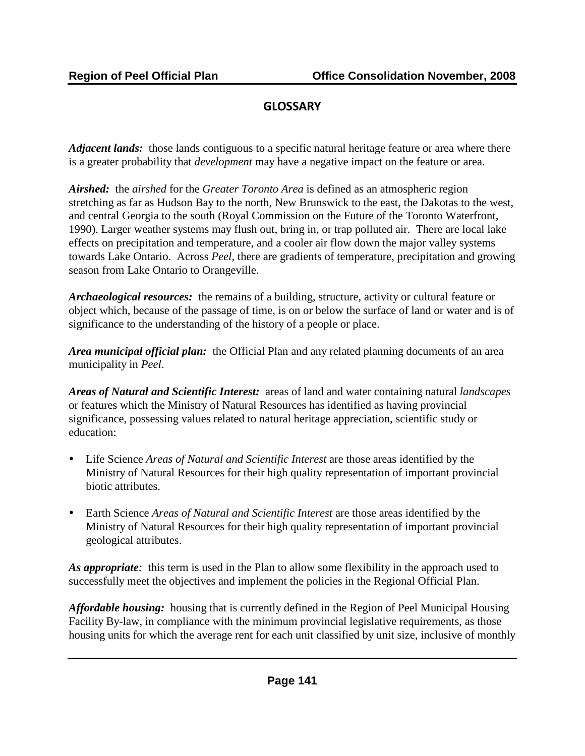## GLOSSARY

***Adjacent lands:*** those lands contiguous to a specific natural heritage feature or area where there is a greater probability that *development* may have a negative impact on the feature or area.

***Airshed:*** the *airshed* for the *Greater Toronto Area* is defined as an atmospheric region stretching as far as Hudson Bay to the north, New Brunswick to the east, the Dakotas to the west, and central Georgia to the south (Royal Commission on the Future of the Toronto Waterfront, 1990). Larger weather systems may flush out, bring in, or trap polluted air. There are local lake effects on precipitation and temperature, and a cooler air flow down the major valley systems towards Lake Ontario. Across *Peel*, there are gradients of temperature, precipitation and growing season from Lake Ontario to Orangeville.

***Archaeological resources:*** the remains of a building, structure, activity or cultural feature or object which, because of the passage of time, is on or below the surface of land or water and is of significance to the understanding of the history of a people or place.

***Area municipal official plan:*** the Official Plan and any related planning documents of an area municipality in *Peel*.

***Areas of Natural and Scientific Interest:*** areas of land and water containing natural *landscapes* or features which the Ministry of Natural Resources has identified as having provincial significance, possessing values related to natural heritage appreciation, scientific study or education:

- Life Science *Areas of Natural and Scientific Interest* are those areas identified by the Ministry of Natural Resources for their high quality representation of important provincial biotic attributes.
- Earth Science *Areas of Natural and Scientific Interest* are those areas identified by the Ministry of Natural Resources for their high quality representation of important provincial geological attributes.

***As appropriate:*** this term is used in the Plan to allow some flexibility in the approach used to successfully meet the objectives and implement the policies in the Regional Official Plan.

***Affordable housing:*** housing that is currently defined in the Region of Peel Municipal Housing Facility By-law, in compliance with the minimum provincial legislative requirements, as those housing units for which the average rent for each unit classified by unit size, inclusive of monthly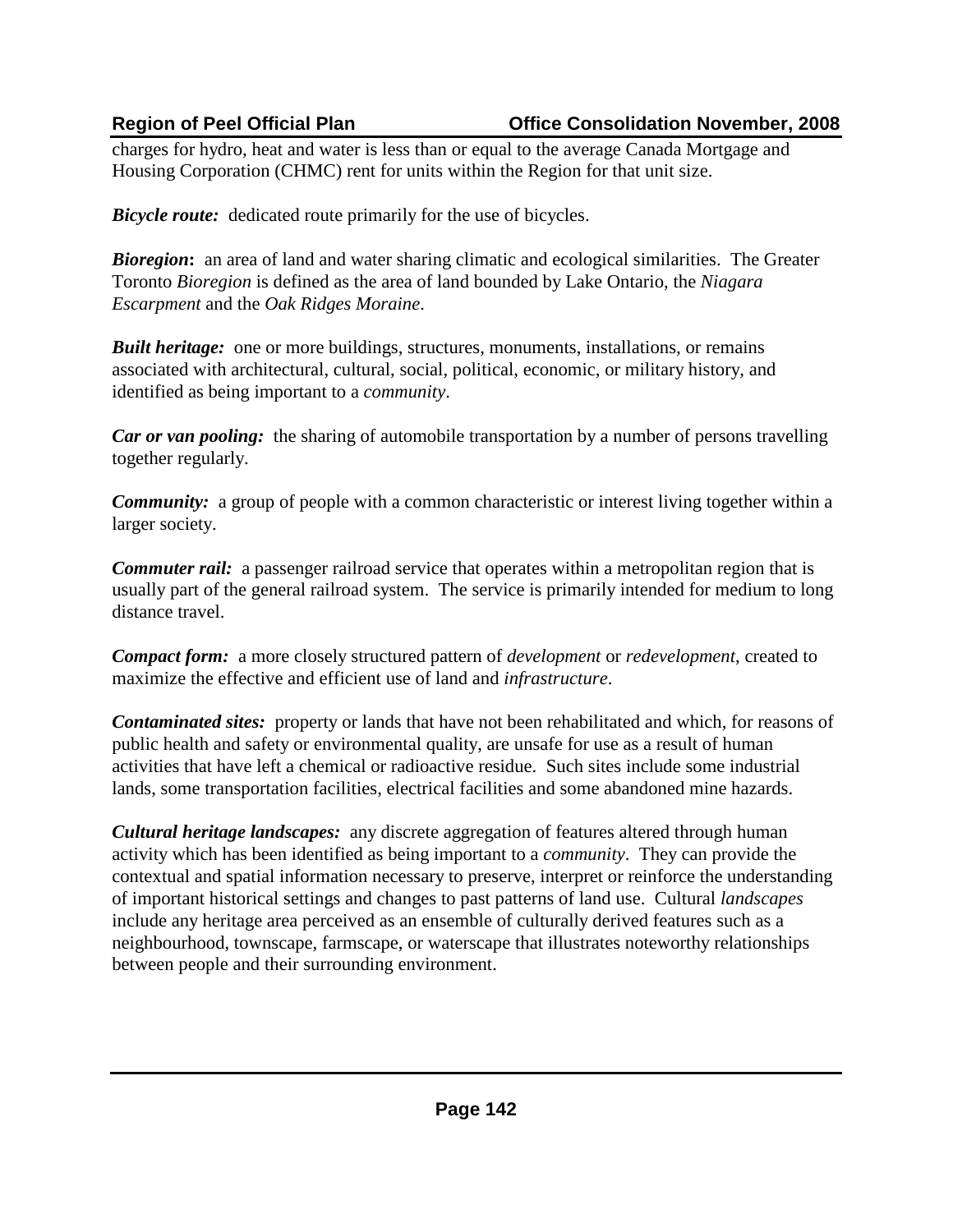charges for hydro, heat and water is less than or equal to the average Canada Mortgage and Housing Corporation (CHMC) rent for units within the Region for that unit size.

***Bicycle route:*** dedicated route primarily for the use of bicycles.

***Bioregion*****:** an area of land and water sharing climatic and ecological similarities. The Greater Toronto *Bioregion* is defined as the area of land bounded by Lake Ontario, the *Niagara Escarpment* and the *Oak Ridges Moraine*.

***Built heritage:*** one or more buildings, structures, monuments, installations, or remains associated with architectural, cultural, social, political, economic, or military history, and identified as being important to a *community*.

***Car or van pooling:*** the sharing of automobile transportation by a number of persons travelling together regularly.

***Community:*** a group of people with a common characteristic or interest living together within a larger society.

***Commuter rail:*** a passenger railroad service that operates within a metropolitan region that is usually part of the general railroad system. The service is primarily intended for medium to long distance travel.

***Compact form:*** a more closely structured pattern of *development* or *redevelopment*, created to maximize the effective and efficient use of land and *infrastructure*.

***Contaminated sites:*** property or lands that have not been rehabilitated and which, for reasons of public health and safety or environmental quality, are unsafe for use as a result of human activities that have left a chemical or radioactive residue. Such sites include some industrial lands, some transportation facilities, electrical facilities and some abandoned mine hazards.

***Cultural heritage landscapes:*** any discrete aggregation of features altered through human activity which has been identified as being important to a *community*. They can provide the contextual and spatial information necessary to preserve, interpret or reinforce the understanding of important historical settings and changes to past patterns of land use. Cultural *landscapes* include any heritage area perceived as an ensemble of culturally derived features such as a neighbourhood, townscape, farmscape, or waterscape that illustrates noteworthy relationships between people and their surrounding environment.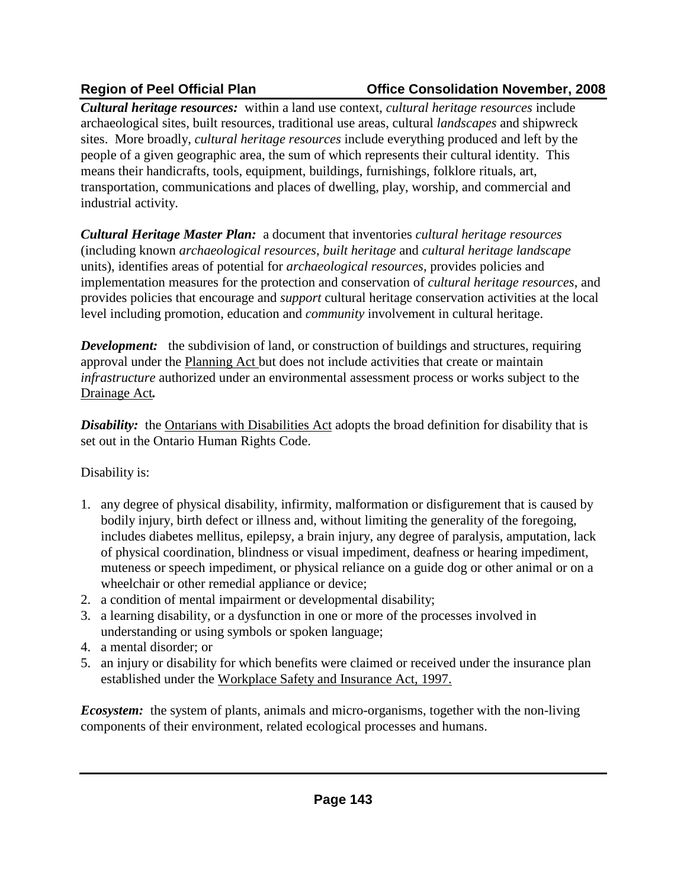***Cultural heritage resources:*** within a land use context, *cultural heritage resources* include archaeological sites, built resources, traditional use areas, cultural *landscapes* and shipwreck sites. More broadly, *cultural heritage resources* include everything produced and left by the people of a given geographic area, the sum of which represents their cultural identity. This means their handicrafts, tools, equipment, buildings, furnishings, folklore rituals, art, transportation, communications and places of dwelling, play, worship, and commercial and industrial activity.

***Cultural Heritage Master Plan:*** a document that inventories *cultural heritage resources* (including known *archaeological resources*, *built heritage* and *cultural heritage landscape* units), identifies areas of potential for *archaeological resources*, provides policies and implementation measures for the protection and conservation of *cultural heritage resources*, and provides policies that encourage and *support* cultural heritage conservation activities at the local level including promotion, education and *community* involvement in cultural heritage.

***Development:*** the subdivision of land, or construction of buildings and structures, requiring approval under the Planning Act but does not include activities that create or maintain *infrastructure* authorized under an environmental assessment process or works subject to the Drainage Act***.***

***Disability:*** the Ontarians with Disabilities Act adopts the broad definition for disability that is set out in the Ontario Human Rights Code.

Disability is:

1. any degree of physical disability, infirmity, malformation or disfigurement that is caused by bodily injury, birth defect or illness and, without limiting the generality of the foregoing, includes diabetes mellitus, epilepsy, a brain injury, any degree of paralysis, amputation, lack of physical coordination, blindness or visual impediment, deafness or hearing impediment, muteness or speech impediment, or physical reliance on a guide dog or other animal or on a wheelchair or other remedial appliance or device;
2. a condition of mental impairment or developmental disability;
3. a learning disability, or a dysfunction in one or more of the processes involved in understanding or using symbols or spoken language;
4. a mental disorder; or
5. an injury or disability for which benefits were claimed or received under the insurance plan established under the Workplace Safety and Insurance Act, 1997.

***Ecosystem:*** the system of plants, animals and micro-organisms, together with the non-living components of their environment, related ecological processes and humans.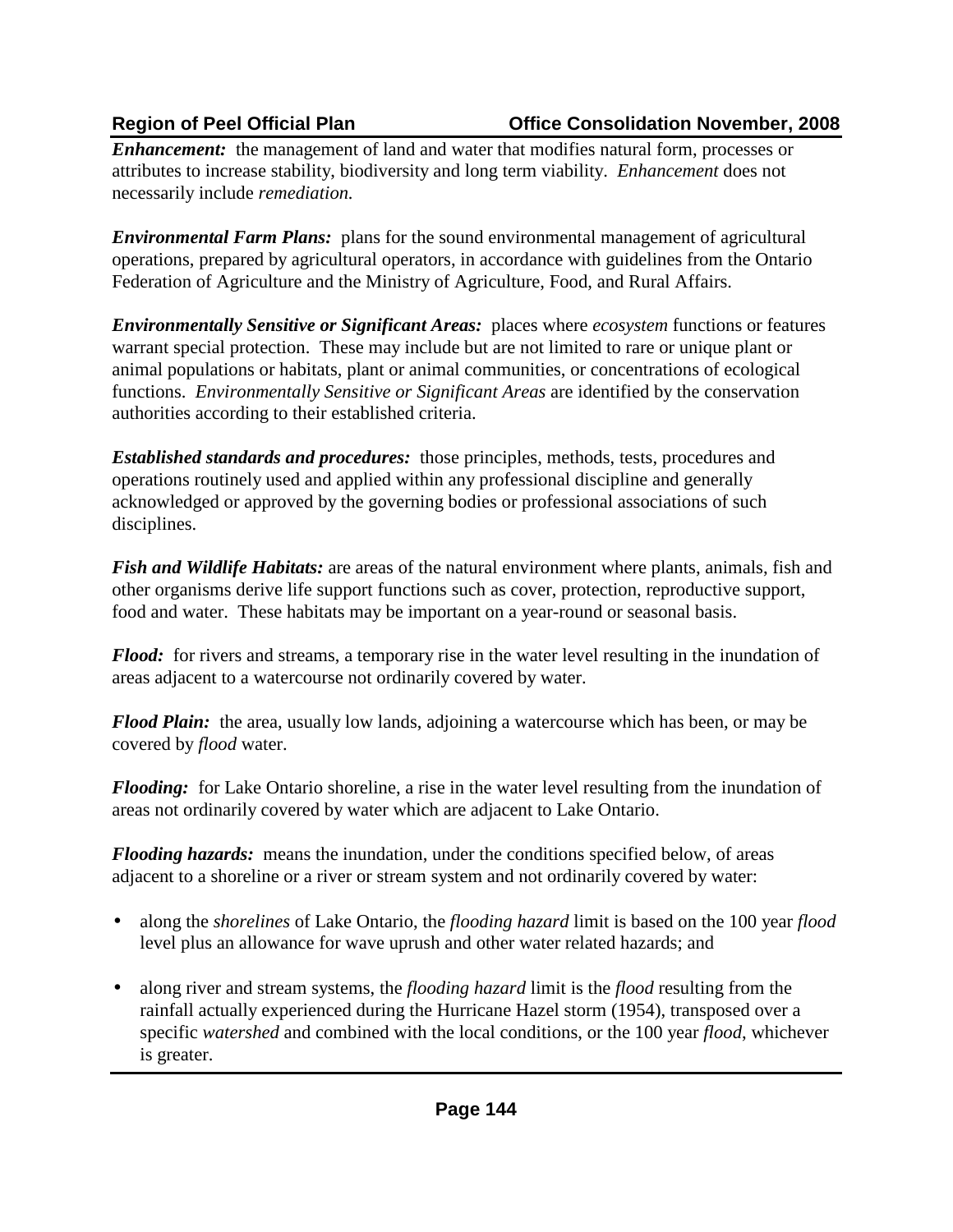***Enhancement:*** the management of land and water that modifies natural form, processes or attributes to increase stability, biodiversity and long term viability. *Enhancement* does not necessarily include *remediation.*

***Environmental Farm Plans:*** plans for the sound environmental management of agricultural operations, prepared by agricultural operators, in accordance with guidelines from the Ontario Federation of Agriculture and the Ministry of Agriculture, Food, and Rural Affairs.

***Environmentally Sensitive or Significant Areas:*** places where *ecosystem* functions or features warrant special protection. These may include but are not limited to rare or unique plant or animal populations or habitats, plant or animal communities, or concentrations of ecological functions. *Environmentally Sensitive or Significant Areas* are identified by the conservation authorities according to their established criteria.

***Established standards and procedures:*** those principles, methods, tests, procedures and operations routinely used and applied within any professional discipline and generally acknowledged or approved by the governing bodies or professional associations of such disciplines.

***Fish and Wildlife Habitats:*** are areas of the natural environment where plants, animals, fish and other organisms derive life support functions such as cover, protection, reproductive support, food and water. These habitats may be important on a year-round or seasonal basis.

***Flood:*** for rivers and streams, a temporary rise in the water level resulting in the inundation of areas adjacent to a watercourse not ordinarily covered by water.

***Flood Plain:*** the area, usually low lands, adjoining a watercourse which has been, or may be covered by *flood* water.

***Flooding:*** for Lake Ontario shoreline, a rise in the water level resulting from the inundation of areas not ordinarily covered by water which are adjacent to Lake Ontario.

***Flooding hazards:*** means the inundation, under the conditions specified below, of areas adjacent to a shoreline or a river or stream system and not ordinarily covered by water:

- along the *shorelines* of Lake Ontario, the *flooding hazard* limit is based on the 100 year *flood* level plus an allowance for wave uprush and other water related hazards; and
- along river and stream systems, the *flooding hazard* limit is the *flood* resulting from the rainfall actually experienced during the Hurricane Hazel storm (1954), transposed over a specific *watershed* and combined with the local conditions, or the 100 year *flood*, whichever is greater.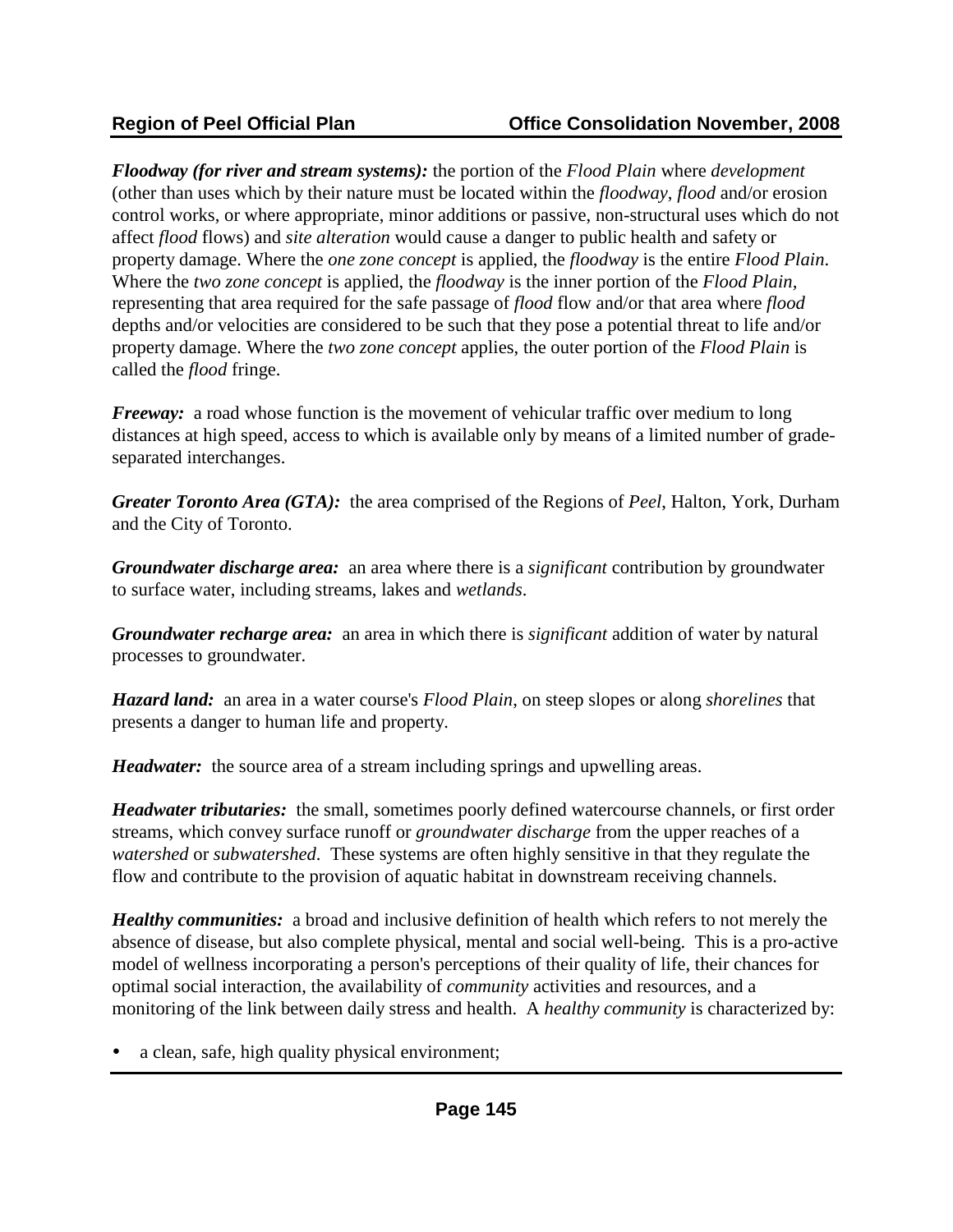***Floodway (for river and stream systems):*** the portion of the *Flood Plain* where *development* (other than uses which by their nature must be located within the *floodway*, *flood* and/or erosion control works, or where appropriate, minor additions or passive, non-structural uses which do not affect *flood* flows) and *site alteration* would cause a danger to public health and safety or property damage. Where the *one zone concept* is applied, the *floodway* is the entire *Flood Plain*. Where the *two zone concept* is applied, the *floodway* is the inner portion of the *Flood Plain*, representing that area required for the safe passage of *flood* flow and/or that area where *flood* depths and/or velocities are considered to be such that they pose a potential threat to life and/or property damage. Where the *two zone concept* applies, the outer portion of the *Flood Plain* is called the *flood* fringe.

***Freeway:*** a road whose function is the movement of vehicular traffic over medium to long distances at high speed, access to which is available only by means of a limited number of grade-separated interchanges.

***Greater Toronto Area (GTA):*** the area comprised of the Regions of *Peel*, Halton, York, Durham and the City of Toronto.

***Groundwater discharge area:*** an area where there is a *significant* contribution by groundwater to surface water, including streams, lakes and *wetlands*.

***Groundwater recharge area:*** an area in which there is *significant* addition of water by natural processes to groundwater.

***Hazard land:*** an area in a water course's *Flood Plain*, on steep slopes or along *shorelines* that presents a danger to human life and property.

***Headwater:*** the source area of a stream including springs and upwelling areas.

***Headwater tributaries:*** the small, sometimes poorly defined watercourse channels, or first order streams, which convey surface runoff or *groundwater discharge* from the upper reaches of a *watershed* or *subwatershed*. These systems are often highly sensitive in that they regulate the flow and contribute to the provision of aquatic habitat in downstream receiving channels.

***Healthy communities:*** a broad and inclusive definition of health which refers to not merely the absence of disease, but also complete physical, mental and social well-being. This is a pro-active model of wellness incorporating a person's perceptions of their quality of life, their chances for optimal social interaction, the availability of *community* activities and resources, and a monitoring of the link between daily stress and health. A *healthy community* is characterized by:

- a clean, safe, high quality physical environment;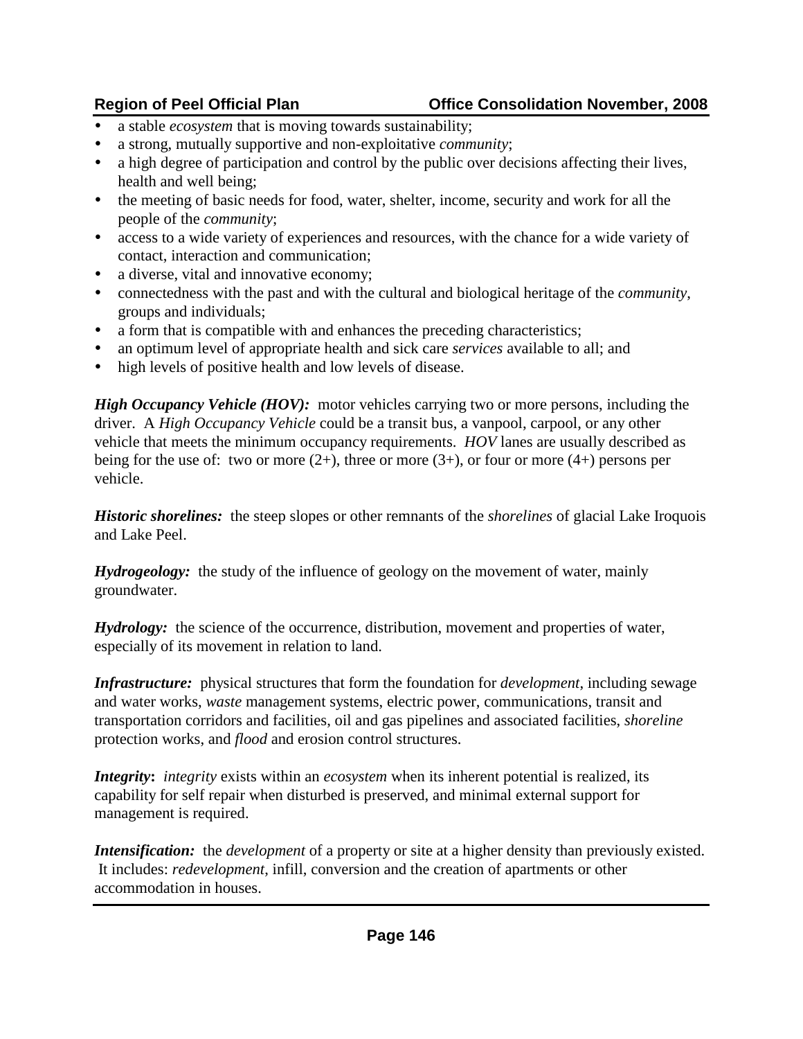- a stable *ecosystem* that is moving towards sustainability;
- a strong, mutually supportive and non-exploitative *community*;
- a high degree of participation and control by the public over decisions affecting their lives, health and well being;
- the meeting of basic needs for food, water, shelter, income, security and work for all the people of the *community*;
- access to a wide variety of experiences and resources, with the chance for a wide variety of contact, interaction and communication;
- a diverse, vital and innovative economy;
- connectedness with the past and with the cultural and biological heritage of the *community*, groups and individuals;
- a form that is compatible with and enhances the preceding characteristics;
- an optimum level of appropriate health and sick care *services* available to all; and
- high levels of positive health and low levels of disease.

***High Occupancy Vehicle (HOV):*** motor vehicles carrying two or more persons, including the driver. A *High Occupancy Vehicle* could be a transit bus, a vanpool, carpool, or any other vehicle that meets the minimum occupancy requirements. *HOV* lanes are usually described as being for the use of: two or more (2+), three or more (3+), or four or more (4+) persons per vehicle.

***Historic shorelines:*** the steep slopes or other remnants of the *shorelines* of glacial Lake Iroquois and Lake Peel.

***Hydrogeology:*** the study of the influence of geology on the movement of water, mainly groundwater.

***Hydrology:*** the science of the occurrence, distribution, movement and properties of water, especially of its movement in relation to land.

***Infrastructure:*** physical structures that form the foundation for *development*, including sewage and water works, *waste* management systems, electric power, communications, transit and transportation corridors and facilities, oil and gas pipelines and associated facilities, *shoreline* protection works, and *flood* and erosion control structures.

***Integrity*:** *integrity* exists within an *ecosystem* when its inherent potential is realized, its capability for self repair when disturbed is preserved, and minimal external support for management is required.

***Intensification:*** the *development* of a property or site at a higher density than previously existed. It includes: *redevelopment*, infill, conversion and the creation of apartments or other accommodation in houses.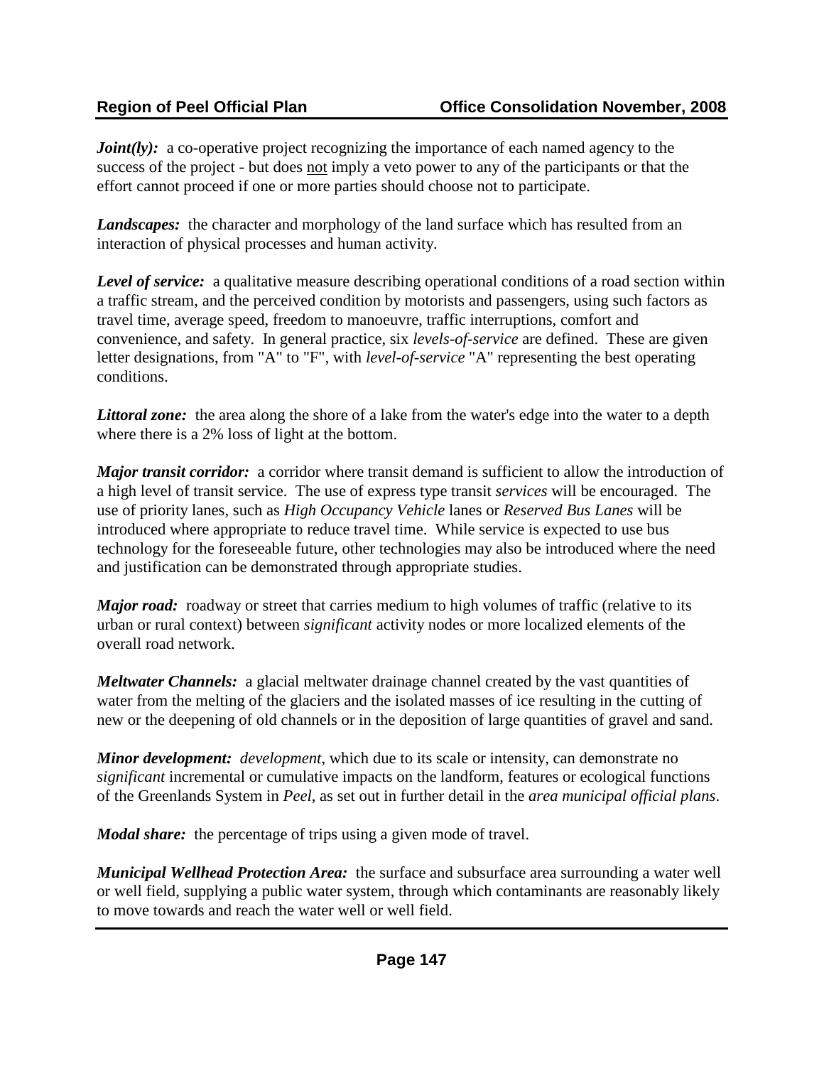***Joint(ly):*** a co-operative project recognizing the importance of each named agency to the success of the project - but does <u>not</u> imply a veto power to any of the participants or that the effort cannot proceed if one or more parties should choose not to participate.

***Landscapes:*** the character and morphology of the land surface which has resulted from an interaction of physical processes and human activity.

***Level of service:*** a qualitative measure describing operational conditions of a road section within a traffic stream, and the perceived condition by motorists and passengers, using such factors as travel time, average speed, freedom to manoeuvre, traffic interruptions, comfort and convenience, and safety. In general practice, six *levels-of-service* are defined. These are given letter designations, from "A" to "F", with *level-of-service* "A" representing the best operating conditions.

***Littoral zone:*** the area along the shore of a lake from the water's edge into the water to a depth where there is a 2% loss of light at the bottom.

***Major transit corridor:*** a corridor where transit demand is sufficient to allow the introduction of a high level of transit service. The use of express type transit *services* will be encouraged. The use of priority lanes, such as *High Occupancy Vehicle* lanes or *Reserved Bus Lanes* will be introduced where appropriate to reduce travel time. While service is expected to use bus technology for the foreseeable future, other technologies may also be introduced where the need and justification can be demonstrated through appropriate studies.

***Major road:*** roadway or street that carries medium to high volumes of traffic (relative to its urban or rural context) between *significant* activity nodes or more localized elements of the overall road network.

***Meltwater Channels:*** a glacial meltwater drainage channel created by the vast quantities of water from the melting of the glaciers and the isolated masses of ice resulting in the cutting of new or the deepening of old channels or in the deposition of large quantities of gravel and sand.

***Minor development:*** *development*, which due to its scale or intensity, can demonstrate no *significant* incremental or cumulative impacts on the landform, features or ecological functions of the Greenlands System in *Peel*, as set out in further detail in the *area municipal official plans*.

***Modal share:*** the percentage of trips using a given mode of travel.

***Municipal Wellhead Protection Area:*** the surface and subsurface area surrounding a water well or well field, supplying a public water system, through which contaminants are reasonably likely to move towards and reach the water well or well field.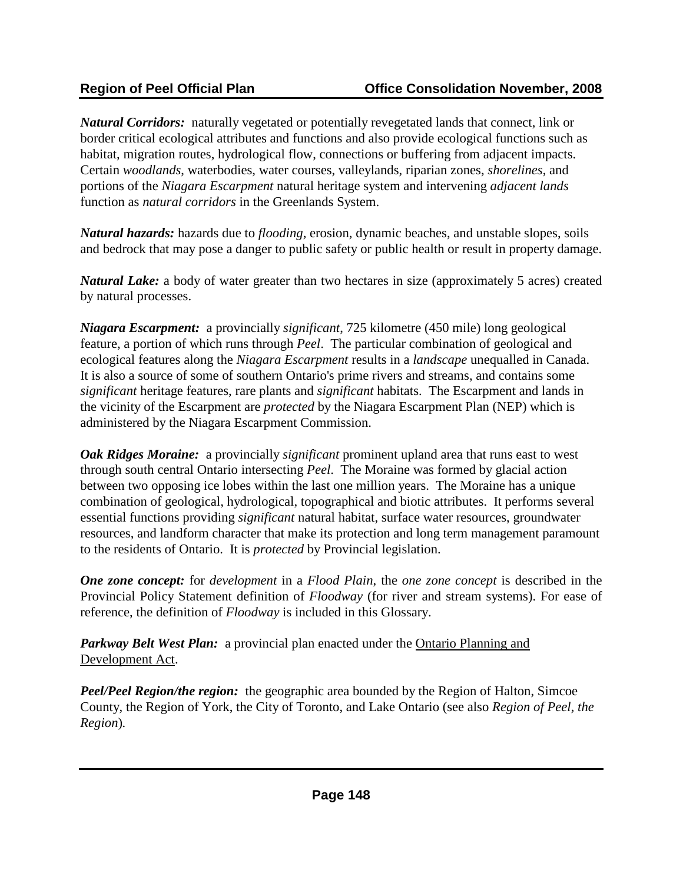***Natural Corridors:*** naturally vegetated or potentially revegetated lands that connect, link or border critical ecological attributes and functions and also provide ecological functions such as habitat, migration routes, hydrological flow, connections or buffering from adjacent impacts. Certain *woodlands*, waterbodies, water courses, valleylands, riparian zones, *shorelines*, and portions of the *Niagara Escarpment* natural heritage system and intervening *adjacent lands* function as *natural corridors* in the Greenlands System.

***Natural hazards:*** hazards due to *flooding*, erosion, dynamic beaches, and unstable slopes, soils and bedrock that may pose a danger to public safety or public health or result in property damage.

***Natural Lake:*** a body of water greater than two hectares in size (approximately 5 acres) created by natural processes.

***Niagara Escarpment:*** a provincially *significant*, 725 kilometre (450 mile) long geological feature, a portion of which runs through *Peel*. The particular combination of geological and ecological features along the *Niagara Escarpment* results in a *landscape* unequalled in Canada. It is also a source of some of southern Ontario's prime rivers and streams, and contains some *significant* heritage features, rare plants and *significant* habitats. The Escarpment and lands in the vicinity of the Escarpment are *protected* by the Niagara Escarpment Plan (NEP) which is administered by the Niagara Escarpment Commission.

***Oak Ridges Moraine:*** a provincially *significant* prominent upland area that runs east to west through south central Ontario intersecting *Peel*. The Moraine was formed by glacial action between two opposing ice lobes within the last one million years. The Moraine has a unique combination of geological, hydrological, topographical and biotic attributes. It performs several essential functions providing *significant* natural habitat, surface water resources, groundwater resources, and landform character that make its protection and long term management paramount to the residents of Ontario. It is *protected* by Provincial legislation.

***One zone concept:*** for *development* in a *Flood Plain*, the *one zone concept* is described in the Provincial Policy Statement definition of *Floodway* (for river and stream systems). For ease of reference, the definition of *Floodway* is included in this Glossary.

***Parkway Belt West Plan:*** a provincial plan enacted under the Ontario Planning and Development Act.

***Peel/Peel Region/the region:*** the geographic area bounded by the Region of Halton, Simcoe County, the Region of York, the City of Toronto, and Lake Ontario (see also *Region of Peel, the Region*).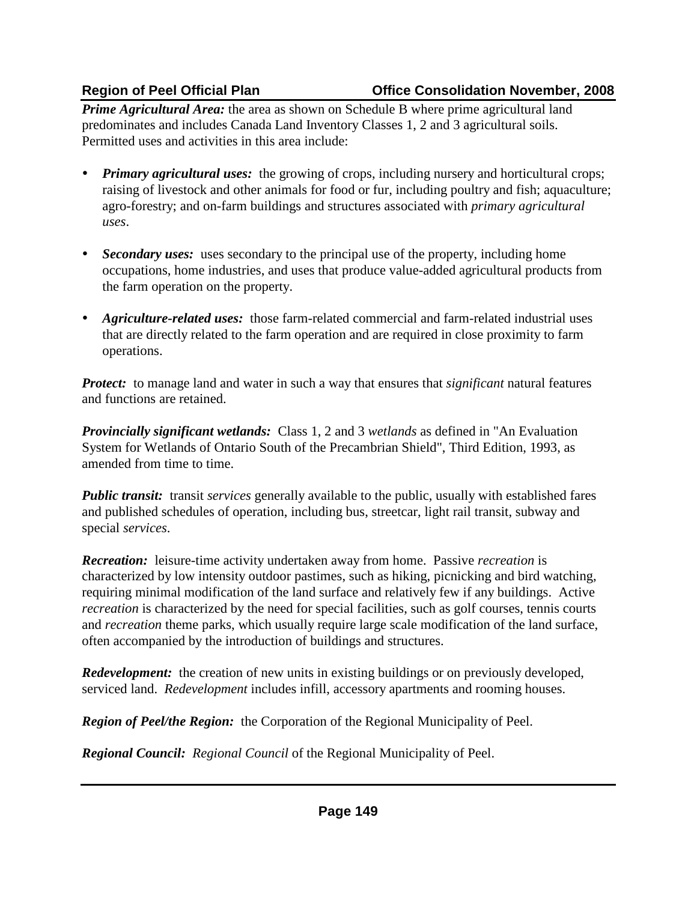***Prime Agricultural Area:*** the area as shown on Schedule B where prime agricultural land predominates and includes Canada Land Inventory Classes 1, 2 and 3 agricultural soils. Permitted uses and activities in this area include:

- ***Primary agricultural uses:*** the growing of crops, including nursery and horticultural crops; raising of livestock and other animals for food or fur, including poultry and fish; aquaculture; agro-forestry; and on-farm buildings and structures associated with *primary agricultural uses*.

- ***Secondary uses:*** uses secondary to the principal use of the property, including home occupations, home industries, and uses that produce value-added agricultural products from the farm operation on the property.

- ***Agriculture-related uses:*** those farm-related commercial and farm-related industrial uses that are directly related to the farm operation and are required in close proximity to farm operations.

***Protect:*** to manage land and water in such a way that ensures that *significant* natural features and functions are retained.

***Provincially significant wetlands:*** Class 1, 2 and 3 *wetlands* as defined in "An Evaluation System for Wetlands of Ontario South of the Precambrian Shield", Third Edition, 1993, as amended from time to time.

***Public transit:*** transit *services* generally available to the public, usually with established fares and published schedules of operation, including bus, streetcar, light rail transit, subway and special *services*.

***Recreation:*** leisure-time activity undertaken away from home. Passive *recreation* is characterized by low intensity outdoor pastimes, such as hiking, picnicking and bird watching, requiring minimal modification of the land surface and relatively few if any buildings. Active *recreation* is characterized by the need for special facilities, such as golf courses, tennis courts and *recreation* theme parks, which usually require large scale modification of the land surface, often accompanied by the introduction of buildings and structures.

***Redevelopment:*** the creation of new units in existing buildings or on previously developed, serviced land. *Redevelopment* includes infill, accessory apartments and rooming houses.

***Region of Peel/the Region:*** the Corporation of the Regional Municipality of Peel.

***Regional Council:*** *Regional Council* of the Regional Municipality of Peel.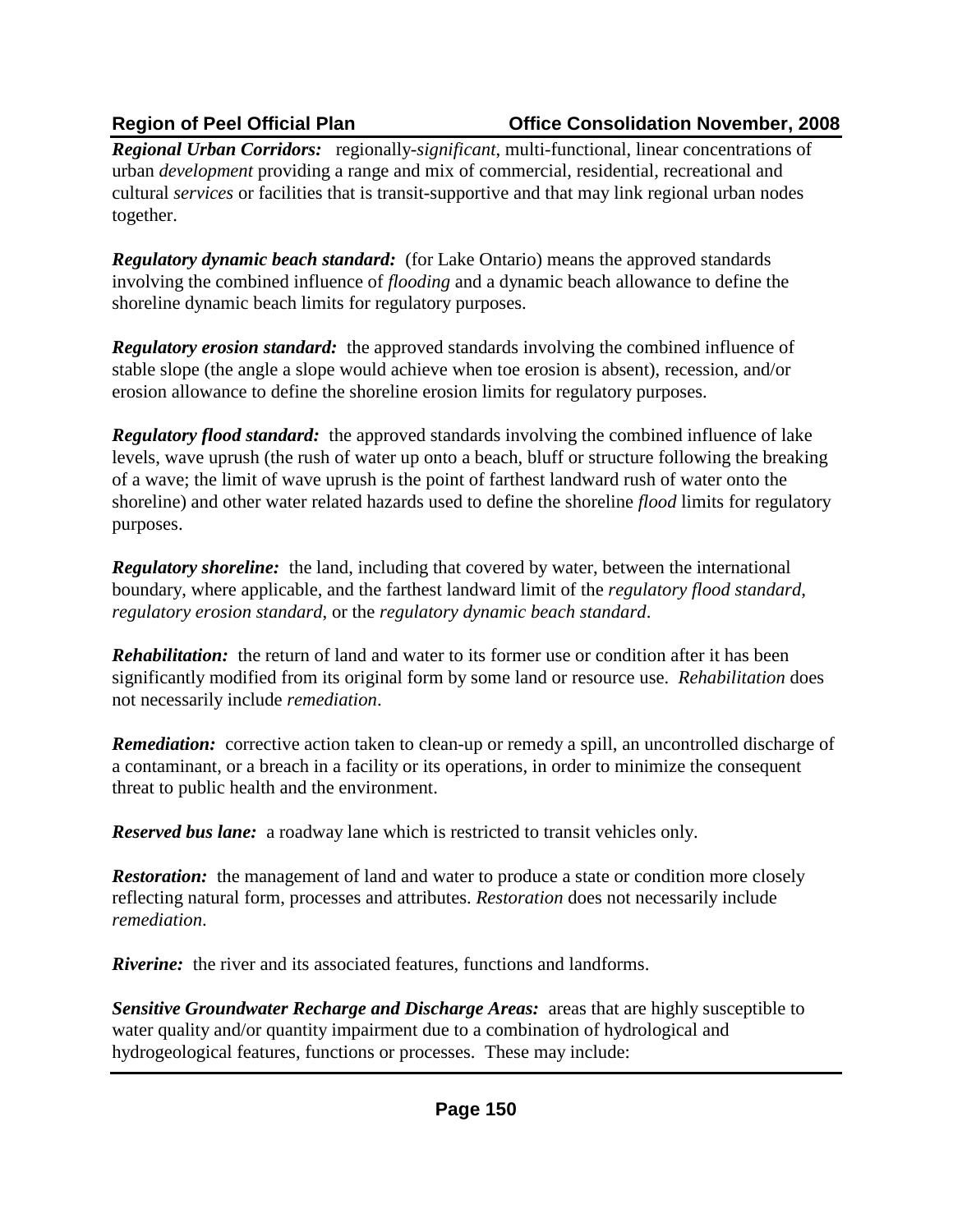***Regional Urban Corridors:*** regionally-*significant*, multi-functional, linear concentrations of urban *development* providing a range and mix of commercial, residential, recreational and cultural *services* or facilities that is transit-supportive and that may link regional urban nodes together.

***Regulatory dynamic beach standard:*** (for Lake Ontario) means the approved standards involving the combined influence of *flooding* and a dynamic beach allowance to define the shoreline dynamic beach limits for regulatory purposes.

***Regulatory erosion standard:*** the approved standards involving the combined influence of stable slope (the angle a slope would achieve when toe erosion is absent), recession, and/or erosion allowance to define the shoreline erosion limits for regulatory purposes.

***Regulatory flood standard:*** the approved standards involving the combined influence of lake levels, wave uprush (the rush of water up onto a beach, bluff or structure following the breaking of a wave; the limit of wave uprush is the point of farthest landward rush of water onto the shoreline) and other water related hazards used to define the shoreline *flood* limits for regulatory purposes.

***Regulatory shoreline:*** the land, including that covered by water, between the international boundary, where applicable, and the farthest landward limit of the *regulatory flood standard*, *regulatory erosion standard*, or the *regulatory dynamic beach standard*.

***Rehabilitation:*** the return of land and water to its former use or condition after it has been significantly modified from its original form by some land or resource use. *Rehabilitation* does not necessarily include *remediation*.

***Remediation:*** corrective action taken to clean-up or remedy a spill, an uncontrolled discharge of a contaminant, or a breach in a facility or its operations, in order to minimize the consequent threat to public health and the environment.

***Reserved bus lane:*** a roadway lane which is restricted to transit vehicles only.

***Restoration:*** the management of land and water to produce a state or condition more closely reflecting natural form, processes and attributes. *Restoration* does not necessarily include *remediation*.

***Riverine:*** the river and its associated features, functions and landforms.

***Sensitive Groundwater Recharge and Discharge Areas:*** areas that are highly susceptible to water quality and/or quantity impairment due to a combination of hydrological and hydrogeological features, functions or processes. These may include: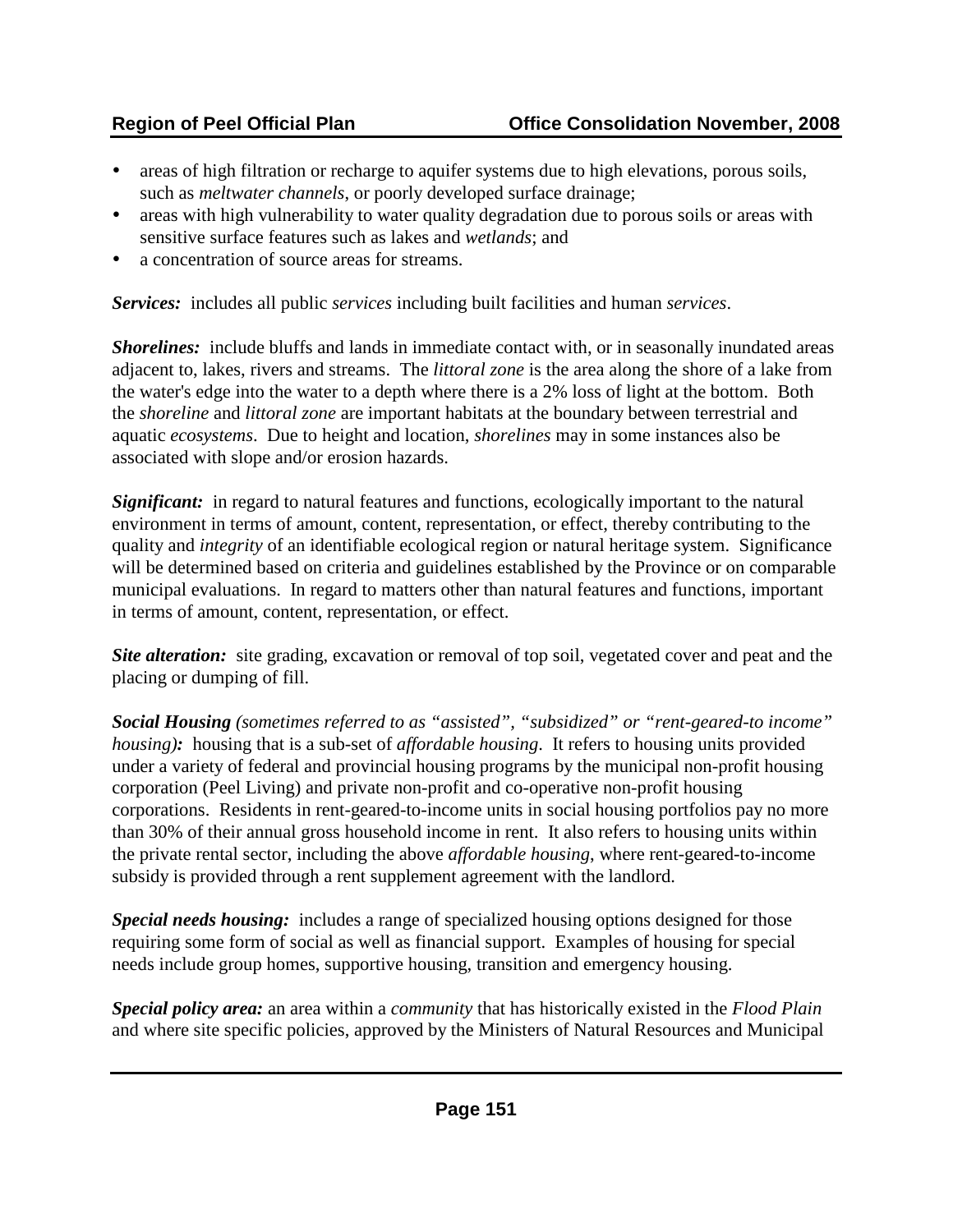- areas of high filtration or recharge to aquifer systems due to high elevations, porous soils, such as *meltwater channels*, or poorly developed surface drainage;
- areas with high vulnerability to water quality degradation due to porous soils or areas with sensitive surface features such as lakes and *wetlands*; and
- a concentration of source areas for streams.

***Services:*** includes all public *services* including built facilities and human *services*.

***Shorelines:*** include bluffs and lands in immediate contact with, or in seasonally inundated areas adjacent to, lakes, rivers and streams. The *littoral zone* is the area along the shore of a lake from the water's edge into the water to a depth where there is a 2% loss of light at the bottom. Both the *shoreline* and *littoral zone* are important habitats at the boundary between terrestrial and aquatic *ecosystems*. Due to height and location, *shorelines* may in some instances also be associated with slope and/or erosion hazards.

***Significant:*** in regard to natural features and functions, ecologically important to the natural environment in terms of amount, content, representation, or effect, thereby contributing to the quality and *integrity* of an identifiable ecological region or natural heritage system. Significance will be determined based on criteria and guidelines established by the Province or on comparable municipal evaluations. In regard to matters other than natural features and functions, important in terms of amount, content, representation, or effect.

***Site alteration:*** site grading, excavation or removal of top soil, vegetated cover and peat and the placing or dumping of fill.

***Social Housing** (sometimes referred to as "assisted", "subsidized" or "rent-geared-to income" housing):* housing that is a sub-set of *affordable housing*. It refers to housing units provided under a variety of federal and provincial housing programs by the municipal non-profit housing corporation (Peel Living) and private non-profit and co-operative non-profit housing corporations. Residents in rent-geared-to-income units in social housing portfolios pay no more than 30% of their annual gross household income in rent. It also refers to housing units within the private rental sector, including the above *affordable housing*, where rent-geared-to-income subsidy is provided through a rent supplement agreement with the landlord.

***Special needs housing:*** includes a range of specialized housing options designed for those requiring some form of social as well as financial support. Examples of housing for special needs include group homes, supportive housing, transition and emergency housing.

***Special policy area:*** an area within a *community* that has historically existed in the *Flood Plain* and where site specific policies, approved by the Ministers of Natural Resources and Municipal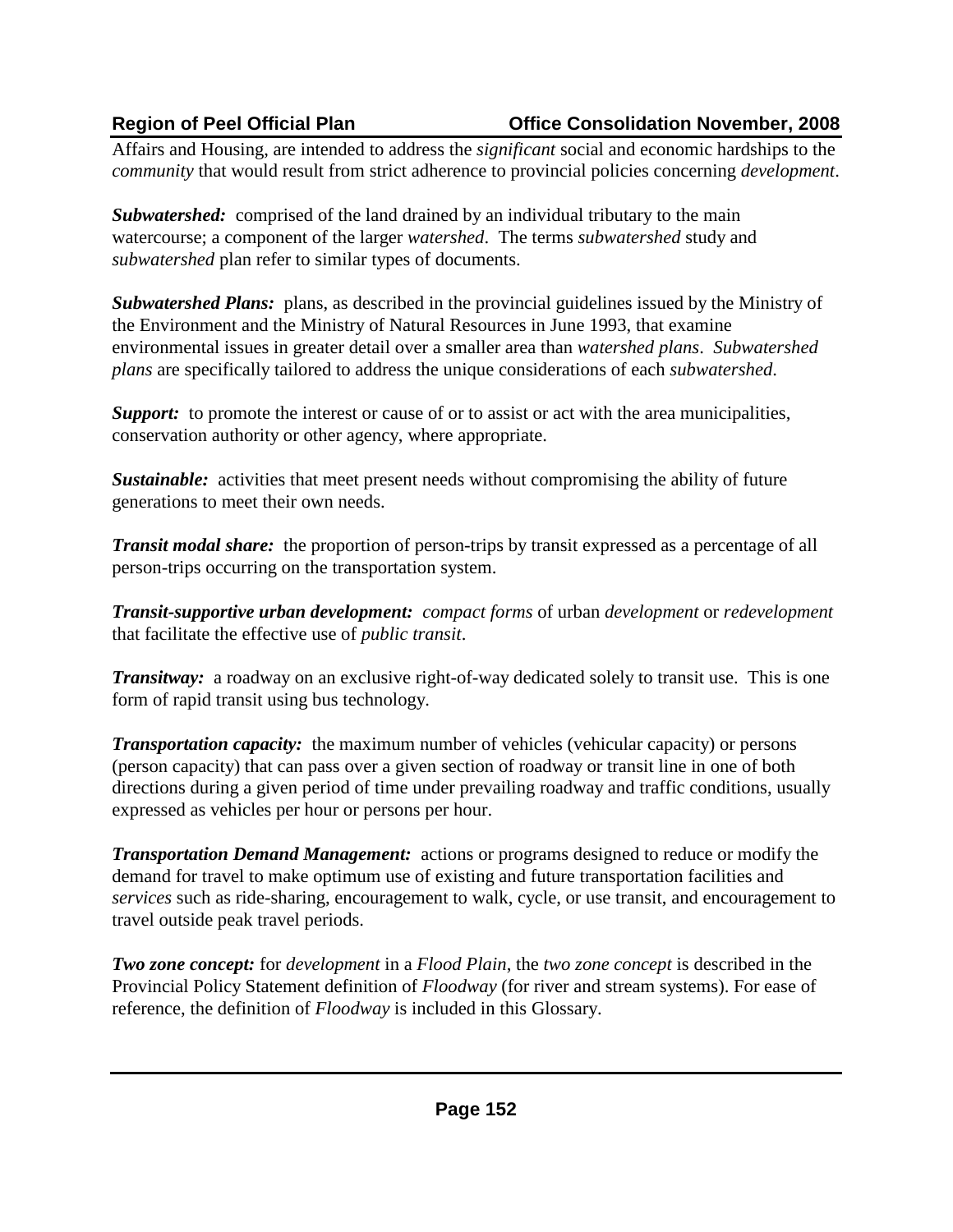Affairs and Housing, are intended to address the *significant* social and economic hardships to the *community* that would result from strict adherence to provincial policies concerning *development*.

***Subwatershed:*** comprised of the land drained by an individual tributary to the main watercourse; a component of the larger *watershed*. The terms *subwatershed* study and *subwatershed* plan refer to similar types of documents.

***Subwatershed Plans:*** plans, as described in the provincial guidelines issued by the Ministry of the Environment and the Ministry of Natural Resources in June 1993, that examine environmental issues in greater detail over a smaller area than *watershed plans*. *Subwatershed plans* are specifically tailored to address the unique considerations of each *subwatershed*.

***Support:*** to promote the interest or cause of or to assist or act with the area municipalities, conservation authority or other agency, where appropriate.

***Sustainable:*** activities that meet present needs without compromising the ability of future generations to meet their own needs.

***Transit modal share:*** the proportion of person-trips by transit expressed as a percentage of all person-trips occurring on the transportation system.

***Transit-supportive urban development:*** *compact forms* of urban *development* or *redevelopment* that facilitate the effective use of *public transit*.

***Transitway:*** a roadway on an exclusive right-of-way dedicated solely to transit use. This is one form of rapid transit using bus technology.

***Transportation capacity:*** the maximum number of vehicles (vehicular capacity) or persons (person capacity) that can pass over a given section of roadway or transit line in one of both directions during a given period of time under prevailing roadway and traffic conditions, usually expressed as vehicles per hour or persons per hour.

***Transportation Demand Management:*** actions or programs designed to reduce or modify the demand for travel to make optimum use of existing and future transportation facilities and *services* such as ride-sharing, encouragement to walk, cycle, or use transit, and encouragement to travel outside peak travel periods.

***Two zone concept:*** for *development* in a *Flood Plain*, the *two zone concept* is described in the Provincial Policy Statement definition of *Floodway* (for river and stream systems). For ease of reference, the definition of *Floodway* is included in this Glossary.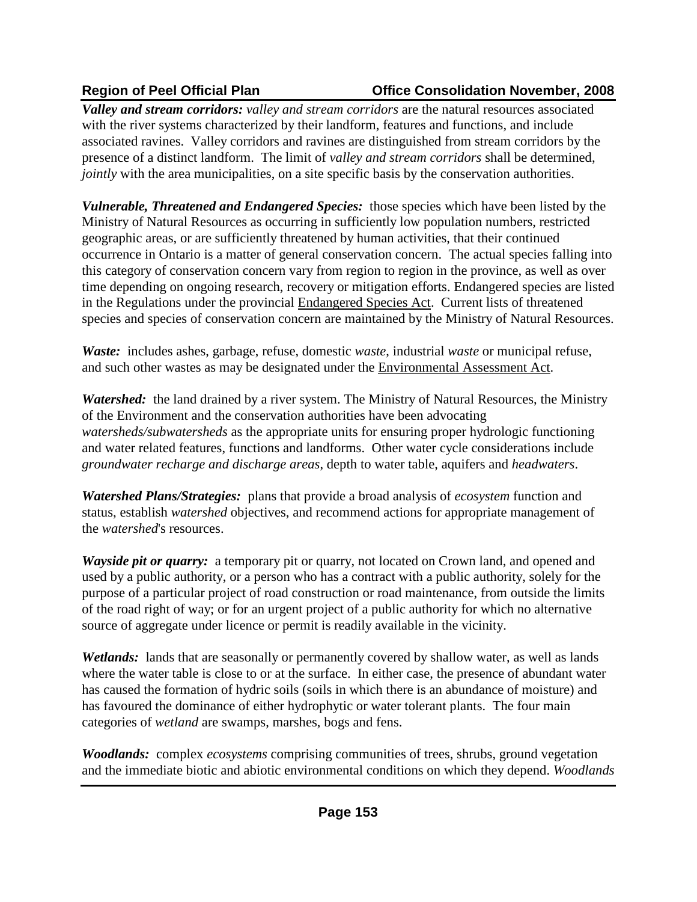***Valley and stream corridors:*** *valley and stream corridors* are the natural resources associated with the river systems characterized by their landform, features and functions, and include associated ravines. Valley corridors and ravines are distinguished from stream corridors by the presence of a distinct landform. The limit of *valley and stream corridors* shall be determined, *jointly* with the area municipalities, on a site specific basis by the conservation authorities.

***Vulnerable, Threatened and Endangered Species:*** those species which have been listed by the Ministry of Natural Resources as occurring in sufficiently low population numbers, restricted geographic areas, or are sufficiently threatened by human activities, that their continued occurrence in Ontario is a matter of general conservation concern. The actual species falling into this category of conservation concern vary from region to region in the province, as well as over time depending on ongoing research, recovery or mitigation efforts. Endangered species are listed in the Regulations under the provincial Endangered Species Act. Current lists of threatened species and species of conservation concern are maintained by the Ministry of Natural Resources.

***Waste:*** includes ashes, garbage, refuse, domestic *waste*, industrial *waste* or municipal refuse, and such other wastes as may be designated under the Environmental Assessment Act.

***Watershed:*** the land drained by a river system. The Ministry of Natural Resources, the Ministry of the Environment and the conservation authorities have been advocating *watersheds/subwatersheds* as the appropriate units for ensuring proper hydrologic functioning and water related features, functions and landforms. Other water cycle considerations include *groundwater recharge and discharge areas*, depth to water table, aquifers and *headwaters*.

***Watershed Plans/Strategies:*** plans that provide a broad analysis of *ecosystem* function and status, establish *watershed* objectives, and recommend actions for appropriate management of the *watershed*'s resources.

***Wayside pit or quarry:*** a temporary pit or quarry, not located on Crown land, and opened and used by a public authority, or a person who has a contract with a public authority, solely for the purpose of a particular project of road construction or road maintenance, from outside the limits of the road right of way; or for an urgent project of a public authority for which no alternative source of aggregate under licence or permit is readily available in the vicinity.

***Wetlands:*** lands that are seasonally or permanently covered by shallow water, as well as lands where the water table is close to or at the surface. In either case, the presence of abundant water has caused the formation of hydric soils (soils in which there is an abundance of moisture) and has favoured the dominance of either hydrophytic or water tolerant plants. The four main categories of *wetland* are swamps, marshes, bogs and fens.

***Woodlands:*** complex *ecosystems* comprising communities of trees, shrubs, ground vegetation and the immediate biotic and abiotic environmental conditions on which they depend. *Woodlands*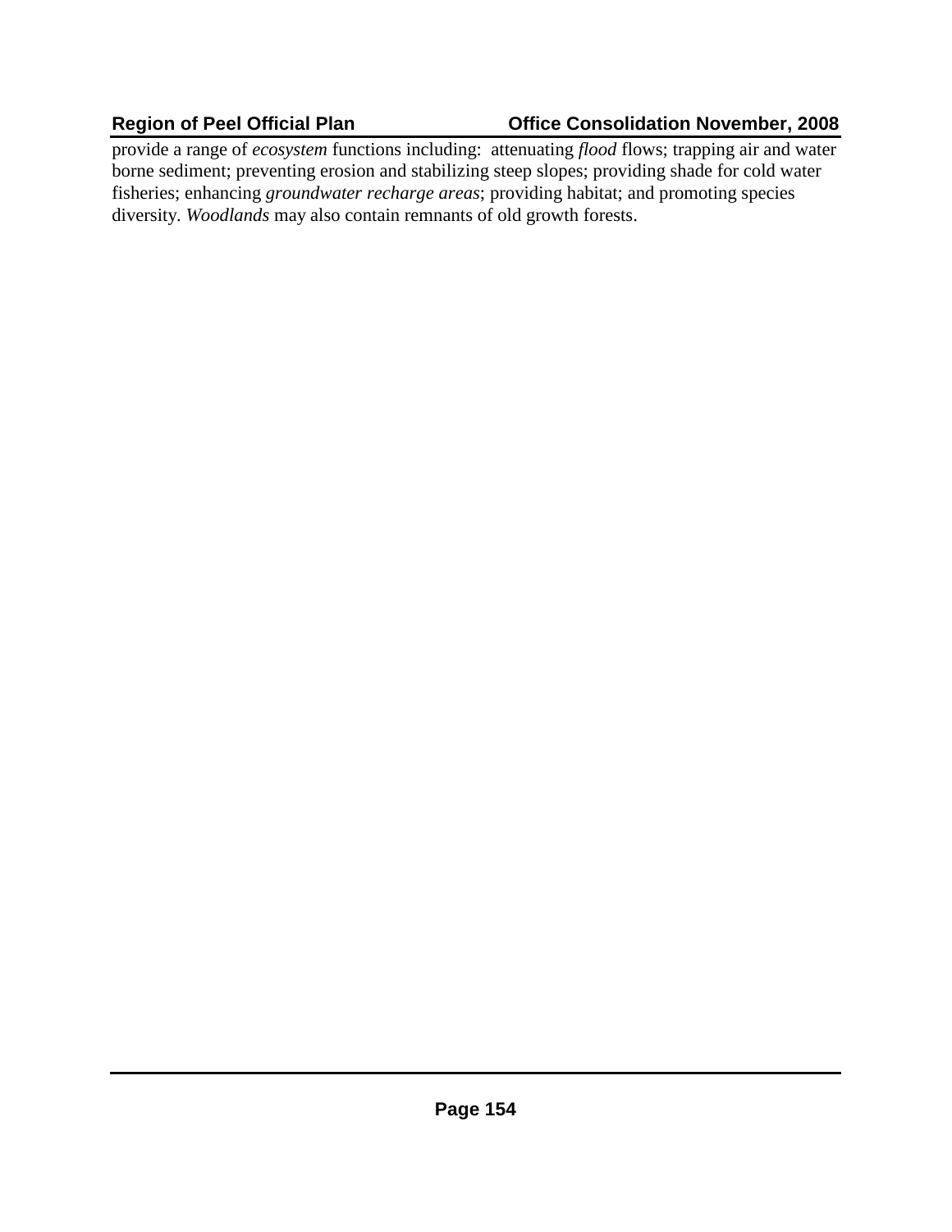provide a range of *ecosystem* functions including: attenuating *flood* flows; trapping air and water borne sediment; preventing erosion and stabilizing steep slopes; providing shade for cold water fisheries; enhancing *groundwater recharge areas*; providing habitat; and promoting species diversity. *Woodlands* may also contain remnants of old growth forests.